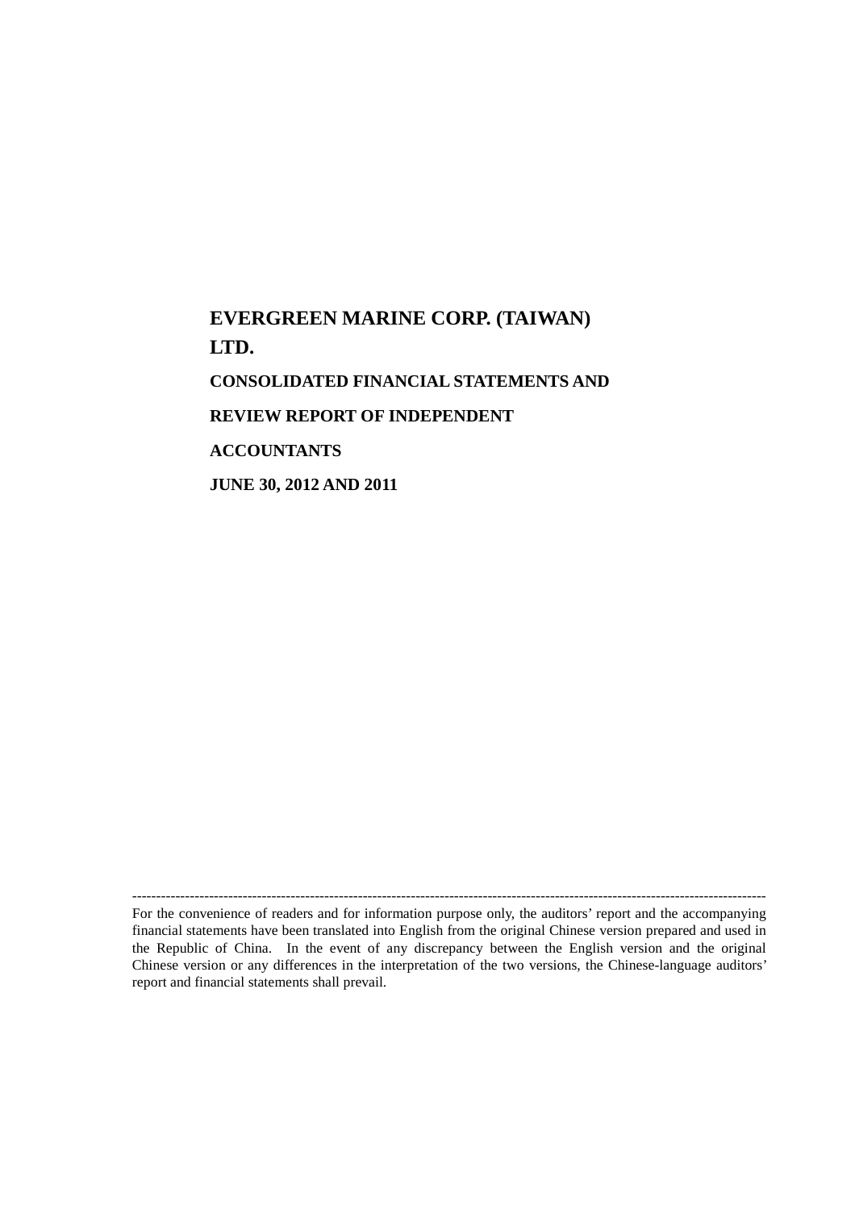# EVERGREEN MARINE CORP. (TAIWAN) LTD.

## CONSOLIDATED FINANCIAL STATEMENTS AND REVIEW REPORT OF INDEPENDENT ACCOUNTANTS

## JUNE 30, 2012 AND 2011

---

For the convenience of readers and for information purpose only, the auditors' report and the accompanying financial statements have been translated into English from the original Chinese version prepared and used in the Republic of China. In the event of any discrepancy between the English version and the original Chinese version or any differences in the interpretation of the two versions, the Chinese-language auditors' report and financial statements shall prevail.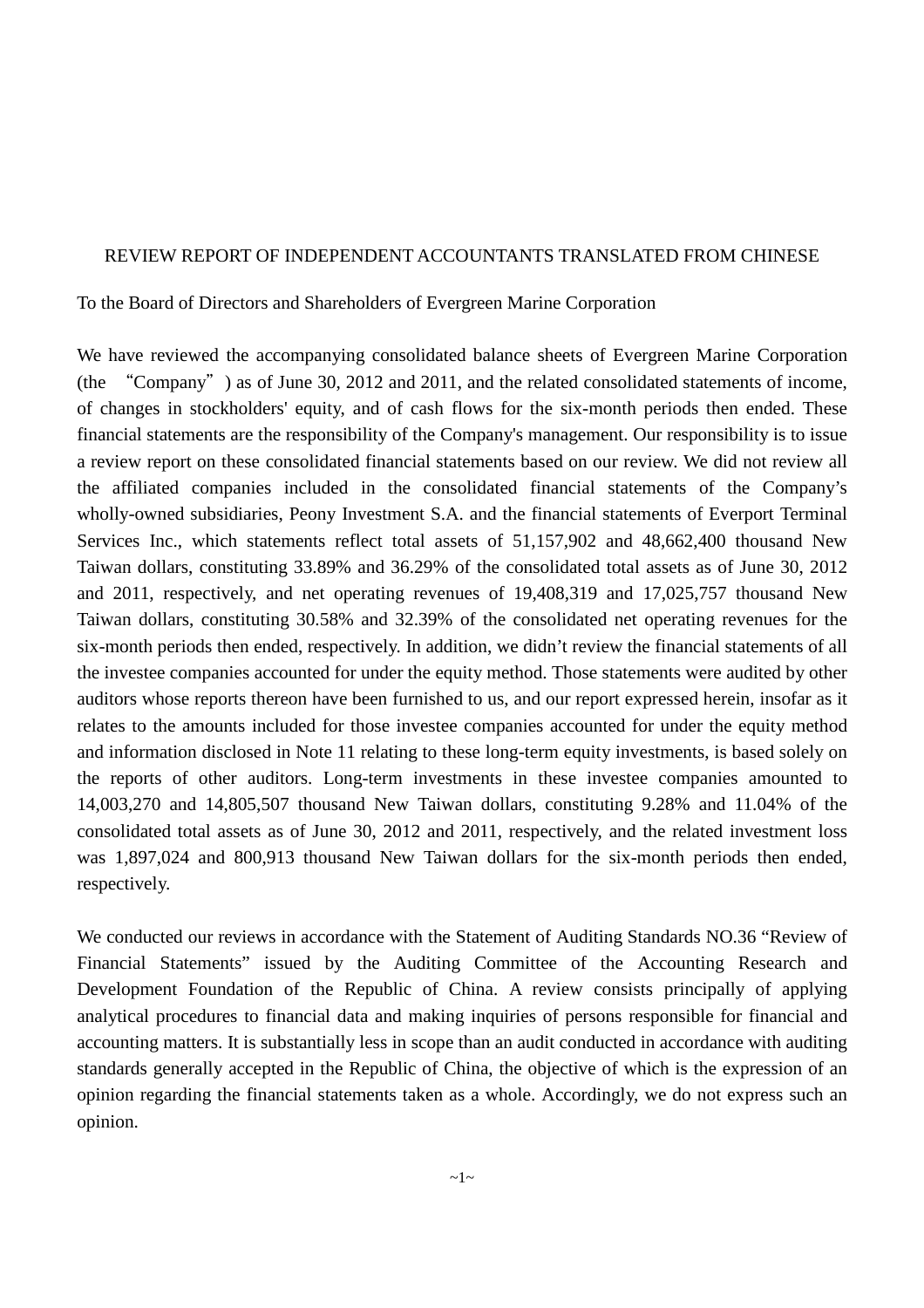REVIEW REPORT OF INDEPENDENT ACCOUNTANTS TRANSLATED FROM CHINESE

To the Board of Directors and Shareholders of Evergreen Marine Corporation

We have reviewed the accompanying consolidated balance sheets of Evergreen Marine Corporation (the “Company”) as of June 30, 2012 and 2011, and the related consolidated statements of income, of changes in stockholders' equity, and of cash flows for the six-month periods then ended. These financial statements are the responsibility of the Company's management. Our responsibility is to issue a review report on these consolidated financial statements based on our review. We did not review all the affiliated companies included in the consolidated financial statements of the Company’s wholly-owned subsidiaries, Peony Investment S.A. and the financial statements of Everport Terminal Services Inc., which statements reflect total assets of 51,157,902 and 48,662,400 thousand New Taiwan dollars, constituting 33.89% and 36.29% of the consolidated total assets as of June 30, 2012 and 2011, respectively, and net operating revenues of 19,408,319 and 17,025,757 thousand New Taiwan dollars, constituting 30.58% and 32.39% of the consolidated net operating revenues for the six-month periods then ended, respectively. In addition, we didn’t review the financial statements of all the investee companies accounted for under the equity method. Those statements were audited by other auditors whose reports thereon have been furnished to us, and our report expressed herein, insofar as it relates to the amounts included for those investee companies accounted for under the equity method and information disclosed in Note 11 relating to these long-term equity investments, is based solely on the reports of other auditors. Long-term investments in these investee companies amounted to 14,003,270 and 14,805,507 thousand New Taiwan dollars, constituting 9.28% and 11.04% of the consolidated total assets as of June 30, 2012 and 2011, respectively, and the related investment loss was 1,897,024 and 800,913 thousand New Taiwan dollars for the six-month periods then ended, respectively.

We conducted our reviews in accordance with the Statement of Auditing Standards NO.36 “Review of Financial Statements” issued by the Auditing Committee of the Accounting Research and Development Foundation of the Republic of China. A review consists principally of applying analytical procedures to financial data and making inquiries of persons responsible for financial and accounting matters. It is substantially less in scope than an audit conducted in accordance with auditing standards generally accepted in the Republic of China, the objective of which is the expression of an opinion regarding the financial statements taken as a whole. Accordingly, we do not express such an opinion.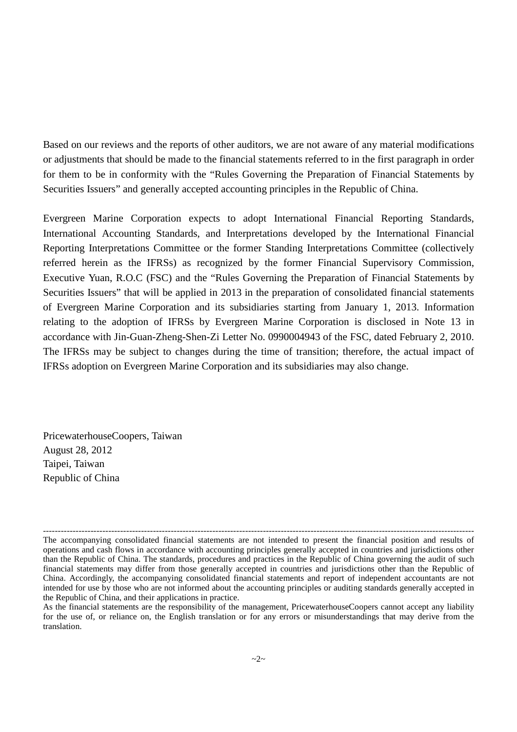Based on our reviews and the reports of other auditors, we are not aware of any material modifications or adjustments that should be made to the financial statements referred to in the first paragraph in order for them to be in conformity with the "Rules Governing the Preparation of Financial Statements by Securities Issuers" and generally accepted accounting principles in the Republic of China.

Evergreen Marine Corporation expects to adopt International Financial Reporting Standards, International Accounting Standards, and Interpretations developed by the International Financial Reporting Interpretations Committee or the former Standing Interpretations Committee (collectively referred herein as the IFRSs) as recognized by the former Financial Supervisory Commission, Executive Yuan, R.O.C (FSC) and the "Rules Governing the Preparation of Financial Statements by Securities Issuers" that will be applied in 2013 in the preparation of consolidated financial statements of Evergreen Marine Corporation and its subsidiaries starting from January 1, 2013. Information relating to the adoption of IFRSs by Evergreen Marine Corporation is disclosed in Note 13 in accordance with Jin-Guan-Zheng-Shen-Zi Letter No. 0990004943 of the FSC, dated February 2, 2010. The IFRSs may be subject to changes during the time of transition; therefore, the actual impact of IFRSs adoption on Evergreen Marine Corporation and its subsidiaries may also change.

PricewaterhouseCoopers, Taiwan
August 28, 2012
Taipei, Taiwan
Republic of China

---

The accompanying consolidated financial statements are not intended to present the financial position and results of operations and cash flows in accordance with accounting principles generally accepted in countries and jurisdictions other than the Republic of China. The standards, procedures and practices in the Republic of China governing the audit of such financial statements may differ from those generally accepted in countries and jurisdictions other than the Republic of China. Accordingly, the accompanying consolidated financial statements and report of independent accountants are not intended for use by those who are not informed about the accounting principles or auditing standards generally accepted in the Republic of China, and their applications in practice.

As the financial statements are the responsibility of the management, PricewaterhouseCoopers cannot accept any liability for the use of, or reliance on, the English translation or for any errors or misunderstandings that may derive from the translation.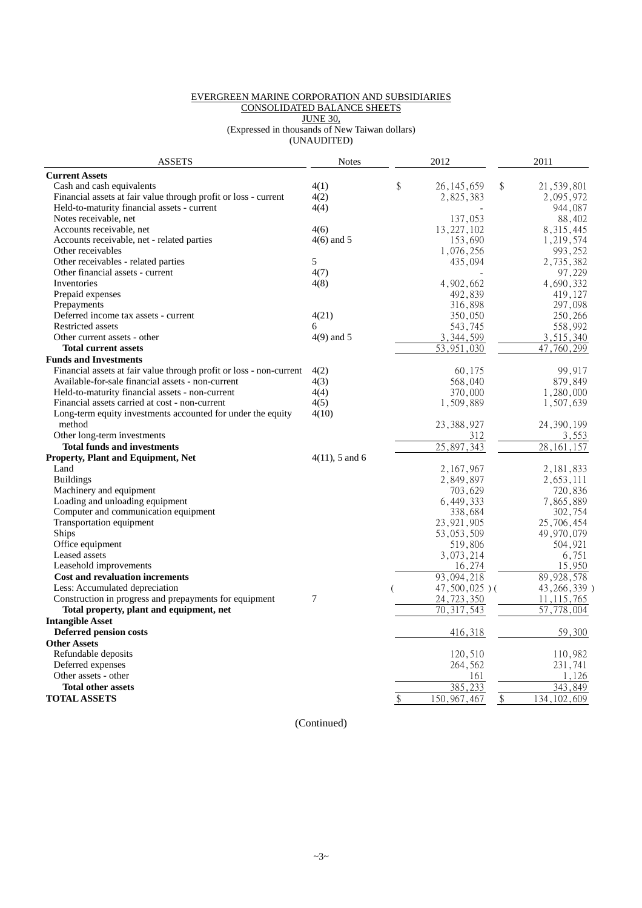EVERGREEN MARINE CORPORATION AND SUBSIDIARIES
CONSOLIDATED BALANCE SHEETS
JUNE 30,
(Expressed in thousands of New Taiwan dollars)
(UNAUDITED)

| ASSETS | Notes | 2012 | 2011 |
|---|---|---|---|
| **Current Assets** | | | |
| Cash and cash equivalents | 4(1) | $ 26,145,659 | $ 21,539,801 |
| Financial assets at fair value through profit or loss - current | 4(2) | 2,825,383 | 2,095,972 |
| Held-to-maturity financial assets - current | 4(4) | - | 944,087 |
| Notes receivable, net | | 137,053 | 88,402 |
| Accounts receivable, net | 4(6) | 13,227,102 | 8,315,445 |
| Accounts receivable, net - related parties | 4(6) and 5 | 153,690 | 1,219,574 |
| Other receivables | | 1,076,256 | 993,252 |
| Other receivables - related parties | 5 | 435,094 | 2,735,382 |
| Other financial assets - current | 4(7) | - | 97,229 |
| Inventories | 4(8) | 4,902,662 | 4,690,332 |
| Prepaid expenses | | 492,839 | 419,127 |
| Prepayments | | 316,898 | 297,098 |
| Deferred income tax assets - current | 4(21) | 350,050 | 250,266 |
| Restricted assets | 6 | 543,745 | 558,992 |
| Other current assets - other | 4(9) and 5 | 3,344,599 | 3,515,340 |
| **Total current assets** | | 53,951,030 | 47,760,299 |
| **Funds and Investments** | | | |
| Financial assets at fair value through profit or loss - non-current | 4(2) | 60,175 | 99,917 |
| Available-for-sale financial assets - non-current | 4(3) | 568,040 | 879,849 |
| Held-to-maturity financial assets - non-current | 4(4) | 370,000 | 1,280,000 |
| Financial assets carried at cost - non-current | 4(5) | 1,509,889 | 1,507,639 |
| Long-term equity investments accounted for under the equity method | 4(10) | 23,388,927 | 24,390,199 |
| Other long-term investments | | 312 | 3,553 |
| **Total funds and investments** | | 25,897,343 | 28,161,157 |
| **Property, Plant and Equipment, Net** | 4(11), 5 and 6 | | |
| Land | | 2,167,967 | 2,181,833 |
| Buildings | | 2,849,897 | 2,653,111 |
| Machinery and equipment | | 703,629 | 720,836 |
| Loading and unloading equipment | | 6,449,333 | 7,865,889 |
| Computer and communication equipment | | 338,684 | 302,754 |
| Transportation equipment | | 23,921,905 | 25,706,454 |
| Ships | | 53,053,509 | 49,970,079 |
| Office equipment | | 519,806 | 504,921 |
| Leased assets | | 3,073,214 | 6,751 |
| Leasehold improvements | | 16,274 | 15,950 |
| **Cost and revaluation increments** | | 93,094,218 | 89,928,578 |
| Less: Accumulated depreciation | | ( 47,500,025 ) | ( 43,266,339 ) |
| Construction in progress and prepayments for equipment | 7 | 24,723,350 | 11,115,765 |
| **Total property, plant and equipment, net** | | 70,317,543 | 57,778,004 |
| **Intangible Asset** | | | |
| **Deferred pension costs** | | 416,318 | 59,300 |
| **Other Assets** | | | |
| Refundable deposits | | 120,510 | 110,982 |
| Deferred expenses | | 264,562 | 231,741 |
| Other assets - other | | 161 | 1,126 |
| **Total other assets** | | 385,233 | 343,849 |
| **TOTAL ASSETS** | | $ 150,967,467 | $ 134,102,609 |

(Continued)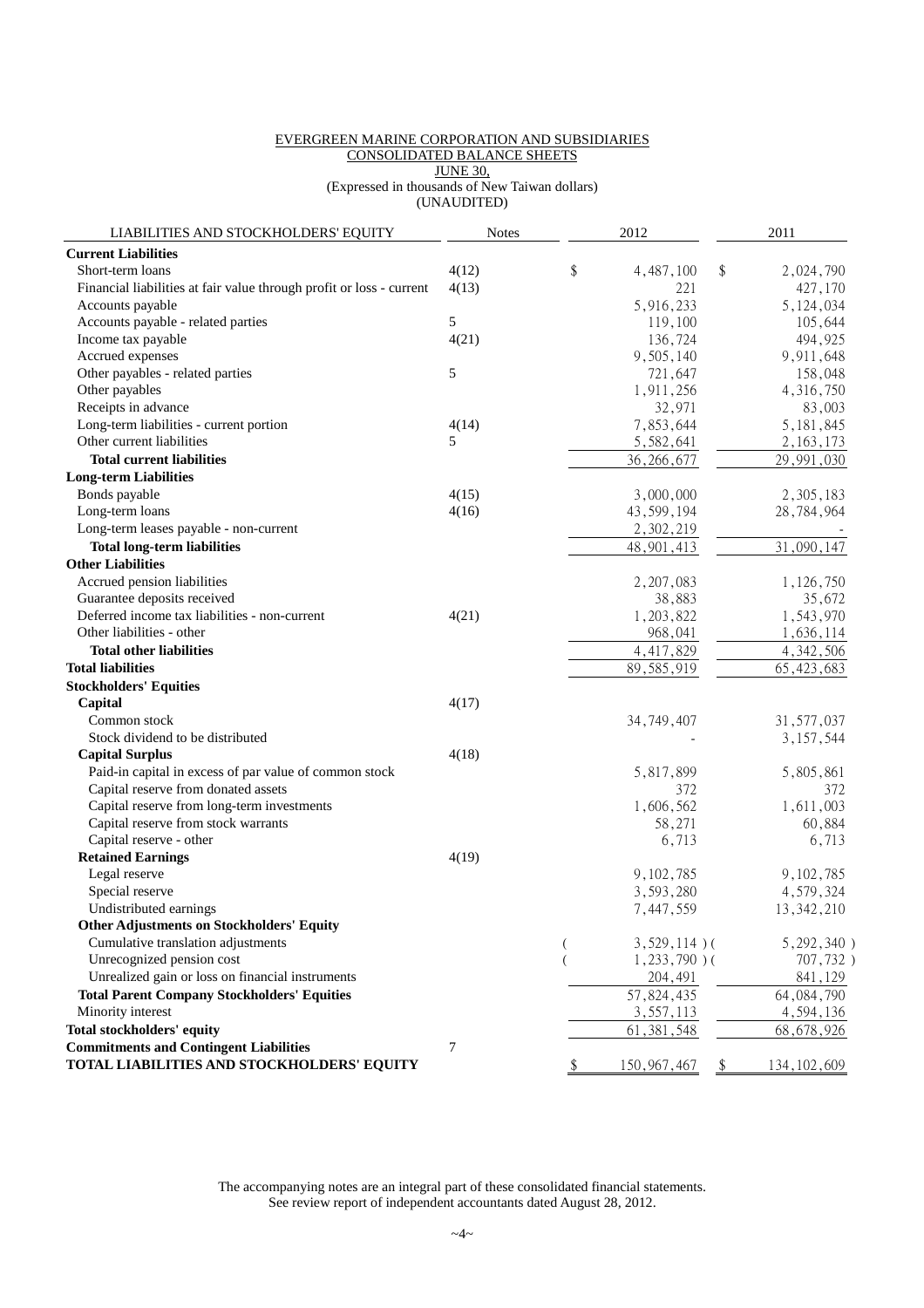EVERGREEN MARINE CORPORATION AND SUBSIDIARIES
CONSOLIDATED BALANCE SHEETS
JUNE 30,
(Expressed in thousands of New Taiwan dollars)
(UNAUDITED)

| LIABILITIES AND STOCKHOLDERS' EQUITY | Notes | 2012 | 2011 |
|---|---|---|---|
| **Current Liabilities** | | | |
| Short-term loans | 4(12) | $ 4,487,100 | $ 2,024,790 |
| Financial liabilities at fair value through profit or loss - current | 4(13) | 221 | 427,170 |
| Accounts payable | | 5,916,233 | 5,124,034 |
| Accounts payable - related parties | 5 | 119,100 | 105,644 |
| Income tax payable | 4(21) | 136,724 | 494,925 |
| Accrued expenses | | 9,505,140 | 9,911,648 |
| Other payables - related parties | 5 | 721,647 | 158,048 |
| Other payables | | 1,911,256 | 4,316,750 |
| Receipts in advance | | 32,971 | 83,003 |
| Long-term liabilities - current portion | 4(14) | 7,853,644 | 5,181,845 |
| Other current liabilities | 5 | 5,582,641 | 2,163,173 |
| **Total current liabilities** | | 36,266,677 | 29,991,030 |
| **Long-term Liabilities** | | | |
| Bonds payable | 4(15) | 3,000,000 | 2,305,183 |
| Long-term loans | 4(16) | 43,599,194 | 28,784,964 |
| Long-term leases payable - non-current | | 2,302,219 | - |
| **Total long-term liabilities** | | 48,901,413 | 31,090,147 |
| **Other Liabilities** | | | |
| Accrued pension liabilities | | 2,207,083 | 1,126,750 |
| Guarantee deposits received | | 38,883 | 35,672 |
| Deferred income tax liabilities - non-current | 4(21) | 1,203,822 | 1,543,970 |
| Other liabilities - other | | 968,041 | 1,636,114 |
| **Total other liabilities** | | 4,417,829 | 4,342,506 |
| **Total liabilities** | | 89,585,919 | 65,423,683 |
| **Stockholders' Equities** | | | |
| **Capital** | 4(17) | | |
| Common stock | | 34,749,407 | 31,577,037 |
| Stock dividend to be distributed | | - | 3,157,544 |
| **Capital Surplus** | 4(18) | | |
| Paid-in capital in excess of par value of common stock | | 5,817,899 | 5,805,861 |
| Capital reserve from donated assets | | 372 | 372 |
| Capital reserve from long-term investments | | 1,606,562 | 1,611,003 |
| Capital reserve from stock warrants | | 58,271 | 60,884 |
| Capital reserve - other | | 6,713 | 6,713 |
| **Retained Earnings** | 4(19) | | |
| Legal reserve | | 9,102,785 | 9,102,785 |
| Special reserve | | 3,593,280 | 4,579,324 |
| Undistributed earnings | | 7,447,559 | 13,342,210 |
| **Other Adjustments on Stockholders' Equity** | | | |
| Cumulative translation adjustments | | ( 3,529,114 ) | ( 5,292,340 ) |
| Unrecognized pension cost | | ( 1,233,790 ) | ( 707,732 ) |
| Unrealized gain or loss on financial instruments | | 204,491 | 841,129 |
| **Total Parent Company Stockholders' Equities** | | 57,824,435 | 64,084,790 |
| Minority interest | | 3,557,113 | 4,594,136 |
| **Total stockholders' equity** | | 61,381,548 | 68,678,926 |
| **Commitments and Contingent Liabilities** | 7 | | |
| **TOTAL LIABILITIES AND STOCKHOLDERS' EQUITY** | | $ 150,967,467 | $ 134,102,609 |

The accompanying notes are an integral part of these consolidated financial statements.
See review report of independent accountants dated August 28, 2012.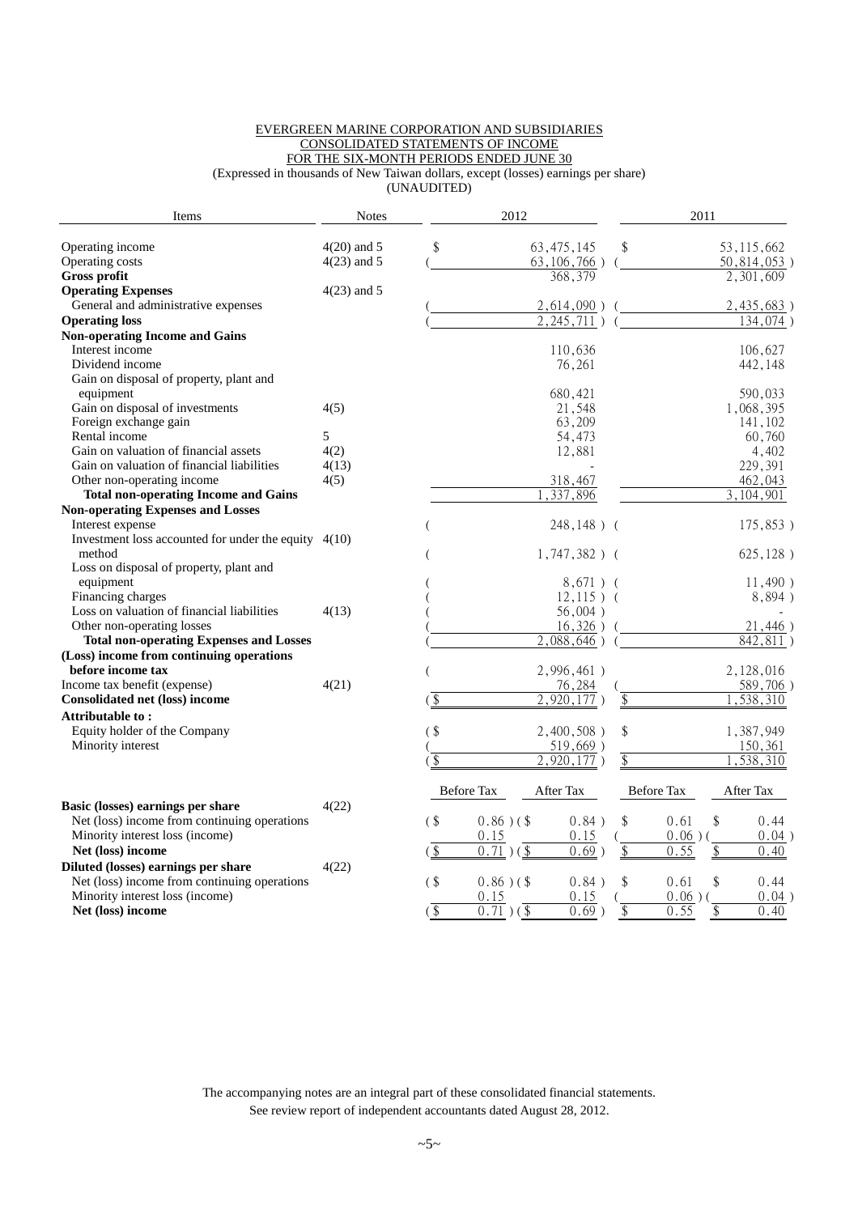EVERGREEN MARINE CORPORATION AND SUBSIDIARIES
CONSOLIDATED STATEMENTS OF INCOME
FOR THE SIX-MONTH PERIODS ENDED JUNE 30
(Expressed in thousands of New Taiwan dollars, except (losses) earnings per share)
(UNAUDITED)

| Items | Notes | 2012 | 2011 |
|---|---|---|---|
| Operating income | 4(20) and 5 | $ 63,475,145 | $ 53,115,662 |
| Operating costs | 4(23) and 5 | ( 63,106,766 ) | ( 50,814,053 ) |
| **Gross profit** | | 368,379 | 2,301,609 |
| **Operating Expenses** | 4(23) and 5 | | |
| General and administrative expenses | | ( 2,614,090 ) | ( 2,435,683 ) |
| **Operating loss** | | ( 2,245,711 ) | ( 134,074 ) |
| **Non-operating Income and Gains** | | | |
| Interest income | | 110,636 | 106,627 |
| Dividend income | | 76,261 | 442,148 |
| Gain on disposal of property, plant and equipment | | 680,421 | 590,033 |
| Gain on disposal of investments | 4(5) | 21,548 | 1,068,395 |
| Foreign exchange gain | | 63,209 | 141,102 |
| Rental income | 5 | 54,473 | 60,760 |
| Gain on valuation of financial assets | 4(2) | 12,881 | 4,402 |
| Gain on valuation of financial liabilities | 4(13) | - | 229,391 |
| Other non-operating income | 4(5) | 318,467 | 462,043 |
| **Total non-operating Income and Gains** | | 1,337,896 | 3,104,901 |
| **Non-operating Expenses and Losses** | | | |
| Interest expense | | ( 248,148 ) | ( 175,853 ) |
| Investment loss accounted for under the equity method | 4(10) | ( 1,747,382 ) | ( 625,128 ) |
| Loss on disposal of property, plant and equipment | | ( 8,671 ) | ( 11,490 ) |
| Financing charges | | ( 12,115 ) | ( 8,894 ) |
| Loss on valuation of financial liabilities | 4(13) | ( 56,004 ) | - |
| Other non-operating losses | | ( 16,326 ) | ( 21,446 ) |
| **Total non-operating Expenses and Losses** | | ( 2,088,646 ) | ( 842,811 ) |
| **(Loss) income from continuing operations before income tax** | | ( 2,996,461 ) | 2,128,016 |
| Income tax benefit (expense) | 4(21) | 76,284 | ( 589,706 ) |
| **Consolidated net (loss) income** | | ( $ 2,920,177 ) | $ 1,538,310 |
| **Attributable to :** | | | |
| Equity holder of the Company | | ( $ 2,400,508 ) | $ 1,387,949 |
| Minority interest | | ( 519,669 ) | 150,361 |
| | | ( $ 2,920,177 ) | $ 1,538,310 |

| Items | Notes | 2012 Before Tax | 2012 After Tax | 2011 Before Tax | 2011 After Tax |
|---|---|---|---|---|---|
| **Basic (losses) earnings per share** | 4(22) | | | | |
| Net (loss) income from continuing operations | | ( $ 0.86 ) | ( $ 0.84 ) | $ 0.61 | $ 0.44 |
| Minority interest loss (income) | | 0.15 | 0.15 | ( 0.06 ) | ( 0.04 ) |
| **Net (loss) income** | | ( $ 0.71 ) | ( $ 0.69 ) | $ 0.55 | $ 0.40 |
| **Diluted (losses) earnings per share** | 4(22) | | | | |
| Net (loss) income from continuing operations | | ( $ 0.86 ) | ( $ 0.84 ) | $ 0.61 | $ 0.44 |
| Minority interest loss (income) | | 0.15 | 0.15 | ( 0.06 ) | ( 0.04 ) |
| **Net (loss) income** | | ( $ 0.71 ) | ( $ 0.69 ) | $ 0.55 | $ 0.40 |

The accompanying notes are an integral part of these consolidated financial statements.
See review report of independent accountants dated August 28, 2012.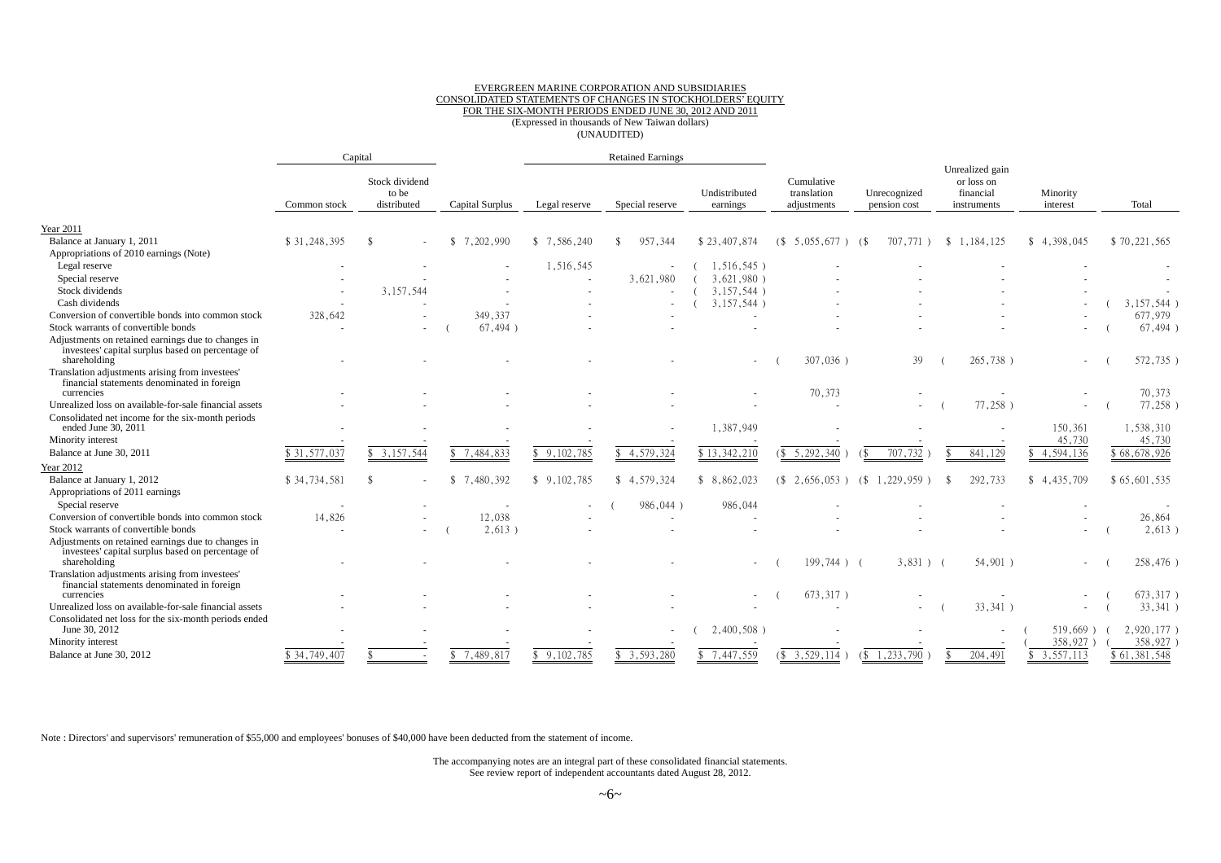EVERGREEN MARINE CORPORATION AND SUBSIDIARIES
CONSOLIDATED STATEMENTS OF CHANGES IN STOCKHOLDERS' EQUITY
FOR THE SIX-MONTH PERIODS ENDED JUNE 30, 2012 AND 2011
(Expressed in thousands of New Taiwan dollars)
(UNAUDITED)

| | Capital | | | Retained Earnings | | | | | | | |
|---|---|---|---|---|---|---|---|---|---|---|---|
| | Common stock | Stock dividend to be distributed | Capital Surplus | Legal reserve | Special reserve | Undistributed earnings | Cumulative translation adjustments | Unrecognized pension cost | Unrealized gain or loss on financial instruments | Minority interest | Total |
| **Year 2011** | | | | | | | | | | | |
| Balance at January 1, 2011 | $ 31,248,395 | $ - | $ 7,202,990 | $ 7,586,240 | $ 957,344 | $ 23,407,874 | ($ 5,055,677) | ($ 707,771) | $ 1,184,125 | $ 4,398,045 | $ 70,221,565 |
| Appropriations of 2010 earnings (Note) | | | | | | | | | | | |
| Legal reserve | - | - | - | 1,516,545 | - | ( 1,516,545) | - | - | - | - | - |
| Special reserve | - | - | - | - | 3,621,980 | ( 3,621,980) | - | - | - | - | - |
| Stock dividends | - | 3,157,544 | - | - | - | ( 3,157,544) | - | - | - | - | - |
| Cash dividends | - | - | - | - | - | ( 3,157,544) | - | - | - | - | ( 3,157,544) |
| Conversion of convertible bonds into common stock | 328,642 | - | 349,337 | - | - | - | - | - | - | - | 677,979 |
| Stock warrants of convertible bonds | - | - | ( 67,494) | - | - | - | - | - | - | - | ( 67,494) |
| Adjustments on retained earnings due to changes in investees' capital surplus based on percentage of shareholding | - | - | - | - | - | - | ( 307,036) | 39 | ( 265,738) | - | ( 572,735) |
| Translation adjustments arising from investees' financial statements denominated in foreign currencies | - | - | - | - | - | - | 70,373 | - | - | - | 70,373 |
| Unrealized loss on available-for-sale financial assets | - | - | - | - | - | - | - | - | ( 77,258) | - | ( 77,258) |
| Consolidated net income for the six-month periods ended June 30, 2011 | - | - | - | - | - | 1,387,949 | - | - | - | 150,361 | 1,538,310 |
| Minority interest | - | - | - | - | - | - | - | - | - | 45,730 | 45,730 |
| Balance at June 30, 2011 | $ 31,577,037 | $ 3,157,544 | $ 7,484,833 | $ 9,102,785 | $ 4,579,324 | $ 13,342,210 | ($ 5,292,340) | ($ 707,732) | $ 841,129 | $ 4,594,136 | $ 68,678,926 |
| **Year 2012** | | | | | | | | | | | |
| Balance at January 1, 2012 | $ 34,734,581 | $ - | $ 7,480,392 | $ 9,102,785 | $ 4,579,324 | $ 8,862,023 | ($ 2,656,053) | ($ 1,229,959) | $ 292,733 | $ 4,435,709 | $ 65,601,535 |
| Appropriations of 2011 earnings | | | | | | | | | | | |
| Special reserve | - | - | - | - | ( 986,044) | 986,044 | - | - | - | - | - |
| Conversion of convertible bonds into common stock | 14,826 | - | 12,038 | - | - | - | - | - | - | - | 26,864 |
| Stock warrants of convertible bonds | - | - | ( 2,613) | - | - | - | - | - | - | - | ( 2,613) |
| Adjustments on retained earnings due to changes in investees' capital surplus based on percentage of shareholding | - | - | - | - | - | - | ( 199,744) | ( 3,831) | ( 54,901) | - | ( 258,476) |
| Translation adjustments arising from investees' financial statements denominated in foreign currencies | - | - | - | - | - | - | ( 673,317) | - | - | - | ( 673,317) |
| Unrealized loss on available-for-sale financial assets | - | - | - | - | - | - | - | - | ( 33,341) | - | ( 33,341) |
| Consolidated net loss for the six-month periods ended June 30, 2012 | - | - | - | - | - | ( 2,400,508) | - | - | - | ( 519,669) | ( 2,920,177) |
| Minority interest | - | - | - | - | - | - | - | - | - | ( 358,927) | ( 358,927) |
| Balance at June 30, 2012 | $ 34,749,407 | $ - | $ 7,489,817 | $ 9,102,785 | $ 3,593,280 | $ 7,447,559 | ($ 3,529,114) | ($ 1,233,790) | $ 204,491 | $ 3,557,113 | $ 61,381,548 |

Note : Directors' and supervisors' remuneration of $55,000 and employees' bonuses of $40,000 have been deducted from the statement of income.

The accompanying notes are an integral part of these consolidated financial statements.
See review report of independent accountants dated August 28, 2012.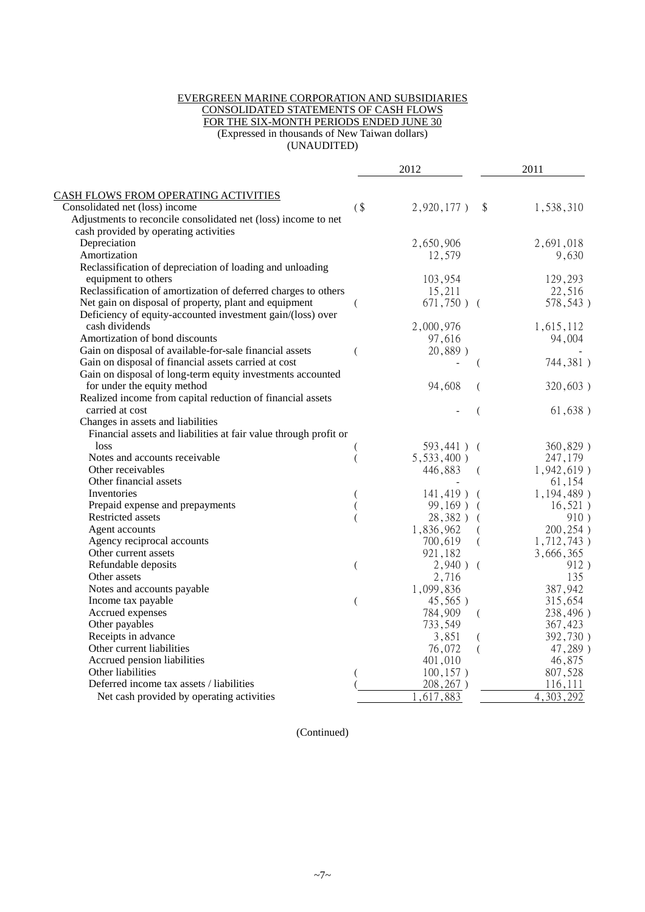EVERGREEN MARINE CORPORATION AND SUBSIDIARIES
CONSOLIDATED STATEMENTS OF CASH FLOWS
FOR THE SIX-MONTH PERIODS ENDED JUNE 30
(Expressed in thousands of New Taiwan dollars)
(UNAUDITED)

| | 2012 | 2011 |
|---|---|---|
| CASH FLOWS FROM OPERATING ACTIVITIES | | |
| Consolidated net (loss) income | ($ 2,920,177) | $ 1,538,310 |
| Adjustments to reconcile consolidated net (loss) income to net cash provided by operating activities | | |
| Depreciation | 2,650,906 | 2,691,018 |
| Amortization | 12,579 | 9,630 |
| Reclassification of depreciation of loading and unloading equipment to others | 103,954 | 129,293 |
| Reclassification of amortization of deferred charges to others | 15,211 | 22,516 |
| Net gain on disposal of property, plant and equipment | ( 671,750) | ( 578,543) |
| Deficiency of equity-accounted investment gain/(loss) over cash dividends | 2,000,976 | 1,615,112 |
| Amortization of bond discounts | 97,616 | 94,004 |
| Gain on disposal of available-for-sale financial assets | ( 20,889) | - |
| Gain on disposal of financial assets carried at cost | - | ( 744,381) |
| Gain on disposal of long-term equity investments accounted for under the equity method | 94,608 | ( 320,603) |
| Realized income from capital reduction of financial assets carried at cost | - | ( 61,638) |
| Changes in assets and liabilities | | |
| Financial assets and liabilities at fair value through profit or loss | ( 593,441) | ( 360,829) |
| Notes and accounts receivable | ( 5,533,400) | 247,179 |
| Other receivables | 446,883 | ( 1,942,619) |
| Other financial assets | - | 61,154 |
| Inventories | ( 141,419) | ( 1,194,489) |
| Prepaid expense and prepayments | ( 99,169) | ( 16,521) |
| Restricted assets | ( 28,382) | ( 910) |
| Agent accounts | 1,836,962 | ( 200,254) |
| Agency reciprocal accounts | 700,619 | ( 1,712,743) |
| Other current assets | 921,182 | 3,666,365 |
| Refundable deposits | ( 2,940) | ( 912) |
| Other assets | 2,716 | 135 |
| Notes and accounts payable | 1,099,836 | 387,942 |
| Income tax payable | ( 45,565) | 315,654 |
| Accrued expenses | 784,909 | ( 238,496) |
| Other payables | 733,549 | 367,423 |
| Receipts in advance | 3,851 | ( 392,730) |
| Other current liabilities | 76,072 | ( 47,289) |
| Accrued pension liabilities | 401,010 | 46,875 |
| Other liabilities | ( 100,157) | 807,528 |
| Deferred income tax assets / liabilities | ( 208,267) | 116,111 |
| Net cash provided by operating activities | 1,617,883 | 4,303,292 |

(Continued)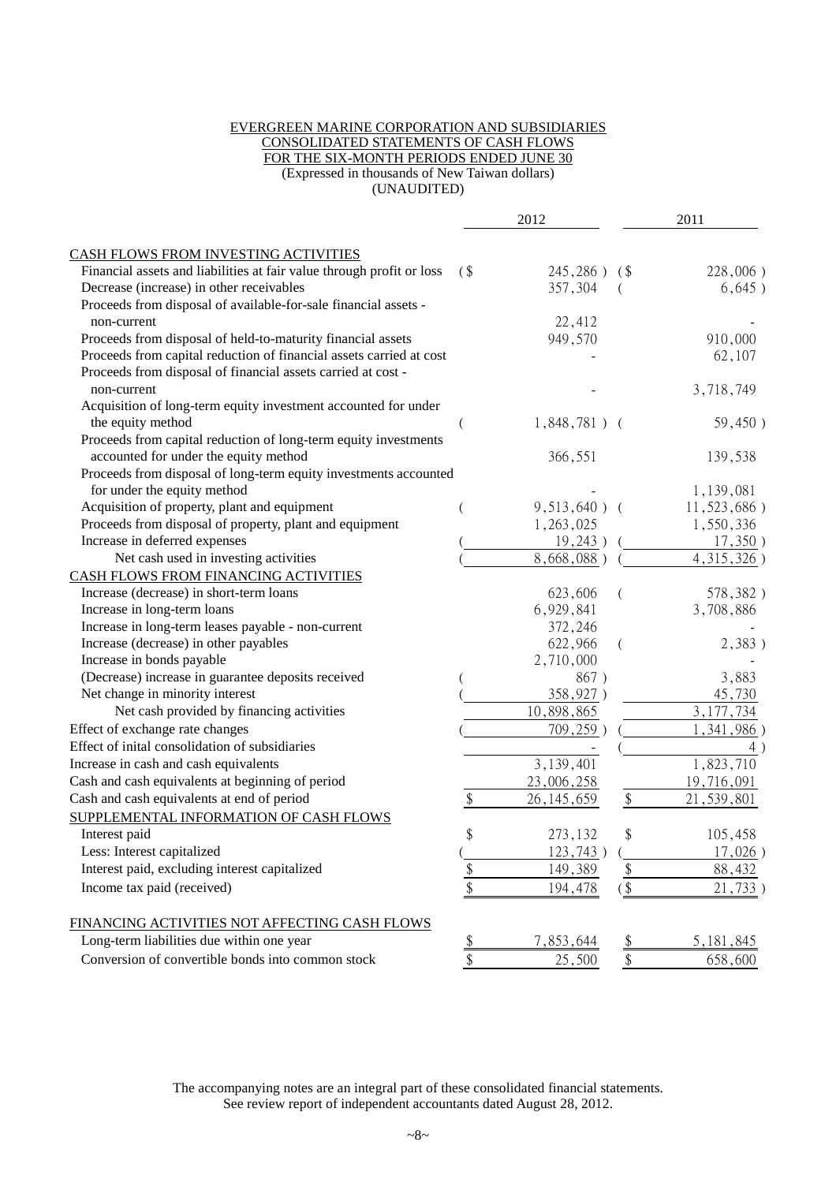EVERGREEN MARINE CORPORATION AND SUBSIDIARIES
CONSOLIDATED STATEMENTS OF CASH FLOWS
FOR THE SIX-MONTH PERIODS ENDED JUNE 30
(Expressed in thousands of New Taiwan dollars)
(UNAUDITED)

| | 2012 | 2011 |
|---|---|---|
| CASH FLOWS FROM INVESTING ACTIVITIES | | |
| Financial assets and liabilities at fair value through profit or loss | ($ 245,286 ) | ($ 228,006 ) |
| Decrease (increase) in other receivables | 357,304 | ( 6,645 ) |
| Proceeds from disposal of available-for-sale financial assets - non-current | 22,412 | - |
| Proceeds from disposal of held-to-maturity financial assets | 949,570 | 910,000 |
| Proceeds from capital reduction of financial assets carried at cost | - | 62,107 |
| Proceeds from disposal of financial assets carried at cost - non-current | - | 3,718,749 |
| Acquisition of long-term equity investment accounted for under the equity method | ( 1,848,781 ) | ( 59,450 ) |
| Proceeds from capital reduction of long-term equity investments accounted for under the equity method | 366,551 | 139,538 |
| Proceeds from disposal of long-term equity investments accounted for under the equity method | - | 1,139,081 |
| Acquisition of property, plant and equipment | ( 9,513,640 ) | ( 11,523,686 ) |
| Proceeds from disposal of property, plant and equipment | 1,263,025 | 1,550,336 |
| Increase in deferred expenses | ( 19,243 ) | ( 17,350 ) |
| Net cash used in investing activities | ( 8,668,088 ) | ( 4,315,326 ) |
| CASH FLOWS FROM FINANCING ACTIVITIES | | |
| Increase (decrease) in short-term loans | 623,606 | ( 578,382 ) |
| Increase in long-term loans | 6,929,841 | 3,708,886 |
| Increase in long-term leases payable - non-current | 372,246 | - |
| Increase (decrease) in other payables | 622,966 | ( 2,383 ) |
| Increase in bonds payable | 2,710,000 | - |
| (Decrease) increase in guarantee deposits received | ( 867 ) | 3,883 |
| Net change in minority interest | ( 358,927 ) | 45,730 |
| Net cash provided by financing activities | 10,898,865 | 3,177,734 |
| Effect of exchange rate changes | ( 709,259 ) | ( 1,341,986 ) |
| Effect of inital consolidation of subsidiaries | - | ( 4 ) |
| Increase in cash and cash equivalents | 3,139,401 | 1,823,710 |
| Cash and cash equivalents at beginning of period | 23,006,258 | 19,716,091 |
| Cash and cash equivalents at end of period | $ 26,145,659 | $ 21,539,801 |
| SUPPLEMENTAL INFORMATION OF CASH FLOWS | | |
| Interest paid | $ 273,132 | $ 105,458 |
| Less: Interest capitalized | ( 123,743 ) | ( 17,026 ) |
| Interest paid, excluding interest capitalized | $ 149,389 | $ 88,432 |
| Income tax paid (received) | $ 194,478 | ($ 21,733 ) |
| FINANCING ACTIVITIES NOT AFFECTING CASH FLOWS | | |
| Long-term liabilities due within one year | $ 7,853,644 | $ 5,181,845 |
| Conversion of convertible bonds into common stock | $ 25,500 | $ 658,600 |

The accompanying notes are an integral part of these consolidated financial statements.
See review report of independent accountants dated August 28, 2012.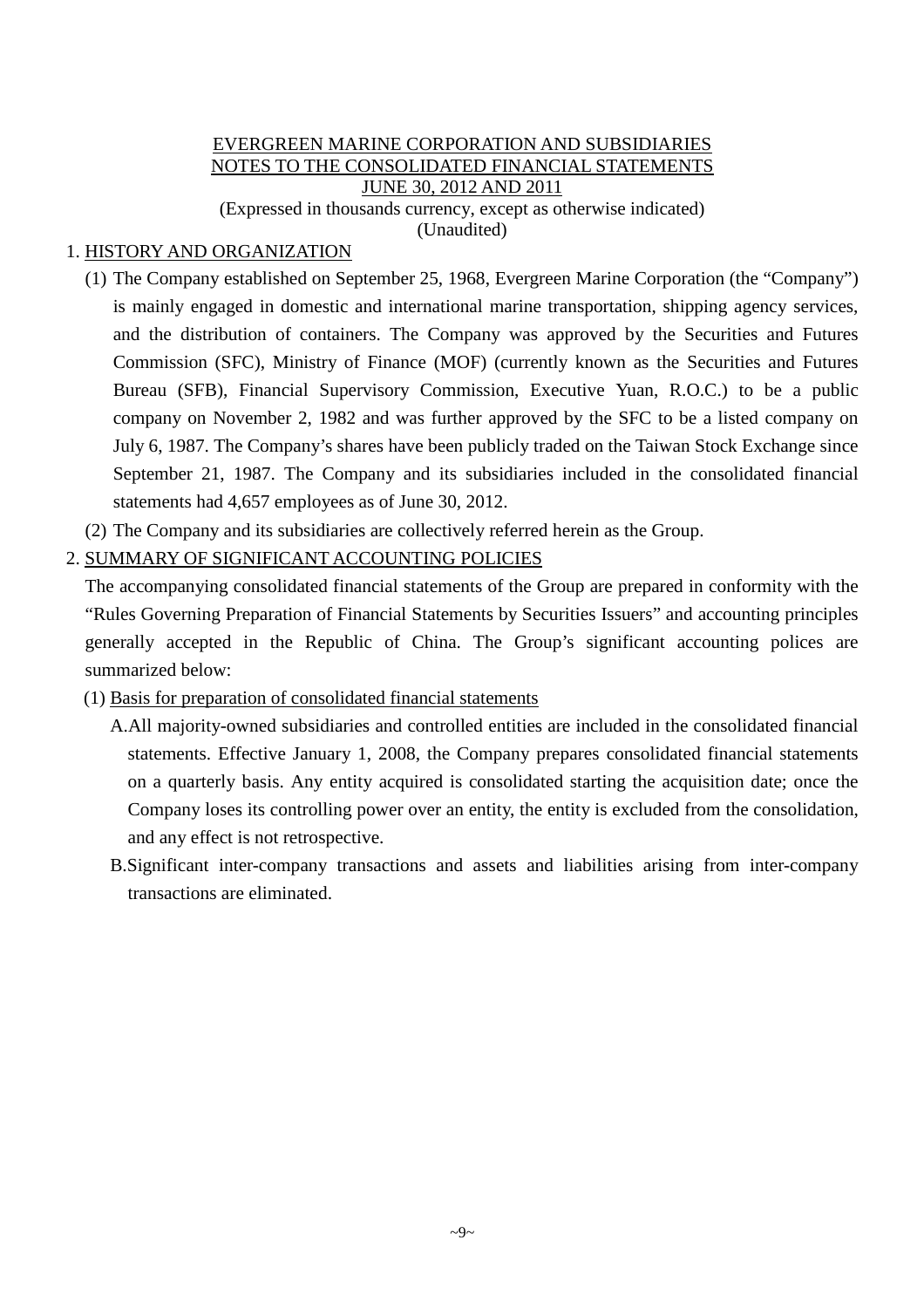EVERGREEN MARINE CORPORATION AND SUBSIDIARIES
NOTES TO THE CONSOLIDATED FINANCIAL STATEMENTS
JUNE 30, 2012 AND 2011
(Expressed in thousands currency, except as otherwise indicated)
(Unaudited)

1. HISTORY AND ORGANIZATION

(1) The Company established on September 25, 1968, Evergreen Marine Corporation (the "Company") is mainly engaged in domestic and international marine transportation, shipping agency services, and the distribution of containers. The Company was approved by the Securities and Futures Commission (SFC), Ministry of Finance (MOF) (currently known as the Securities and Futures Bureau (SFB), Financial Supervisory Commission, Executive Yuan, R.O.C.) to be a public company on November 2, 1982 and was further approved by the SFC to be a listed company on July 6, 1987. The Company's shares have been publicly traded on the Taiwan Stock Exchange since September 21, 1987. The Company and its subsidiaries included in the consolidated financial statements had 4,657 employees as of June 30, 2012.

(2) The Company and its subsidiaries are collectively referred herein as the Group.

2. SUMMARY OF SIGNIFICANT ACCOUNTING POLICIES

The accompanying consolidated financial statements of the Group are prepared in conformity with the "Rules Governing Preparation of Financial Statements by Securities Issuers" and accounting principles generally accepted in the Republic of China. The Group's significant accounting polices are summarized below:

(1) Basis for preparation of consolidated financial statements

A. All majority-owned subsidiaries and controlled entities are included in the consolidated financial statements. Effective January 1, 2008, the Company prepares consolidated financial statements on a quarterly basis. Any entity acquired is consolidated starting the acquisition date; once the Company loses its controlling power over an entity, the entity is excluded from the consolidation, and any effect is not retrospective.

B. Significant inter-company transactions and assets and liabilities arising from inter-company transactions are eliminated.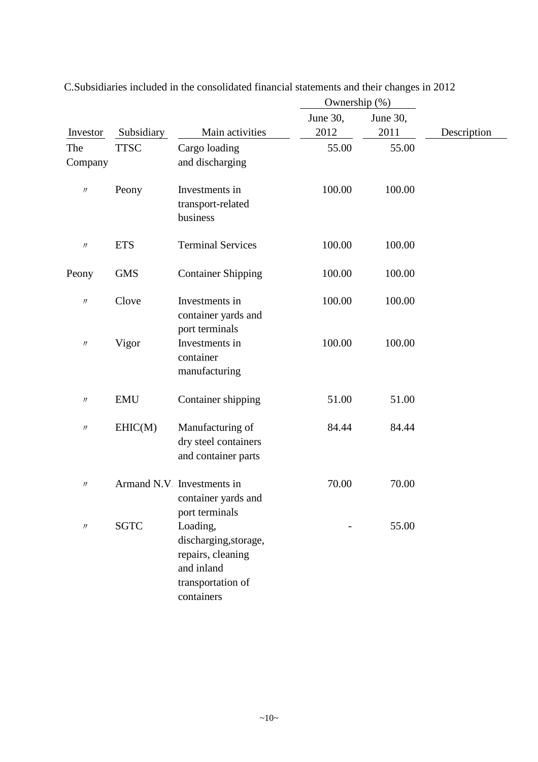C.Subsidiaries included in the consolidated financial statements and their changes in 2012

| Investor | Subsidiary | Main activities | Ownership (%) June 30, 2012 | Ownership (%) June 30, 2011 | Description |
|---|---|---|---|---|---|
| The Company | TTSC | Cargo loading and discharging | 55.00 | 55.00 | |
| 〃 | Peony | Investments in transport-related business | 100.00 | 100.00 | |
| 〃 | ETS | Terminal Services | 100.00 | 100.00 | |
| Peony | GMS | Container Shipping | 100.00 | 100.00 | |
| 〃 | Clove | Investments in container yards and port terminals | 100.00 | 100.00 | |
| 〃 | Vigor | Investments in container manufacturing | 100.00 | 100.00 | |
| 〃 | EMU | Container shipping | 51.00 | 51.00 | |
| 〃 | EHIC(M) | Manufacturing of dry steel containers and container parts | 84.44 | 84.44 | |
| 〃 | Armand N.V. | Investments in container yards and port terminals | 70.00 | 70.00 | |
| 〃 | SGTC | Loading, discharging,storage, repairs, cleaning and inland transportation of containers | - | 55.00 | |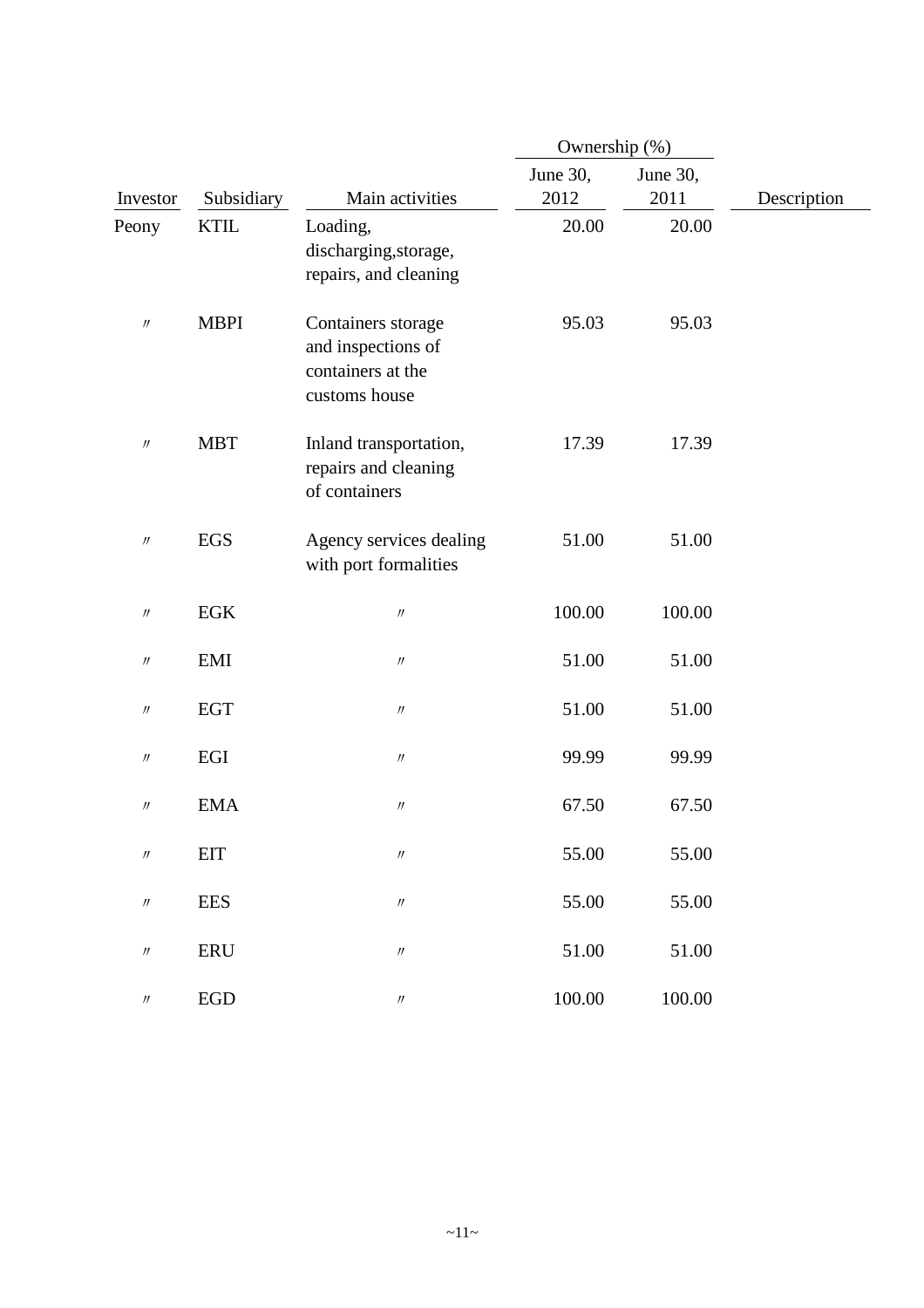| Investor | Subsidiary | Main activities | Ownership (%) June 30, 2012 | Ownership (%) June 30, 2011 | Description |
|---|---|---|---|---|---|
| Peony | KTIL | Loading, discharging,storage, repairs, and cleaning | 20.00 | 20.00 | |
| 〃 | MBPI | Containers storage and inspections of containers at the customs house | 95.03 | 95.03 | |
| 〃 | MBT | Inland transportation, repairs and cleaning of containers | 17.39 | 17.39 | |
| 〃 | EGS | Agency services dealing with port formalities | 51.00 | 51.00 | |
| 〃 | EGK | 〃 | 100.00 | 100.00 | |
| 〃 | EMI | 〃 | 51.00 | 51.00 | |
| 〃 | EGT | 〃 | 51.00 | 51.00 | |
| 〃 | EGI | 〃 | 99.99 | 99.99 | |
| 〃 | EMA | 〃 | 67.50 | 67.50 | |
| 〃 | EIT | 〃 | 55.00 | 55.00 | |
| 〃 | EES | 〃 | 55.00 | 55.00 | |
| 〃 | ERU | 〃 | 51.00 | 51.00 | |
| 〃 | EGD | 〃 | 100.00 | 100.00 | |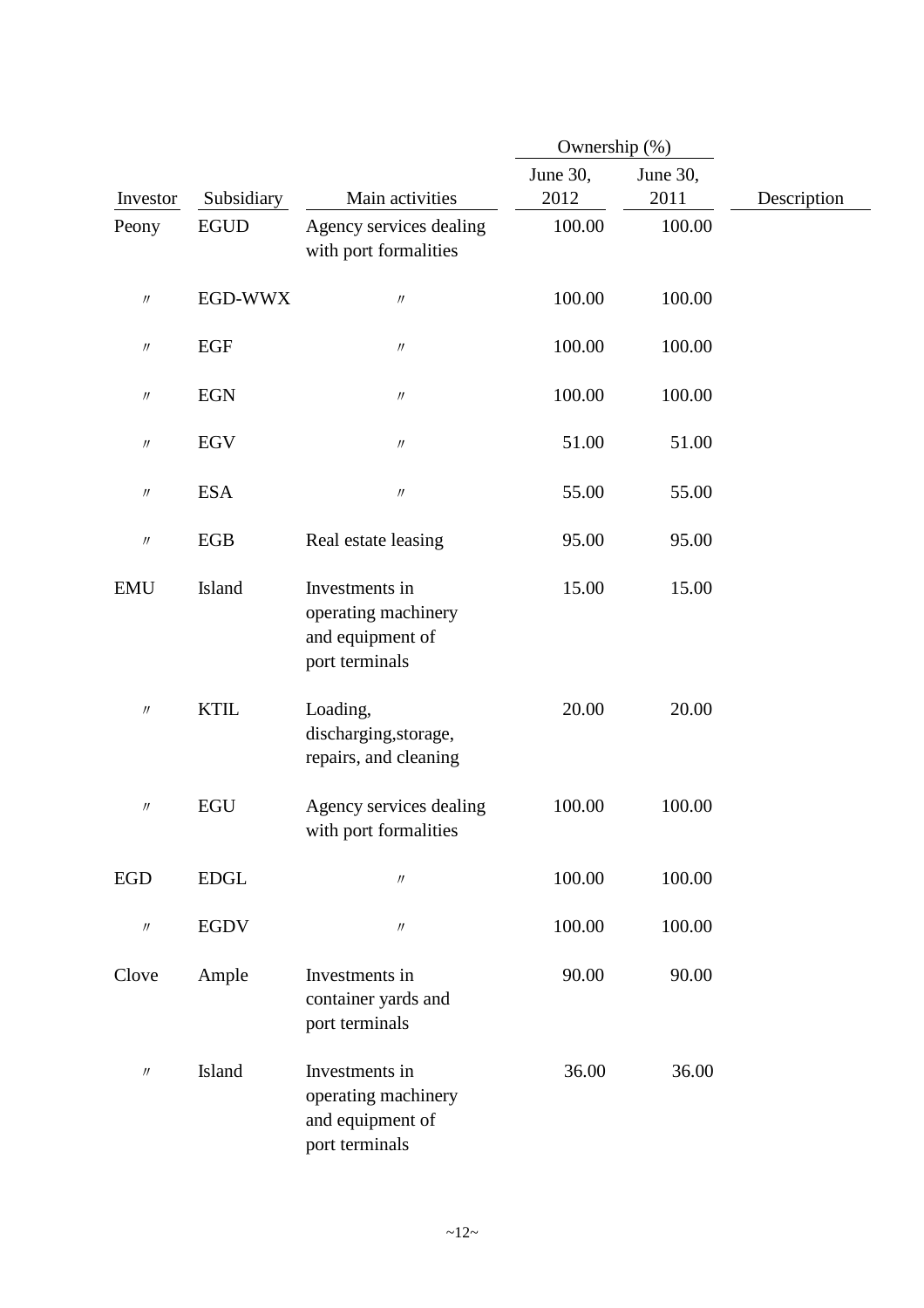| Investor | Subsidiary | Main activities | Ownership (%) June 30, 2012 | Ownership (%) June 30, 2011 | Description |
|---|---|---|---|---|---|
| Peony | EGUD | Agency services dealing with port formalities | 100.00 | 100.00 | |
| 〃 | EGD-WWX | 〃 | 100.00 | 100.00 | |
| 〃 | EGF | 〃 | 100.00 | 100.00 | |
| 〃 | EGN | 〃 | 100.00 | 100.00 | |
| 〃 | EGV | 〃 | 51.00 | 51.00 | |
| 〃 | ESA | 〃 | 55.00 | 55.00 | |
| 〃 | EGB | Real estate leasing | 95.00 | 95.00 | |
| EMU | Island | Investments in operating machinery and equipment of port terminals | 15.00 | 15.00 | |
| 〃 | KTIL | Loading, discharging,storage, repairs, and cleaning | 20.00 | 20.00 | |
| 〃 | EGU | Agency services dealing with port formalities | 100.00 | 100.00 | |
| EGD | EDGL | 〃 | 100.00 | 100.00 | |
| 〃 | EGDV | 〃 | 100.00 | 100.00 | |
| Clove | Ample | Investments in container yards and port terminals | 90.00 | 90.00 | |
| 〃 | Island | Investments in operating machinery and equipment of port terminals | 36.00 | 36.00 | |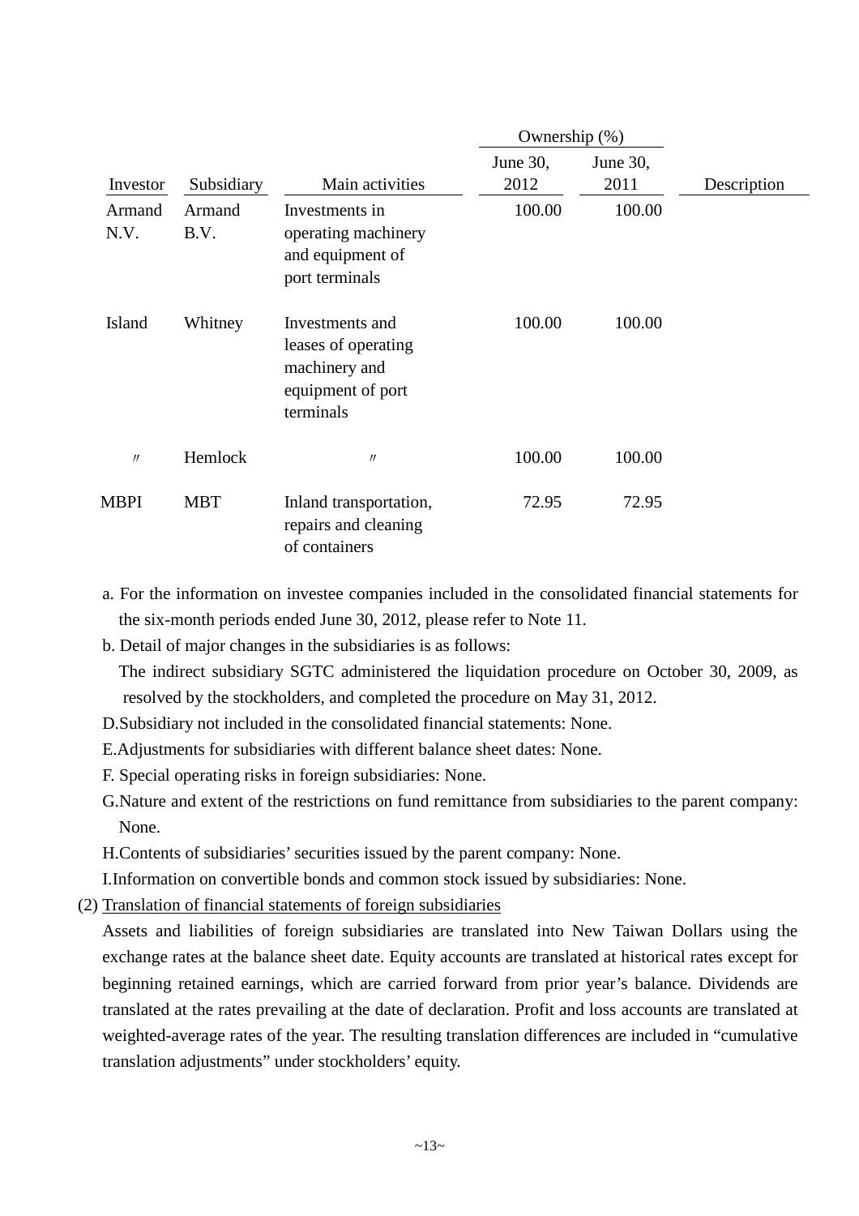| Investor | Subsidiary | Main activities | Ownership (%) June 30, 2012 | Ownership (%) June 30, 2011 | Description |
|---|---|---|---|---|---|
| Armand N.V. | Armand B.V. | Investments in operating machinery and equipment of port terminals | 100.00 | 100.00 | |
| Island | Whitney | Investments and leases of operating machinery and equipment of port terminals | 100.00 | 100.00 | |
| 〃 | Hemlock | 〃 | 100.00 | 100.00 | |
| MBPI | MBT | Inland transportation, repairs and cleaning of containers | 72.95 | 72.95 | |

a. For the information on investee companies included in the consolidated financial statements for the six-month periods ended June 30, 2012, please refer to Note 11.

b. Detail of major changes in the subsidiaries is as follows:

The indirect subsidiary SGTC administered the liquidation procedure on October 30, 2009, as resolved by the stockholders, and completed the procedure on May 31, 2012.

D.Subsidiary not included in the consolidated financial statements: None.

E.Adjustments for subsidiaries with different balance sheet dates: None.

F. Special operating risks in foreign subsidiaries: None.

G.Nature and extent of the restrictions on fund remittance from subsidiaries to the parent company: None.

H.Contents of subsidiaries' securities issued by the parent company: None.

I.Information on convertible bonds and common stock issued by subsidiaries: None.

(2) Translation of financial statements of foreign subsidiaries

Assets and liabilities of foreign subsidiaries are translated into New Taiwan Dollars using the exchange rates at the balance sheet date. Equity accounts are translated at historical rates except for beginning retained earnings, which are carried forward from prior year's balance. Dividends are translated at the rates prevailing at the date of declaration. Profit and loss accounts are translated at weighted-average rates of the year. The resulting translation differences are included in "cumulative translation adjustments" under stockholders' equity.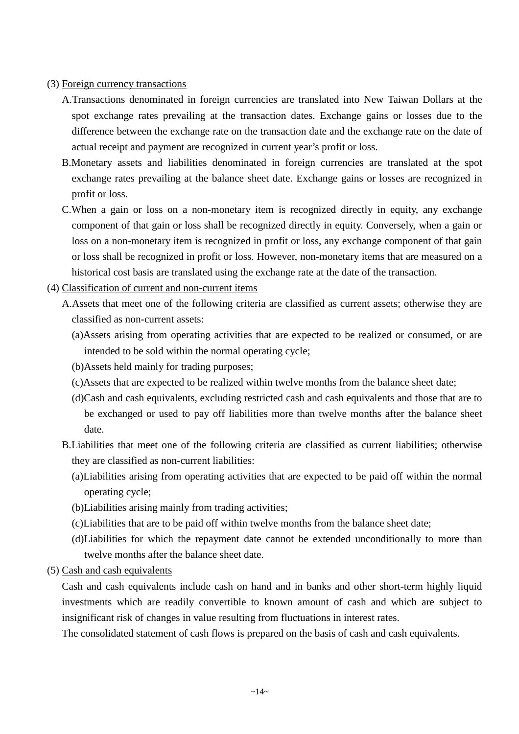(3) Foreign currency transactions

A.Transactions denominated in foreign currencies are translated into New Taiwan Dollars at the spot exchange rates prevailing at the transaction dates. Exchange gains or losses due to the difference between the exchange rate on the transaction date and the exchange rate on the date of actual receipt and payment are recognized in current year's profit or loss.

B.Monetary assets and liabilities denominated in foreign currencies are translated at the spot exchange rates prevailing at the balance sheet date. Exchange gains or losses are recognized in profit or loss.

C.When a gain or loss on a non-monetary item is recognized directly in equity, any exchange component of that gain or loss shall be recognized directly in equity. Conversely, when a gain or loss on a non-monetary item is recognized in profit or loss, any exchange component of that gain or loss shall be recognized in profit or loss. However, non-monetary items that are measured on a historical cost basis are translated using the exchange rate at the date of the transaction.

(4) Classification of current and non-current items

A.Assets that meet one of the following criteria are classified as current assets; otherwise they are classified as non-current assets:

(a)Assets arising from operating activities that are expected to be realized or consumed, or are intended to be sold within the normal operating cycle;

(b)Assets held mainly for trading purposes;

(c)Assets that are expected to be realized within twelve months from the balance sheet date;

(d)Cash and cash equivalents, excluding restricted cash and cash equivalents and those that are to be exchanged or used to pay off liabilities more than twelve months after the balance sheet date.

B.Liabilities that meet one of the following criteria are classified as current liabilities; otherwise they are classified as non-current liabilities:

(a)Liabilities arising from operating activities that are expected to be paid off within the normal operating cycle;

(b)Liabilities arising mainly from trading activities;

(c)Liabilities that are to be paid off within twelve months from the balance sheet date;

(d)Liabilities for which the repayment date cannot be extended unconditionally to more than twelve months after the balance sheet date.

(5) Cash and cash equivalents

Cash and cash equivalents include cash on hand and in banks and other short-term highly liquid investments which are readily convertible to known amount of cash and which are subject to insignificant risk of changes in value resulting from fluctuations in interest rates.

The consolidated statement of cash flows is prepared on the basis of cash and cash equivalents.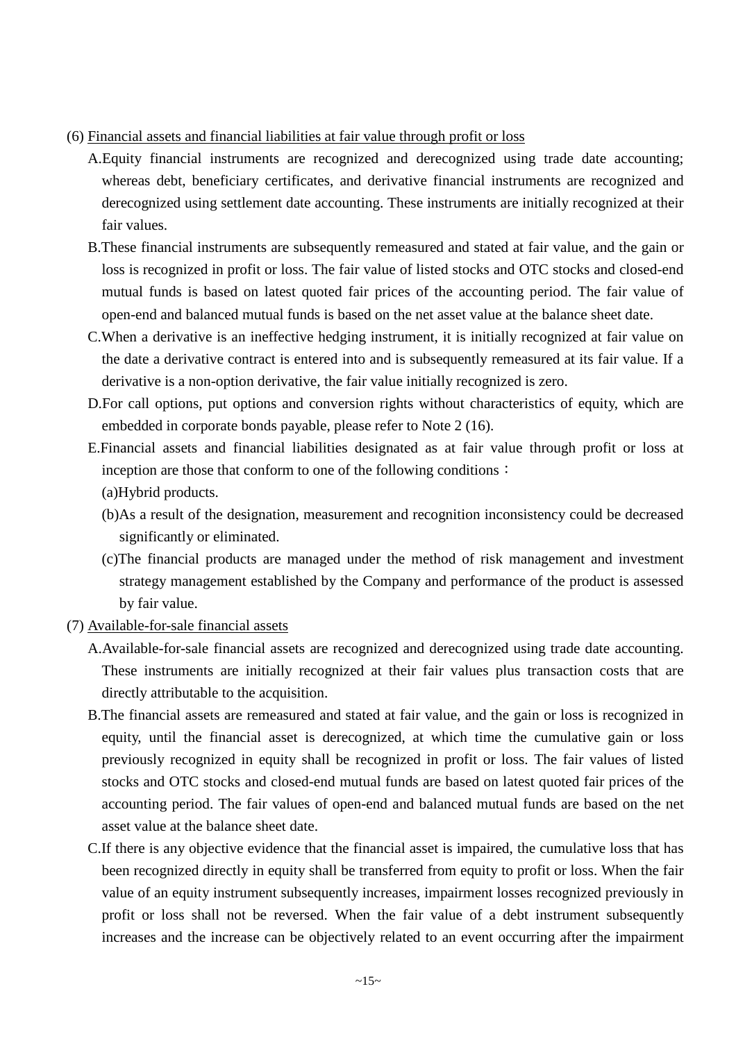(6) Financial assets and financial liabilities at fair value through profit or loss

A.Equity financial instruments are recognized and derecognized using trade date accounting; whereas debt, beneficiary certificates, and derivative financial instruments are recognized and derecognized using settlement date accounting. These instruments are initially recognized at their fair values.

B.These financial instruments are subsequently remeasured and stated at fair value, and the gain or loss is recognized in profit or loss. The fair value of listed stocks and OTC stocks and closed-end mutual funds is based on latest quoted fair prices of the accounting period. The fair value of open-end and balanced mutual funds is based on the net asset value at the balance sheet date.

C.When a derivative is an ineffective hedging instrument, it is initially recognized at fair value on the date a derivative contract is entered into and is subsequently remeasured at its fair value. If a derivative is a non-option derivative, the fair value initially recognized is zero.

D.For call options, put options and conversion rights without characteristics of equity, which are embedded in corporate bonds payable, please refer to Note 2 (16).

E.Financial assets and financial liabilities designated as at fair value through profit or loss at inception are those that conform to one of the following conditions：

(a)Hybrid products.

(b)As a result of the designation, measurement and recognition inconsistency could be decreased significantly or eliminated.

(c)The financial products are managed under the method of risk management and investment strategy management established by the Company and performance of the product is assessed by fair value.

(7) Available-for-sale financial assets

A.Available-for-sale financial assets are recognized and derecognized using trade date accounting. These instruments are initially recognized at their fair values plus transaction costs that are directly attributable to the acquisition.

B.The financial assets are remeasured and stated at fair value, and the gain or loss is recognized in equity, until the financial asset is derecognized, at which time the cumulative gain or loss previously recognized in equity shall be recognized in profit or loss. The fair values of listed stocks and OTC stocks and closed-end mutual funds are based on latest quoted fair prices of the accounting period. The fair values of open-end and balanced mutual funds are based on the net asset value at the balance sheet date.

C.If there is any objective evidence that the financial asset is impaired, the cumulative loss that has been recognized directly in equity shall be transferred from equity to profit or loss. When the fair value of an equity instrument subsequently increases, impairment losses recognized previously in profit or loss shall not be reversed. When the fair value of a debt instrument subsequently increases and the increase can be objectively related to an event occurring after the impairment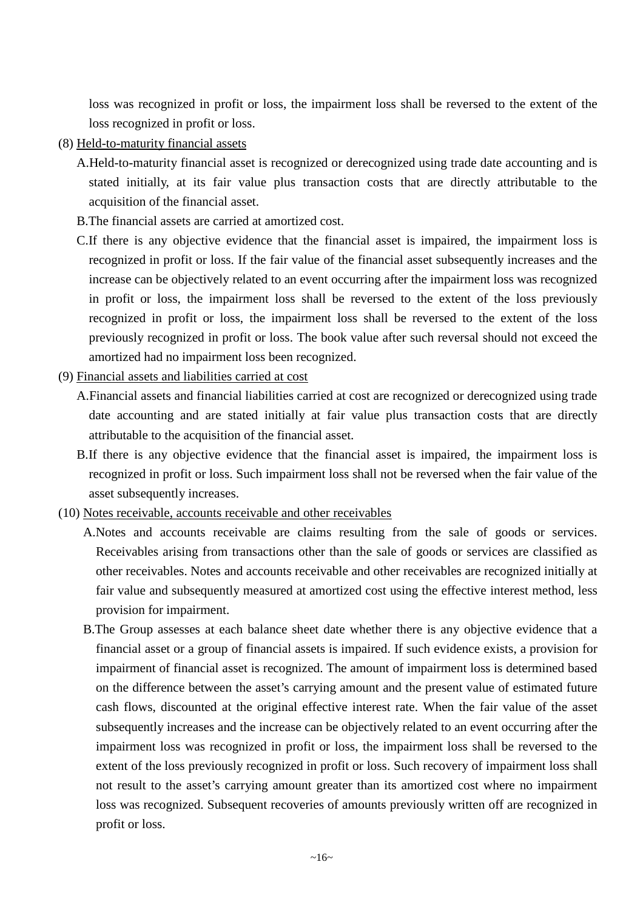loss was recognized in profit or loss, the impairment loss shall be reversed to the extent of the loss recognized in profit or loss.

(8) Held-to-maturity financial assets

A.Held-to-maturity financial asset is recognized or derecognized using trade date accounting and is stated initially, at its fair value plus transaction costs that are directly attributable to the acquisition of the financial asset.

B.The financial assets are carried at amortized cost.

C.If there is any objective evidence that the financial asset is impaired, the impairment loss is recognized in profit or loss. If the fair value of the financial asset subsequently increases and the increase can be objectively related to an event occurring after the impairment loss was recognized in profit or loss, the impairment loss shall be reversed to the extent of the loss previously recognized in profit or loss, the impairment loss shall be reversed to the extent of the loss previously recognized in profit or loss. The book value after such reversal should not exceed the amortized had no impairment loss been recognized.

(9) Financial assets and liabilities carried at cost

A.Financial assets and financial liabilities carried at cost are recognized or derecognized using trade date accounting and are stated initially at fair value plus transaction costs that are directly attributable to the acquisition of the financial asset.

B.If there is any objective evidence that the financial asset is impaired, the impairment loss is recognized in profit or loss. Such impairment loss shall not be reversed when the fair value of the asset subsequently increases.

(10) Notes receivable, accounts receivable and other receivables

A.Notes and accounts receivable are claims resulting from the sale of goods or services. Receivables arising from transactions other than the sale of goods or services are classified as other receivables. Notes and accounts receivable and other receivables are recognized initially at fair value and subsequently measured at amortized cost using the effective interest method, less provision for impairment.

B.The Group assesses at each balance sheet date whether there is any objective evidence that a financial asset or a group of financial assets is impaired. If such evidence exists, a provision for impairment of financial asset is recognized. The amount of impairment loss is determined based on the difference between the asset's carrying amount and the present value of estimated future cash flows, discounted at the original effective interest rate. When the fair value of the asset subsequently increases and the increase can be objectively related to an event occurring after the impairment loss was recognized in profit or loss, the impairment loss shall be reversed to the extent of the loss previously recognized in profit or loss. Such recovery of impairment loss shall not result to the asset's carrying amount greater than its amortized cost where no impairment loss was recognized. Subsequent recoveries of amounts previously written off are recognized in profit or loss.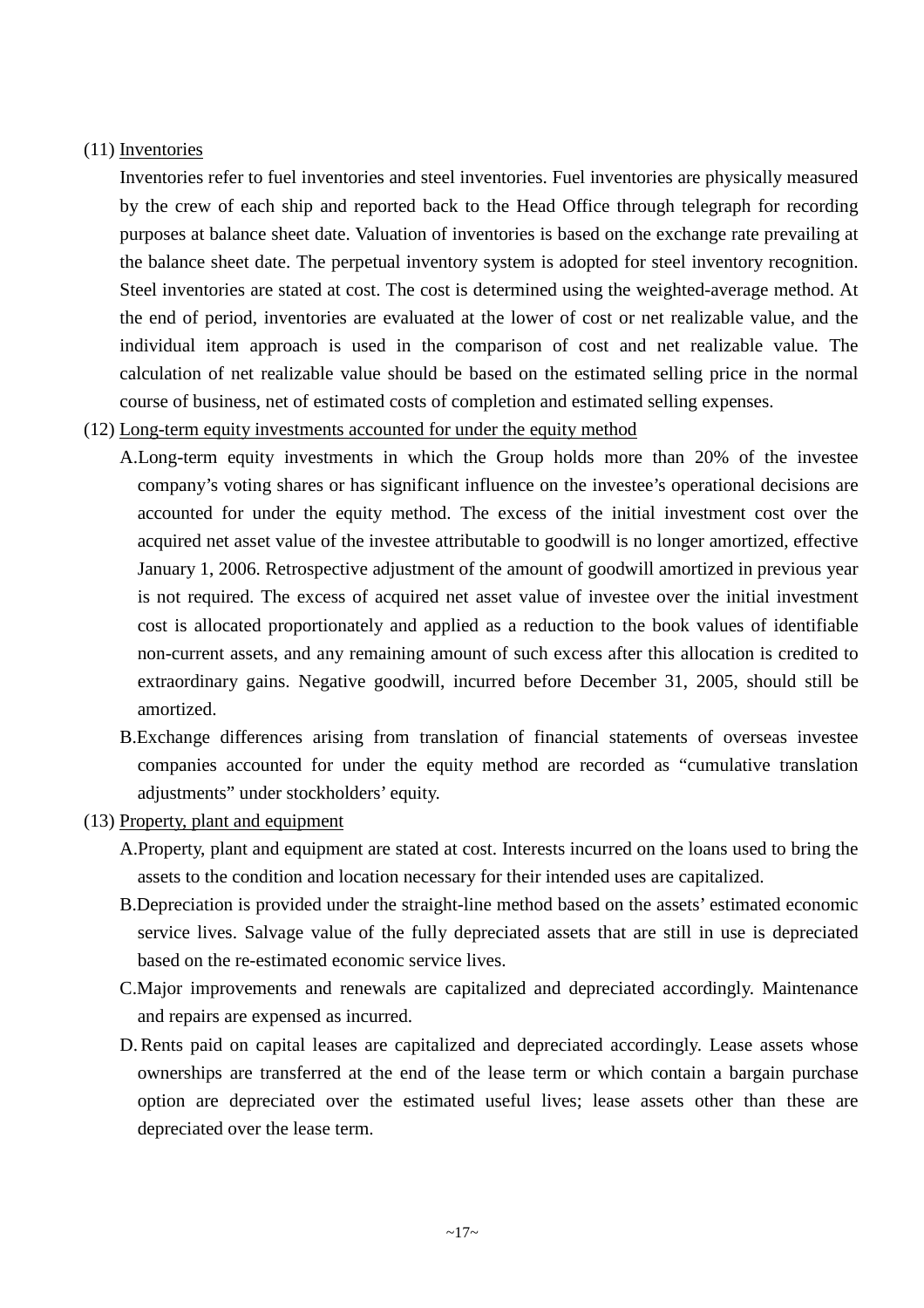(11) Inventories

Inventories refer to fuel inventories and steel inventories. Fuel inventories are physically measured by the crew of each ship and reported back to the Head Office through telegraph for recording purposes at balance sheet date. Valuation of inventories is based on the exchange rate prevailing at the balance sheet date. The perpetual inventory system is adopted for steel inventory recognition. Steel inventories are stated at cost. The cost is determined using the weighted-average method. At the end of period, inventories are evaluated at the lower of cost or net realizable value, and the individual item approach is used in the comparison of cost and net realizable value. The calculation of net realizable value should be based on the estimated selling price in the normal course of business, net of estimated costs of completion and estimated selling expenses.

(12) Long-term equity investments accounted for under the equity method

A. Long-term equity investments in which the Group holds more than 20% of the investee company's voting shares or has significant influence on the investee's operational decisions are accounted for under the equity method. The excess of the initial investment cost over the acquired net asset value of the investee attributable to goodwill is no longer amortized, effective January 1, 2006. Retrospective adjustment of the amount of goodwill amortized in previous year is not required. The excess of acquired net asset value of investee over the initial investment cost is allocated proportionately and applied as a reduction to the book values of identifiable non-current assets, and any remaining amount of such excess after this allocation is credited to extraordinary gains. Negative goodwill, incurred before December 31, 2005, should still be amortized.

B. Exchange differences arising from translation of financial statements of overseas investee companies accounted for under the equity method are recorded as "cumulative translation adjustments" under stockholders' equity.

(13) Property, plant and equipment

A. Property, plant and equipment are stated at cost. Interests incurred on the loans used to bring the assets to the condition and location necessary for their intended uses are capitalized.

B. Depreciation is provided under the straight-line method based on the assets' estimated economic service lives. Salvage value of the fully depreciated assets that are still in use is depreciated based on the re-estimated economic service lives.

C. Major improvements and renewals are capitalized and depreciated accordingly. Maintenance and repairs are expensed as incurred.

D. Rents paid on capital leases are capitalized and depreciated accordingly. Lease assets whose ownerships are transferred at the end of the lease term or which contain a bargain purchase option are depreciated over the estimated useful lives; lease assets other than these are depreciated over the lease term.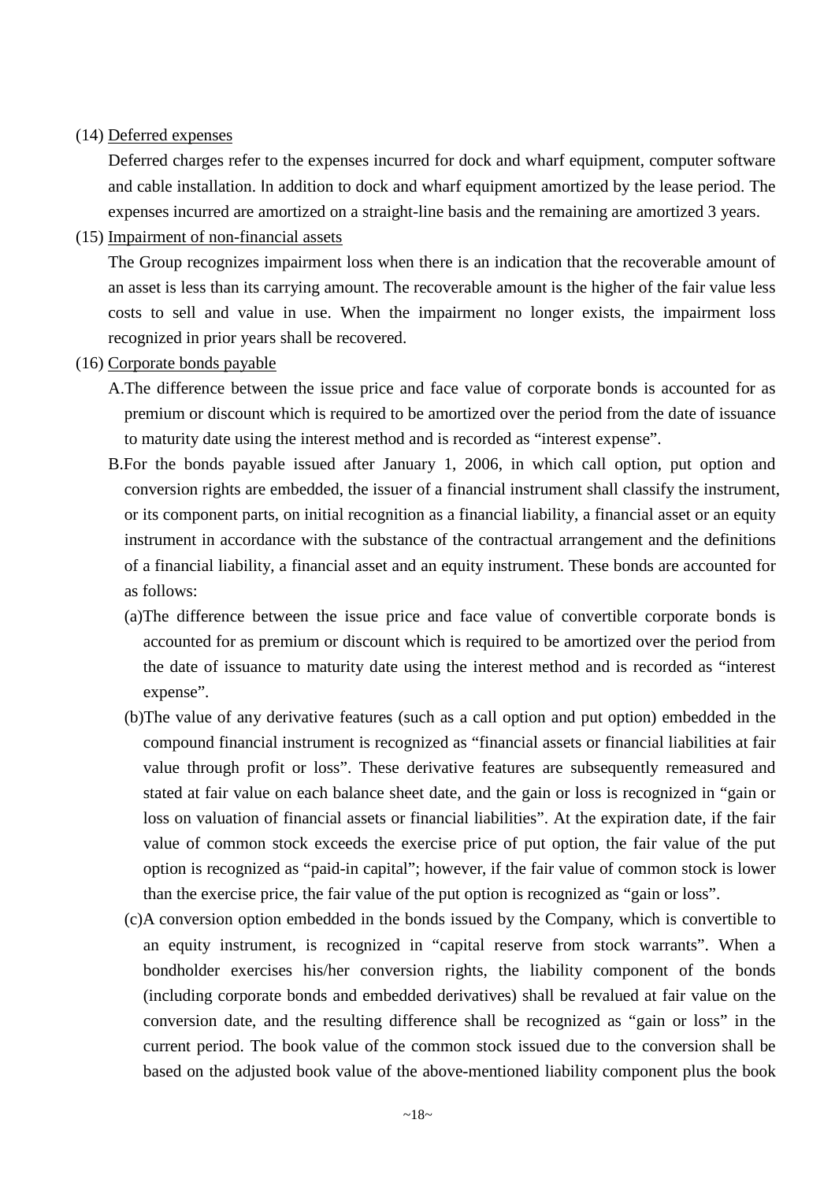(14) <u>Deferred expenses</u>

Deferred charges refer to the expenses incurred for dock and wharf equipment, computer software and cable installation. In addition to dock and wharf equipment amortized by the lease period. The expenses incurred are amortized on a straight-line basis and the remaining are amortized 3 years.

(15) <u>Impairment of non-financial assets</u>

The Group recognizes impairment loss when there is an indication that the recoverable amount of an asset is less than its carrying amount. The recoverable amount is the higher of the fair value less costs to sell and value in use. When the impairment no longer exists, the impairment loss recognized in prior years shall be recovered.

(16) <u>Corporate bonds payable</u>

A.The difference between the issue price and face value of corporate bonds is accounted for as premium or discount which is required to be amortized over the period from the date of issuance to maturity date using the interest method and is recorded as “interest expense”.

B.For the bonds payable issued after January 1, 2006, in which call option, put option and conversion rights are embedded, the issuer of a financial instrument shall classify the instrument, or its component parts, on initial recognition as a financial liability, a financial asset or an equity instrument in accordance with the substance of the contractual arrangement and the definitions of a financial liability, a financial asset and an equity instrument. These bonds are accounted for as follows:

(a)The difference between the issue price and face value of convertible corporate bonds is accounted for as premium or discount which is required to be amortized over the period from the date of issuance to maturity date using the interest method and is recorded as “interest expense”.

(b)The value of any derivative features (such as a call option and put option) embedded in the compound financial instrument is recognized as “financial assets or financial liabilities at fair value through profit or loss”. These derivative features are subsequently remeasured and stated at fair value on each balance sheet date, and the gain or loss is recognized in “gain or loss on valuation of financial assets or financial liabilities”. At the expiration date, if the fair value of common stock exceeds the exercise price of put option, the fair value of the put option is recognized as “paid-in capital”; however, if the fair value of common stock is lower than the exercise price, the fair value of the put option is recognized as “gain or loss”.

(c)A conversion option embedded in the bonds issued by the Company, which is convertible to an equity instrument, is recognized in “capital reserve from stock warrants”. When a bondholder exercises his/her conversion rights, the liability component of the bonds (including corporate bonds and embedded derivatives) shall be revalued at fair value on the conversion date, and the resulting difference shall be recognized as “gain or loss” in the current period. The book value of the common stock issued due to the conversion shall be based on the adjusted book value of the above-mentioned liability component plus the book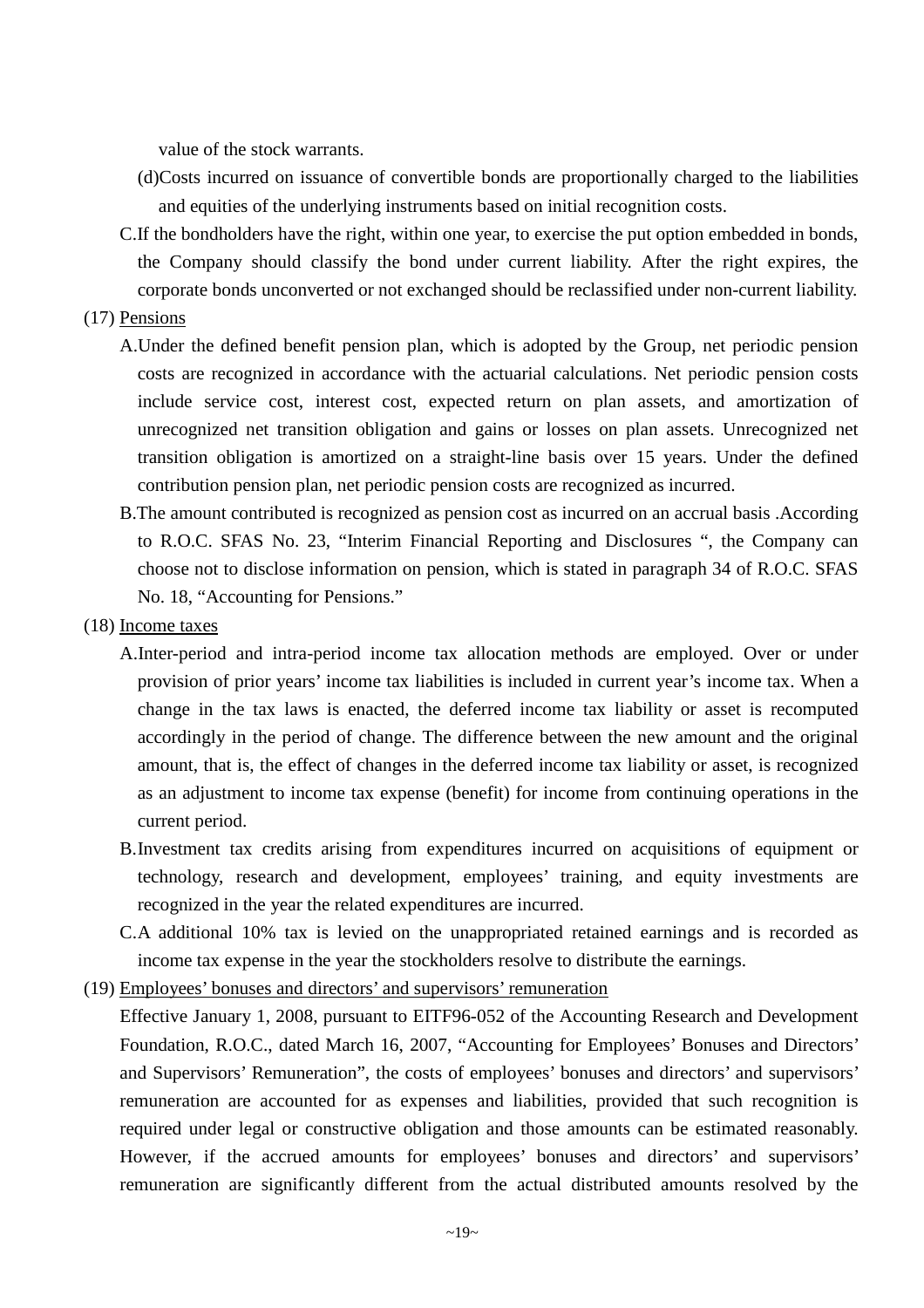value of the stock warrants.

(d)Costs incurred on issuance of convertible bonds are proportionally charged to the liabilities and equities of the underlying instruments based on initial recognition costs.

C.If the bondholders have the right, within one year, to exercise the put option embedded in bonds, the Company should classify the bond under current liability. After the right expires, the corporate bonds unconverted or not exchanged should be reclassified under non-current liability.

(17) <u>Pensions</u>

A.Under the defined benefit pension plan, which is adopted by the Group, net periodic pension costs are recognized in accordance with the actuarial calculations. Net periodic pension costs include service cost, interest cost, expected return on plan assets, and amortization of unrecognized net transition obligation and gains or losses on plan assets. Unrecognized net transition obligation is amortized on a straight-line basis over 15 years. Under the defined contribution pension plan, net periodic pension costs are recognized as incurred.

B.The amount contributed is recognized as pension cost as incurred on an accrual basis .According to R.O.C. SFAS No. 23, "Interim Financial Reporting and Disclosures ", the Company can choose not to disclose information on pension, which is stated in paragraph 34 of R.O.C. SFAS No. 18, "Accounting for Pensions."

(18) <u>Income taxes</u>

A.Inter-period and intra-period income tax allocation methods are employed. Over or under provision of prior years' income tax liabilities is included in current year's income tax. When a change in the tax laws is enacted, the deferred income tax liability or asset is recomputed accordingly in the period of change. The difference between the new amount and the original amount, that is, the effect of changes in the deferred income tax liability or asset, is recognized as an adjustment to income tax expense (benefit) for income from continuing operations in the current period.

B.Investment tax credits arising from expenditures incurred on acquisitions of equipment or technology, research and development, employees' training, and equity investments are recognized in the year the related expenditures are incurred.

C.A additional 10% tax is levied on the unappropriated retained earnings and is recorded as income tax expense in the year the stockholders resolve to distribute the earnings.

(19) <u>Employees' bonuses and directors' and supervisors' remuneration</u>

Effective January 1, 2008, pursuant to EITF96-052 of the Accounting Research and Development Foundation, R.O.C., dated March 16, 2007, "Accounting for Employees' Bonuses and Directors' and Supervisors' Remuneration", the costs of employees' bonuses and directors' and supervisors' remuneration are accounted for as expenses and liabilities, provided that such recognition is required under legal or constructive obligation and those amounts can be estimated reasonably. However, if the accrued amounts for employees' bonuses and directors' and supervisors' remuneration are significantly different from the actual distributed amounts resolved by the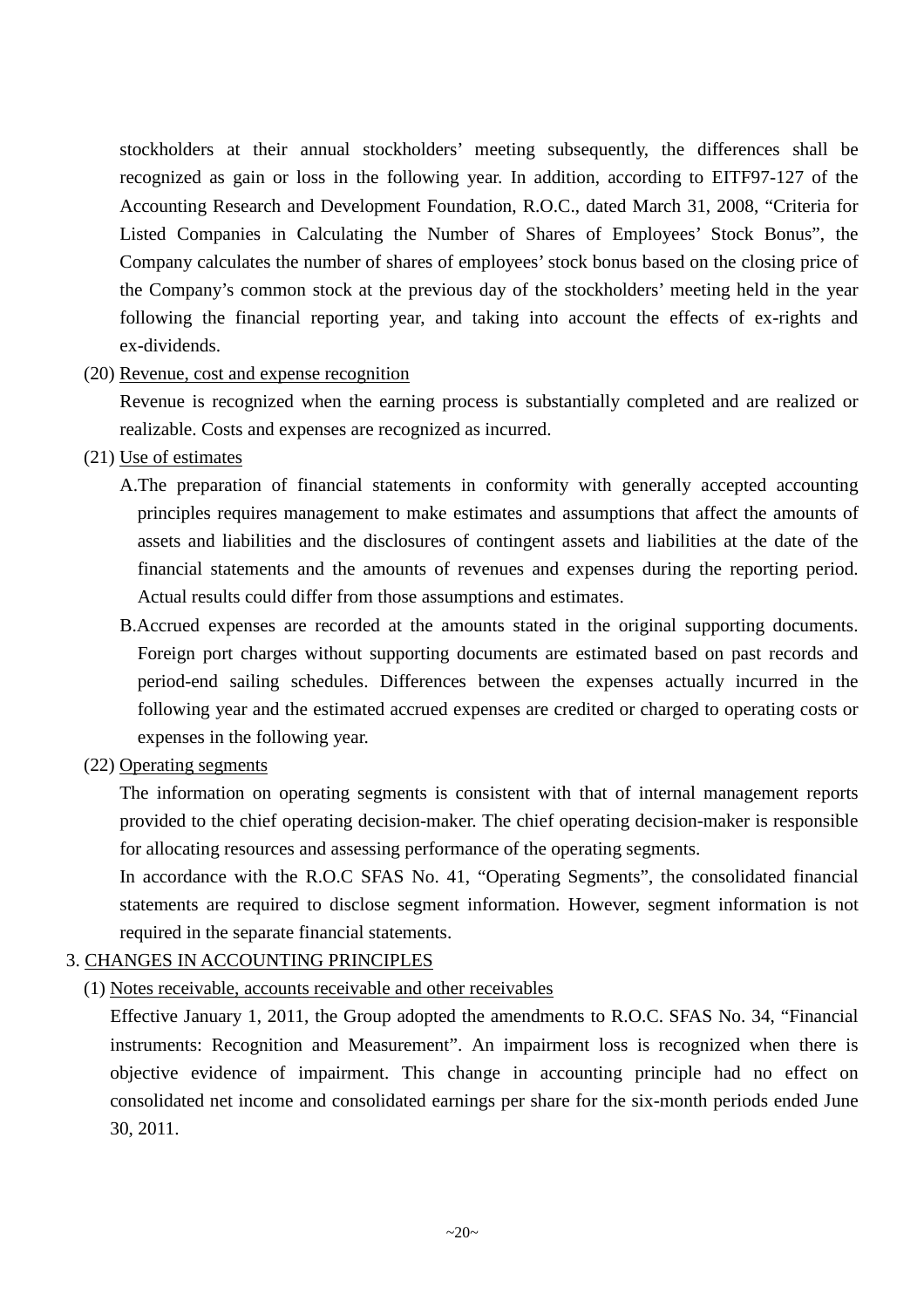stockholders at their annual stockholders' meeting subsequently, the differences shall be recognized as gain or loss in the following year. In addition, according to EITF97-127 of the Accounting Research and Development Foundation, R.O.C., dated March 31, 2008, "Criteria for Listed Companies in Calculating the Number of Shares of Employees' Stock Bonus", the Company calculates the number of shares of employees' stock bonus based on the closing price of the Company's common stock at the previous day of the stockholders' meeting held in the year following the financial reporting year, and taking into account the effects of ex-rights and ex-dividends.

(20) Revenue, cost and expense recognition

Revenue is recognized when the earning process is substantially completed and are realized or realizable. Costs and expenses are recognized as incurred.

(21) Use of estimates

A.The preparation of financial statements in conformity with generally accepted accounting principles requires management to make estimates and assumptions that affect the amounts of assets and liabilities and the disclosures of contingent assets and liabilities at the date of the financial statements and the amounts of revenues and expenses during the reporting period. Actual results could differ from those assumptions and estimates.

B.Accrued expenses are recorded at the amounts stated in the original supporting documents. Foreign port charges without supporting documents are estimated based on past records and period-end sailing schedules. Differences between the expenses actually incurred in the following year and the estimated accrued expenses are credited or charged to operating costs or expenses in the following year.

(22) Operating segments

The information on operating segments is consistent with that of internal management reports provided to the chief operating decision-maker. The chief operating decision-maker is responsible for allocating resources and assessing performance of the operating segments.

In accordance with the R.O.C SFAS No. 41, "Operating Segments", the consolidated financial statements are required to disclose segment information. However, segment information is not required in the separate financial statements.

3. CHANGES IN ACCOUNTING PRINCIPLES

(1) Notes receivable, accounts receivable and other receivables

Effective January 1, 2011, the Group adopted the amendments to R.O.C. SFAS No. 34, "Financial instruments: Recognition and Measurement". An impairment loss is recognized when there is objective evidence of impairment. This change in accounting principle had no effect on consolidated net income and consolidated earnings per share for the six-month periods ended June 30, 2011.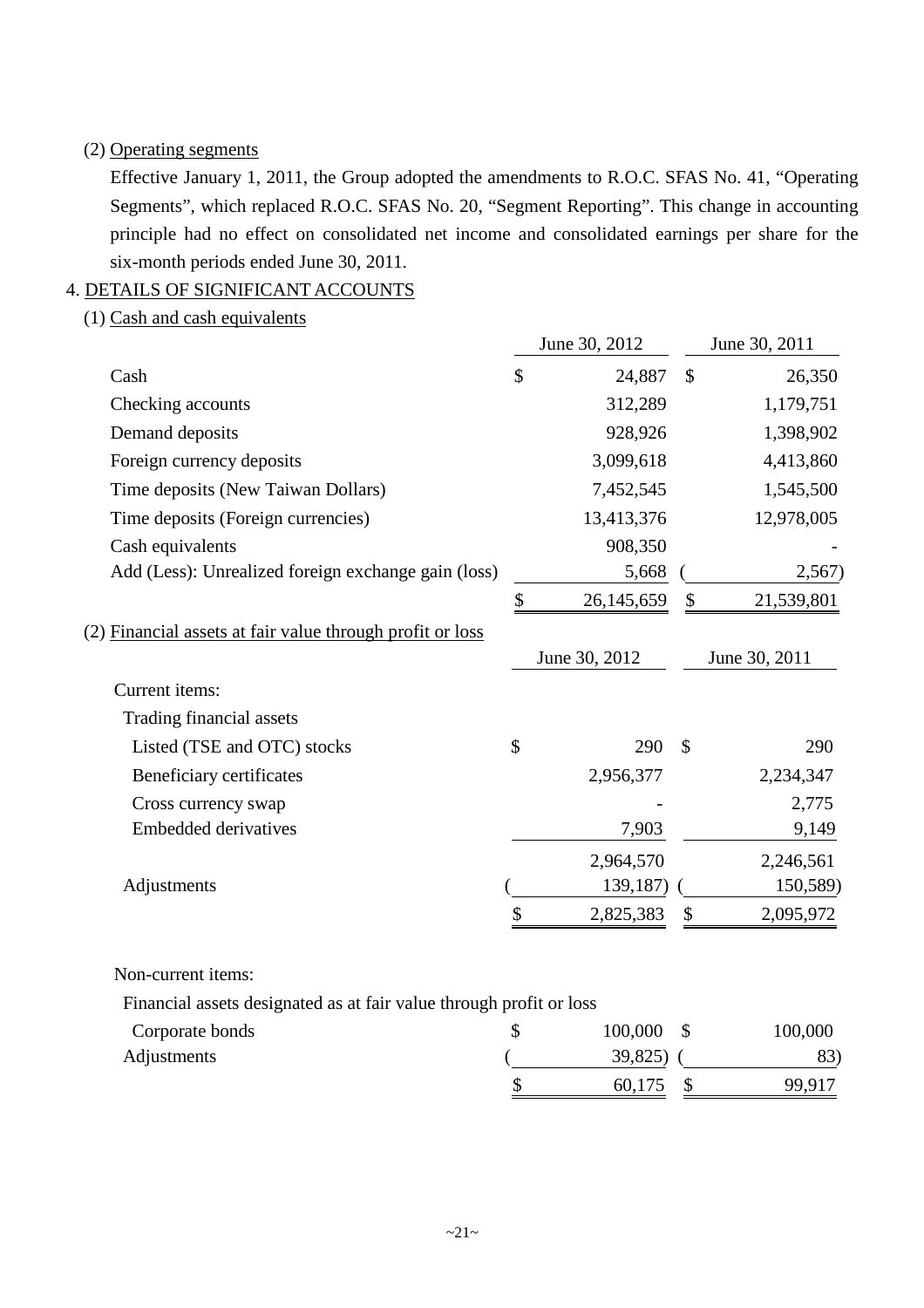(2) Operating segments

Effective January 1, 2011, the Group adopted the amendments to R.O.C. SFAS No. 41, "Operating Segments", which replaced R.O.C. SFAS No. 20, "Segment Reporting". This change in accounting principle had no effect on consolidated net income and consolidated earnings per share for the six-month periods ended June 30, 2011.

## 4. DETAILS OF SIGNIFICANT ACCOUNTS

(1) Cash and cash equivalents

| | June 30, 2012 | June 30, 2011 |
|---|---|---|
| Cash | $ 24,887 | $ 26,350 |
| Checking accounts | 312,289 | 1,179,751 |
| Demand deposits | 928,926 | 1,398,902 |
| Foreign currency deposits | 3,099,618 | 4,413,860 |
| Time deposits (New Taiwan Dollars) | 7,452,545 | 1,545,500 |
| Time deposits (Foreign currencies) | 13,413,376 | 12,978,005 |
| Cash equivalents | 908,350 | - |
| Add (Less): Unrealized foreign exchange gain (loss) | 5,668 | ( 2,567) |
| | $ 26,145,659 | $ 21,539,801 |

(2) Financial assets at fair value through profit or loss

| | June 30, 2012 | June 30, 2011 |
|---|---|---|
| Current items: | | |
| Trading financial assets | | |
| Listed (TSE and OTC) stocks | $ 290 | $ 290 |
| Beneficiary certificates | 2,956,377 | 2,234,347 |
| Cross currency swap | - | 2,775 |
| Embedded derivatives | 7,903 | 9,149 |
| | 2,964,570 | 2,246,561 |
| Adjustments | ( 139,187) | ( 150,589) |
| | $ 2,825,383 | $ 2,095,972 |
| Non-current items: | | |
| Financial assets designated as at fair value through profit or loss | | |
| Corporate bonds | $ 100,000 | $ 100,000 |
| Adjustments | ( 39,825) | ( 83) |
| | $ 60,175 | $ 99,917 |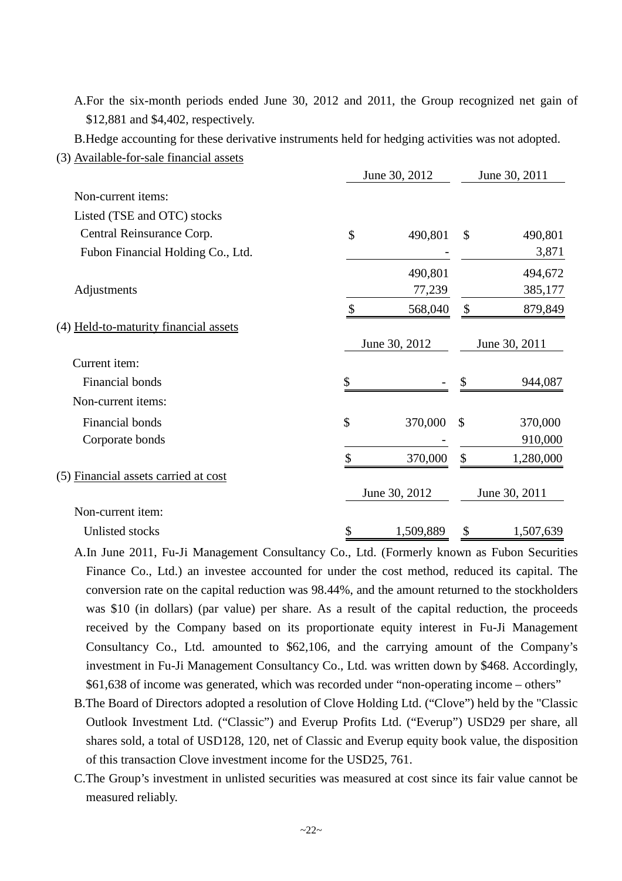A.For the six-month periods ended June 30, 2012 and 2011, the Group recognized net gain of $12,881 and $4,402, respectively.

B.Hedge accounting for these derivative instruments held for hedging activities was not adopted.

(3) Available-for-sale financial assets

| | June 30, 2012 | June 30, 2011 |
|---|---|---|
| Non-current items: | | |
| Listed (TSE and OTC) stocks | | |
| Central Reinsurance Corp. | $ 490,801 | $ 490,801 |
| Fubon Financial Holding Co., Ltd. | - | 3,871 |
| | 490,801 | 494,672 |
| Adjustments | 77,239 | 385,177 |
| | $ 568,040 | $ 879,849 |

(4) Held-to-maturity financial assets

| | June 30, 2012 | June 30, 2011 |
|---|---|---|
| Current item: | | |
| Financial bonds | $ - | $ 944,087 |
| Non-current items: | | |
| Financial bonds | $ 370,000 | $ 370,000 |
| Corporate bonds | - | 910,000 |
| | $ 370,000 | $ 1,280,000 |

(5) Financial assets carried at cost

| | June 30, 2012 | June 30, 2011 |
|---|---|---|
| Non-current item: | | |
| Unlisted stocks | $ 1,509,889 | $ 1,507,639 |

A.In June 2011, Fu-Ji Management Consultancy Co., Ltd. (Formerly known as Fubon Securities Finance Co., Ltd.) an investee accounted for under the cost method, reduced its capital. The conversion rate on the capital reduction was 98.44%, and the amount returned to the stockholders was $10 (in dollars) (par value) per share. As a result of the capital reduction, the proceeds received by the Company based on its proportionate equity interest in Fu-Ji Management Consultancy Co., Ltd. amounted to $62,106, and the carrying amount of the Company's investment in Fu-Ji Management Consultancy Co., Ltd. was written down by $468. Accordingly, $61,638 of income was generated, which was recorded under "non-operating income – others"

B.The Board of Directors adopted a resolution of Clove Holding Ltd. ("Clove") held by the "Classic Outlook Investment Ltd. ("Classic") and Everup Profits Ltd. ("Everup") USD29 per share, all shares sold, a total of USD128, 120, net of Classic and Everup equity book value, the disposition of this transaction Clove investment income for the USD25, 761.

C.The Group's investment in unlisted securities was measured at cost since its fair value cannot be measured reliably.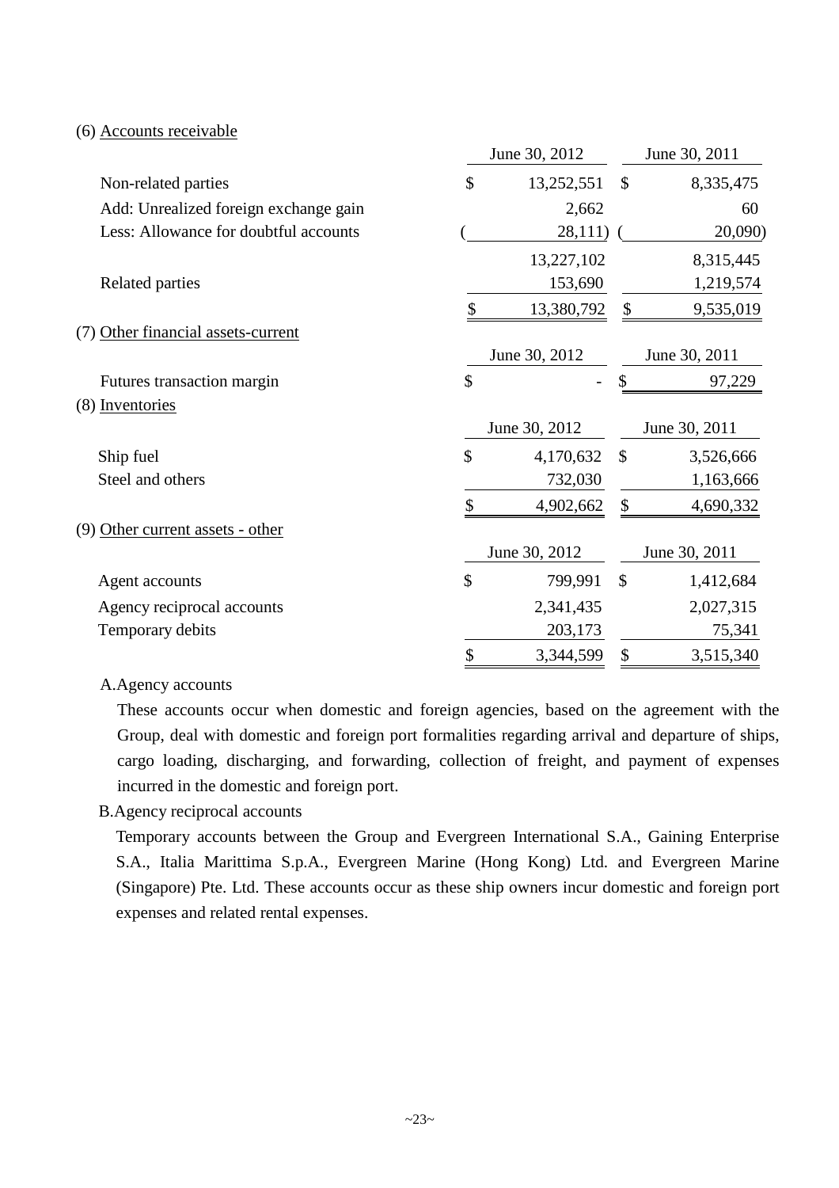(6) Accounts receivable

| | June 30, 2012 | June 30, 2011 |
|---|---|---|
| Non-related parties | $ 13,252,551 | $ 8,335,475 |
| Add: Unrealized foreign exchange gain | 2,662 | 60 |
| Less: Allowance for doubtful accounts | ( 28,111) | ( 20,090) |
| | 13,227,102 | 8,315,445 |
| Related parties | 153,690 | 1,219,574 |
| | $ 13,380,792 | $ 9,535,019 |

(7) Other financial assets-current

| | June 30, 2012 | June 30, 2011 |
|---|---|---|
| Futures transaction margin | $ - | $ 97,229 |

(8) Inventories

| | June 30, 2012 | June 30, 2011 |
|---|---|---|
| Ship fuel | $ 4,170,632 | $ 3,526,666 |
| Steel and others | 732,030 | 1,163,666 |
| | $ 4,902,662 | $ 4,690,332 |

(9) Other current assets - other

| | June 30, 2012 | June 30, 2011 |
|---|---|---|
| Agent accounts | $ 799,991 | $ 1,412,684 |
| Agency reciprocal accounts | 2,341,435 | 2,027,315 |
| Temporary debits | 203,173 | 75,341 |
| | $ 3,344,599 | $ 3,515,340 |

A. Agency accounts

These accounts occur when domestic and foreign agencies, based on the agreement with the Group, deal with domestic and foreign port formalities regarding arrival and departure of ships, cargo loading, discharging, and forwarding, collection of freight, and payment of expenses incurred in the domestic and foreign port.

B. Agency reciprocal accounts

Temporary accounts between the Group and Evergreen International S.A., Gaining Enterprise S.A., Italia Marittima S.p.A., Evergreen Marine (Hong Kong) Ltd. and Evergreen Marine (Singapore) Pte. Ltd. These accounts occur as these ship owners incur domestic and foreign port expenses and related rental expenses.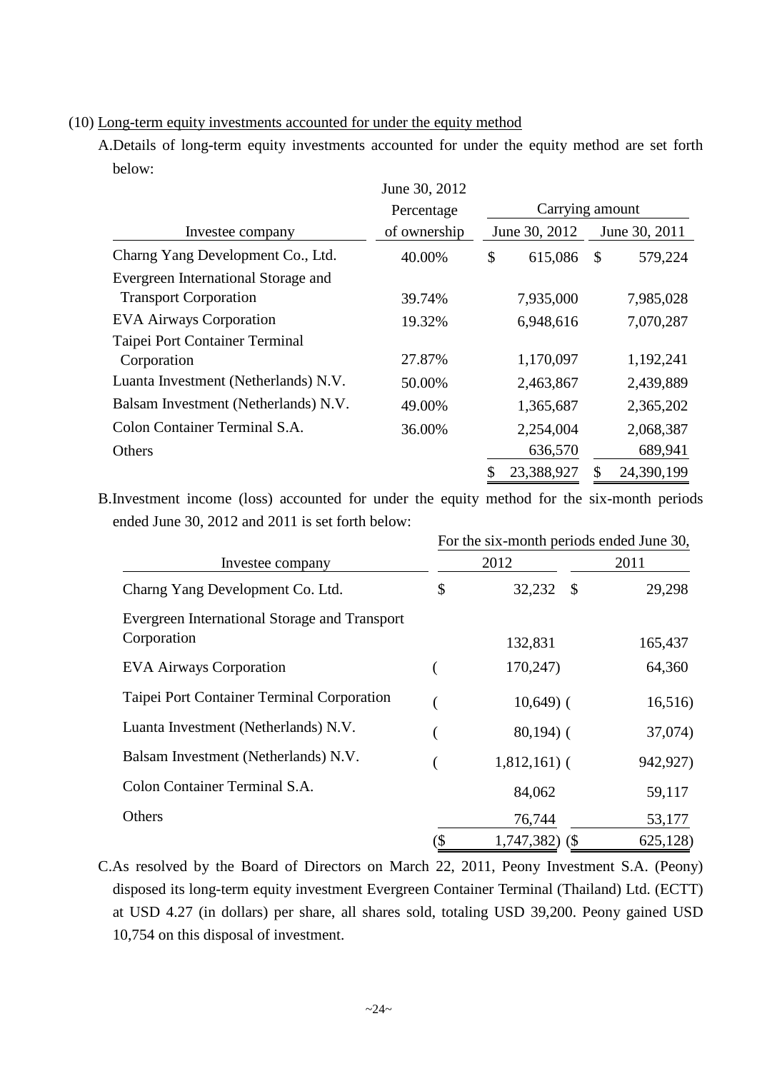(10) Long-term equity investments accounted for under the equity method

A.Details of long-term equity investments accounted for under the equity method are set forth below:

| Investee company | June 30, 2012 Percentage of ownership | Carrying amount June 30, 2012 | Carrying amount June 30, 2011 |
|---|---|---|---|
| Charng Yang Development Co., Ltd. | 40.00% | $ 615,086 | $ 579,224 |
| Evergreen International Storage and Transport Corporation | 39.74% | 7,935,000 | 7,985,028 |
| EVA Airways Corporation | 19.32% | 6,948,616 | 7,070,287 |
| Taipei Port Container Terminal Corporation | 27.87% | 1,170,097 | 1,192,241 |
| Luanta Investment (Netherlands) N.V. | 50.00% | 2,463,867 | 2,439,889 |
| Balsam Investment (Netherlands) N.V. | 49.00% | 1,365,687 | 2,365,202 |
| Colon Container Terminal S.A. | 36.00% | 2,254,004 | 2,068,387 |
| Others | | 636,570 | 689,941 |
| | | $ 23,388,927 | $ 24,390,199 |

B.Investment income (loss) accounted for under the equity method for the six-month periods ended June 30, 2012 and 2011 is set forth below:

| Investee company | For the six-month periods ended June 30, 2012 | 2011 |
|---|---|---|
| Charng Yang Development Co. Ltd. | $ 32,232 | $ 29,298 |
| Evergreen International Storage and Transport Corporation | 132,831 | 165,437 |
| EVA Airways Corporation | ( 170,247) | 64,360 |
| Taipei Port Container Terminal Corporation | ( 10,649) | ( 16,516) |
| Luanta Investment (Netherlands) N.V. | ( 80,194) | ( 37,074) |
| Balsam Investment (Netherlands) N.V. | ( 1,812,161) | ( 942,927) |
| Colon Container Terminal S.A. | 84,062 | 59,117 |
| Others | 76,744 | 53,177 |
| | ($ 1,747,382) | ($ 625,128) |

C.As resolved by the Board of Directors on March 22, 2011, Peony Investment S.A. (Peony) disposed its long-term equity investment Evergreen Container Terminal (Thailand) Ltd. (ECTT) at USD 4.27 (in dollars) per share, all shares sold, totaling USD 39,200. Peony gained USD 10,754 on this disposal of investment.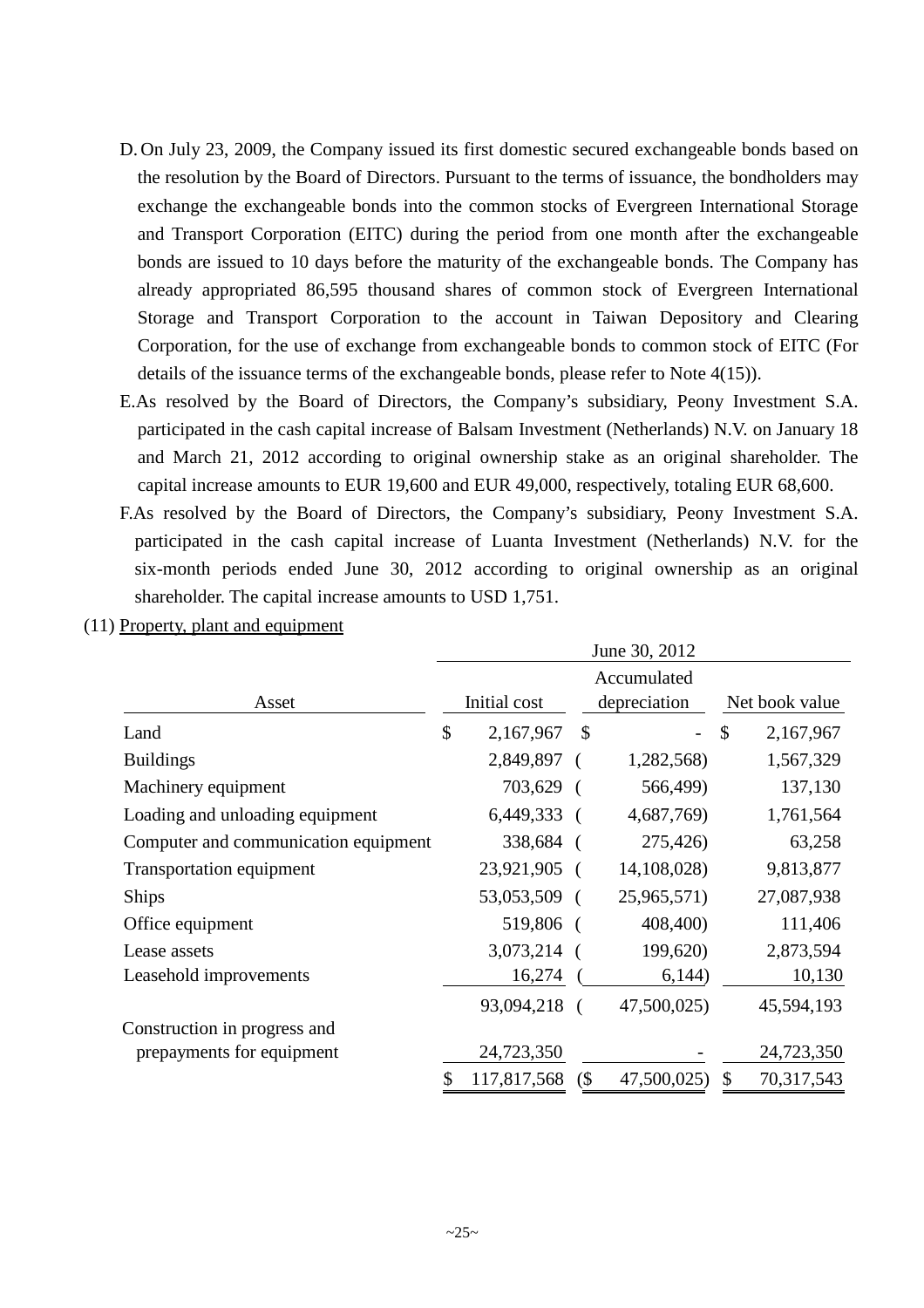D. On July 23, 2009, the Company issued its first domestic secured exchangeable bonds based on the resolution by the Board of Directors. Pursuant to the terms of issuance, the bondholders may exchange the exchangeable bonds into the common stocks of Evergreen International Storage and Transport Corporation (EITC) during the period from one month after the exchangeable bonds are issued to 10 days before the maturity of the exchangeable bonds. The Company has already appropriated 86,595 thousand shares of common stock of Evergreen International Storage and Transport Corporation to the account in Taiwan Depository and Clearing Corporation, for the use of exchange from exchangeable bonds to common stock of EITC (For details of the issuance terms of the exchangeable bonds, please refer to Note 4(15)).

E. As resolved by the Board of Directors, the Company's subsidiary, Peony Investment S.A. participated in the cash capital increase of Balsam Investment (Netherlands) N.V. on January 18 and March 21, 2012 according to original ownership stake as an original shareholder. The capital increase amounts to EUR 19,600 and EUR 49,000, respectively, totaling EUR 68,600.

F. As resolved by the Board of Directors, the Company's subsidiary, Peony Investment S.A. participated in the cash capital increase of Luanta Investment (Netherlands) N.V. for the six-month periods ended June 30, 2012 according to original ownership as an original shareholder. The capital increase amounts to USD 1,751.

(11) Property, plant and equipment

| | June 30, 2012 | | |
|---|---|---|---|
| Asset | Initial cost | Accumulated depreciation | Net book value |
| Land | $ 2,167,967 | $ - | $ 2,167,967 |
| Buildings | 2,849,897 | ( 1,282,568) | 1,567,329 |
| Machinery equipment | 703,629 | ( 566,499) | 137,130 |
| Loading and unloading equipment | 6,449,333 | ( 4,687,769) | 1,761,564 |
| Computer and communication equipment | 338,684 | ( 275,426) | 63,258 |
| Transportation equipment | 23,921,905 | ( 14,108,028) | 9,813,877 |
| Ships | 53,053,509 | ( 25,965,571) | 27,087,938 |
| Office equipment | 519,806 | ( 408,400) | 111,406 |
| Lease assets | 3,073,214 | ( 199,620) | 2,873,594 |
| Leasehold improvements | 16,274 | ( 6,144) | 10,130 |
| | 93,094,218 | ( 47,500,025) | 45,594,193 |
| Construction in progress and prepayments for equipment | 24,723,350 | - | 24,723,350 |
| | $ 117,817,568 | ($ 47,500,025) | $ 70,317,543 |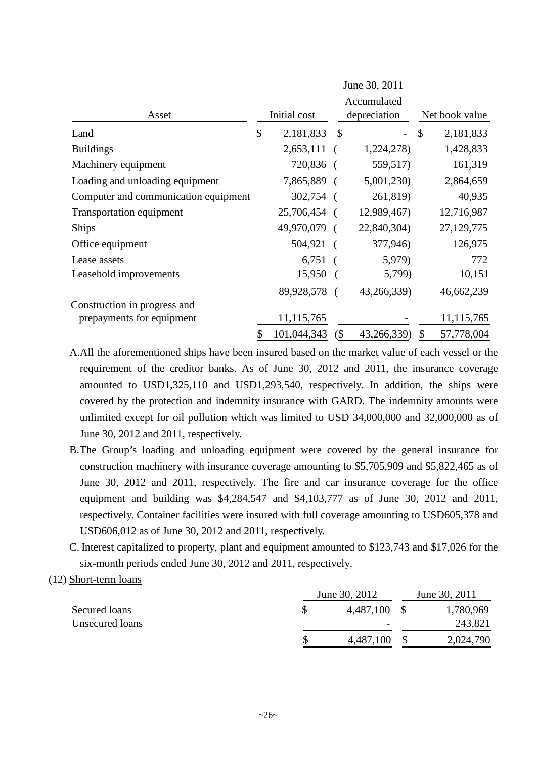| Asset | June 30, 2011 | | |
|---|---|---|---|
| | Initial cost | Accumulated depreciation | Net book value |
| Land | $ 2,181,833 | $ - | $ 2,181,833 |
| Buildings | 2,653,111 | ( 1,224,278) | 1,428,833 |
| Machinery equipment | 720,836 | ( 559,517) | 161,319 |
| Loading and unloading equipment | 7,865,889 | ( 5,001,230) | 2,864,659 |
| Computer and communication equipment | 302,754 | ( 261,819) | 40,935 |
| Transportation equipment | 25,706,454 | ( 12,989,467) | 12,716,987 |
| Ships | 49,970,079 | ( 22,840,304) | 27,129,775 |
| Office equipment | 504,921 | ( 377,946) | 126,975 |
| Lease assets | 6,751 | ( 5,979) | 772 |
| Leasehold improvements | 15,950 | ( 5,799) | 10,151 |
| | 89,928,578 | ( 43,266,339) | 46,662,239 |
| Construction in progress and prepayments for equipment | 11,115,765 | - | 11,115,765 |
| | $ 101,044,343 | ($ 43,266,339) | $ 57,778,004 |

A. All the aforementioned ships have been insured based on the market value of each vessel or the requirement of the creditor banks. As of June 30, 2012 and 2011, the insurance coverage amounted to USD1,325,110 and USD1,293,540, respectively. In addition, the ships were covered by the protection and indemnity insurance with GARD. The indemnity amounts were unlimited except for oil pollution which was limited to USD 34,000,000 and 32,000,000 as of June 30, 2012 and 2011, respectively.

B. The Group's loading and unloading equipment were covered by the general insurance for construction machinery with insurance coverage amounting to $5,705,909 and $5,822,465 as of June 30, 2012 and 2011, respectively. The fire and car insurance coverage for the office equipment and building was $4,284,547 and $4,103,777 as of June 30, 2012 and 2011, respectively. Container facilities were insured with full coverage amounting to USD605,378 and USD606,012 as of June 30, 2012 and 2011, respectively.

C. Interest capitalized to property, plant and equipment amounted to $123,743 and $17,026 for the six-month periods ended June 30, 2012 and 2011, respectively.

(12) Short-term loans

| | June 30, 2012 | June 30, 2011 |
|---|---|---|
| Secured loans | $ 4,487,100 | $ 1,780,969 |
| Unsecured loans | - | 243,821 |
| | $ 4,487,100 | $ 2,024,790 |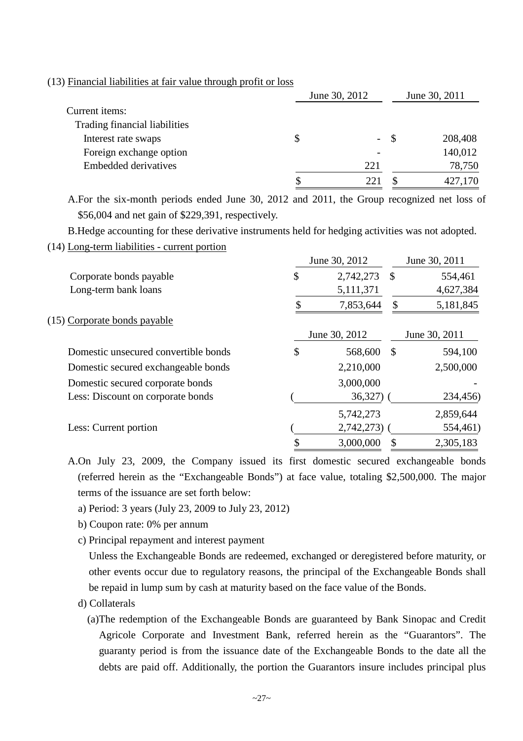(13) Financial liabilities at fair value through profit or loss

| | June 30, 2012 | June 30, 2011 |
|---|---|---|
| Current items: | | |
| Trading financial liabilities | | |
| Interest rate swaps | $ - | $ 208,408 |
| Foreign exchange option | - | 140,012 |
| Embedded derivatives | 221 | 78,750 |
| | $ 221 | $ 427,170 |

A.For the six-month periods ended June 30, 2012 and 2011, the Group recognized net loss of $56,004 and net gain of $229,391, respectively.

B.Hedge accounting for these derivative instruments held for hedging activities was not adopted.

(14) Long-term liabilities - current portion

| | June 30, 2012 | June 30, 2011 |
|---|---|---|
| Corporate bonds payable | $ 2,742,273 | $ 554,461 |
| Long-term bank loans | 5,111,371 | 4,627,384 |
| | $ 7,853,644 | $ 5,181,845 |

(15) Corporate bonds payable

| | June 30, 2012 | June 30, 2011 |
|---|---|---|
| Domestic unsecured convertible bonds | $ 568,600 | $ 594,100 |
| Domestic secured exchangeable bonds | 2,210,000 | 2,500,000 |
| Domestic secured corporate bonds | 3,000,000 | - |
| Less: Discount on corporate bonds | ( 36,327) | ( 234,456) |
| | 5,742,273 | 2,859,644 |
| Less: Current portion | ( 2,742,273) | ( 554,461) |
| | $ 3,000,000 | $ 2,305,183 |

A.On July 23, 2009, the Company issued its first domestic secured exchangeable bonds (referred herein as the "Exchangeable Bonds") at face value, totaling $2,500,000. The major terms of the issuance are set forth below:

a) Period: 3 years (July 23, 2009 to July 23, 2012)

b) Coupon rate: 0% per annum

c) Principal repayment and interest payment

Unless the Exchangeable Bonds are redeemed, exchanged or deregistered before maturity, or other events occur due to regulatory reasons, the principal of the Exchangeable Bonds shall be repaid in lump sum by cash at maturity based on the face value of the Bonds.

d) Collaterals

(a)The redemption of the Exchangeable Bonds are guaranteed by Bank Sinopac and Credit Agricole Corporate and Investment Bank, referred herein as the "Guarantors". The guaranty period is from the issuance date of the Exchangeable Bonds to the date all the debts are paid off. Additionally, the portion the Guarantors insure includes principal plus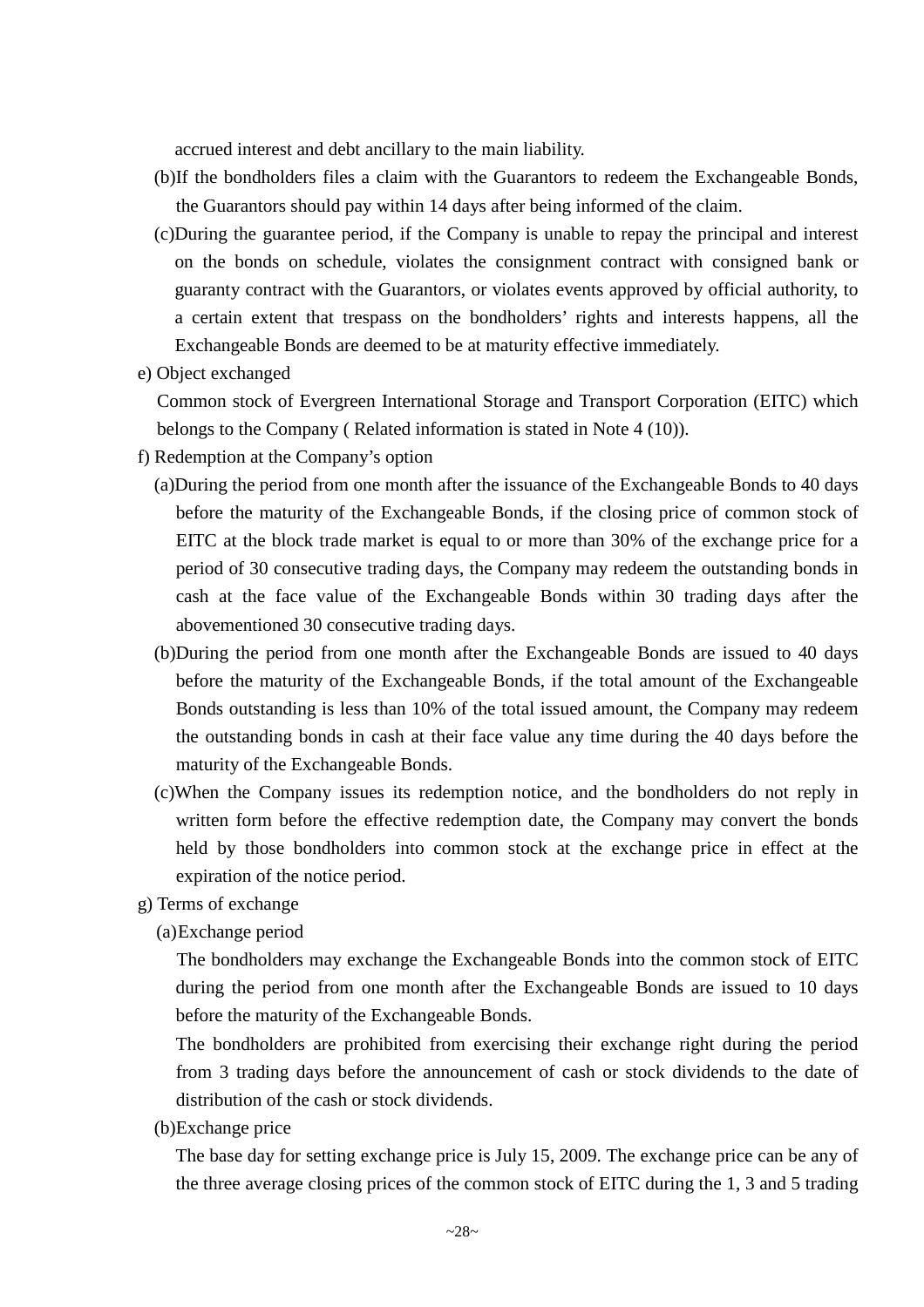accrued interest and debt ancillary to the main liability.

(b)If the bondholders files a claim with the Guarantors to redeem the Exchangeable Bonds, the Guarantors should pay within 14 days after being informed of the claim.

(c)During the guarantee period, if the Company is unable to repay the principal and interest on the bonds on schedule, violates the consignment contract with consigned bank or guaranty contract with the Guarantors, or violates events approved by official authority, to a certain extent that trespass on the bondholders' rights and interests happens, all the Exchangeable Bonds are deemed to be at maturity effective immediately.

e) Object exchanged

Common stock of Evergreen International Storage and Transport Corporation (EITC) which belongs to the Company ( Related information is stated in Note 4 (10)).

f) Redemption at the Company's option

(a)During the period from one month after the issuance of the Exchangeable Bonds to 40 days before the maturity of the Exchangeable Bonds, if the closing price of common stock of EITC at the block trade market is equal to or more than 30% of the exchange price for a period of 30 consecutive trading days, the Company may redeem the outstanding bonds in cash at the face value of the Exchangeable Bonds within 30 trading days after the abovementioned 30 consecutive trading days.

(b)During the period from one month after the Exchangeable Bonds are issued to 40 days before the maturity of the Exchangeable Bonds, if the total amount of the Exchangeable Bonds outstanding is less than 10% of the total issued amount, the Company may redeem the outstanding bonds in cash at their face value any time during the 40 days before the maturity of the Exchangeable Bonds.

(c)When the Company issues its redemption notice, and the bondholders do not reply in written form before the effective redemption date, the Company may convert the bonds held by those bondholders into common stock at the exchange price in effect at the expiration of the notice period.

g) Terms of exchange

(a)Exchange period

The bondholders may exchange the Exchangeable Bonds into the common stock of EITC during the period from one month after the Exchangeable Bonds are issued to 10 days before the maturity of the Exchangeable Bonds.

The bondholders are prohibited from exercising their exchange right during the period from 3 trading days before the announcement of cash or stock dividends to the date of distribution of the cash or stock dividends.

(b)Exchange price

The base day for setting exchange price is July 15, 2009. The exchange price can be any of the three average closing prices of the common stock of EITC during the 1, 3 and 5 trading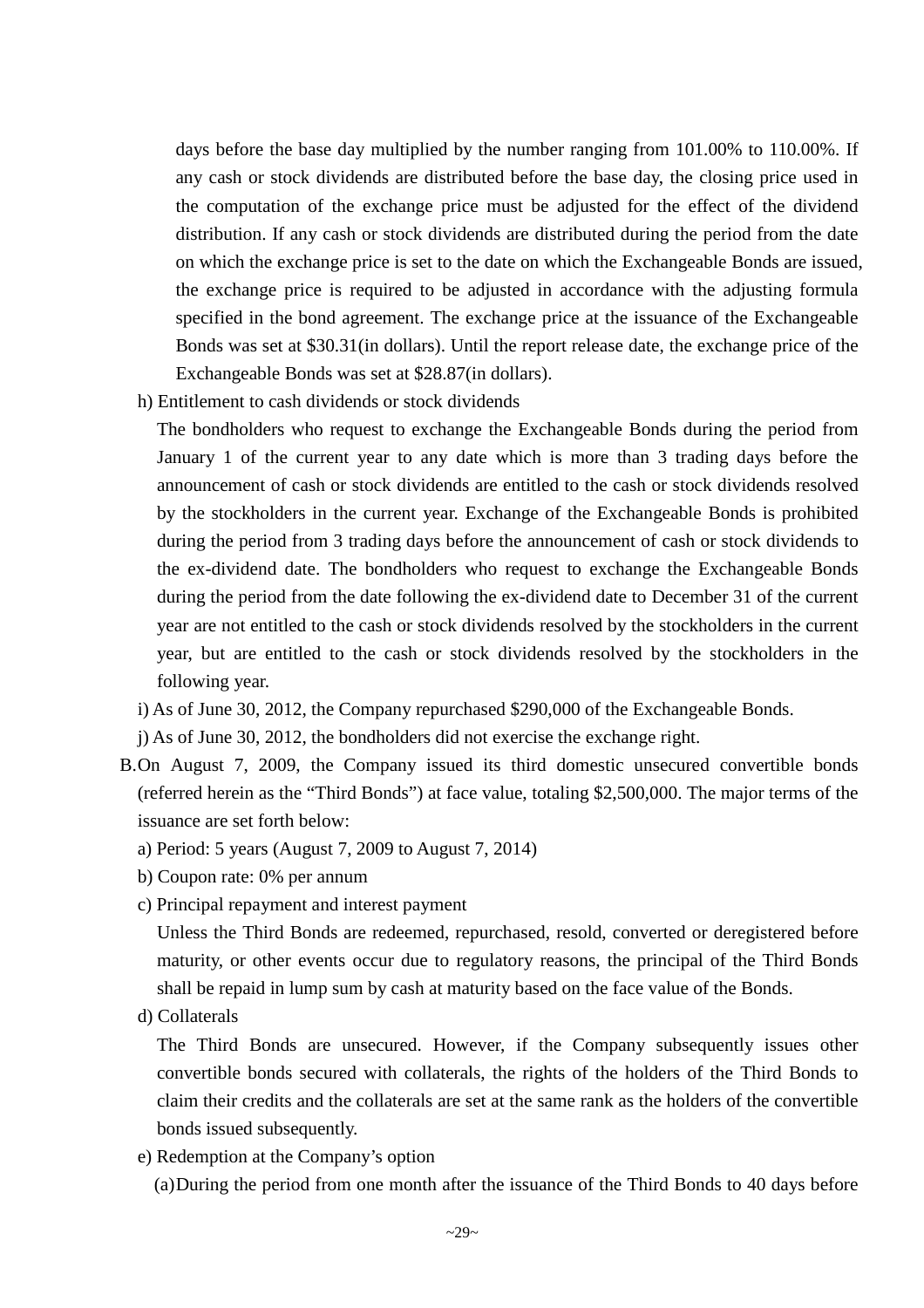days before the base day multiplied by the number ranging from 101.00% to 110.00%. If any cash or stock dividends are distributed before the base day, the closing price used in the computation of the exchange price must be adjusted for the effect of the dividend distribution. If any cash or stock dividends are distributed during the period from the date on which the exchange price is set to the date on which the Exchangeable Bonds are issued, the exchange price is required to be adjusted in accordance with the adjusting formula specified in the bond agreement. The exchange price at the issuance of the Exchangeable Bonds was set at $30.31(in dollars). Until the report release date, the exchange price of the Exchangeable Bonds was set at $28.87(in dollars).

h) Entitlement to cash dividends or stock dividends

The bondholders who request to exchange the Exchangeable Bonds during the period from January 1 of the current year to any date which is more than 3 trading days before the announcement of cash or stock dividends are entitled to the cash or stock dividends resolved by the stockholders in the current year. Exchange of the Exchangeable Bonds is prohibited during the period from 3 trading days before the announcement of cash or stock dividends to the ex-dividend date. The bondholders who request to exchange the Exchangeable Bonds during the period from the date following the ex-dividend date to December 31 of the current year are not entitled to the cash or stock dividends resolved by the stockholders in the current year, but are entitled to the cash or stock dividends resolved by the stockholders in the following year.

i) As of June 30, 2012, the Company repurchased $290,000 of the Exchangeable Bonds.

j) As of June 30, 2012, the bondholders did not exercise the exchange right.

B. On August 7, 2009, the Company issued its third domestic unsecured convertible bonds (referred herein as the "Third Bonds") at face value, totaling $2,500,000. The major terms of the issuance are set forth below:

a) Period: 5 years (August 7, 2009 to August 7, 2014)

b) Coupon rate: 0% per annum

c) Principal repayment and interest payment

Unless the Third Bonds are redeemed, repurchased, resold, converted or deregistered before maturity, or other events occur due to regulatory reasons, the principal of the Third Bonds shall be repaid in lump sum by cash at maturity based on the face value of the Bonds.

d) Collaterals

The Third Bonds are unsecured. However, if the Company subsequently issues other convertible bonds secured with collaterals, the rights of the holders of the Third Bonds to claim their credits and the collaterals are set at the same rank as the holders of the convertible bonds issued subsequently.

e) Redemption at the Company's option

(a) During the period from one month after the issuance of the Third Bonds to 40 days before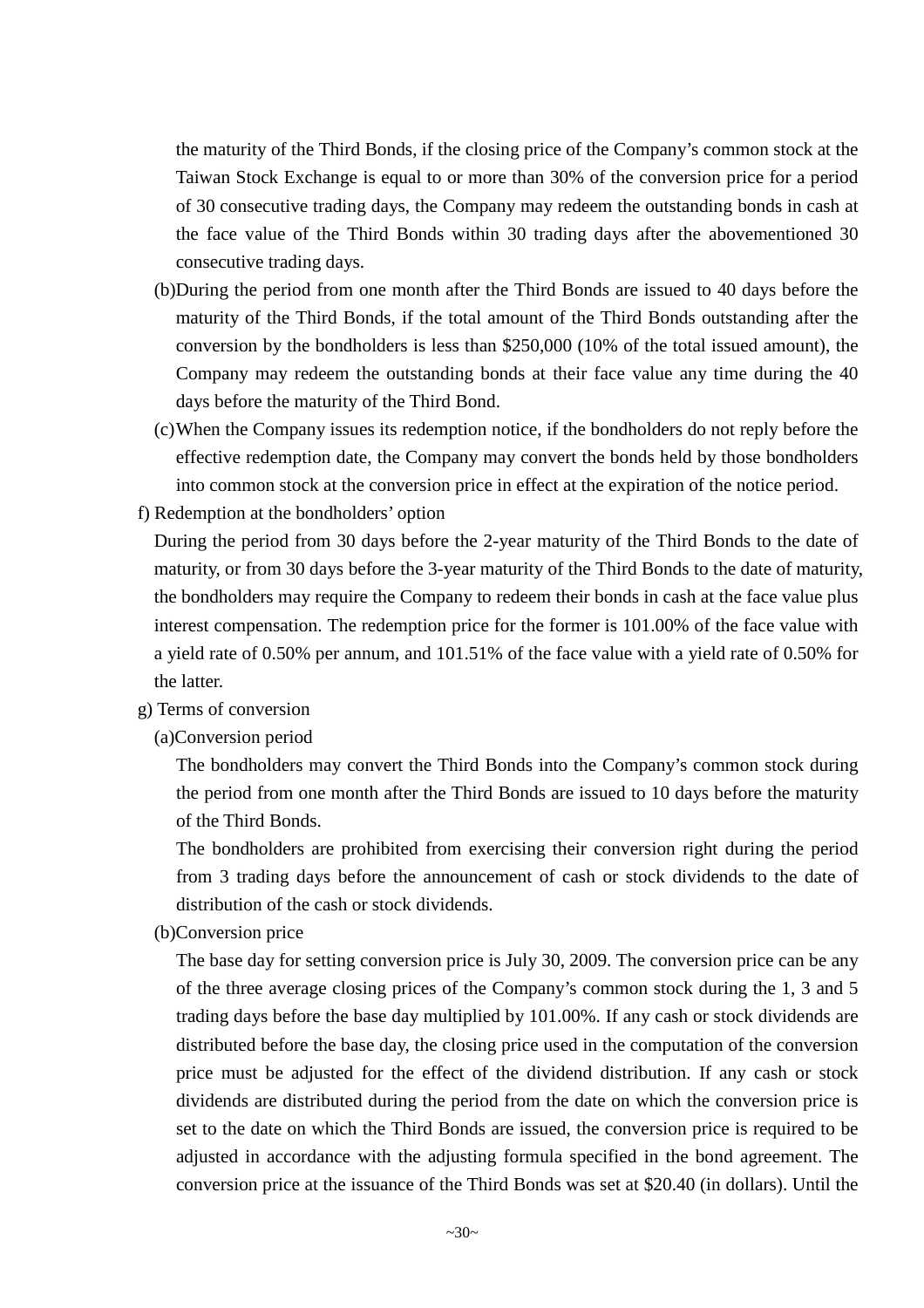the maturity of the Third Bonds, if the closing price of the Company's common stock at the Taiwan Stock Exchange is equal to or more than 30% of the conversion price for a period of 30 consecutive trading days, the Company may redeem the outstanding bonds in cash at the face value of the Third Bonds within 30 trading days after the abovementioned 30 consecutive trading days.

(b)During the period from one month after the Third Bonds are issued to 40 days before the maturity of the Third Bonds, if the total amount of the Third Bonds outstanding after the conversion by the bondholders is less than $250,000 (10% of the total issued amount), the Company may redeem the outstanding bonds at their face value any time during the 40 days before the maturity of the Third Bond.

(c)When the Company issues its redemption notice, if the bondholders do not reply before the effective redemption date, the Company may convert the bonds held by those bondholders into common stock at the conversion price in effect at the expiration of the notice period.

f) Redemption at the bondholders' option

During the period from 30 days before the 2-year maturity of the Third Bonds to the date of maturity, or from 30 days before the 3-year maturity of the Third Bonds to the date of maturity, the bondholders may require the Company to redeem their bonds in cash at the face value plus interest compensation. The redemption price for the former is 101.00% of the face value with a yield rate of 0.50% per annum, and 101.51% of the face value with a yield rate of 0.50% for the latter.

g) Terms of conversion

(a)Conversion period

The bondholders may convert the Third Bonds into the Company's common stock during the period from one month after the Third Bonds are issued to 10 days before the maturity of the Third Bonds.

The bondholders are prohibited from exercising their conversion right during the period from 3 trading days before the announcement of cash or stock dividends to the date of distribution of the cash or stock dividends.

(b)Conversion price

The base day for setting conversion price is July 30, 2009. The conversion price can be any of the three average closing prices of the Company's common stock during the 1, 3 and 5 trading days before the base day multiplied by 101.00%. If any cash or stock dividends are distributed before the base day, the closing price used in the computation of the conversion price must be adjusted for the effect of the dividend distribution. If any cash or stock dividends are distributed during the period from the date on which the conversion price is set to the date on which the Third Bonds are issued, the conversion price is required to be adjusted in accordance with the adjusting formula specified in the bond agreement. The conversion price at the issuance of the Third Bonds was set at $20.40 (in dollars). Until the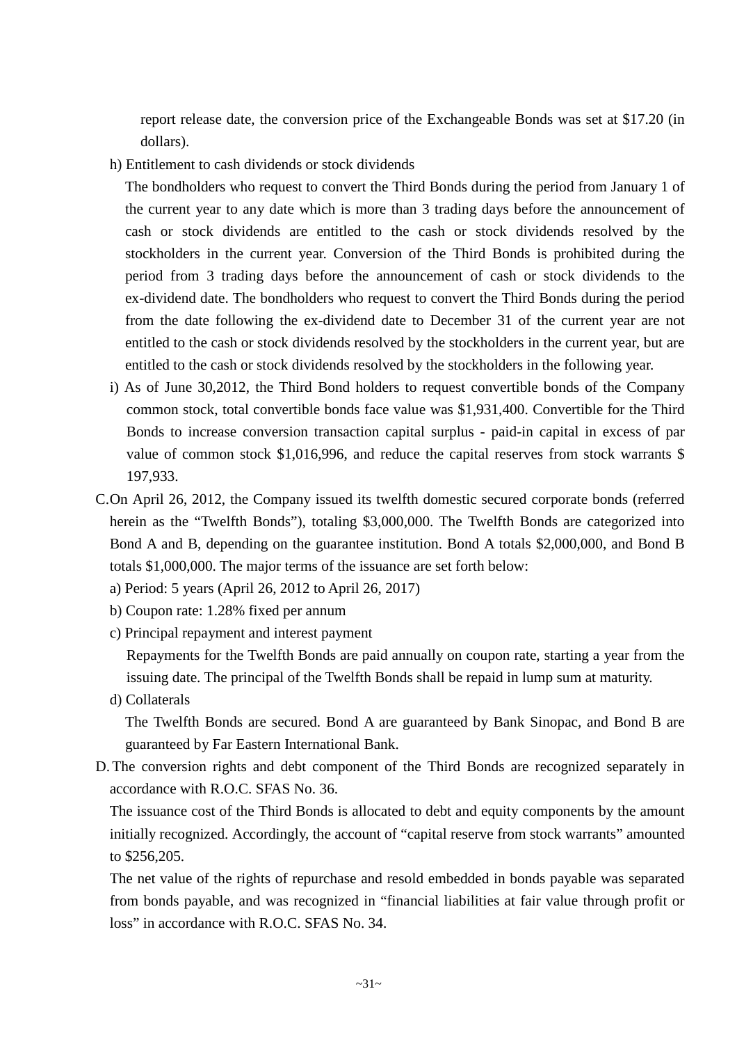report release date, the conversion price of the Exchangeable Bonds was set at $17.20 (in dollars).

h) Entitlement to cash dividends or stock dividends

The bondholders who request to convert the Third Bonds during the period from January 1 of the current year to any date which is more than 3 trading days before the announcement of cash or stock dividends are entitled to the cash or stock dividends resolved by the stockholders in the current year. Conversion of the Third Bonds is prohibited during the period from 3 trading days before the announcement of cash or stock dividends to the ex-dividend date. The bondholders who request to convert the Third Bonds during the period from the date following the ex-dividend date to December 31 of the current year are not entitled to the cash or stock dividends resolved by the stockholders in the current year, but are entitled to the cash or stock dividends resolved by the stockholders in the following year.

i) As of June 30,2012, the Third Bond holders to request convertible bonds of the Company common stock, total convertible bonds face value was $1,931,400. Convertible for the Third Bonds to increase conversion transaction capital surplus - paid-in capital in excess of par value of common stock $1,016,996, and reduce the capital reserves from stock warrants $ 197,933.

C. On April 26, 2012, the Company issued its twelfth domestic secured corporate bonds (referred herein as the "Twelfth Bonds"), totaling $3,000,000. The Twelfth Bonds are categorized into Bond A and B, depending on the guarantee institution. Bond A totals $2,000,000, and Bond B totals $1,000,000. The major terms of the issuance are set forth below:

a) Period: 5 years (April 26, 2012 to April 26, 2017)

b) Coupon rate: 1.28% fixed per annum

c) Principal repayment and interest payment

Repayments for the Twelfth Bonds are paid annually on coupon rate, starting a year from the issuing date. The principal of the Twelfth Bonds shall be repaid in lump sum at maturity.

d) Collaterals

The Twelfth Bonds are secured. Bond A are guaranteed by Bank Sinopac, and Bond B are guaranteed by Far Eastern International Bank.

D. The conversion rights and debt component of the Third Bonds are recognized separately in accordance with R.O.C. SFAS No. 36.

The issuance cost of the Third Bonds is allocated to debt and equity components by the amount initially recognized. Accordingly, the account of "capital reserve from stock warrants" amounted to $256,205.

The net value of the rights of repurchase and resold embedded in bonds payable was separated from bonds payable, and was recognized in "financial liabilities at fair value through profit or loss" in accordance with R.O.C. SFAS No. 34.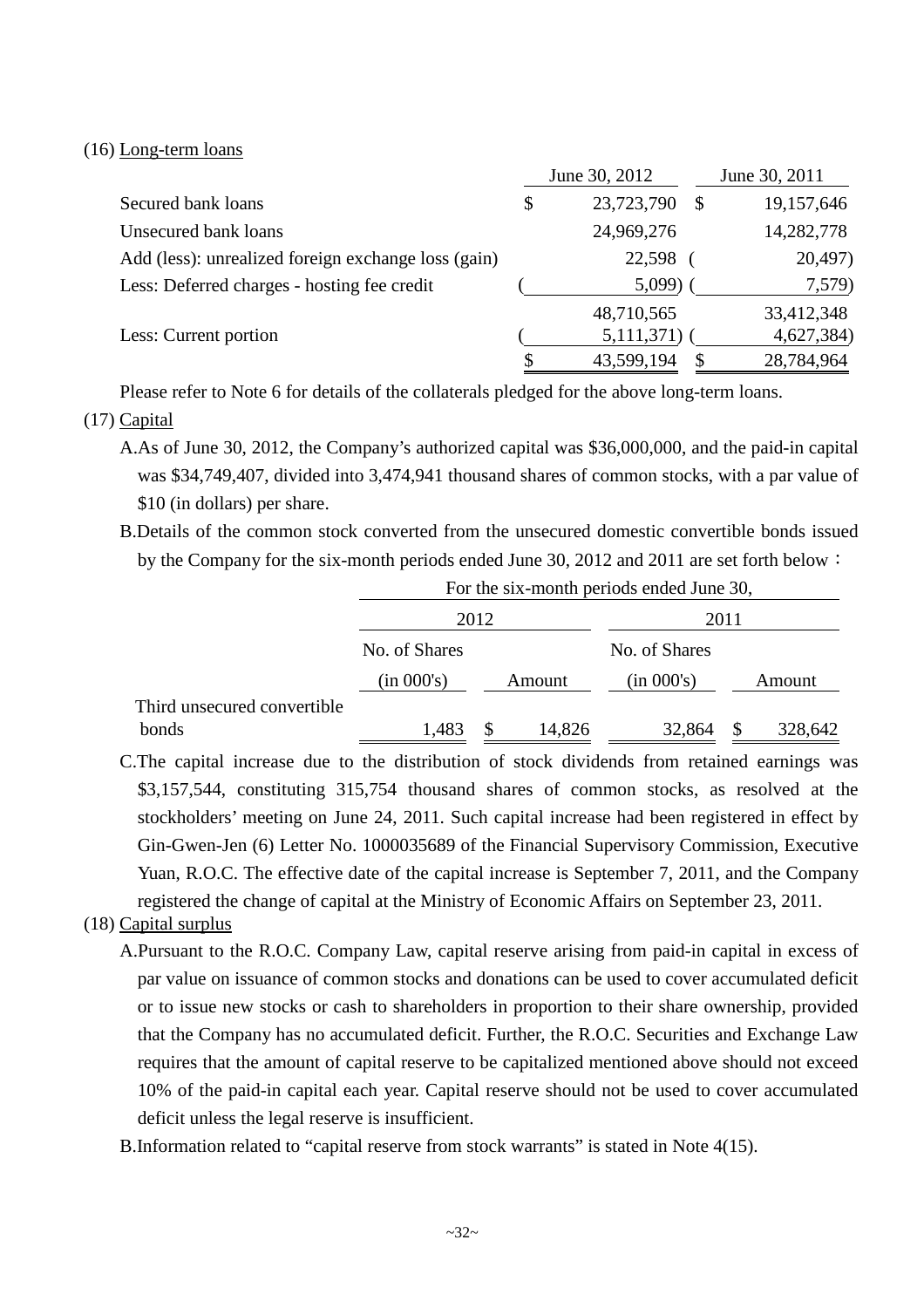(16) Long-term loans

| | June 30, 2012 | June 30, 2011 |
|---|---|---|
| Secured bank loans | $ 23,723,790 | $ 19,157,646 |
| Unsecured bank loans | 24,969,276 | 14,282,778 |
| Add (less): unrealized foreign exchange loss (gain) | 22,598 | ( 20,497) |
| Less: Deferred charges - hosting fee credit | ( 5,099) | ( 7,579) |
| | 48,710,565 | 33,412,348 |
| Less: Current portion | ( 5,111,371) | ( 4,627,384) |
| | $ 43,599,194 | $ 28,784,964 |

Please refer to Note 6 for details of the collaterals pledged for the above long-term loans.

(17) Capital

A.As of June 30, 2012, the Company’s authorized capital was $36,000,000, and the paid-in capital was $34,749,407, divided into 3,474,941 thousand shares of common stocks, with a par value of $10 (in dollars) per share.

B.Details of the common stock converted from the unsecured domestic convertible bonds issued by the Company for the six-month periods ended June 30, 2012 and 2011 are set forth below：

| | For the six-month periods ended June 30, | | | |
|---|---|---|---|---|
| | 2012 | | 2011 | |
| | No. of Shares (in 000's) | Amount | No. of Shares (in 000's) | Amount |
| Third unsecured convertible bonds | 1,483 | $ 14,826 | 32,864 | $ 328,642 |

C.The capital increase due to the distribution of stock dividends from retained earnings was $3,157,544, constituting 315,754 thousand shares of common stocks, as resolved at the stockholders’ meeting on June 24, 2011. Such capital increase had been registered in effect by Gin-Gwen-Jen (6) Letter No. 1000035689 of the Financial Supervisory Commission, Executive Yuan, R.O.C. The effective date of the capital increase is September 7, 2011, and the Company registered the change of capital at the Ministry of Economic Affairs on September 23, 2011.

(18) Capital surplus

A.Pursuant to the R.O.C. Company Law, capital reserve arising from paid-in capital in excess of par value on issuance of common stocks and donations can be used to cover accumulated deficit or to issue new stocks or cash to shareholders in proportion to their share ownership, provided that the Company has no accumulated deficit. Further, the R.O.C. Securities and Exchange Law requires that the amount of capital reserve to be capitalized mentioned above should not exceed 10% of the paid-in capital each year. Capital reserve should not be used to cover accumulated deficit unless the legal reserve is insufficient.

B.Information related to “capital reserve from stock warrants” is stated in Note 4(15).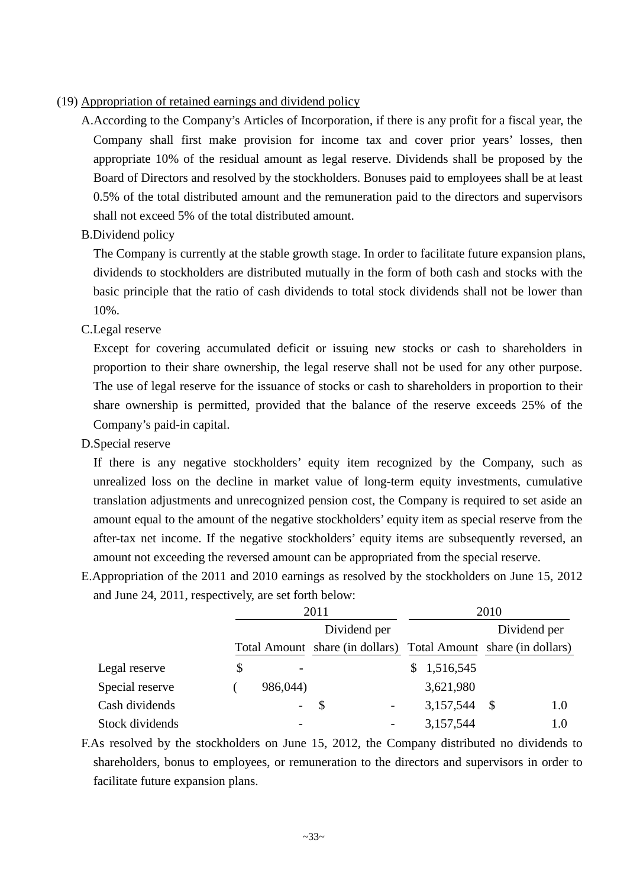(19) Appropriation of retained earnings and dividend policy

A. According to the Company's Articles of Incorporation, if there is any profit for a fiscal year, the Company shall first make provision for income tax and cover prior years' losses, then appropriate 10% of the residual amount as legal reserve. Dividends shall be proposed by the Board of Directors and resolved by the stockholders. Bonuses paid to employees shall be at least 0.5% of the total distributed amount and the remuneration paid to the directors and supervisors shall not exceed 5% of the total distributed amount.

B. Dividend policy

The Company is currently at the stable growth stage. In order to facilitate future expansion plans, dividends to stockholders are distributed mutually in the form of both cash and stocks with the basic principle that the ratio of cash dividends to total stock dividends shall not be lower than 10%.

C. Legal reserve

Except for covering accumulated deficit or issuing new stocks or cash to shareholders in proportion to their share ownership, the legal reserve shall not be used for any other purpose. The use of legal reserve for the issuance of stocks or cash to shareholders in proportion to their share ownership is permitted, provided that the balance of the reserve exceeds 25% of the Company's paid-in capital.

D. Special reserve

If there is any negative stockholders' equity item recognized by the Company, such as unrealized loss on the decline in market value of long-term equity investments, cumulative translation adjustments and unrecognized pension cost, the Company is required to set aside an amount equal to the amount of the negative stockholders' equity item as special reserve from the after-tax net income. If the negative stockholders' equity items are subsequently reversed, an amount not exceeding the reversed amount can be appropriated from the special reserve.

E. Appropriation of the 2011 and 2010 earnings as resolved by the stockholders on June 15, 2012 and June 24, 2011, respectively, are set forth below:

| | 2011 | | 2010 | |
|---|---|---|---|---|
| | Total Amount | Dividend per share (in dollars) | Total Amount | Dividend per share (in dollars) |
| Legal reserve | $ - | | $ 1,516,545 | |
| Special reserve | ( 986,044) | | 3,621,980 | |
| Cash dividends | - | $ - | 3,157,544 | $ 1.0 |
| Stock dividends | - | - | 3,157,544 | 1.0 |

F. As resolved by the stockholders on June 15, 2012, the Company distributed no dividends to shareholders, bonus to employees, or remuneration to the directors and supervisors in order to facilitate future expansion plans.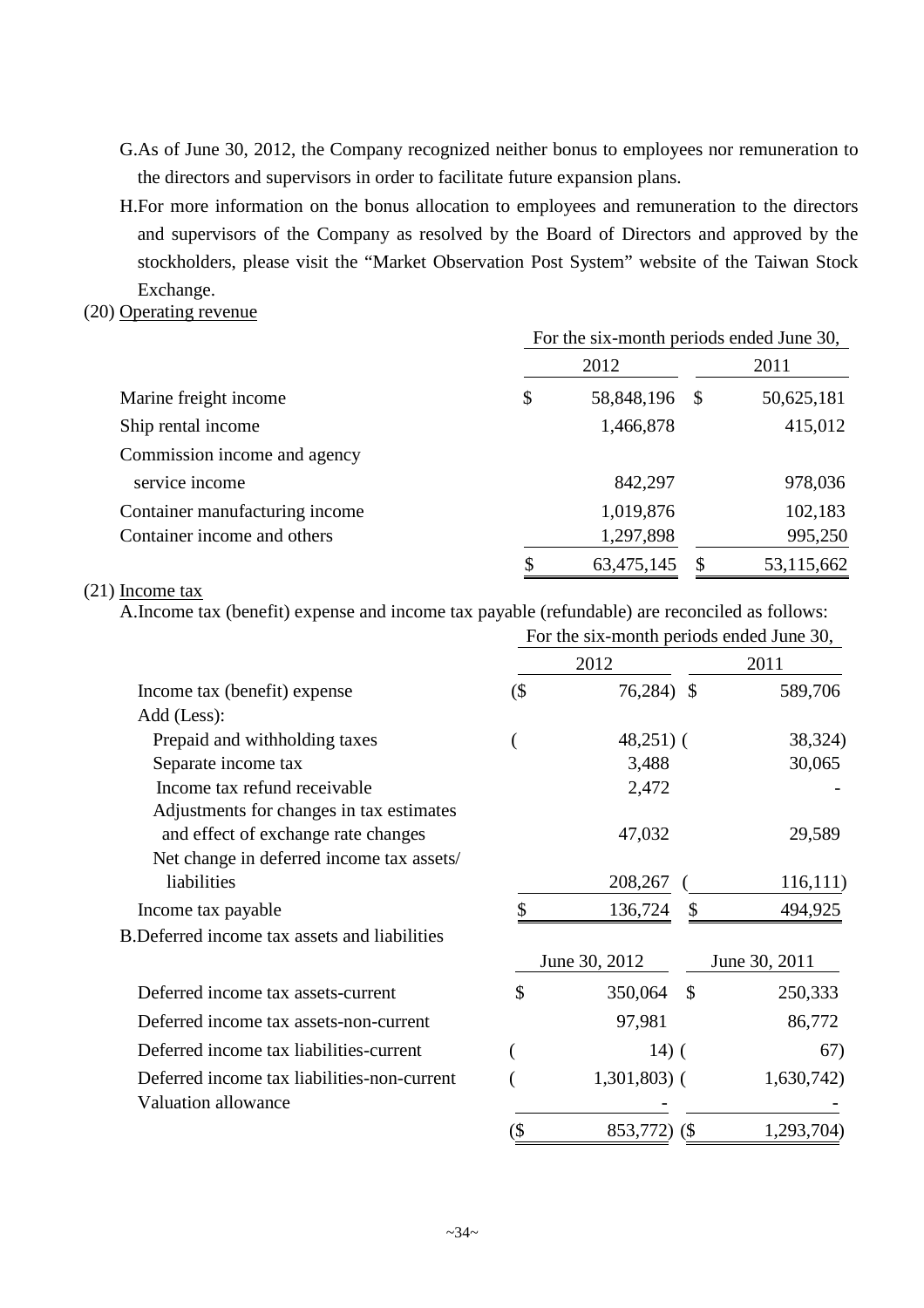G.As of June 30, 2012, the Company recognized neither bonus to employees nor remuneration to the directors and supervisors in order to facilitate future expansion plans.

H.For more information on the bonus allocation to employees and remuneration to the directors and supervisors of the Company as resolved by the Board of Directors and approved by the stockholders, please visit the "Market Observation Post System" website of the Taiwan Stock Exchange.

(20) Operating revenue

| | For the six-month periods ended June 30, | |
|---|---|---|
| | 2012 | 2011 |
| Marine freight income | $ 58,848,196 | $ 50,625,181 |
| Ship rental income | 1,466,878 | 415,012 |
| Commission income and agency service income | 842,297 | 978,036 |
| Container manufacturing income | 1,019,876 | 102,183 |
| Container income and others | 1,297,898 | 995,250 |
| | $ 63,475,145 | $ 53,115,662 |

(21) Income tax

A.Income tax (benefit) expense and income tax payable (refundable) are reconciled as follows:

| | For the six-month periods ended June 30, | |
|---|---|---|
| | 2012 | 2011 |
| Income tax (benefit) expense | ($ 76,284) | $ 589,706 |
| Add (Less): | | |
| Prepaid and withholding taxes | ( 48,251) | ( 38,324) |
| Separate income tax | 3,488 | 30,065 |
| Income tax refund receivable | 2,472 | - |
| Adjustments for changes in tax estimates and effect of exchange rate changes | 47,032 | 29,589 |
| Net change in deferred income tax assets/ liabilities | 208,267 | ( 116,111) |
| Income tax payable | $ 136,724 | $ 494,925 |

B.Deferred income tax assets and liabilities

| | June 30, 2012 | June 30, 2011 |
|---|---|---|
| Deferred income tax assets-current | $ 350,064 | $ 250,333 |
| Deferred income tax assets-non-current | 97,981 | 86,772 |
| Deferred income tax liabilities-current | ( 14) | ( 67) |
| Deferred income tax liabilities-non-current | ( 1,301,803) | ( 1,630,742) |
| Valuation allowance | - | - |
| | ($ 853,772) | ($ 1,293,704) |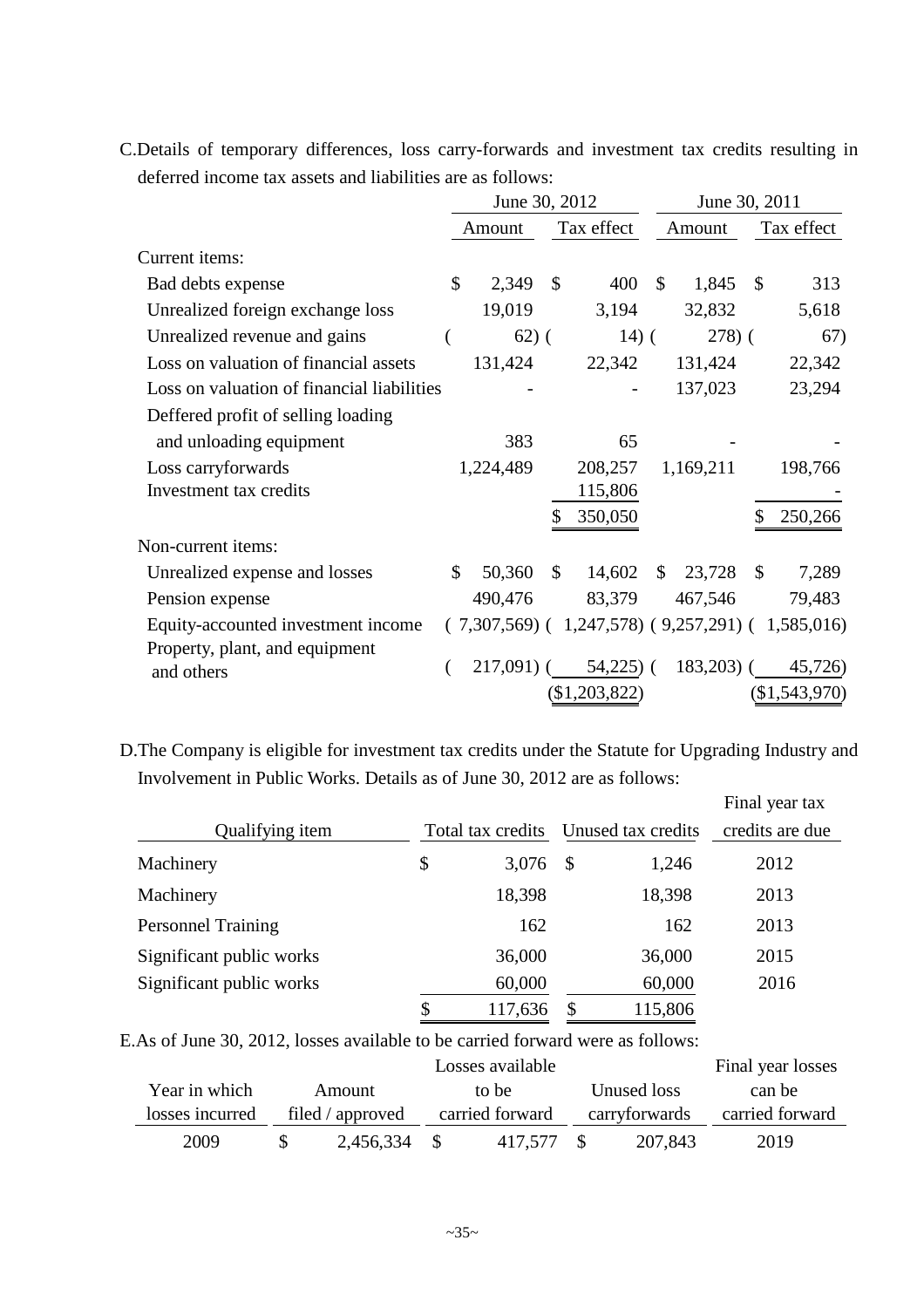C.Details of temporary differences, loss carry-forwards and investment tax credits resulting in deferred income tax assets and liabilities are as follows:

| | June 30, 2012 | | June 30, 2011 | |
|---|---|---|---|---|
| | Amount | Tax effect | Amount | Tax effect |
| Current items: | | | | |
| Bad debts expense | $ 2,349 | $ 400 | $ 1,845 | $ 313 |
| Unrealized foreign exchange loss | 19,019 | 3,194 | 32,832 | 5,618 |
| Unrealized revenue and gains | ( 62) | ( 14) | ( 278) | ( 67) |
| Loss on valuation of financial assets | 131,424 | 22,342 | 131,424 | 22,342 |
| Loss on valuation of financial liabilities | - | - | 137,023 | 23,294 |
| Deffered profit of selling loading and unloading equipment | 383 | 65 | - | - |
| Loss carryforwards | 1,224,489 | 208,257 | 1,169,211 | 198,766 |
| Investment tax credits | | 115,806 | | - |
| | | $ 350,050 | | $ 250,266 |
| Non-current items: | | | | |
| Unrealized expense and losses | $ 50,360 | $ 14,602 | $ 23,728 | $ 7,289 |
| Pension expense | 490,476 | 83,379 | 467,546 | 79,483 |
| Equity-accounted investment income | ( 7,307,569) | ( 1,247,578) | ( 9,257,291) | ( 1,585,016) |
| Property, plant, and equipment and others | ( 217,091) | ( 54,225) | ( 183,203) | ( 45,726) |
| | | ($1,203,822) | | ($1,543,970) |

D.The Company is eligible for investment tax credits under the Statute for Upgrading Industry and Involvement in Public Works. Details as of June 30, 2012 are as follows:

| Qualifying item | Total tax credits | Unused tax credits | Final year tax credits are due |
|---|---|---|---|
| Machinery | $ 3,076 | $ 1,246 | 2012 |
| Machinery | 18,398 | 18,398 | 2013 |
| Personnel Training | 162 | 162 | 2013 |
| Significant public works | 36,000 | 36,000 | 2015 |
| Significant public works | 60,000 | 60,000 | 2016 |
| | $ 117,636 | $ 115,806 | |

E.As of June 30, 2012, losses available to be carried forward were as follows:

| Year in which losses incurred | Amount filed / approved | Losses available to be carried forward | Unused loss carryforwards | Final year losses can be carried forward |
|---|---|---|---|---|
| 2009 | $ 2,456,334 | $ 417,577 | $ 207,843 | 2019 |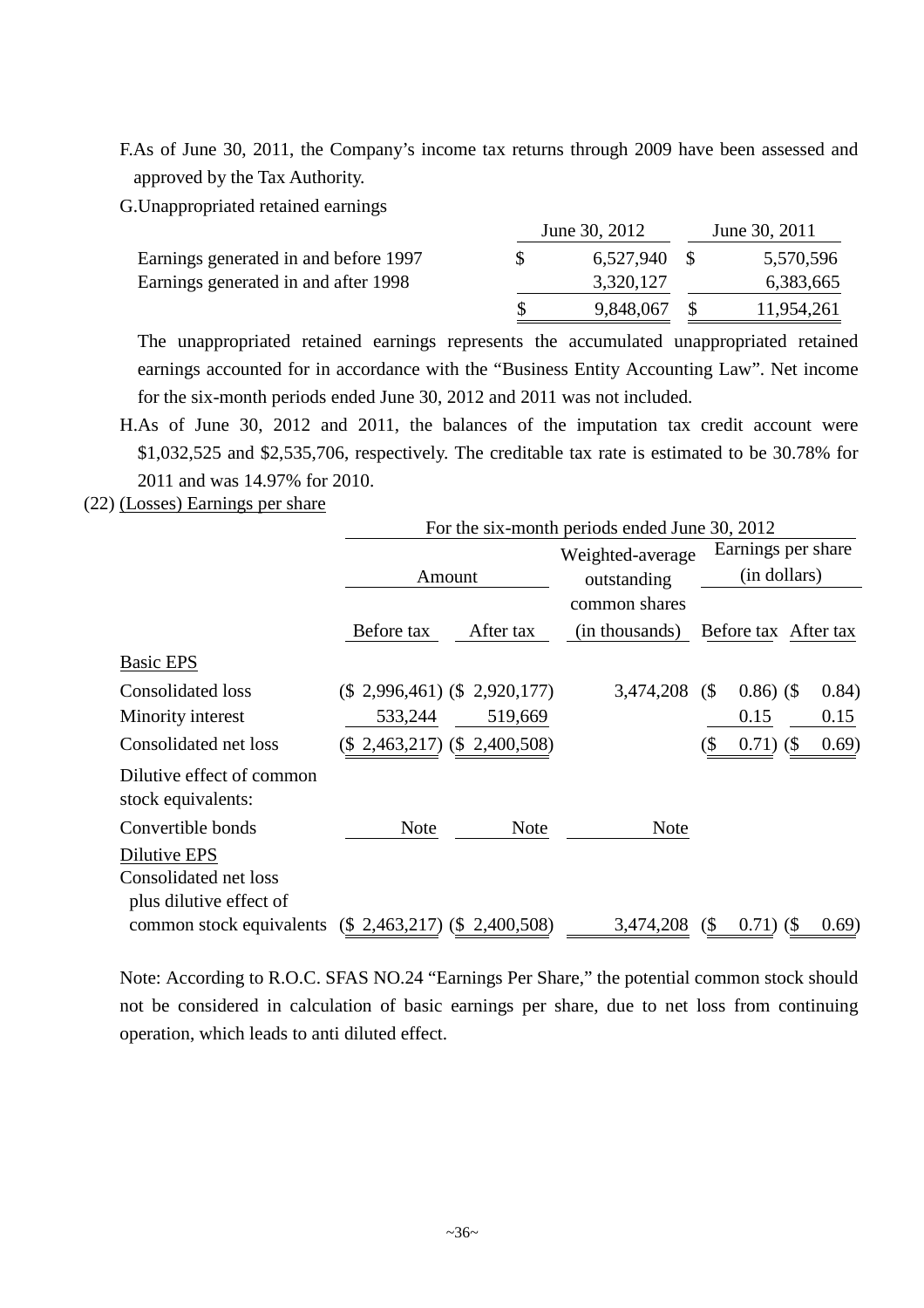F.As of June 30, 2011, the Company's income tax returns through 2009 have been assessed and approved by the Tax Authority.

G.Unappropriated retained earnings

| | June 30, 2012 | June 30, 2011 |
|---|---|---|
| Earnings generated in and before 1997 | $ 6,527,940 | $ 5,570,596 |
| Earnings generated in and after 1998 | 3,320,127 | 6,383,665 |
| | $ 9,848,067 | $ 11,954,261 |

The unappropriated retained earnings represents the accumulated unappropriated retained earnings accounted for in accordance with the "Business Entity Accounting Law". Net income for the six-month periods ended June 30, 2012 and 2011 was not included.

H.As of June 30, 2012 and 2011, the balances of the imputation tax credit account were $1,032,525 and $2,535,706, respectively. The creditable tax rate is estimated to be 30.78% for 2011 and was 14.97% for 2010.

(22) Losses) Earnings per share

| | For the six-month periods ended June 30, 2012 | | | | |
|---|---|---|---|---|---|
| | Amount | | Weighted-average outstanding common shares (in thousands) | Earnings per share (in dollars) | |
| | Before tax | After tax | | Before tax | After tax |
| Basic EPS | | | | | |
| Consolidated loss | ($ 2,996,461) | ($ 2,920,177) | 3,474,208 | ($ 0.86) | ($ 0.84) |
| Minority interest | 533,244 | 519,669 | | 0.15 | 0.15 |
| Consolidated net loss | ($ 2,463,217) | ($ 2,400,508) | | ($ 0.71) | ($ 0.69) |
| Dilutive effect of common stock equivalents: | | | | | |
| Convertible bonds | Note | Note | Note | | |
| Dilutive EPS | | | | | |
| Consolidated net loss plus dilutive effect of common stock equivalents | ($ 2,463,217) | ($ 2,400,508) | 3,474,208 | ($ 0.71) | ($ 0.69) |

Note: According to R.O.C. SFAS NO.24 "Earnings Per Share," the potential common stock should not be considered in calculation of basic earnings per share, due to net loss from continuing operation, which leads to anti diluted effect.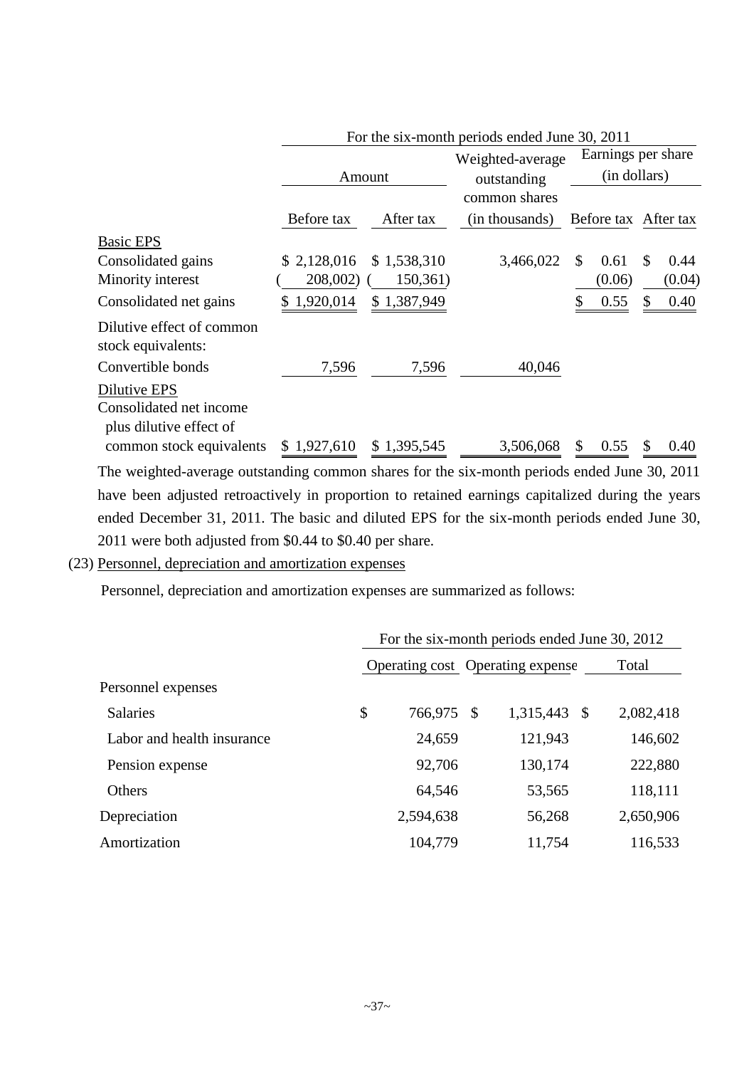| | For the six-month periods ended June 30, 2011 | | | | |
|---|---|---|---|---|---|
| | Amount | | Weighted-average outstanding common shares | Earnings per share (in dollars) | |
| | Before tax | After tax | (in thousands) | Before tax | After tax |
| Basic EPS | | | | | |
| Consolidated gains | $ 2,128,016 | $ 1,538,310 | 3,466,022 | $ 0.61 | $ 0.44 |
| Minority interest | ( 208,002) | ( 150,361) | | (0.06) | (0.04) |
| Consolidated net gains | $ 1,920,014 | $ 1,387,949 | | $ 0.55 | $ 0.40 |
| Dilutive effect of common stock equivalents: | | | | | |
| Convertible bonds | 7,596 | 7,596 | 40,046 | | |
| Dilutive EPS | | | | | |
| Consolidated net income plus dilutive effect of common stock equivalents | $ 1,927,610 | $ 1,395,545 | 3,506,068 | $ 0.55 | $ 0.40 |

The weighted-average outstanding common shares for the six-month periods ended June 30, 2011 have been adjusted retroactively in proportion to retained earnings capitalized during the years ended December 31, 2011. The basic and diluted EPS for the six-month periods ended June 30, 2011 were both adjusted from $0.44 to $0.40 per share.

(23) Personnel, depreciation and amortization expenses

Personnel, depreciation and amortization expenses are summarized as follows:

| | For the six-month periods ended June 30, 2012 | | |
|---|---|---|---|
| | Operating cost | Operating expense | Total |
| Personnel expenses | | | |
| Salaries | $ 766,975 | $ 1,315,443 | $ 2,082,418 |
| Labor and health insurance | 24,659 | 121,943 | 146,602 |
| Pension expense | 92,706 | 130,174 | 222,880 |
| Others | 64,546 | 53,565 | 118,111 |
| Depreciation | 2,594,638 | 56,268 | 2,650,906 |
| Amortization | 104,779 | 11,754 | 116,533 |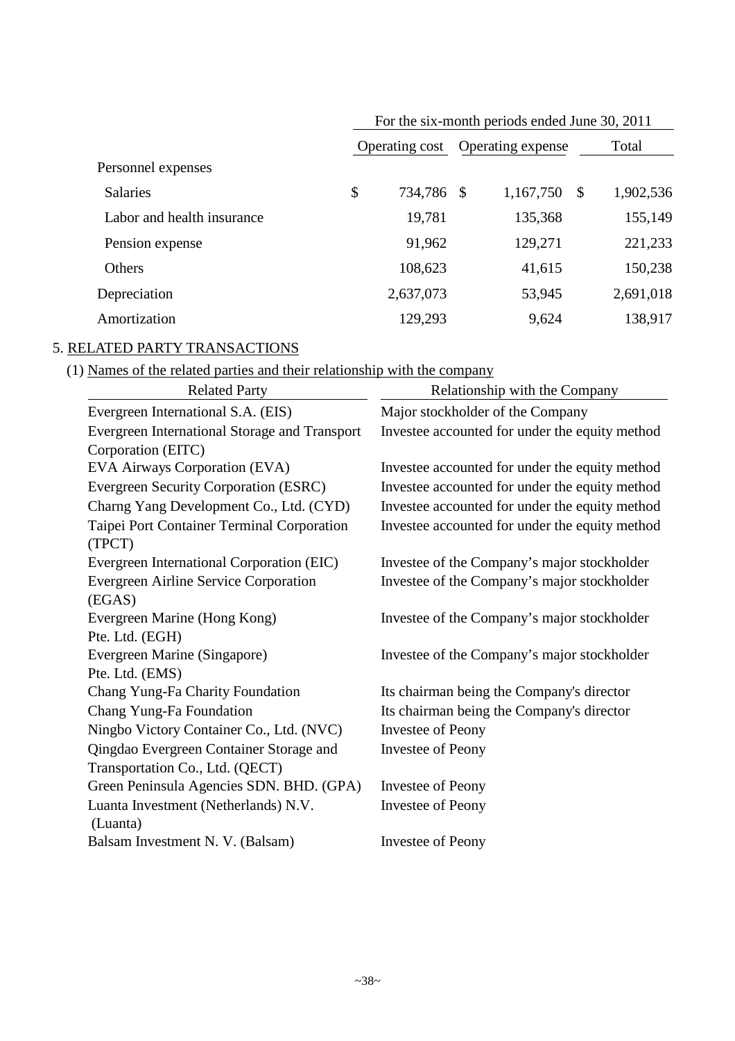| | For the six-month periods ended June 30, 2011 | | |
|---|---|---|---|
| | Operating cost | Operating expense | Total |
| Personnel expenses | | | |
| Salaries | $ 734,786 | $ 1,167,750 | $ 1,902,536 |
| Labor and health insurance | 19,781 | 135,368 | 155,149 |
| Pension expense | 91,962 | 129,271 | 221,233 |
| Others | 108,623 | 41,615 | 150,238 |
| Depreciation | 2,637,073 | 53,945 | 2,691,018 |
| Amortization | 129,293 | 9,624 | 138,917 |

## 5. RELATED PARTY TRANSACTIONS

(1) Names of the related parties and their relationship with the company

| Related Party | Relationship with the Company |
|---|---|
| Evergreen International S.A. (EIS) | Major stockholder of the Company |
| Evergreen International Storage and Transport Corporation (EITC) | Investee accounted for under the equity method |
| EVA Airways Corporation (EVA) | Investee accounted for under the equity method |
| Evergreen Security Corporation (ESRC) | Investee accounted for under the equity method |
| Charng Yang Development Co., Ltd. (CYD) | Investee accounted for under the equity method |
| Taipei Port Container Terminal Corporation (TPCT) | Investee accounted for under the equity method |
| Evergreen International Corporation (EIC) | Investee of the Company's major stockholder |
| Evergreen Airline Service Corporation (EGAS) | Investee of the Company's major stockholder |
| Evergreen Marine (Hong Kong) Pte. Ltd. (EGH) | Investee of the Company's major stockholder |
| Evergreen Marine (Singapore) Pte. Ltd. (EMS) | Investee of the Company's major stockholder |
| Chang Yung-Fa Charity Foundation | Its chairman being the Company's director |
| Chang Yung-Fa Foundation | Its chairman being the Company's director |
| Ningbo Victory Container Co., Ltd. (NVC) | Investee of Peony |
| Qingdao Evergreen Container Storage and Transportation Co., Ltd. (QECT) | Investee of Peony |
| Green Peninsula Agencies SDN. BHD. (GPA) | Investee of Peony |
| Luanta Investment (Netherlands) N.V. (Luanta) | Investee of Peony |
| Balsam Investment N. V. (Balsam) | Investee of Peony |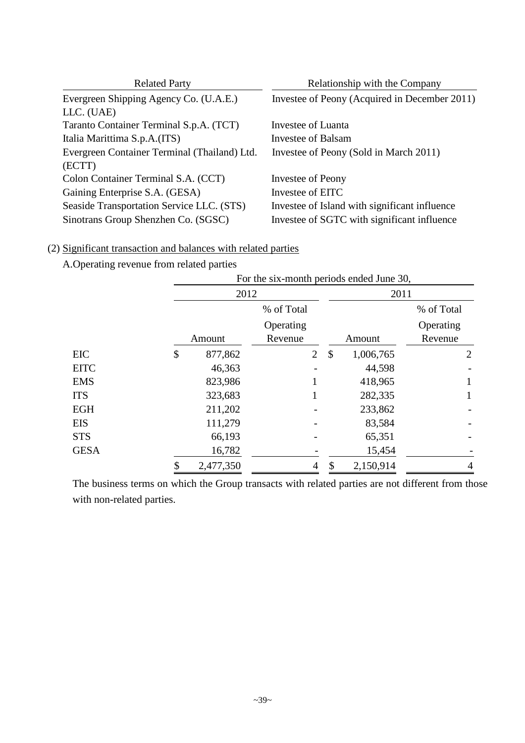| Related Party | Relationship with the Company |
|---|---|
| Evergreen Shipping Agency Co. (U.A.E.) LLC. (UAE) | Investee of Peony (Acquired in December 2011) |
| Taranto Container Terminal S.p.A. (TCT) | Investee of Luanta |
| Italia Marittima S.p.A.(ITS) | Investee of Balsam |
| Evergreen Container Terminal (Thailand) Ltd. (ECTT) | Investee of Peony (Sold in March 2011) |
| Colon Container Terminal S.A. (CCT) | Investee of Peony |
| Gaining Enterprise S.A. (GESA) | Investee of EITC |
| Seaside Transportation Service LLC. (STS) | Investee of Island with significant influence |
| Sinotrans Group Shenzhen Co. (SGSC) | Investee of SGTC with significant influence |

(2) Significant transaction and balances with related parties

A.Operating revenue from related parties

| | For the six-month periods ended June 30, | | | |
|---|---|---|---|---|
| | 2012 | | 2011 | |
| | Amount | % of Total Operating Revenue | Amount | % of Total Operating Revenue |
| EIC | $ 877,862 | 2 | $ 1,006,765 | 2 |
| EITC | 46,363 | - | 44,598 | - |
| EMS | 823,986 | 1 | 418,965 | 1 |
| ITS | 323,683 | 1 | 282,335 | 1 |
| EGH | 211,202 | - | 233,862 | - |
| EIS | 111,279 | - | 83,584 | - |
| STS | 66,193 | - | 65,351 | - |
| GESA | 16,782 | - | 15,454 | - |
| | $ 2,477,350 | 4 | $ 2,150,914 | 4 |

The business terms on which the Group transacts with related parties are not different from those with non-related parties.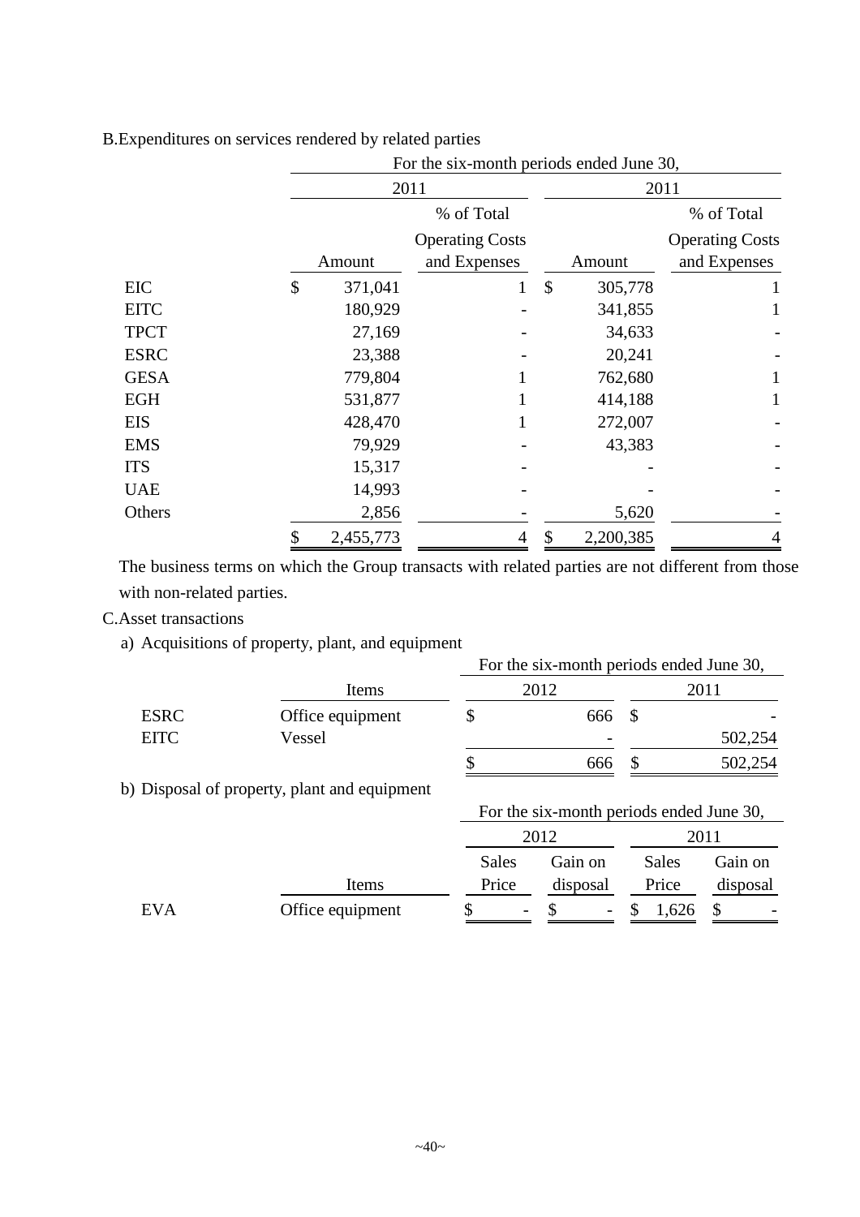B.Expenditures on services rendered by related parties

| | For the six-month periods ended June 30, | | | |
|---|---|---|---|---|
| | 2011 | | 2011 | |
| | Amount | % of Total Operating Costs and Expenses | Amount | % of Total Operating Costs and Expenses |
| EIC | $ 371,041 | 1 | $ 305,778 | 1 |
| EITC | 180,929 | - | 341,855 | 1 |
| TPCT | 27,169 | - | 34,633 | - |
| ESRC | 23,388 | - | 20,241 | - |
| GESA | 779,804 | 1 | 762,680 | 1 |
| EGH | 531,877 | 1 | 414,188 | 1 |
| EIS | 428,470 | 1 | 272,007 | - |
| EMS | 79,929 | - | 43,383 | - |
| ITS | 15,317 | - | - | - |
| UAE | 14,993 | - | - | - |
| Others | 2,856 | - | 5,620 | - |
| | $ 2,455,773 | 4 | $ 2,200,385 | 4 |

The business terms on which the Group transacts with related parties are not different from those with non-related parties.

C.Asset transactions

a) Acquisitions of property, plant, and equipment

| | Items | For the six-month periods ended June 30, 2012 | 2011 |
|---|---|---|---|
| ESRC | Office equipment | $ 666 | $ - |
| EITC | Vessel | - | 502,254 |
| | | $ 666 | $ 502,254 |

b) Disposal of property, plant and equipment

| | | For the six-month periods ended June 30, | | | |
|---|---|---|---|---|---|
| | | 2012 | | 2011 | |
| | Items | Sales Price | Gain on disposal | Sales Price | Gain on disposal |
| EVA | Office equipment | $ - | $ - | $ 1,626 | $ - |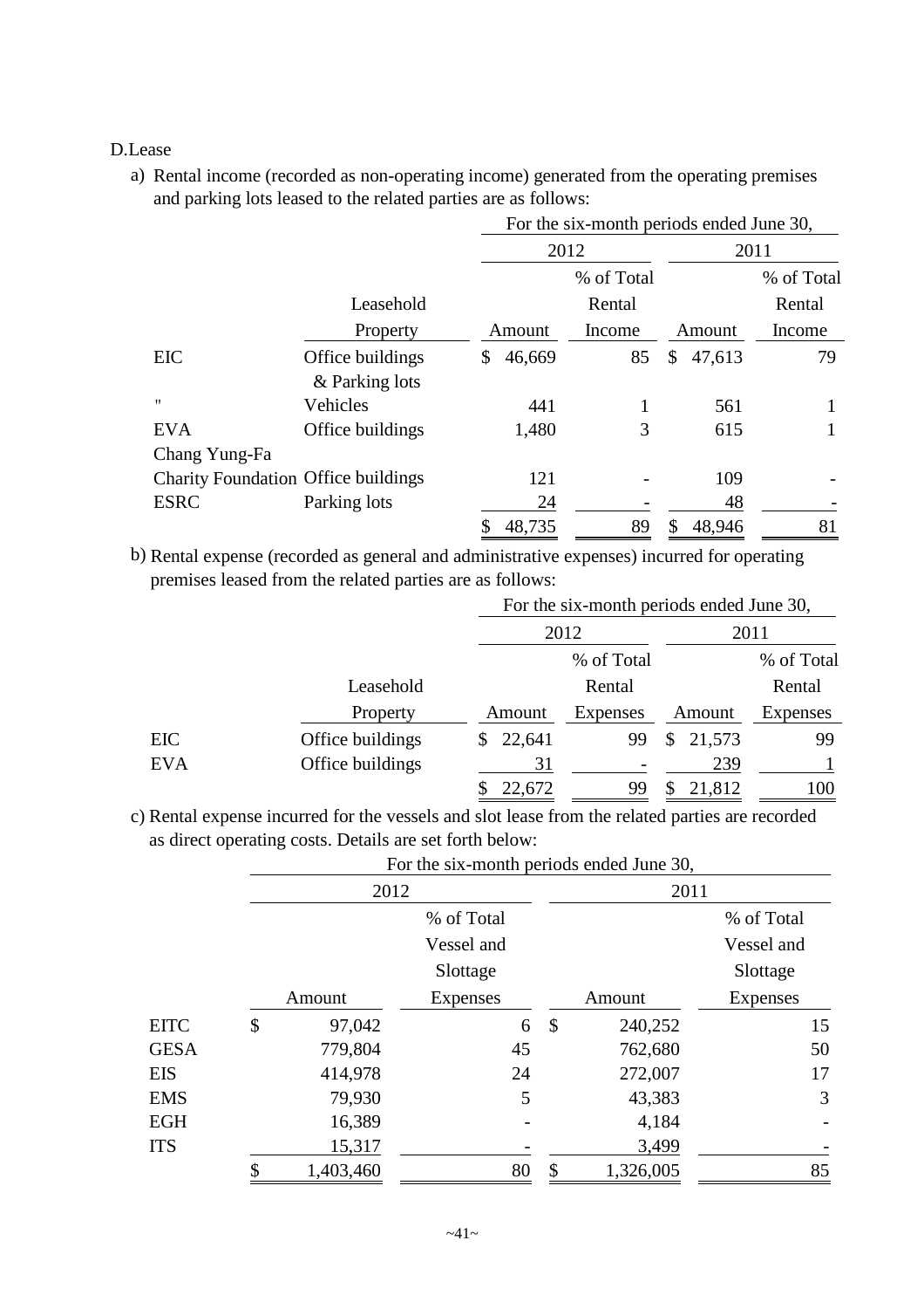D.Lease

a) Rental income (recorded as non-operating income) generated from the operating premises and parking lots leased to the related parties are as follows:

| | Leasehold Property | 2012 Amount | 2012 % of Total Rental Income | 2011 Amount | 2011 % of Total Rental Income |
|---|---|---|---|---|---|
| EIC | Office buildings & Parking lots | $ 46,669 | 85 | $ 47,613 | 79 |
| " | Vehicles | 441 | 1 | 561 | 1 |
| EVA | Office buildings | 1,480 | 3 | 615 | 1 |
| Chang Yung-Fa Charity Foundation | Office buildings | 121 | - | 109 | - |
| ESRC | Parking lots | 24 | - | 48 | - |
| | | $ 48,735 | 89 | $ 48,946 | 81 |

(For the six-month periods ended June 30,)

b) Rental expense (recorded as general and administrative expenses) incurred for operating premises leased from the related parties are as follows:

| | Leasehold Property | 2012 Amount | 2012 % of Total Rental Expenses | 2011 Amount | 2011 % of Total Rental Expenses |
|---|---|---|---|---|---|
| EIC | Office buildings | $ 22,641 | 99 | $ 21,573 | 99 |
| EVA | Office buildings | 31 | - | 239 | 1 |
| | | $ 22,672 | 99 | $ 21,812 | 100 |

(For the six-month periods ended June 30,)

c) Rental expense incurred for the vessels and slot lease from the related parties are recorded as direct operating costs. Details are set forth below:

| | 2012 Amount | 2012 % of Total Vessel and Slottage Expenses | 2011 Amount | 2011 % of Total Vessel and Slottage Expenses |
|---|---|---|---|---|
| EITC | $ 97,042 | 6 | $ 240,252 | 15 |
| GESA | 779,804 | 45 | 762,680 | 50 |
| EIS | 414,978 | 24 | 272,007 | 17 |
| EMS | 79,930 | 5 | 43,383 | 3 |
| EGH | 16,389 | - | 4,184 | - |
| ITS | 15,317 | - | 3,499 | - |
| | $ 1,403,460 | 80 | $ 1,326,005 | 85 |

(For the six-month periods ended June 30,)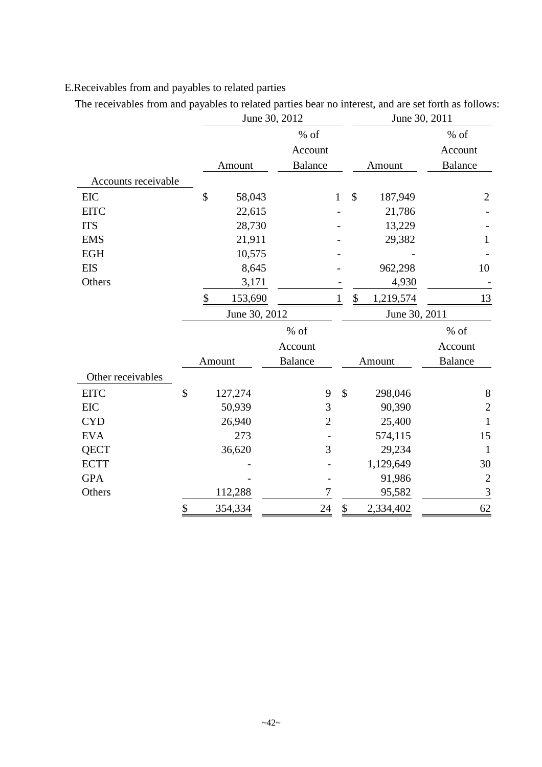E.Receivables from and payables to related parties

The receivables from and payables to related parties bear no interest, and are set forth as follows:

| | June 30, 2012 | | June 30, 2011 | |
|---|---|---|---|---|
| | Amount | % of Account Balance | Amount | % of Account Balance |
| Accounts receivable | | | | |
| EIC | $ 58,043 | 1 | $ 187,949 | 2 |
| EITC | 22,615 | - | 21,786 | - |
| ITS | 28,730 | - | 13,229 | - |
| EMS | 21,911 | - | 29,382 | 1 |
| EGH | 10,575 | - | - | - |
| EIS | 8,645 | - | 962,298 | 10 |
| Others | 3,171 | - | 4,930 | - |
| | $ 153,690 | 1 | $ 1,219,574 | 13 |

| | June 30, 2012 | | June 30, 2011 | |
|---|---|---|---|---|
| | Amount | % of Account Balance | Amount | % of Account Balance |
| Other receivables | | | | |
| EITC | $ 127,274 | 9 | $ 298,046 | 8 |
| EIC | 50,939 | 3 | 90,390 | 2 |
| CYD | 26,940 | 2 | 25,400 | 1 |
| EVA | 273 | - | 574,115 | 15 |
| QECT | 36,620 | 3 | 29,234 | 1 |
| ECTT | - | - | 1,129,649 | 30 |
| GPA | - | - | 91,986 | 2 |
| Others | 112,288 | 7 | 95,582 | 3 |
| | $ 354,334 | 24 | $ 2,334,402 | 62 |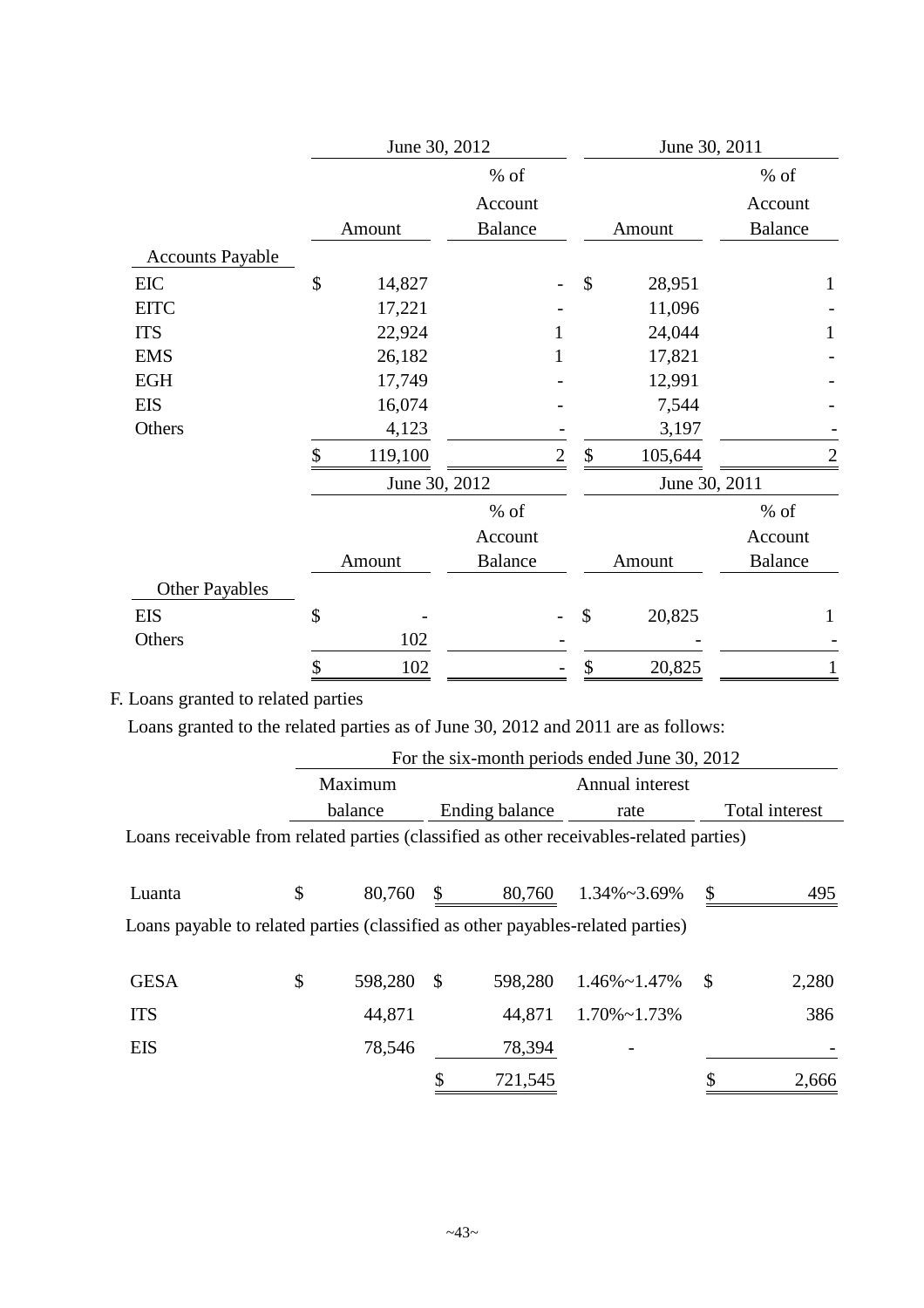| | June 30, 2012 | | June 30, 2011 | |
|---|---|---|---|---|
| | Amount | % of Account Balance | Amount | % of Account Balance |
| Accounts Payable | | | | |
| EIC | $ 14,827 | - | $ 28,951 | 1 |
| EITC | 17,221 | - | 11,096 | - |
| ITS | 22,924 | 1 | 24,044 | 1 |
| EMS | 26,182 | 1 | 17,821 | - |
| EGH | 17,749 | - | 12,991 | - |
| EIS | 16,074 | - | 7,544 | - |
| Others | 4,123 | - | 3,197 | - |
| | $ 119,100 | 2 | $ 105,644 | 2 |

| | June 30, 2012 | | June 30, 2011 | |
|---|---|---|---|---|
| | Amount | % of Account Balance | Amount | % of Account Balance |
| Other Payables | | | | |
| EIS | $ - | - | $ 20,825 | 1 |
| Others | 102 | - | - | - |
| | $ 102 | - | $ 20,825 | 1 |

F. Loans granted to related parties

Loans granted to the related parties as of June 30, 2012 and 2011 are as follows:

| | For the six-month periods ended June 30, 2012 | | | |
|---|---|---|---|---|
| | Maximum balance | Ending balance | Annual interest rate | Total interest |
| Loans receivable from related parties (classified as other receivables-related parties) | | | | |
| Luanta | $ 80,760 | $ 80,760 | 1.34%~3.69% | $ 495 |
| Loans payable to related parties (classified as other payables-related parties) | | | | |
| GESA | $ 598,280 | $ 598,280 | 1.46%~1.47% | $ 2,280 |
| ITS | 44,871 | 44,871 | 1.70%~1.73% | 386 |
| EIS | 78,546 | 78,394 | - | - |
| | | $ 721,545 | | $ 2,666 |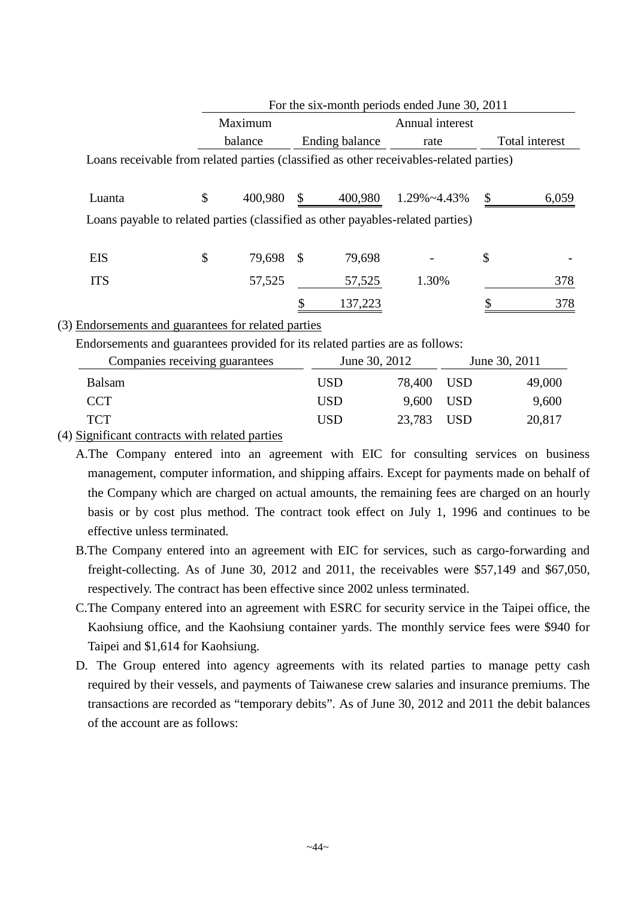| | For the six-month periods ended June 30, 2011 | | | |
|---|---|---|---|---|
| | Maximum balance | Ending balance | Annual interest rate | Total interest |
| Loans receivable from related parties (classified as other receivables-related parties) | | | | |
| Luanta | $ 400,980 | $ 400,980 | 1.29%~4.43% | $ 6,059 |
| Loans payable to related parties (classified as other payables-related parties) | | | | |
| EIS | $ 79,698 | $ 79,698 | - | $ - |
| ITS | 57,525 | 57,525 | 1.30% | 378 |
| | | $ 137,223 | | $ 378 |

(3) Endorsements and guarantees for related parties

Endorsements and guarantees provided for its related parties are as follows:

| Companies receiving guarantees | June 30, 2012 | | June 30, 2011 | |
|---|---|---|---|---|
| Balsam | USD | 78,400 | USD | 49,000 |
| CCT | USD | 9,600 | USD | 9,600 |
| TCT | USD | 23,783 | USD | 20,817 |

(4) Significant contracts with related parties

A.The Company entered into an agreement with EIC for consulting services on business management, computer information, and shipping affairs. Except for payments made on behalf of the Company which are charged on actual amounts, the remaining fees are charged on an hourly basis or by cost plus method. The contract took effect on July 1, 1996 and continues to be effective unless terminated.

B.The Company entered into an agreement with EIC for services, such as cargo-forwarding and freight-collecting. As of June 30, 2012 and 2011, the receivables were $57,149 and $67,050, respectively. The contract has been effective since 2002 unless terminated.

C.The Company entered into an agreement with ESRC for security service in the Taipei office, the Kaohsiung office, and the Kaohsiung container yards. The monthly service fees were $940 for Taipei and $1,614 for Kaohsiung.

D. The Group entered into agency agreements with its related parties to manage petty cash required by their vessels, and payments of Taiwanese crew salaries and insurance premiums. The transactions are recorded as "temporary debits". As of June 30, 2012 and 2011 the debit balances of the account are as follows: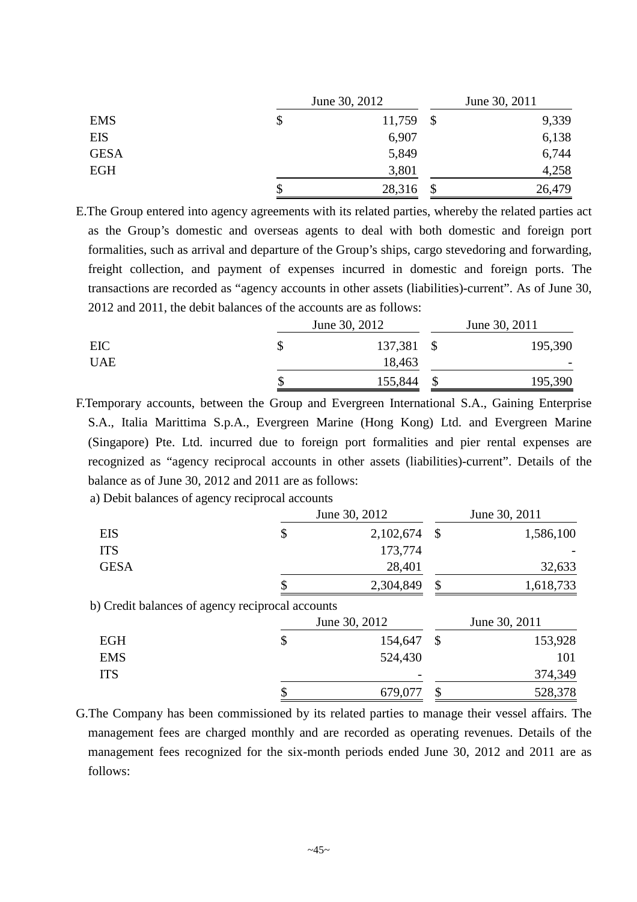| | June 30, 2012 | June 30, 2011 |
|---|---|---|
| EMS | $ 11,759 | $ 9,339 |
| EIS | 6,907 | 6,138 |
| GESA | 5,849 | 6,744 |
| EGH | 3,801 | 4,258 |
| | $ 28,316 | $ 26,479 |

E.The Group entered into agency agreements with its related parties, whereby the related parties act as the Group's domestic and overseas agents to deal with both domestic and foreign port formalities, such as arrival and departure of the Group's ships, cargo stevedoring and forwarding, freight collection, and payment of expenses incurred in domestic and foreign ports. The transactions are recorded as "agency accounts in other assets (liabilities)-current". As of June 30, 2012 and 2011, the debit balances of the accounts are as follows:

| | June 30, 2012 | June 30, 2011 |
|---|---|---|
| EIC | $ 137,381 | $ 195,390 |
| UAE | 18,463 | - |
| | $ 155,844 | $ 195,390 |

F.Temporary accounts, between the Group and Evergreen International S.A., Gaining Enterprise S.A., Italia Marittima S.p.A., Evergreen Marine (Hong Kong) Ltd. and Evergreen Marine (Singapore) Pte. Ltd. incurred due to foreign port formalities and pier rental expenses are recognized as "agency reciprocal accounts in other assets (liabilities)-current". Details of the balance as of June 30, 2012 and 2011 are as follows:

a) Debit balances of agency reciprocal accounts

| | June 30, 2012 | June 30, 2011 |
|---|---|---|
| EIS | $ 2,102,674 | $ 1,586,100 |
| ITS | 173,774 | - |
| GESA | 28,401 | 32,633 |
| | $ 2,304,849 | $ 1,618,733 |

b) Credit balances of agency reciprocal accounts

| | June 30, 2012 | June 30, 2011 |
|---|---|---|
| EGH | $ 154,647 | $ 153,928 |
| EMS | 524,430 | 101 |
| ITS | - | 374,349 |
| | $ 679,077 | $ 528,378 |

G.The Company has been commissioned by its related parties to manage their vessel affairs. The management fees are charged monthly and are recorded as operating revenues. Details of the management fees recognized for the six-month periods ended June 30, 2012 and 2011 are as follows: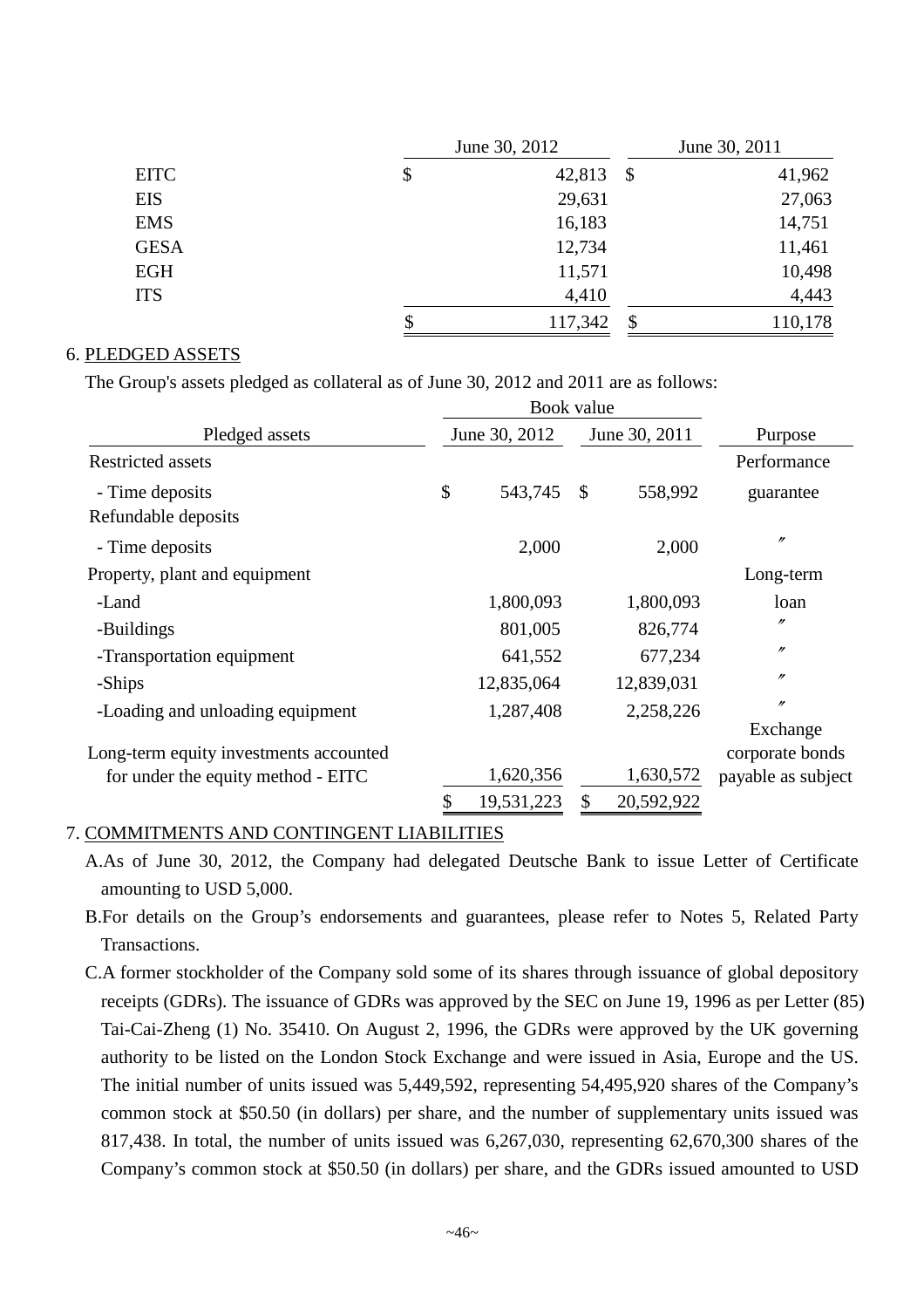| | June 30, 2012 | June 30, 2011 |
|---|---|---|
| EITC | $ 42,813 | $ 41,962 |
| EIS | 29,631 | 27,063 |
| EMS | 16,183 | 14,751 |
| GESA | 12,734 | 11,461 |
| EGH | 11,571 | 10,498 |
| ITS | 4,410 | 4,443 |
| | $ 117,342 | $ 110,178 |

6. PLEDGED ASSETS

The Group's assets pledged as collateral as of June 30, 2012 and 2011 are as follows:

| Pledged assets | Book value June 30, 2012 | Book value June 30, 2011 | Purpose |
|---|---|---|---|
| Restricted assets | | | Performance |
| - Time deposits | $ 543,745 | $ 558,992 | guarantee |
| Refundable deposits | | | |
| - Time deposits | 2,000 | 2,000 | 〃 |
| Property, plant and equipment | | | Long-term |
| -Land | 1,800,093 | 1,800,093 | loan |
| -Buildings | 801,005 | 826,774 | 〃 |
| -Transportation equipment | 641,552 | 677,234 | 〃 |
| -Ships | 12,835,064 | 12,839,031 | 〃 |
| -Loading and unloading equipment | 1,287,408 | 2,258,226 | 〃 |
| Long-term equity investments accounted for under the equity method - EITC | 1,620,356 | 1,630,572 | Exchange corporate bonds payable as subject |
| | $ 19,531,223 | $ 20,592,922 | |

7. COMMITMENTS AND CONTINGENT LIABILITIES

A. As of June 30, 2012, the Company had delegated Deutsche Bank to issue Letter of Certificate amounting to USD 5,000.

B. For details on the Group's endorsements and guarantees, please refer to Notes 5, Related Party Transactions.

C. A former stockholder of the Company sold some of its shares through issuance of global depository receipts (GDRs). The issuance of GDRs was approved by the SEC on June 19, 1996 as per Letter (85) Tai-Cai-Zheng (1) No. 35410. On August 2, 1996, the GDRs were approved by the UK governing authority to be listed on the London Stock Exchange and were issued in Asia, Europe and the US. The initial number of units issued was 5,449,592, representing 54,495,920 shares of the Company's common stock at $50.50 (in dollars) per share, and the number of supplementary units issued was 817,438. In total, the number of units issued was 6,267,030, representing 62,670,300 shares of the Company's common stock at $50.50 (in dollars) per share, and the GDRs issued amounted to USD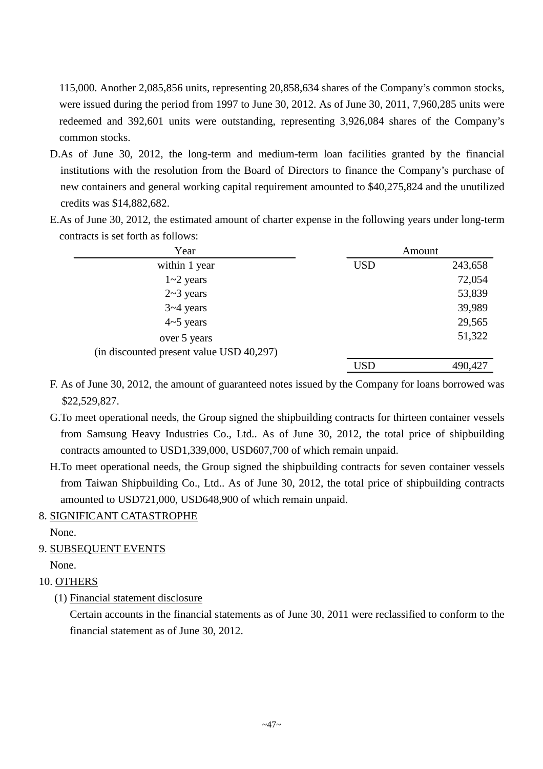115,000. Another 2,085,856 units, representing 20,858,634 shares of the Company's common stocks, were issued during the period from 1997 to June 30, 2012. As of June 30, 2011, 7,960,285 units were redeemed and 392,601 units were outstanding, representing 3,926,084 shares of the Company's common stocks.

D. As of June 30, 2012, the long-term and medium-term loan facilities granted by the financial institutions with the resolution from the Board of Directors to finance the Company's purchase of new containers and general working capital requirement amounted to $40,275,824 and the unutilized credits was $14,882,682.

E. As of June 30, 2012, the estimated amount of charter expense in the following years under long-term contracts is set forth as follows:

| Year | Amount | |
|---|---|---|
| within 1 year | USD | 243,658 |
| 1~2 years | | 72,054 |
| 2~3 years | | 53,839 |
| 3~4 years | | 39,989 |
| 4~5 years | | 29,565 |
| over 5 years (in discounted present value USD 40,297) | | 51,322 |
| | USD | 490,427 |

F. As of June 30, 2012, the amount of guaranteed notes issued by the Company for loans borrowed was $22,529,827.

G. To meet operational needs, the Group signed the shipbuilding contracts for thirteen container vessels from Samsung Heavy Industries Co., Ltd.. As of June 30, 2012, the total price of shipbuilding contracts amounted to USD1,339,000, USD607,700 of which remain unpaid.

H. To meet operational needs, the Group signed the shipbuilding contracts for seven container vessels from Taiwan Shipbuilding Co., Ltd.. As of June 30, 2012, the total price of shipbuilding contracts amounted to USD721,000, USD648,900 of which remain unpaid.

8. SIGNIFICANT CATASTROPHE

None.

9. SUBSEQUENT EVENTS

None.

10. OTHERS

(1) Financial statement disclosure

Certain accounts in the financial statements as of June 30, 2011 were reclassified to conform to the financial statement as of June 30, 2012.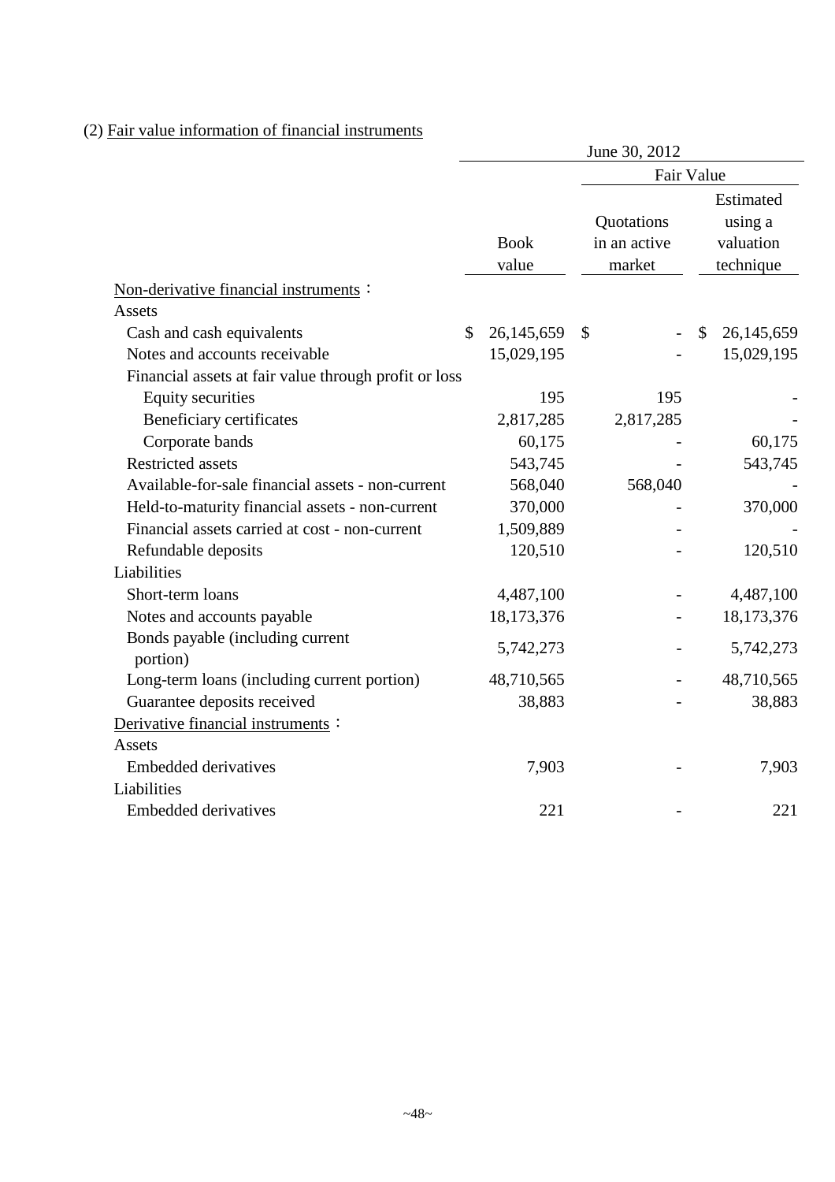(2) Fair value information of financial instruments

| | June 30, 2012 | | |
|---|---|---|---|
| | | Fair Value | |
| | Book value | Quotations in an active market | Estimated using a valuation technique |
| Non-derivative financial instruments： | | | |
| Assets | | | |
| Cash and cash equivalents | $ 26,145,659 | $ - | $ 26,145,659 |
| Notes and accounts receivable | 15,029,195 | - | 15,029,195 |
| Financial assets at fair value through profit or loss | | | |
| Equity securities | 195 | 195 | - |
| Beneficiary certificates | 2,817,285 | 2,817,285 | - |
| Corporate bands | 60,175 | - | 60,175 |
| Restricted assets | 543,745 | - | 543,745 |
| Available-for-sale financial assets - non-current | 568,040 | 568,040 | - |
| Held-to-maturity financial assets - non-current | 370,000 | - | 370,000 |
| Financial assets carried at cost - non-current | 1,509,889 | - | - |
| Refundable deposits | 120,510 | - | 120,510 |
| Liabilities | | | |
| Short-term loans | 4,487,100 | - | 4,487,100 |
| Notes and accounts payable | 18,173,376 | - | 18,173,376 |
| Bonds payable (including current portion) | 5,742,273 | - | 5,742,273 |
| Long-term loans (including current portion) | 48,710,565 | - | 48,710,565 |
| Guarantee deposits received | 38,883 | - | 38,883 |
| Derivative financial instruments： | | | |
| Assets | | | |
| Embedded derivatives | 7,903 | - | 7,903 |
| Liabilities | | | |
| Embedded derivatives | 221 | - | 221 |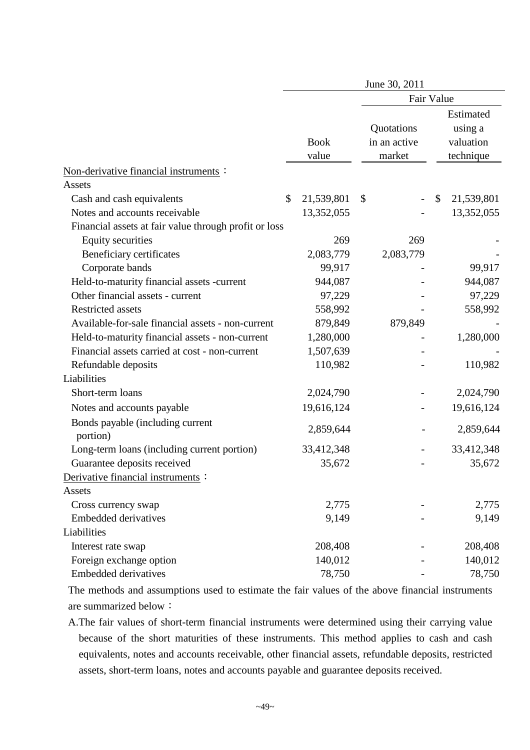| | June 30, 2011 | | |
|---|---|---|---|
| | | Fair Value | |
| | Book value | Quotations in an active market | Estimated using a valuation technique |
| Non-derivative financial instruments： | | | |
| Assets | | | |
| Cash and cash equivalents | $ 21,539,801 | $ - | $ 21,539,801 |
| Notes and accounts receivable | 13,352,055 | - | 13,352,055 |
| Financial assets at fair value through profit or loss | | | |
| Equity securities | 269 | 269 | - |
| Beneficiary certificates | 2,083,779 | 2,083,779 | - |
| Corporate bands | 99,917 | - | 99,917 |
| Held-to-maturity financial assets -current | 944,087 | - | 944,087 |
| Other financial assets - current | 97,229 | - | 97,229 |
| Restricted assets | 558,992 | - | 558,992 |
| Available-for-sale financial assets - non-current | 879,849 | 879,849 | - |
| Held-to-maturity financial assets - non-current | 1,280,000 | - | 1,280,000 |
| Financial assets carried at cost - non-current | 1,507,639 | - | - |
| Refundable deposits | 110,982 | - | 110,982 |
| Liabilities | | | |
| Short-term loans | 2,024,790 | - | 2,024,790 |
| Notes and accounts payable | 19,616,124 | - | 19,616,124 |
| Bonds payable (including current portion) | 2,859,644 | - | 2,859,644 |
| Long-term loans (including current portion) | 33,412,348 | - | 33,412,348 |
| Guarantee deposits received | 35,672 | - | 35,672 |
| Derivative financial instruments： | | | |
| Assets | | | |
| Cross currency swap | 2,775 | - | 2,775 |
| Embedded derivatives | 9,149 | - | 9,149 |
| Liabilities | | | |
| Interest rate swap | 208,408 | - | 208,408 |
| Foreign exchange option | 140,012 | - | 140,012 |
| Embedded derivatives | 78,750 | - | 78,750 |

The methods and assumptions used to estimate the fair values of the above financial instruments are summarized below：

A.The fair values of short-term financial instruments were determined using their carrying value because of the short maturities of these instruments. This method applies to cash and cash equivalents, notes and accounts receivable, other financial assets, refundable deposits, restricted assets, short-term loans, notes and accounts payable and guarantee deposits received.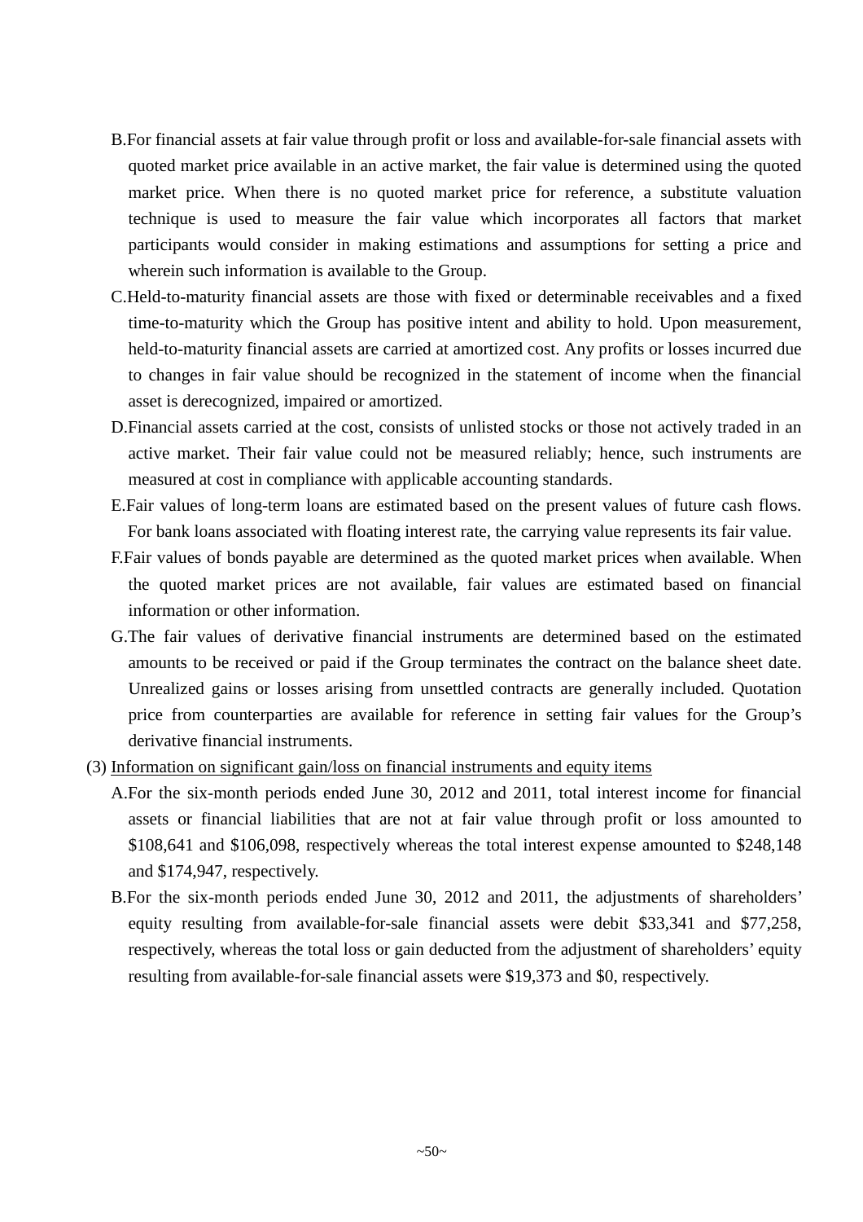B. For financial assets at fair value through profit or loss and available-for-sale financial assets with quoted market price available in an active market, the fair value is determined using the quoted market price. When there is no quoted market price for reference, a substitute valuation technique is used to measure the fair value which incorporates all factors that market participants would consider in making estimations and assumptions for setting a price and wherein such information is available to the Group.

C. Held-to-maturity financial assets are those with fixed or determinable receivables and a fixed time-to-maturity which the Group has positive intent and ability to hold. Upon measurement, held-to-maturity financial assets are carried at amortized cost. Any profits or losses incurred due to changes in fair value should be recognized in the statement of income when the financial asset is derecognized, impaired or amortized.

D. Financial assets carried at the cost, consists of unlisted stocks or those not actively traded in an active market. Their fair value could not be measured reliably; hence, such instruments are measured at cost in compliance with applicable accounting standards.

E. Fair values of long-term loans are estimated based on the present values of future cash flows. For bank loans associated with floating interest rate, the carrying value represents its fair value.

F. Fair values of bonds payable are determined as the quoted market prices when available. When the quoted market prices are not available, fair values are estimated based on financial information or other information.

G. The fair values of derivative financial instruments are determined based on the estimated amounts to be received or paid if the Group terminates the contract on the balance sheet date. Unrealized gains or losses arising from unsettled contracts are generally included. Quotation price from counterparties are available for reference in setting fair values for the Group's derivative financial instruments.

(3) Information on significant gain/loss on financial instruments and equity items

A. For the six-month periods ended June 30, 2012 and 2011, total interest income for financial assets or financial liabilities that are not at fair value through profit or loss amounted to $108,641 and $106,098, respectively whereas the total interest expense amounted to $248,148 and $174,947, respectively.

B. For the six-month periods ended June 30, 2012 and 2011, the adjustments of shareholders' equity resulting from available-for-sale financial assets were debit $33,341 and $77,258, respectively, whereas the total loss or gain deducted from the adjustment of shareholders' equity resulting from available-for-sale financial assets were $19,373 and $0, respectively.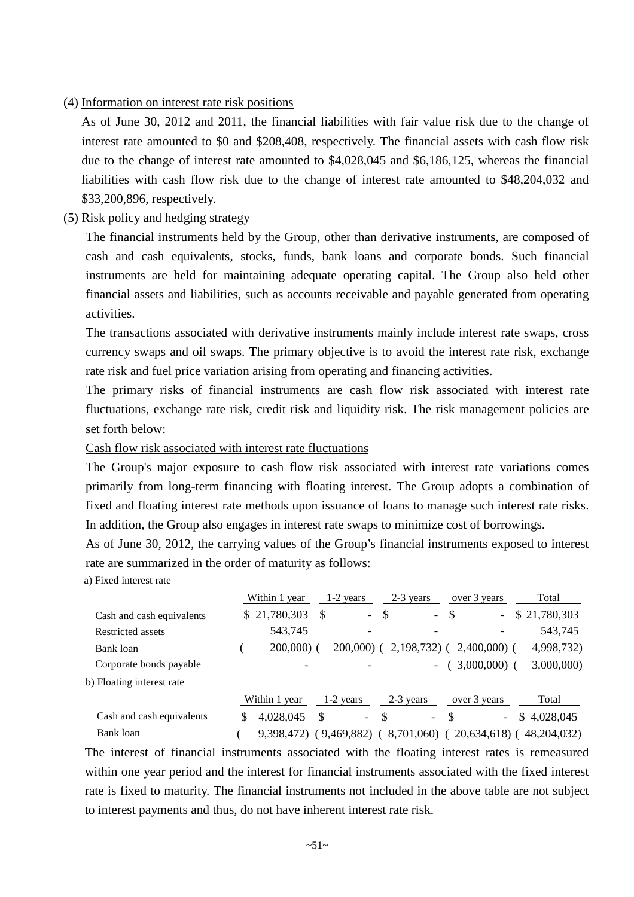(4) Information on interest rate risk positions

As of June 30, 2012 and 2011, the financial liabilities with fair value risk due to the change of interest rate amounted to \$0 and \$208,408, respectively. The financial assets with cash flow risk due to the change of interest rate amounted to \$4,028,045 and \$6,186,125, whereas the financial liabilities with cash flow risk due to the change of interest rate amounted to \$48,204,032 and \$33,200,896, respectively.

(5) Risk policy and hedging strategy

The financial instruments held by the Group, other than derivative instruments, are composed of cash and cash equivalents, stocks, funds, bank loans and corporate bonds. Such financial instruments are held for maintaining adequate operating capital. The Group also held other financial assets and liabilities, such as accounts receivable and payable generated from operating activities.

The transactions associated with derivative instruments mainly include interest rate swaps, cross currency swaps and oil swaps. The primary objective is to avoid the interest rate risk, exchange rate risk and fuel price variation arising from operating and financing activities.

The primary risks of financial instruments are cash flow risk associated with interest rate fluctuations, exchange rate risk, credit risk and liquidity risk. The risk management policies are set forth below:

Cash flow risk associated with interest rate fluctuations

The Group's major exposure to cash flow risk associated with interest rate variations comes primarily from long-term financing with floating interest. The Group adopts a combination of fixed and floating interest rate methods upon issuance of loans to manage such interest rate risks. In addition, the Group also engages in interest rate swaps to minimize cost of borrowings.

As of June 30, 2012, the carrying values of the Group's financial instruments exposed to interest rate are summarized in the order of maturity as follows:

a) Fixed interest rate

| | Within 1 year | 1-2 years | 2-3 years | over 3 years | Total |
|---|---|---|---|---|---|
| Cash and cash equivalents | \$ 21,780,303 | \$ - | \$ - | \$ - | \$ 21,780,303 |
| Restricted assets | 543,745 | - | - | - | 543,745 |
| Bank loan | ( 200,000) | ( 200,000) | ( 2,198,732) | ( 2,400,000) | ( 4,998,732) |
| Corporate bonds payable | - | - | - | ( 3,000,000) | ( 3,000,000) |

b) Floating interest rate

| | Within 1 year | 1-2 years | 2-3 years | over 3 years | Total |
|---|---|---|---|---|---|
| Cash and cash equivalents | \$ 4,028,045 | \$ - | \$ - | \$ - | \$ 4,028,045 |
| Bank loan | ( 9,398,472) | ( 9,469,882) | ( 8,701,060) | ( 20,634,618) | ( 48,204,032) |

The interest of financial instruments associated with the floating interest rates is remeasured within one year period and the interest for financial instruments associated with the fixed interest rate is fixed to maturity. The financial instruments not included in the above table are not subject to interest payments and thus, do not have inherent interest rate risk.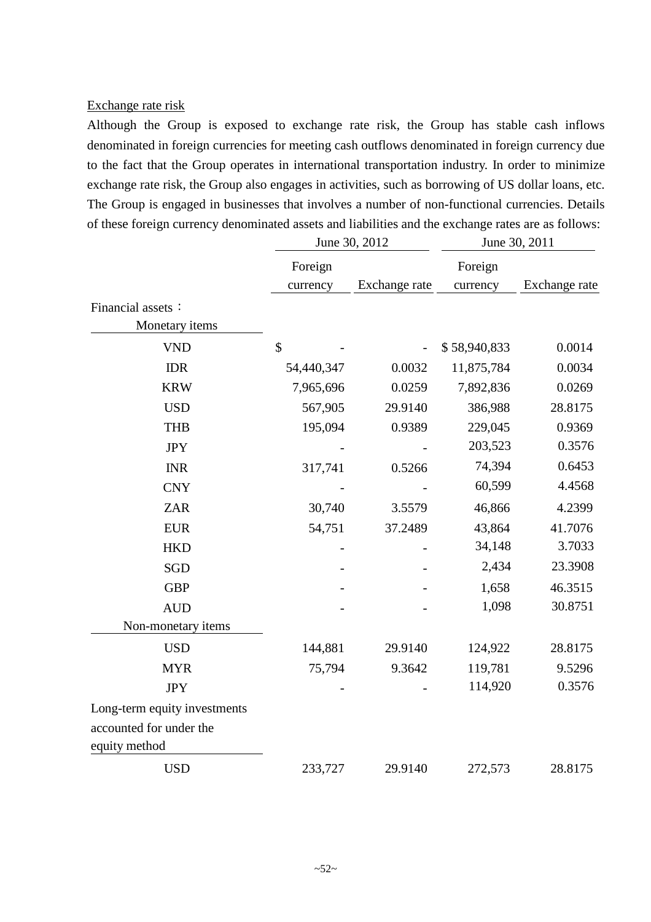Exchange rate risk

Although the Group is exposed to exchange rate risk, the Group has stable cash inflows denominated in foreign currencies for meeting cash outflows denominated in foreign currency due to the fact that the Group operates in international transportation industry. In order to minimize exchange rate risk, the Group also engages in activities, such as borrowing of US dollar loans, etc. The Group is engaged in businesses that involves a number of non-functional currencies. Details of these foreign currency denominated assets and liabilities and the exchange rates are as follows:

| | June 30, 2012 | | June 30, 2011 | |
|---|---|---|---|---|
| | Foreign currency | Exchange rate | Foreign currency | Exchange rate |
| Financial assets： | | | | |
| Monetary items | | | | |
| VND | $ - | - | $ 58,940,833 | 0.0014 |
| IDR | 54,440,347 | 0.0032 | 11,875,784 | 0.0034 |
| KRW | 7,965,696 | 0.0259 | 7,892,836 | 0.0269 |
| USD | 567,905 | 29.9140 | 386,988 | 28.8175 |
| THB | 195,094 | 0.9389 | 229,045 | 0.9369 |
| JPY | - | - | 203,523 | 0.3576 |
| INR | 317,741 | 0.5266 | 74,394 | 0.6453 |
| CNY | - | - | 60,599 | 4.4568 |
| ZAR | 30,740 | 3.5579 | 46,866 | 4.2399 |
| EUR | 54,751 | 37.2489 | 43,864 | 41.7076 |
| HKD | - | - | 34,148 | 3.7033 |
| SGD | - | - | 2,434 | 23.3908 |
| GBP | - | - | 1,658 | 46.3515 |
| AUD | - | - | 1,098 | 30.8751 |
| Non-monetary items | | | | |
| USD | 144,881 | 29.9140 | 124,922 | 28.8175 |
| MYR | 75,794 | 9.3642 | 119,781 | 9.5296 |
| JPY | - | - | 114,920 | 0.3576 |
| Long-term equity investments accounted for under the equity method | | | | |
| USD | 233,727 | 29.9140 | 272,573 | 28.8175 |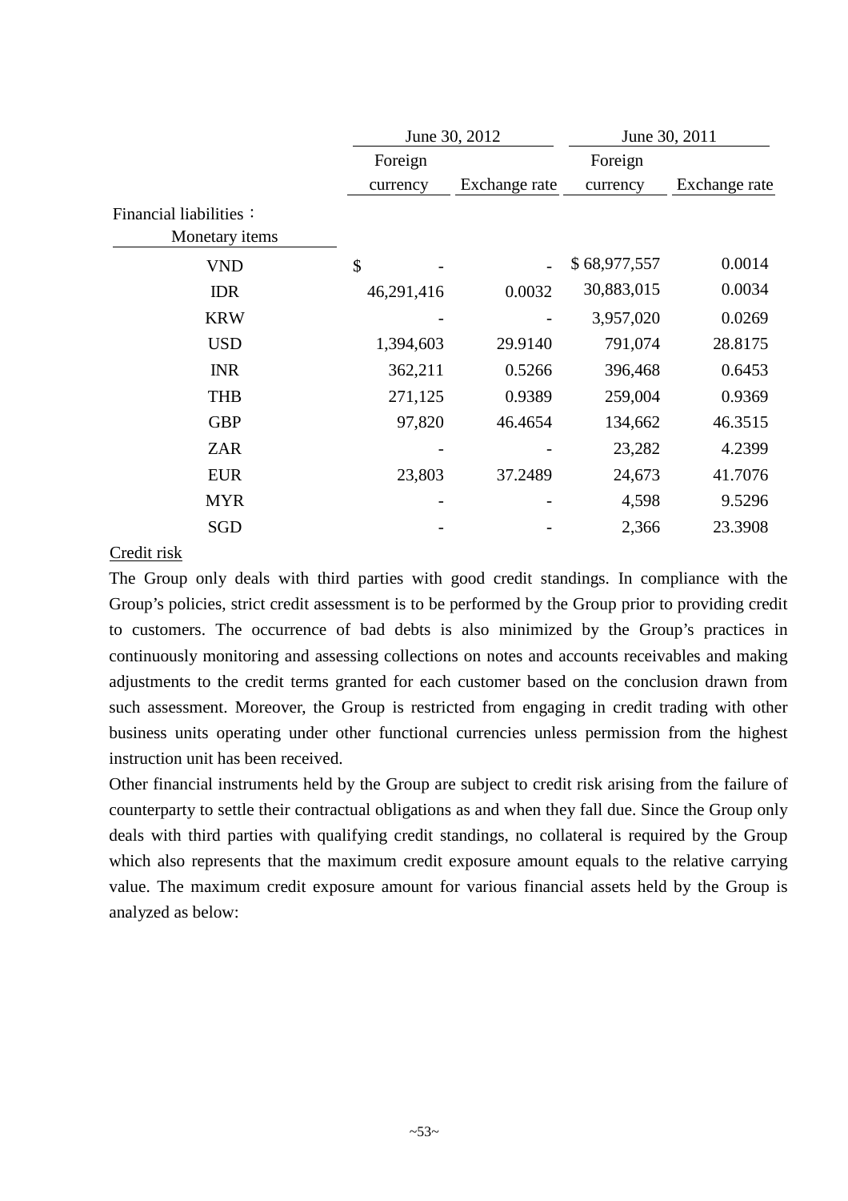| | June 30, 2012 | | June 30, 2011 | |
|---|---|---|---|---|
| | Foreign currency | Exchange rate | Foreign currency | Exchange rate |
| Financial liabilities： | | | | |
| Monetary items | | | | |
| VND | $ - | - | $ 68,977,557 | 0.0014 |
| IDR | 46,291,416 | 0.0032 | 30,883,015 | 0.0034 |
| KRW | - | - | 3,957,020 | 0.0269 |
| USD | 1,394,603 | 29.9140 | 791,074 | 28.8175 |
| INR | 362,211 | 0.5266 | 396,468 | 0.6453 |
| THB | 271,125 | 0.9389 | 259,004 | 0.9369 |
| GBP | 97,820 | 46.4654 | 134,662 | 46.3515 |
| ZAR | - | - | 23,282 | 4.2399 |
| EUR | 23,803 | 37.2489 | 24,673 | 41.7076 |
| MYR | - | - | 4,598 | 9.5296 |
| SGD | - | - | 2,366 | 23.3908 |

Credit risk

The Group only deals with third parties with good credit standings. In compliance with the Group's policies, strict credit assessment is to be performed by the Group prior to providing credit to customers. The occurrence of bad debts is also minimized by the Group's practices in continuously monitoring and assessing collections on notes and accounts receivables and making adjustments to the credit terms granted for each customer based on the conclusion drawn from such assessment. Moreover, the Group is restricted from engaging in credit trading with other business units operating under other functional currencies unless permission from the highest instruction unit has been received.

Other financial instruments held by the Group are subject to credit risk arising from the failure of counterparty to settle their contractual obligations as and when they fall due. Since the Group only deals with third parties with qualifying credit standings, no collateral is required by the Group which also represents that the maximum credit exposure amount equals to the relative carrying value. The maximum credit exposure amount for various financial assets held by the Group is analyzed as below: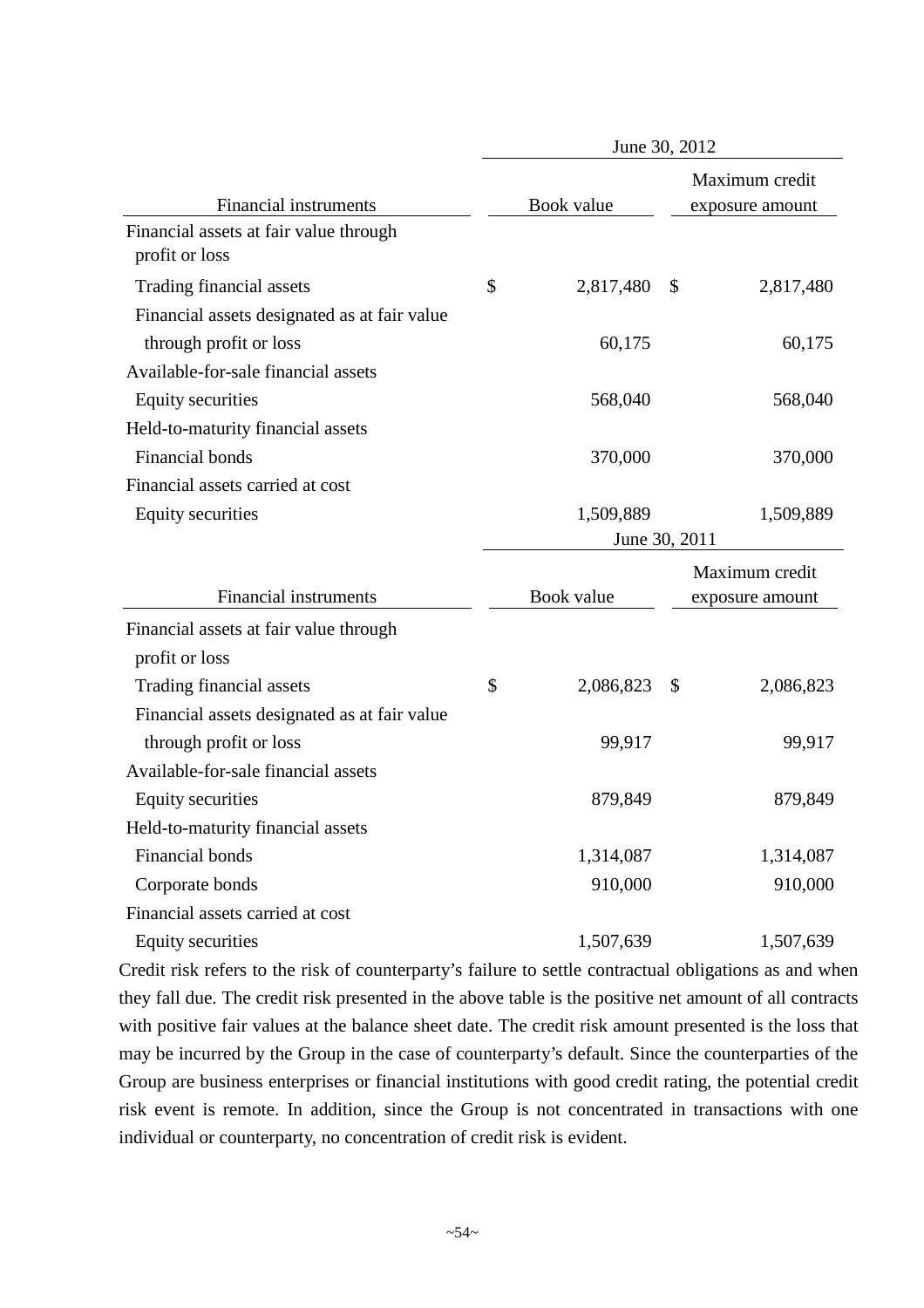| Financial instruments | June 30, 2012 | |
|---|---|---|
| | Book value | Maximum credit exposure amount |
| Financial assets at fair value through profit or loss | | |
| Trading financial assets | $ 2,817,480 | $ 2,817,480 |
| Financial assets designated as at fair value through profit or loss | 60,175 | 60,175 |
| Available-for-sale financial assets | | |
| Equity securities | 568,040 | 568,040 |
| Held-to-maturity financial assets | | |
| Financial bonds | 370,000 | 370,000 |
| Financial assets carried at cost | | |
| Equity securities | 1,509,889 | 1,509,889 |

| Financial instruments | June 30, 2011 | |
|---|---|---|
| | Book value | Maximum credit exposure amount |
| Financial assets at fair value through profit or loss | | |
| Trading financial assets | $ 2,086,823 | $ 2,086,823 |
| Financial assets designated as at fair value through profit or loss | 99,917 | 99,917 |
| Available-for-sale financial assets | | |
| Equity securities | 879,849 | 879,849 |
| Held-to-maturity financial assets | | |
| Financial bonds | 1,314,087 | 1,314,087 |
| Corporate bonds | 910,000 | 910,000 |
| Financial assets carried at cost | | |
| Equity securities | 1,507,639 | 1,507,639 |

Credit risk refers to the risk of counterparty's failure to settle contractual obligations as and when they fall due. The credit risk presented in the above table is the positive net amount of all contracts with positive fair values at the balance sheet date. The credit risk amount presented is the loss that may be incurred by the Group in the case of counterparty's default. Since the counterparties of the Group are business enterprises or financial institutions with good credit rating, the potential credit risk event is remote. In addition, since the Group is not concentrated in transactions with one individual or counterparty, no concentration of credit risk is evident.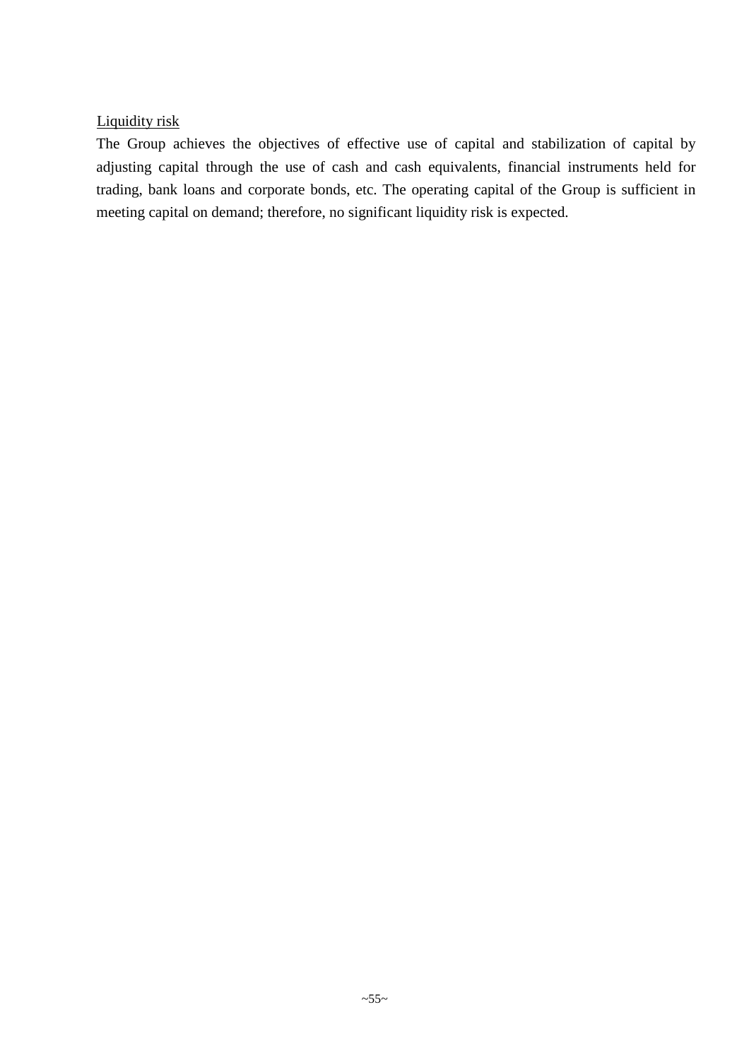<u>Liquidity risk</u>

The Group achieves the objectives of effective use of capital and stabilization of capital by adjusting capital through the use of cash and cash equivalents, financial instruments held for trading, bank loans and corporate bonds, etc. The operating capital of the Group is sufficient in meeting capital on demand; therefore, no significant liquidity risk is expected.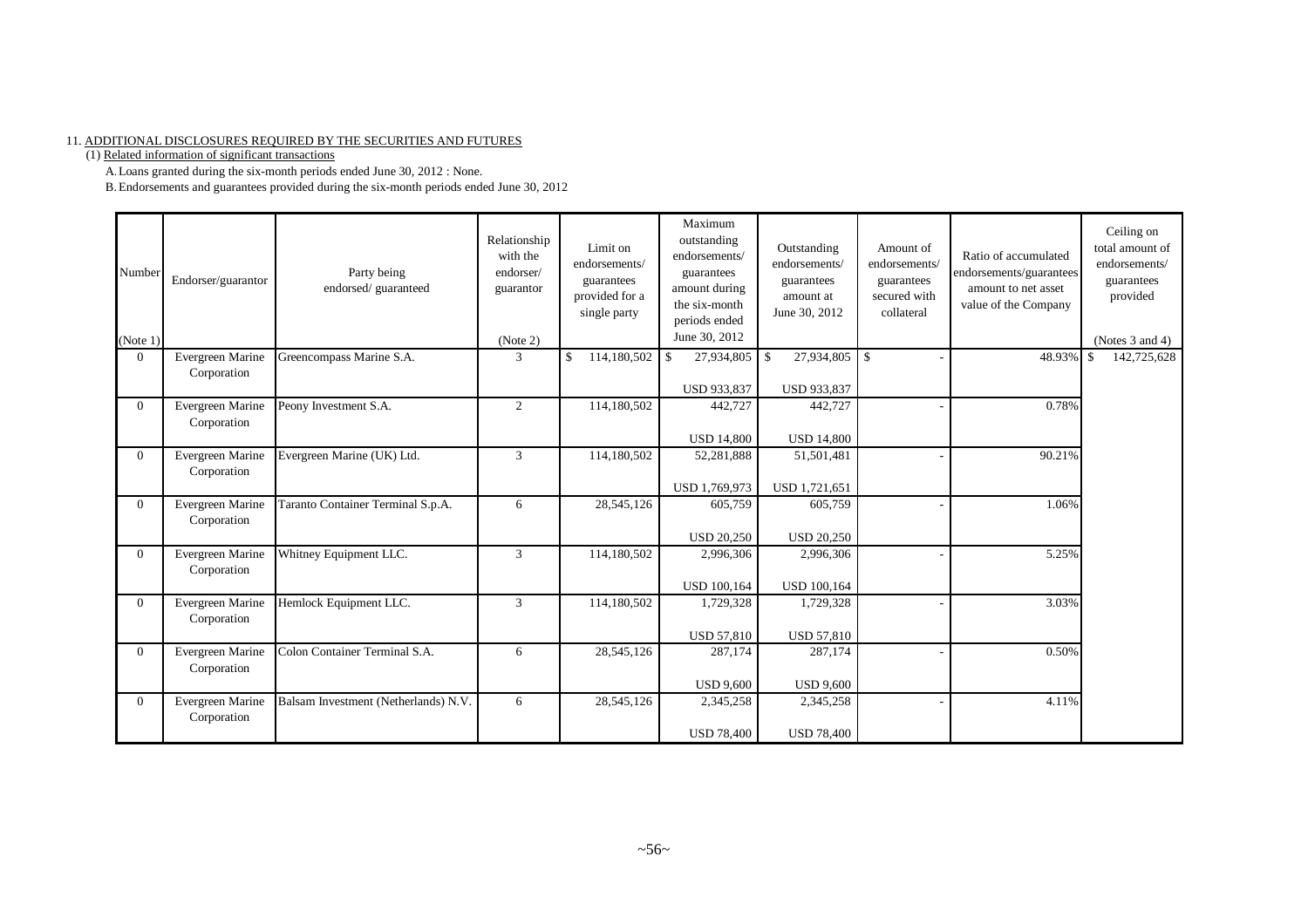11. ADDITIONAL DISCLOSURES REQUIRED BY THE SECURITIES AND FUTURES

(1) Related information of significant transactions

A. Loans granted during the six-month periods ended June 30, 2012 : None.

B. Endorsements and guarantees provided during the six-month periods ended June 30, 2012

| Number (Note 1) | Endorser/guarantor | Party being endorsed/ guaranteed | Relationship with the endorser/ guarantor (Note 2) | Limit on endorsements/ guarantees provided for a single party | Maximum outstanding endorsements/ guarantees amount during the six-month periods ended June 30, 2012 | Outstanding endorsements/ guarantees amount at June 30, 2012 | Amount of endorsements/ guarantees secured with collateral | Ratio of accumulated endorsements/guarantees amount to net asset value of the Company | Ceiling on total amount of endorsements/ guarantees provided (Notes 3 and 4) |
|---|---|---|---|---|---|---|---|---|---|
| 0 | Evergreen Marine Corporation | Greencompass Marine S.A. | 3 | $ 114,180,502 | $ 27,934,805 USD 933,837 | $ 27,934,805 USD 933,837 | $ - | 48.93% | $ 142,725,628 |
| 0 | Evergreen Marine Corporation | Peony Investment S.A. | 2 | 114,180,502 | 442,727 USD 14,800 | 442,727 USD 14,800 | - | 0.78% | |
| 0 | Evergreen Marine Corporation | Evergreen Marine (UK) Ltd. | 3 | 114,180,502 | 52,281,888 USD 1,769,973 | 51,501,481 USD 1,721,651 | - | 90.21% | |
| 0 | Evergreen Marine Corporation | Taranto Container Terminal S.p.A. | 6 | 28,545,126 | 605,759 USD 20,250 | 605,759 USD 20,250 | - | 1.06% | |
| 0 | Evergreen Marine Corporation | Whitney Equipment LLC. | 3 | 114,180,502 | 2,996,306 USD 100,164 | 2,996,306 USD 100,164 | - | 5.25% | |
| 0 | Evergreen Marine Corporation | Hemlock Equipment LLC. | 3 | 114,180,502 | 1,729,328 USD 57,810 | 1,729,328 USD 57,810 | - | 3.03% | |
| 0 | Evergreen Marine Corporation | Colon Container Terminal S.A. | 6 | 28,545,126 | 287,174 USD 9,600 | 287,174 USD 9,600 | - | 0.50% | |
| 0 | Evergreen Marine Corporation | Balsam Investment (Netherlands) N.V. | 6 | 28,545,126 | 2,345,258 USD 78,400 | 2,345,258 USD 78,400 | - | 4.11% | |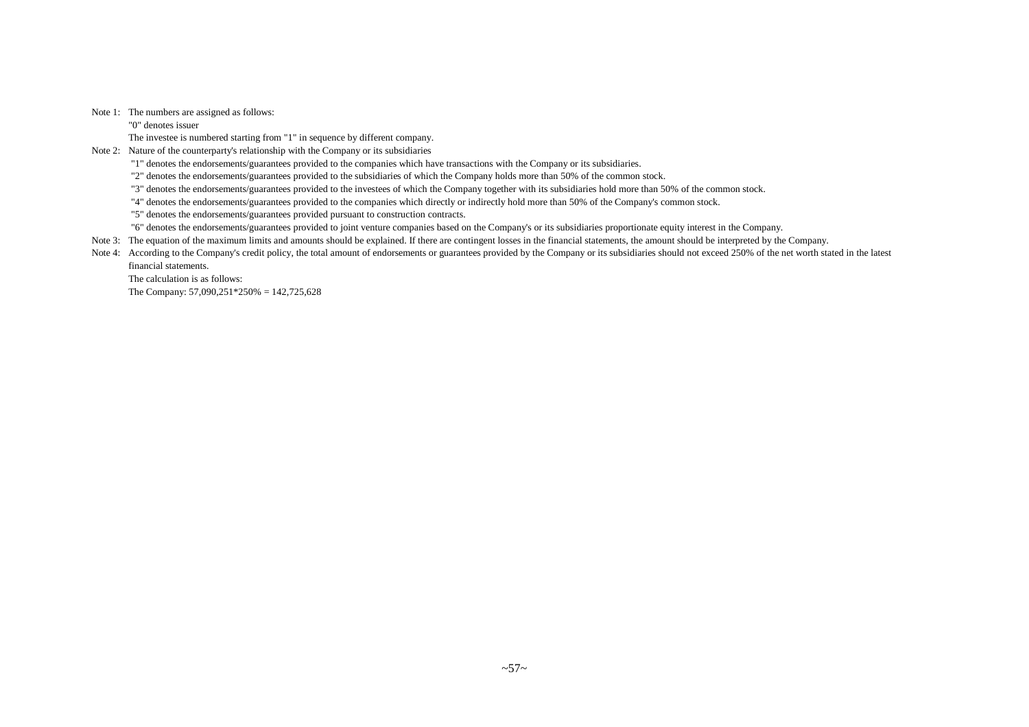Note 1: The numbers are assigned as follows:

"0" denotes issuer

The investee is numbered starting from "1" in sequence by different company.

Note 2: Nature of the counterparty's relationship with the Company or its subsidiaries

"1" denotes the endorsements/guarantees provided to the companies which have transactions with the Company or its subsidiaries.

"2" denotes the endorsements/guarantees provided to the subsidiaries of which the Company holds more than 50% of the common stock.

"3" denotes the endorsements/guarantees provided to the investees of which the Company together with its subsidiaries hold more than 50% of the common stock.

"4" denotes the endorsements/guarantees provided to the companies which directly or indirectly hold more than 50% of the Company's common stock.

"5" denotes the endorsements/guarantees provided pursuant to construction contracts.

"6" denotes the endorsements/guarantees provided to joint venture companies based on the Company's or its subsidiaries proportionate equity interest in the Company.

Note 3: The equation of the maximum limits and amounts should be explained. If there are contingent losses in the financial statements, the amount should be interpreted by the Company.

Note 4: According to the Company's credit policy, the total amount of endorsements or guarantees provided by the Company or its subsidiaries should not exceed 250% of the net worth stated in the latest financial statements.

The calculation is as follows:

The Company: 57,090,251*250% = 142,725,628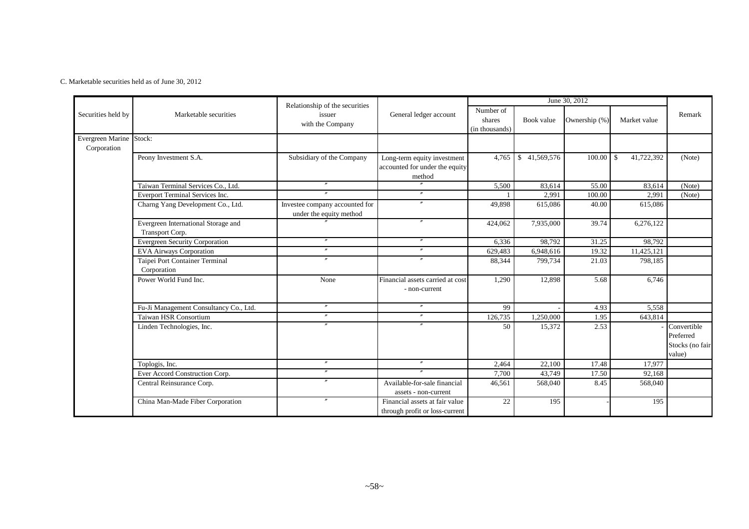C. Marketable securities held as of June 30, 2012

| Securities held by | Marketable securities | Relationship of the securities issuer with the Company | General ledger account | June 30, 2012 | | | | Remark |
|---|---|---|---|---|---|---|---|---|
| | | | | Number of shares (in thousands) | Book value | Ownership (%) | Market value | |
| Evergreen Marine Corporation | Stock: | | | | | | | |
| | Peony Investment S.A. | Subsidiary of the Company | Long-term equity investment accounted for under the equity method | 4,765 | $ 41,569,576 | 100.00 | $ 41,722,392 | (Note) |
| | Taiwan Terminal Services Co., Ltd. | 〃 | 〃 | 5,500 | 83,614 | 55.00 | 83,614 | (Note) |
| | Everport Terminal Services Inc. | 〃 | 〃 | 1 | 2,991 | 100.00 | 2,991 | (Note) |
| | Charng Yang Development Co., Ltd. | Investee company accounted for under the equity method | 〃 | 49,898 | 615,086 | 40.00 | 615,086 | |
| | Evergreen International Storage and Transport Corp. | 〃 | 〃 | 424,062 | 7,935,000 | 39.74 | 6,276,122 | |
| | Evergreen Security Corporation | 〃 | 〃 | 6,336 | 98,792 | 31.25 | 98,792 | |
| | EVA Airways Corporation | 〃 | 〃 | 629,483 | 6,948,616 | 19.32 | 11,425,121 | |
| | Taipei Port Container Terminal Corporation | 〃 | 〃 | 88,344 | 799,734 | 21.03 | 798,185 | |
| | Power World Fund Inc. | None | Financial assets carried at cost - non-current | 1,290 | 12,898 | 5.68 | 6,746 | |
| | Fu-Ji Management Consultancy Co., Ltd. | 〃 | 〃 | 99 | - | 4.93 | 5,558 | |
| | Taiwan HSR Consortium | 〃 | 〃 | 126,735 | 1,250,000 | 1.95 | 643,814 | |
| | Linden Technologies, Inc. | 〃 | 〃 | 50 | 15,372 | 2.53 | - | Convertible Preferred Stocks (no fair value) |
| | Toplogis, Inc. | 〃 | 〃 | 2,464 | 22,100 | 17.48 | 17,977 | |
| | Ever Accord Construction Corp. | 〃 | 〃 | 7,700 | 43,749 | 17.50 | 92,168 | |
| | Central Reinsurance Corp. | 〃 | Available-for-sale financial assets - non-current | 46,561 | 568,040 | 8.45 | 568,040 | |
| | China Man-Made Fiber Corporation | 〃 | Financial assets at fair value through profit or loss-current | 22 | 195 | - | 195 | |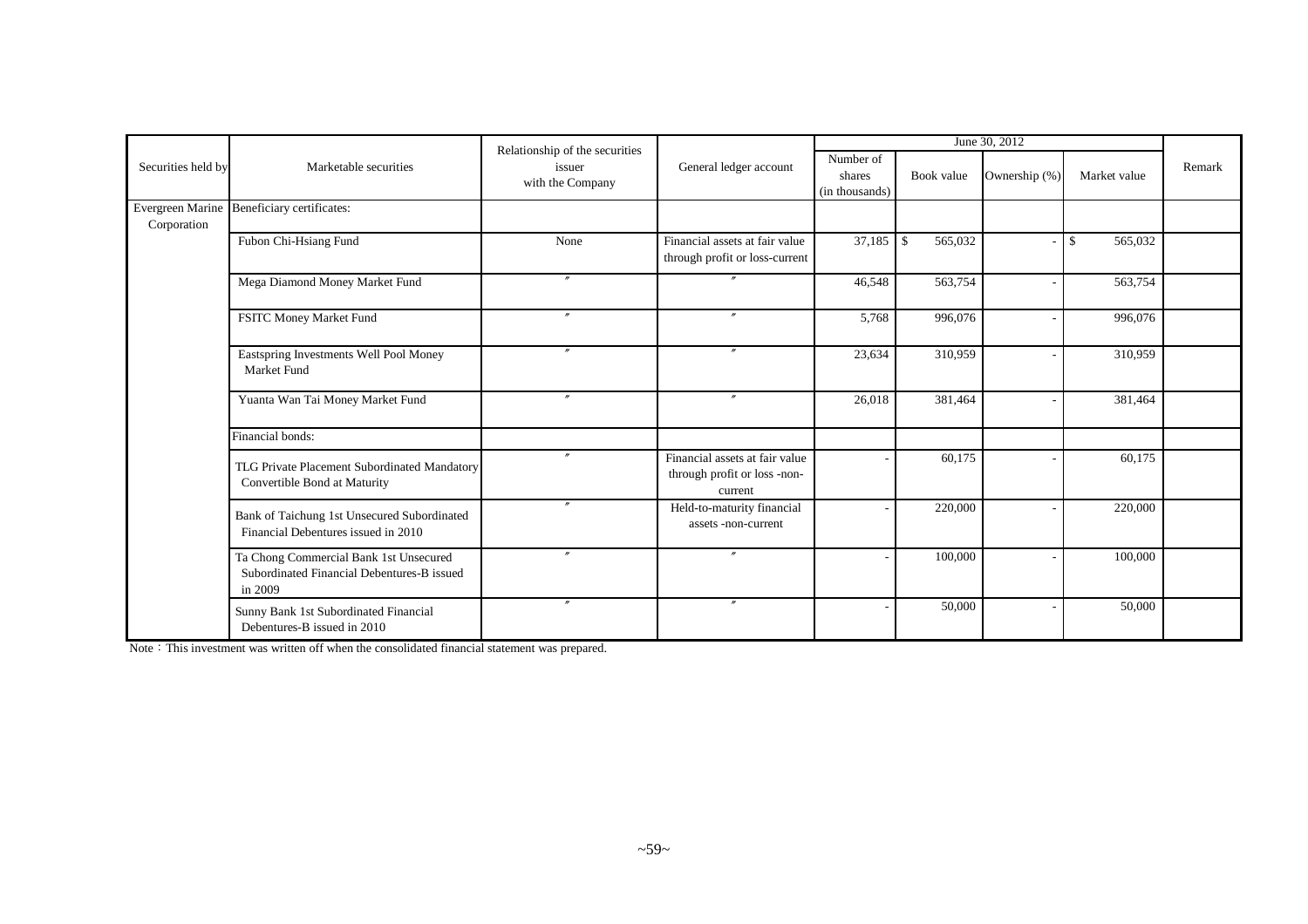| Securities held by | Marketable securities | Relationship of the securities issuer with the Company | General ledger account | June 30, 2012 | | | | Remark |
|---|---|---|---|---|---|---|---|---|
| | | | | Number of shares (in thousands) | Book value | Ownership (%) | Market value | |
| Evergreen Marine Corporation | Beneficiary certificates: | | | | | | | |
| | Fubon Chi-Hsiang Fund | None | Financial assets at fair value through profit or loss-current | 37,185 | $ 565,032 | - | $ 565,032 | |
| | Mega Diamond Money Market Fund | 〃 | 〃 | 46,548 | 563,754 | - | 563,754 | |
| | FSITC Money Market Fund | 〃 | 〃 | 5,768 | 996,076 | - | 996,076 | |
| | Eastspring Investments Well Pool Money Market Fund | 〃 | 〃 | 23,634 | 310,959 | - | 310,959 | |
| | Yuanta Wan Tai Money Market Fund | 〃 | 〃 | 26,018 | 381,464 | - | 381,464 | |
| | Financial bonds: | | | | | | | |
| | TLG Private Placement Subordinated Mandatory Convertible Bond at Maturity | 〃 | Financial assets at fair value through profit or loss -non-current | - | 60,175 | - | 60,175 | |
| | Bank of Taichung 1st Unsecured Subordinated Financial Debentures issued in 2010 | 〃 | Held-to-maturity financial assets -non-current | - | 220,000 | - | 220,000 | |
| | Ta Chong Commercial Bank 1st Unsecured Subordinated Financial Debentures-B issued in 2009 | 〃 | 〃 | - | 100,000 | - | 100,000 | |
| | Sunny Bank 1st Subordinated Financial Debentures-B issued in 2010 | 〃 | 〃 | - | 50,000 | - | 50,000 | |

Note：This investment was written off when the consolidated financial statement was prepared.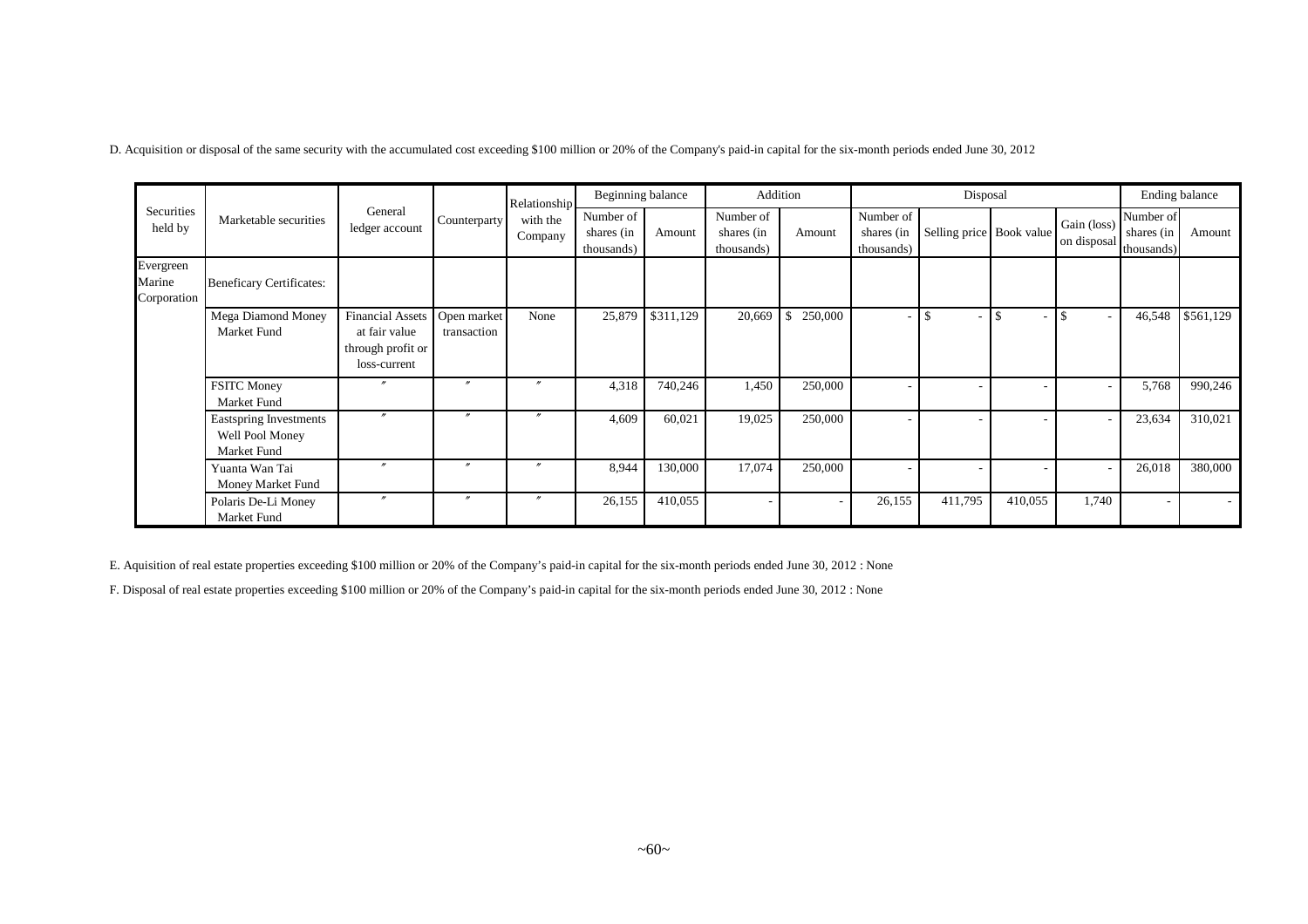D. Acquisition or disposal of the same security with the accumulated cost exceeding $100 million or 20% of the Company's paid-in capital for the six-month periods ended June 30, 2012

| Securities held by | Marketable securities | General ledger account | Counterparty | Relationship with the Company | Beginning balance | | Addition | | Disposal | | | | Ending balance | |
|---|---|---|---|---|---|---|---|---|---|---|---|---|---|---|
| | | | | | Number of shares (in thousands) | Amount | Number of shares (in thousands) | Amount | Number of shares (in thousands) | Selling price | Book value | Gain (loss) on disposal | Number of shares (in thousands) | Amount |
| Evergreen Marine Corporation | Beneficary Certificates: | | | | | | | | | | | | | |
| | Mega Diamond Money Market Fund | Financial Assets at fair value through profit or loss-current | Open market transaction | None | 25,879 | $311,129 | 20,669 | $ 250,000 | - | $ - | $ - | $ - | 46,548 | $561,129 |
| | FSITC Money Market Fund | 〃 | 〃 | 〃 | 4,318 | 740,246 | 1,450 | 250,000 | - | - | - | - | 5,768 | 990,246 |
| | Eastspring Investments Well Pool Money Market Fund | 〃 | 〃 | 〃 | 4,609 | 60,021 | 19,025 | 250,000 | - | - | - | - | 23,634 | 310,021 |
| | Yuanta Wan Tai Money Market Fund | 〃 | 〃 | 〃 | 8,944 | 130,000 | 17,074 | 250,000 | - | - | - | - | 26,018 | 380,000 |
| | Polaris De-Li Money Market Fund | 〃 | 〃 | 〃 | 26,155 | 410,055 | - | - | 26,155 | 411,795 | 410,055 | 1,740 | - | - |

E. Aquisition of real estate properties exceeding $100 million or 20% of the Company's paid-in capital for the six-month periods ended June 30, 2012 : None

F. Disposal of real estate properties exceeding $100 million or 20% of the Company's paid-in capital for the six-month periods ended June 30, 2012 : None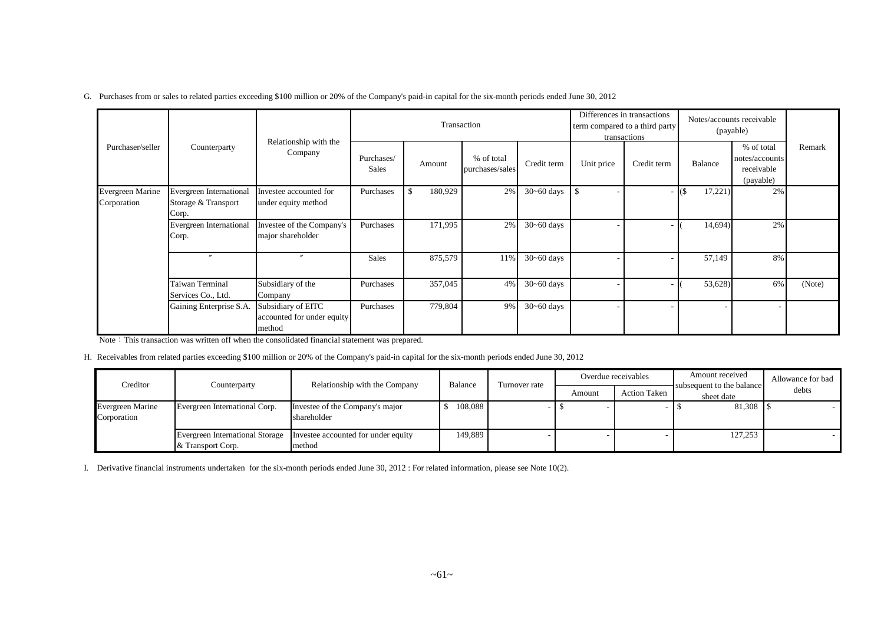G. Purchases from or sales to related parties exceeding $100 million or 20% of the Company's paid-in capital for the six-month periods ended June 30, 2012

| Purchaser/seller | Counterparty | Relationship with the Company | Transaction | | | | Differences in transactions term compared to a third party transactions | | Notes/accounts receivable (payable) | | Remark |
|---|---|---|---|---|---|---|---|---|---|---|---|
| | | | Purchases/ Sales | Amount | % of total purchases/sales | Credit term | Unit price | Credit term | Balance | % of total notes/accounts receivable (payable) | |
| Evergreen Marine Corporation | Evergreen International Storage & Transport Corp. | Investee accounted for under equity method | Purchases | $ 180,929 | 2% | 30~60 days | $ - | - | ($ 17,221) | 2% | |
| | Evergreen International Corp. | Investee of the Company's major shareholder | Purchases | 171,995 | 2% | 30~60 days | - | - | ( 14,694) | 2% | |
| | 〃 | 〃 | Sales | 875,579 | 11% | 30~60 days | - | - | 57,149 | 8% | |
| | Taiwan Terminal Services Co., Ltd. | Subsidiary of the Company | Purchases | 357,045 | 4% | 30~60 days | - | - | ( 53,628) | 6% | (Note) |
| | Gaining Enterprise S.A. | Subsidiary of EITC accounted for under equity method | Purchases | 779,804 | 9% | 30~60 days | - | - | - | - | |

Note：This transaction was written off when the consolidated financial statement was prepared.

H. Receivables from related parties exceeding $100 million or 20% of the Company's paid-in capital for the six-month periods ended June 30, 2012

| Creditor | Counterparty | Relationship with the Company | Balance | Turnover rate | Overdue receivables | | Amount received subsequent to the balance sheet date | Allowance for bad debts |
|---|---|---|---|---|---|---|---|---|
| | | | | | Amount | Action Taken | | |
| Evergreen Marine Corporation | Evergreen International Corp. | Investee of the Company's major shareholder | $ 108,088 | - | $ - | - | $ 81,308 | $ - |
| | Evergreen International Storage & Transport Corp. | Investee accounted for under equity method | 149,889 | - | - | - | 127,253 | - |

I. Derivative financial instruments undertaken for the six-month periods ended June 30, 2012 : For related information, please see Note 10(2).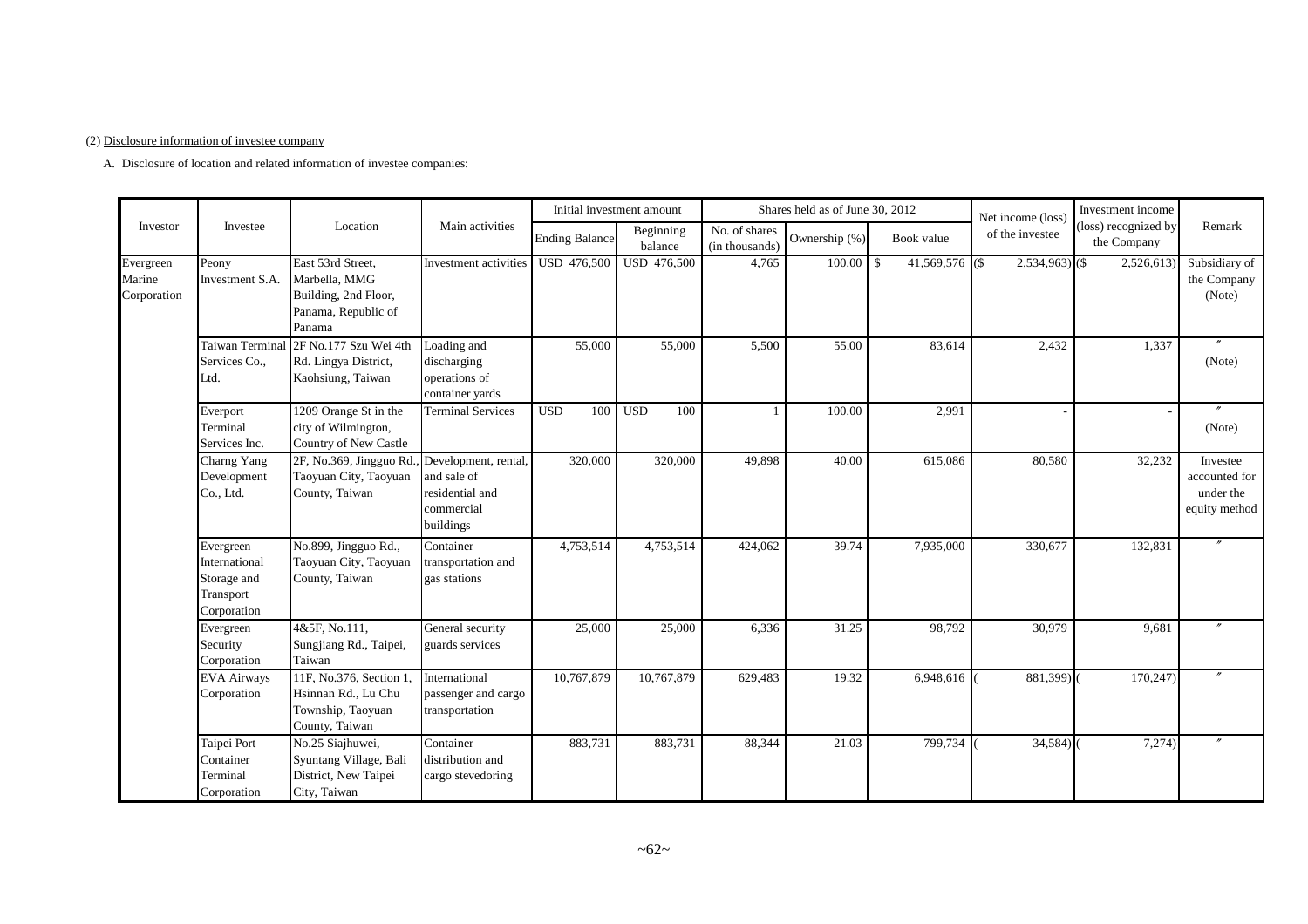(2) Disclosure information of investee company

A. Disclosure of location and related information of investee companies:

| Investor | Investee | Location | Main activities | Initial investment amount | | Shares held as of June 30, 2012 | | | Net income (loss) of the investee | Investment income (loss) recognized by the Company | Remark |
|---|---|---|---|---|---|---|---|---|---|---|---|
| | | | | Ending Balance | Beginning balance | No. of shares (in thousands) | Ownership (%) | Book value | | | |
| Evergreen Marine Corporation | Peony Investment S.A. | East 53rd Street, Marbella, MMG Building, 2nd Floor, Panama, Republic of Panama | Investment activities | USD 476,500 | USD 476,500 | 4,765 | 100.00 | $ 41,569,576 | ($ 2,534,963) | ($ 2,526,613) | Subsidiary of the Company (Note) |
| | Taiwan Terminal Services Co., Ltd. | 2F No.177 Szu Wei 4th Rd. Lingya District, Kaohsiung, Taiwan | Loading and discharging operations of container yards | 55,000 | 55,000 | 5,500 | 55.00 | 83,614 | 2,432 | 1,337 | 〃 (Note) |
| | Everport Terminal Services Inc. | 1209 Orange St in the city of Wilmington, Country of New Castle | Terminal Services | USD 100 | USD 100 | 1 | 100.00 | 2,991 | - | - | 〃 (Note) |
| | Charng Yang Development Co., Ltd. | 2F, No.369, Jingguo Rd., Taoyuan City, Taoyuan County, Taiwan | Development, rental, and sale of residential and commercial buildings | 320,000 | 320,000 | 49,898 | 40.00 | 615,086 | 80,580 | 32,232 | Investee accounted for under the equity method |
| | Evergreen International Storage and Transport Corporation | No.899, Jingguo Rd., Taoyuan City, Taoyuan County, Taiwan | Container transportation and gas stations | 4,753,514 | 4,753,514 | 424,062 | 39.74 | 7,935,000 | 330,677 | 132,831 | 〃 |
| | Evergreen Security Corporation | 4&5F, No.111, Sungjiang Rd., Taipei, Taiwan | General security guards services | 25,000 | 25,000 | 6,336 | 31.25 | 98,792 | 30,979 | 9,681 | 〃 |
| | EVA Airways Corporation | 11F, No.376, Section 1, Hsinnan Rd., Lu Chu Township, Taoyuan County, Taiwan | International passenger and cargo transportation | 10,767,879 | 10,767,879 | 629,483 | 19.32 | 6,948,616 | ( 881,399) | ( 170,247) | 〃 |
| | Taipei Port Container Terminal Corporation | No.25 Siajhuwei, Syuntang Village, Bali District, New Taipei City, Taiwan | Container distribution and cargo stevedoring | 883,731 | 883,731 | 88,344 | 21.03 | 799,734 | ( 34,584) | ( 7,274) | 〃 |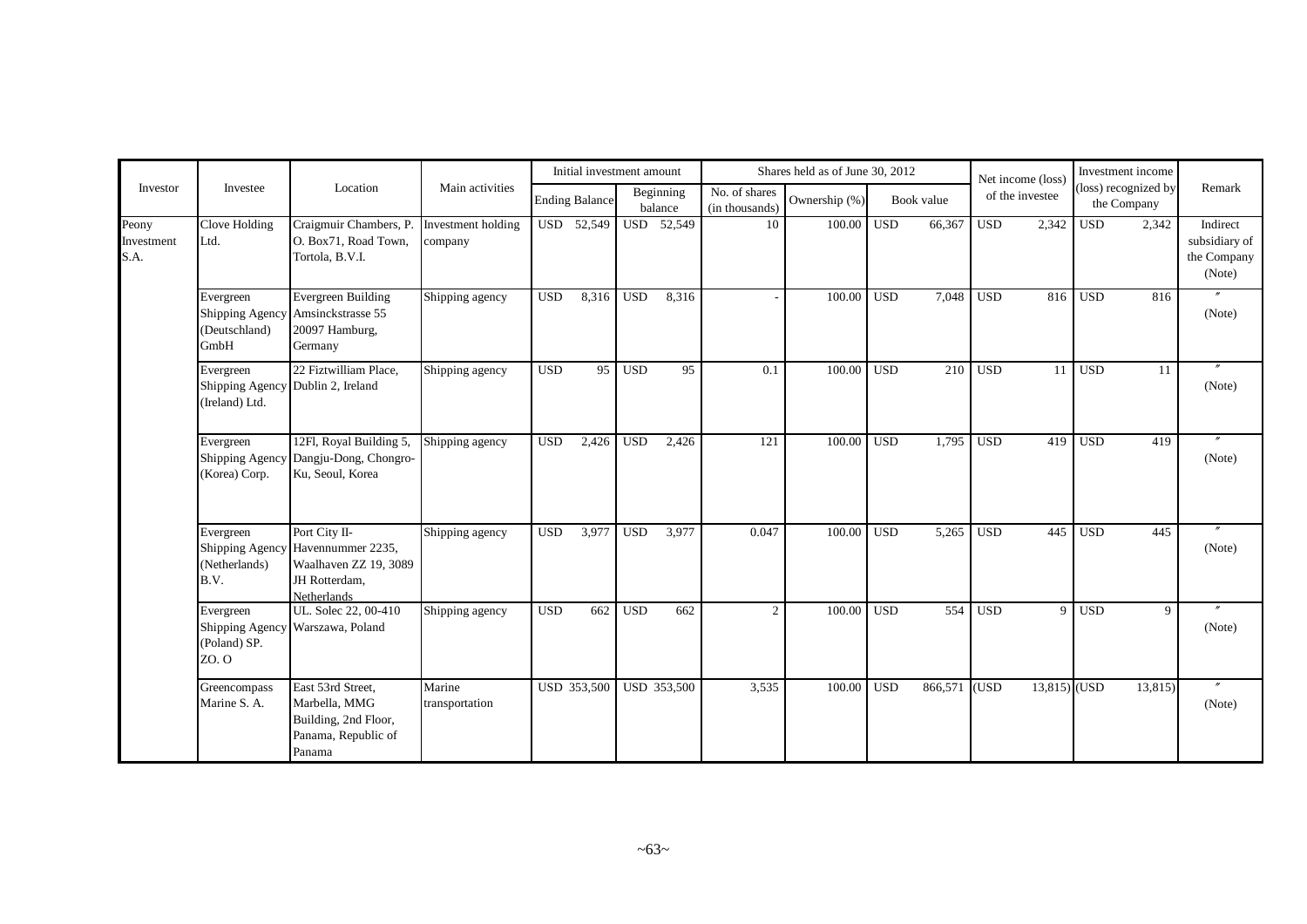| Investor | Investee | Location | Main activities | Initial investment amount | | Shares held as of June 30, 2012 | | | Net income (loss) of the investee | Investment income (loss) recognized by the Company | Remark |
|---|---|---|---|---|---|---|---|---|---|---|---|
| | | | | Ending Balance | Beginning balance | No. of shares (in thousands) | Ownership (%) | Book value | | | |
| Peony Investment S.A. | Clove Holding Ltd. | Craigmuir Chambers, P. O. Box71, Road Town, Tortola, B.V.I. | Investment holding company | USD 52,549 | USD 52,549 | 10 | 100.00 | USD 66,367 | USD 2,342 | USD 2,342 | Indirect subsidiary of the Company (Note) |
| | Evergreen Shipping Agency (Deutschland) GmbH | Evergreen Building Amsinckstrasse 55 20097 Hamburg, Germany | Shipping agency | USD 8,316 | USD 8,316 | - | 100.00 | USD 7,048 | USD 816 | USD 816 | 〃 (Note) |
| | Evergreen Shipping Agency (Ireland) Ltd. | 22 Fiztwilliam Place, Dublin 2, Ireland | Shipping agency | USD 95 | USD 95 | 0.1 | 100.00 | USD 210 | USD 11 | USD 11 | 〃 (Note) |
| | Evergreen Shipping Agency (Korea) Corp. | 12Fl, Royal Building 5, Dangju-Dong, Chongro-Ku, Seoul, Korea | Shipping agency | USD 2,426 | USD 2,426 | 121 | 100.00 | USD 1,795 | USD 419 | USD 419 | 〃 (Note) |
| | Evergreen Shipping Agency (Netherlands) B.V. | Port City II-Havennummer 2235, Waalhaven ZZ 19, 3089 JH Rotterdam, Netherlands | Shipping agency | USD 3,977 | USD 3,977 | 0.047 | 100.00 | USD 5,265 | USD 445 | USD 445 | 〃 (Note) |
| | Evergreen Shipping Agency (Poland) SP. ZO. O | UL. Solec 22, 00-410 Warszawa, Poland | Shipping agency | USD 662 | USD 662 | 2 | 100.00 | USD 554 | USD 9 | USD 9 | 〃 (Note) |
| | Greencompass Marine S. A. | East 53rd Street, Marbella, MMG Building, 2nd Floor, Panama, Republic of Panama | Marine transportation | USD 353,500 | USD 353,500 | 3,535 | 100.00 | USD 866,571 | (USD 13,815) | (USD 13,815) | 〃 (Note) |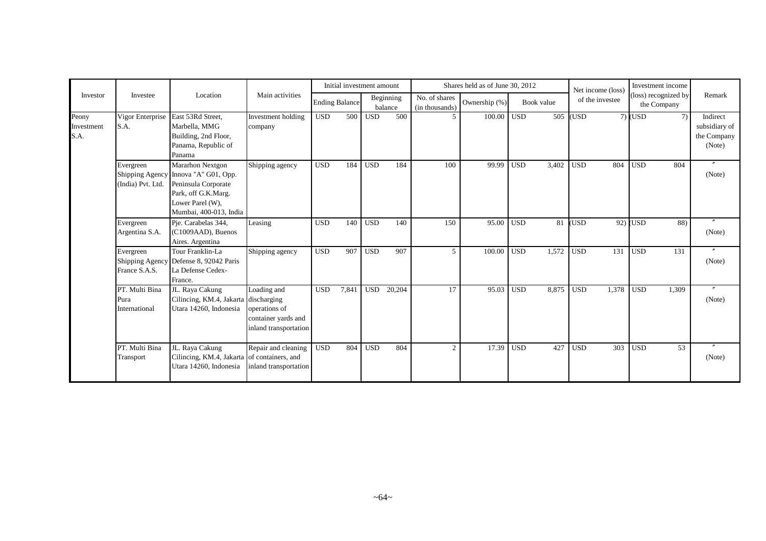| Investor | Investee | Location | Main activities | Initial investment amount | | Shares held as of June 30, 2012 | | | Net income (loss) of the investee | Investment income (loss) recognized by the Company | Remark |
|---|---|---|---|---|---|---|---|---|---|---|---|
| | | | | Ending Balance | Beginning balance | No. of shares (in thousands) | Ownership (%) | Book value | | | |
| Peony Investment S.A. | Vigor Enterprise S.A. | East 53Rd Street, Marbella, MMG Building, 2nd Floor, Panama, Republic of Panama | Investment holding company | USD 500 | USD 500 | 5 | 100.00 | USD 505 | (USD 7) | (USD 7) | Indirect subsidiary of the Company (Note) |
| | Evergreen Shipping Agency (India) Pvt. Ltd. | Mararhon Nextgon Innova "A" G01, Opp. Peninsula Corporate Park, off G.K.Marg. Lower Parel (W), Mumbai, 400-013, India | Shipping agency | USD 184 | USD 184 | 100 | 99.99 | USD 3,402 | USD 804 | USD 804 | 〃 (Note) |
| | Evergreen Argentina S.A. | Pje. Carabelas 344, (C1009AAD), Buenos Aires. Argentina | Leasing | USD 140 | USD 140 | 150 | 95.00 | USD 81 | (USD 92) | (USD 88) | 〃 (Note) |
| | Evergreen Shipping Agency France S.A.S. | Tour Franklin-La Defense 8, 92042 Paris La Defense Cedex-France. | Shipping agency | USD 907 | USD 907 | 5 | 100.00 | USD 1,572 | USD 131 | USD 131 | 〃 (Note) |
| | PT. Multi Bina Pura International | JL. Raya Cakung Cilincing, KM.4, Jakarta Utara 14260, Indonesia | Loading and discharging operations of container yards and inland transportation | USD 7,841 | USD 20,204 | 17 | 95.03 | USD 8,875 | USD 1,378 | USD 1,309 | 〃 (Note) |
| | PT. Multi Bina Transport | JL. Raya Cakung Cilincing, KM.4, Jakarta Utara 14260, Indonesia | Repair and cleaning of containers, and inland transportation | USD 804 | USD 804 | 2 | 17.39 | USD 427 | USD 303 | USD 53 | 〃 (Note) |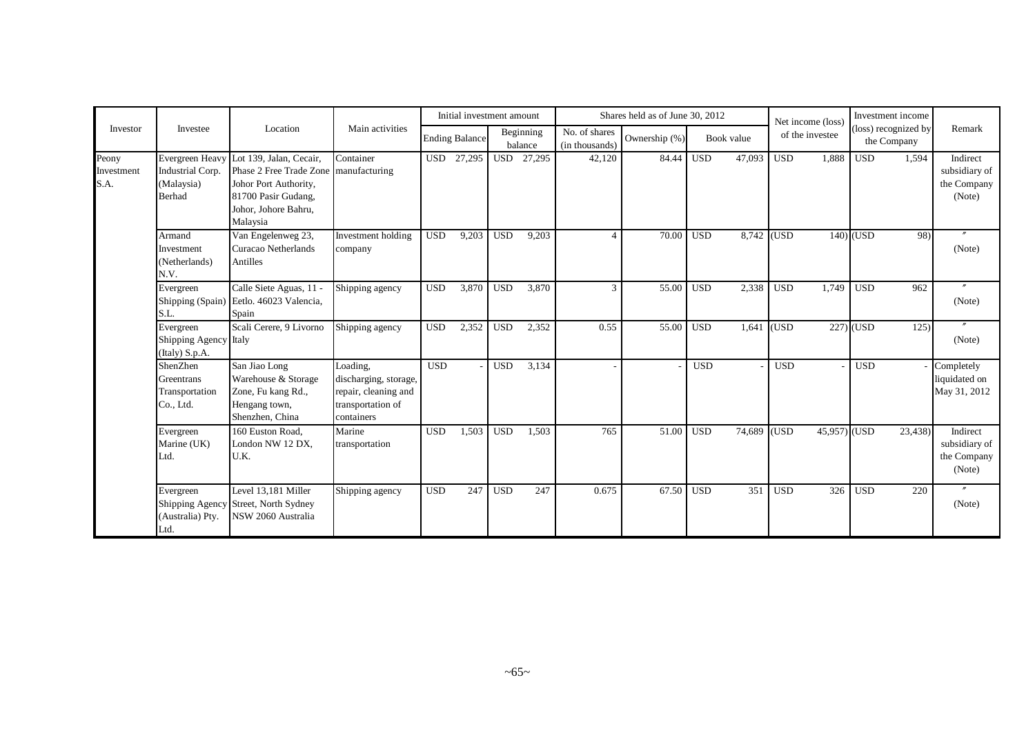| Investor | Investee | Location | Main activities | Initial investment amount | | Shares held as of June 30, 2012 | | | Net income (loss) of the investee | Investment income (loss) recognized by the Company | Remark |
|---|---|---|---|---|---|---|---|---|---|---|---|
| | | | | Ending Balance | Beginning balance | No. of shares (in thousands) | Ownership (%) | Book value | | | |
| Peony Investment S.A. | Evergreen Heavy Industrial Corp. (Malaysia) Berhad | Lot 139, Jalan, Cecair, Phase 2 Free Trade Zone Johor Port Authority, 81700 Pasir Gudang, Johor, Johore Bahru, Malaysia | Container manufacturing | USD 27,295 | USD 27,295 | 42,120 | 84.44 | USD 47,093 | USD 1,888 | USD 1,594 | Indirect subsidiary of the Company (Note) |
| | Armand Investment (Netherlands) N.V. | Van Engelenweg 23, Curacao Netherlands Antilles | Investment holding company | USD 9,203 | USD 9,203 | 4 | 70.00 | USD 8,742 | (USD 140) | (USD 98) | 〃 (Note) |
| | Evergreen Shipping (Spain) S.L. | Calle Siete Aguas, 11 - Eetlo. 46023 Valencia, Spain | Shipping agency | USD 3,870 | USD 3,870 | 3 | 55.00 | USD 2,338 | USD 1,749 | USD 962 | 〃 (Note) |
| | Evergreen Shipping Agency (Italy) S.p.A. | Scali Cerere, 9 Livorno Italy | Shipping agency | USD 2,352 | USD 2,352 | 0.55 | 55.00 | USD 1,641 | (USD 227) | (USD 125) | 〃 (Note) |
| | ShenZhen Greentrans Transportation Co., Ltd. | San Jiao Long Warehouse & Storage Zone, Fu kang Rd., Hengang town, Shenzhen, China | Loading, discharging, storage, repair, cleaning and transportation of containers | USD - | USD 3,134 | - | - | USD - | USD - | USD - | Completely liquidated on May 31, 2012 |
| | Evergreen Marine (UK) Ltd. | 160 Euston Road, London NW 12 DX, U.K. | Marine transportation | USD 1,503 | USD 1,503 | 765 | 51.00 | USD 74,689 | (USD 45,957) | (USD 23,438) | Indirect subsidiary of the Company (Note) |
| | Evergreen Shipping Agency (Australia) Pty. Ltd. | Level 13,181 Miller Street, North Sydney NSW 2060 Australia | Shipping agency | USD 247 | USD 247 | 0.675 | 67.50 | USD 351 | USD 326 | USD 220 | 〃 (Note) |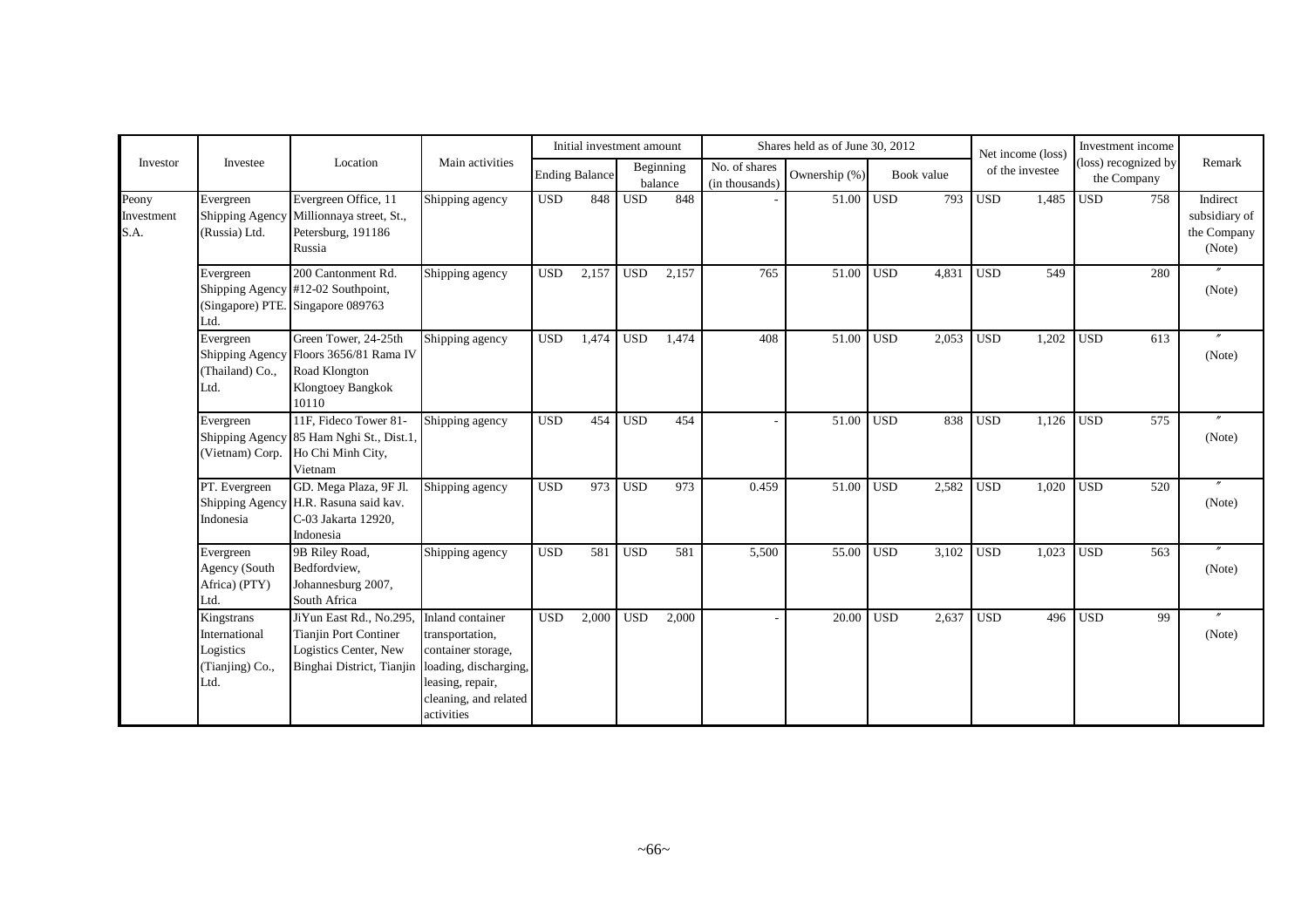| Investor | Investee | Location | Main activities | Initial investment amount | | Shares held as of June 30, 2012 | | | Net income (loss) of the investee | Investment income (loss) recognized by the Company | Remark |
|---|---|---|---|---|---|---|---|---|---|---|---|
| | | | | Ending Balance | Beginning balance | No. of shares (in thousands) | Ownership (%) | Book value | | | |
| Peony Investment S.A. | Evergreen Shipping Agency (Russia) Ltd. | Evergreen Office, 11 Millionnaya street, St., Petersburg, 191186 Russia | Shipping agency | USD 848 | USD 848 | - | 51.00 | USD 793 | USD 1,485 | USD 758 | Indirect subsidiary of the Company (Note) |
| | Evergreen Shipping Agency (Singapore) PTE. Ltd. | 200 Cantonment Rd. #12-02 Southpoint, Singapore 089763 | Shipping agency | USD 2,157 | USD 2,157 | 765 | 51.00 | USD 4,831 | USD 549 | 280 | 〃 (Note) |
| | Evergreen Shipping Agency (Thailand) Co., Ltd. | Green Tower, 24-25th Floors 3656/81 Rama IV Road Klongton Klongtoey Bangkok 10110 | Shipping agency | USD 1,474 | USD 1,474 | 408 | 51.00 | USD 2,053 | USD 1,202 | USD 613 | 〃 (Note) |
| | Evergreen Shipping Agency (Vietnam) Corp. | 11F, Fideco Tower 81-85 Ham Nghi St., Dist.1, Ho Chi Minh City, Vietnam | Shipping agency | USD 454 | USD 454 | - | 51.00 | USD 838 | USD 1,126 | USD 575 | 〃 (Note) |
| | PT. Evergreen Shipping Agency Indonesia | GD. Mega Plaza, 9F Jl. H.R. Rasuna said kav. C-03 Jakarta 12920, Indonesia | Shipping agency | USD 973 | USD 973 | 0.459 | 51.00 | USD 2,582 | USD 1,020 | USD 520 | 〃 (Note) |
| | Evergreen Agency (South Africa) (PTY) Ltd. | 9B Riley Road, Bedfordview, Johannesburg 2007, South Africa | Shipping agency | USD 581 | USD 581 | 5,500 | 55.00 | USD 3,102 | USD 1,023 | USD 563 | 〃 (Note) |
| | Kingstrans International Logistics (Tianjing) Co., Ltd. | JiYun East Rd., No.295, Tianjin Port Continer Logistics Center, New Binghai District, Tianjin | Inland container transportation, container storage, loading, discharging, leasing, repair, cleaning, and related activities | USD 2,000 | USD 2,000 | - | 20.00 | USD 2,637 | USD 496 | USD 99 | 〃 (Note) |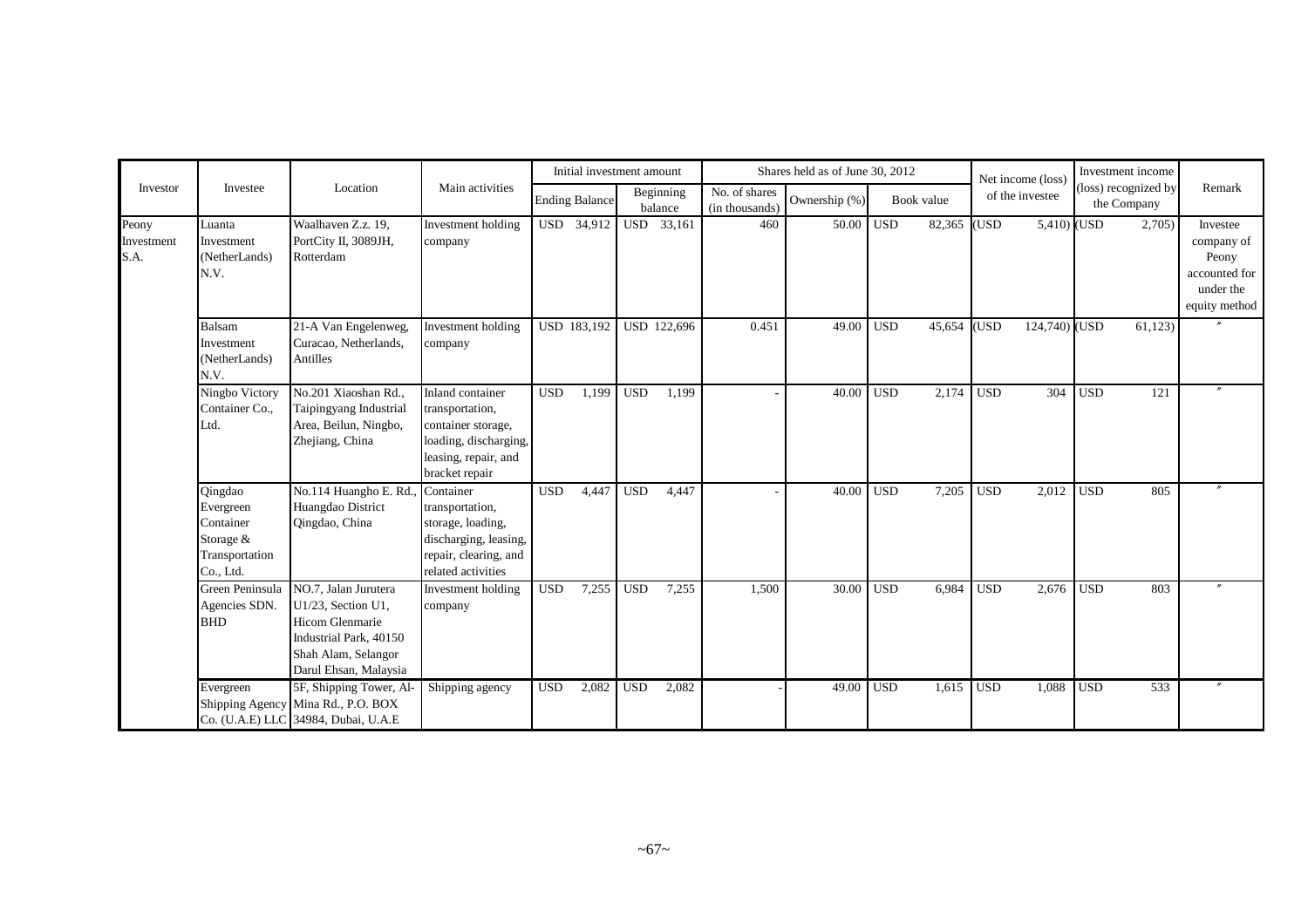| Investor | Investee | Location | Main activities | Initial investment amount | | Shares held as of June 30, 2012 | | | Net income (loss) of the investee | Investment income (loss) recognized by the Company | Remark |
|---|---|---|---|---|---|---|---|---|---|---|---|
| | | | | Ending Balance | Beginning balance | No. of shares (in thousands) | Ownership (%) | Book value | | | |
| Peony Investment S.A. | Luanta Investment (NetherLands) N.V. | Waalhaven Z.z. 19, PortCity II, 3089JH, Rotterdam | Investment holding company | USD 34,912 | USD 33,161 | 460 | 50.00 | USD 82,365 | (USD 5,410) | (USD 2,705) | Investee company of Peony accounted for under the equity method |
| | Balsam Investment (NetherLands) N.V. | 21-A Van Engelenweg, Curacao, Netherlands, Antilles | Investment holding company | USD 183,192 | USD 122,696 | 0.451 | 49.00 | USD 45,654 | (USD 124,740) | (USD 61,123) | 〃 |
| | Ningbo Victory Container Co., Ltd. | No.201 Xiaoshan Rd., Taipingyang Industrial Area, Beilun, Ningbo, Zhejiang, China | Inland container transportation, container storage, loading, discharging, leasing, repair, and bracket repair | USD 1,199 | USD 1,199 | - | 40.00 | USD 2,174 | USD 304 | USD 121 | 〃 |
| | Qingdao Evergreen Container Storage & Transportation Co., Ltd. | No.114 Huangho E. Rd., Huangdao District Qingdao, China | Container transportation, storage, loading, discharging, leasing, repair, clearing, and related activities | USD 4,447 | USD 4,447 | - | 40.00 | USD 7,205 | USD 2,012 | USD 805 | 〃 |
| | Green Peninsula Agencies SDN. BHD | NO.7, Jalan Jurutera U1/23, Section U1, Hicom Glenmarie Industrial Park, 40150 Shah Alam, Selangor Darul Ehsan, Malaysia | Investment holding company | USD 7,255 | USD 7,255 | 1,500 | 30.00 | USD 6,984 | USD 2,676 | USD 803 | 〃 |
| | Evergreen Shipping Agency Co. (U.A.E) LLC | 5F, Shipping Tower, Al-Mina Rd., P.O. BOX 34984, Dubai, U.A.E | Shipping agency | USD 2,082 | USD 2,082 | - | 49.00 | USD 1,615 | USD 1,088 | USD 533 | 〃 |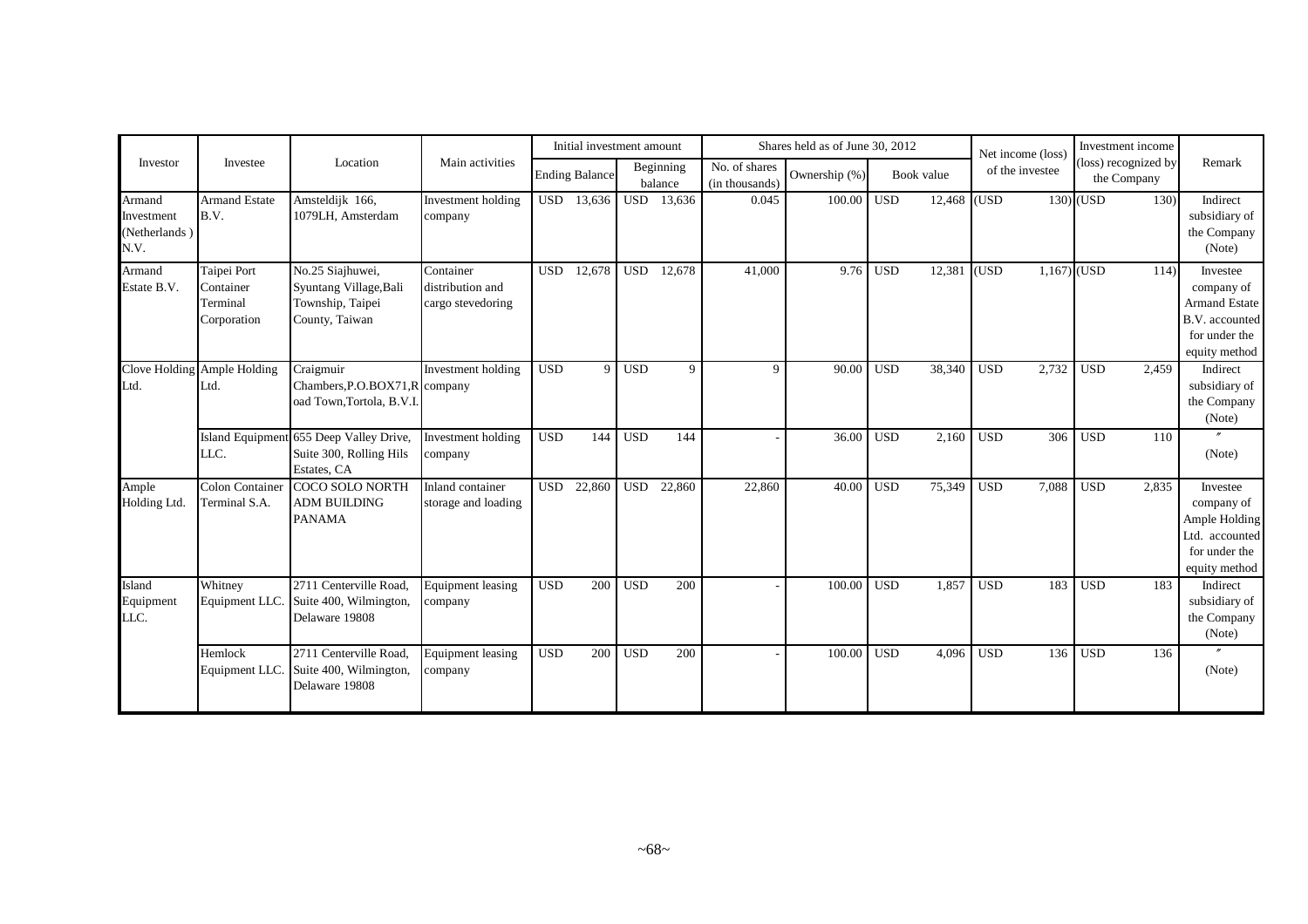| Investor | Investee | Location | Main activities | Initial investment amount | | Shares held as of June 30, 2012 | | | Net income (loss) of the investee | Investment income (loss) recognized by the Company | Remark |
|---|---|---|---|---|---|---|---|---|---|---|---|
| | | | | Ending Balance | Beginning balance | No. of shares (in thousands) | Ownership (%) | Book value | | | |
| Armand Investment (Netherlands ) N.V. | Armand Estate B.V. | Amsteldijk 166, 1079LH, Amsterdam | Investment holding company | USD 13,636 | USD 13,636 | 0.045 | 100.00 | USD 12,468 | (USD 130) | (USD 130) | Indirect subsidiary of the Company (Note) |
| Armand Estate B.V. | Taipei Port Container Terminal Corporation | No.25 Siajhuwei, Syuntang Village,Bali Township, Taipei County, Taiwan | Container distribution and cargo stevedoring | USD 12,678 | USD 12,678 | 41,000 | 9.76 | USD 12,381 | (USD 1,167) | (USD 114) | Investee company of Armand Estate B.V. accounted for under the equity method |
| Clove Holding Ltd. | Ample Holding Ltd. | Craigmuir Chambers,P.O.BOX71,Road Town,Tortola, B.V.I. | Investment holding company | USD 9 | USD 9 | 9 | 90.00 | USD 38,340 | USD 2,732 | USD 2,459 | Indirect subsidiary of the Company (Note) |
| | Island Equipment LLC. | 655 Deep Valley Drive, Suite 300, Rolling Hils Estates, CA | Investment holding company | USD 144 | USD 144 | - | 36.00 | USD 2,160 | USD 306 | USD 110 | 〃 (Note) |
| Ample Holding Ltd. | Colon Container Terminal S.A. | COCO SOLO NORTH ADM BUILDING PANAMA | Inland container storage and loading | USD 22,860 | USD 22,860 | 22,860 | 40.00 | USD 75,349 | USD 7,088 | USD 2,835 | Investee company of Ample Holding Ltd. accounted for under the equity method |
| Island Equipment LLC. | Whitney Equipment LLC. | 2711 Centerville Road, Suite 400, Wilmington, Delaware 19808 | Equipment leasing company | USD 200 | USD 200 | - | 100.00 | USD 1,857 | USD 183 | USD 183 | Indirect subsidiary of the Company (Note) |
| | Hemlock Equipment LLC. | 2711 Centerville Road, Suite 400, Wilmington, Delaware 19808 | Equipment leasing company | USD 200 | USD 200 | - | 100.00 | USD 4,096 | USD 136 | USD 136 | 〃 (Note) |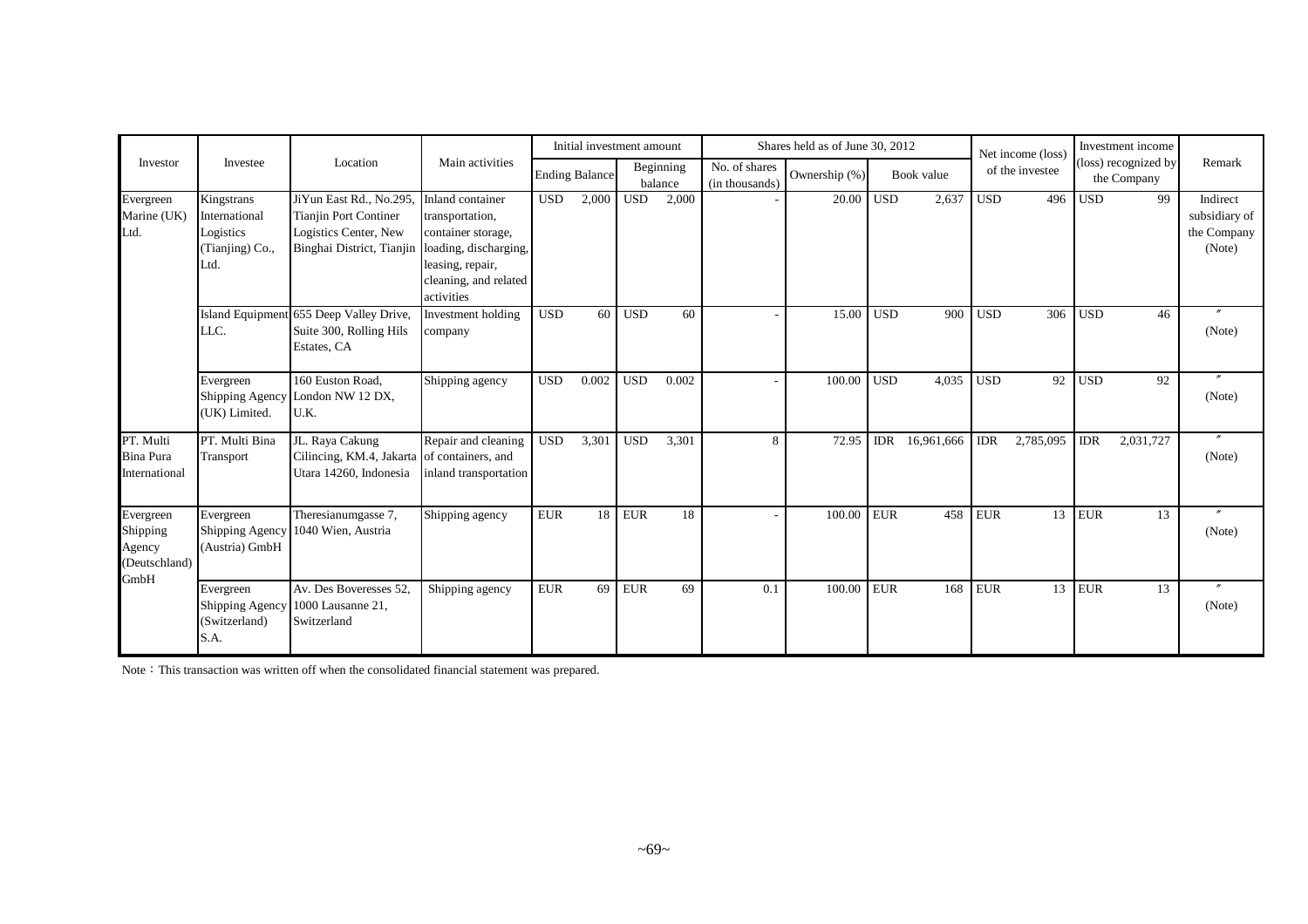| Investor | Investee | Location | Main activities | Initial investment amount | | Shares held as of June 30, 2012 | | | Net income (loss) of the investee | Investment income (loss) recognized by the Company | Remark |
|---|---|---|---|---|---|---|---|---|---|---|---|
| | | | | Ending Balance | Beginning balance | No. of shares (in thousands) | Ownership (%) | Book value | | | |
| Evergreen Marine (UK) Ltd. | Kingstrans International Logistics (Tianjing) Co., Ltd. | JiYun East Rd., No.295, Tianjin Port Continer Logistics Center, New Binghai District, Tianjin | Inland container transportation, container storage, loading, discharging, leasing, repair, cleaning, and related activities | USD 2,000 | USD 2,000 | - | 20.00 | USD 2,637 | USD 496 | USD 99 | Indirect subsidiary of the Company (Note) |
| | Island Equipment LLC. | 655 Deep Valley Drive, Suite 300, Rolling Hils Estates, CA | Investment holding company | USD 60 | USD 60 | - | 15.00 | USD 900 | USD 306 | USD 46 | 〃 (Note) |
| | Evergreen Shipping Agency (UK) Limited. | 160 Euston Road, London NW 12 DX, U.K. | Shipping agency | USD 0.002 | USD 0.002 | - | 100.00 | USD 4,035 | USD 92 | USD 92 | 〃 (Note) |
| PT. Multi Bina Pura International | PT. Multi Bina Transport | JL. Raya Cakung Cilincing, KM.4, Jakarta Utara 14260, Indonesia | Repair and cleaning of containers, and inland transportation | USD 3,301 | USD 3,301 | 8 | 72.95 | IDR 16,961,666 | IDR 2,785,095 | IDR 2,031,727 | 〃 (Note) |
| Evergreen Shipping Agency (Deutschland) GmbH | Evergreen Shipping Agency (Austria) GmbH | Theresianumgasse 7, 1040 Wien, Austria | Shipping agency | EUR 18 | EUR 18 | - | 100.00 | EUR 458 | EUR 13 | EUR 13 | 〃 (Note) |
| | Evergreen Shipping Agency (Switzerland) S.A. | Av. Des Boveresses 52, 1000 Lausanne 21, Switzerland | Shipping agency | EUR 69 | EUR 69 | 0.1 | 100.00 | EUR 168 | EUR 13 | EUR 13 | 〃 (Note) |

Note：This transaction was written off when the consolidated financial statement was prepared.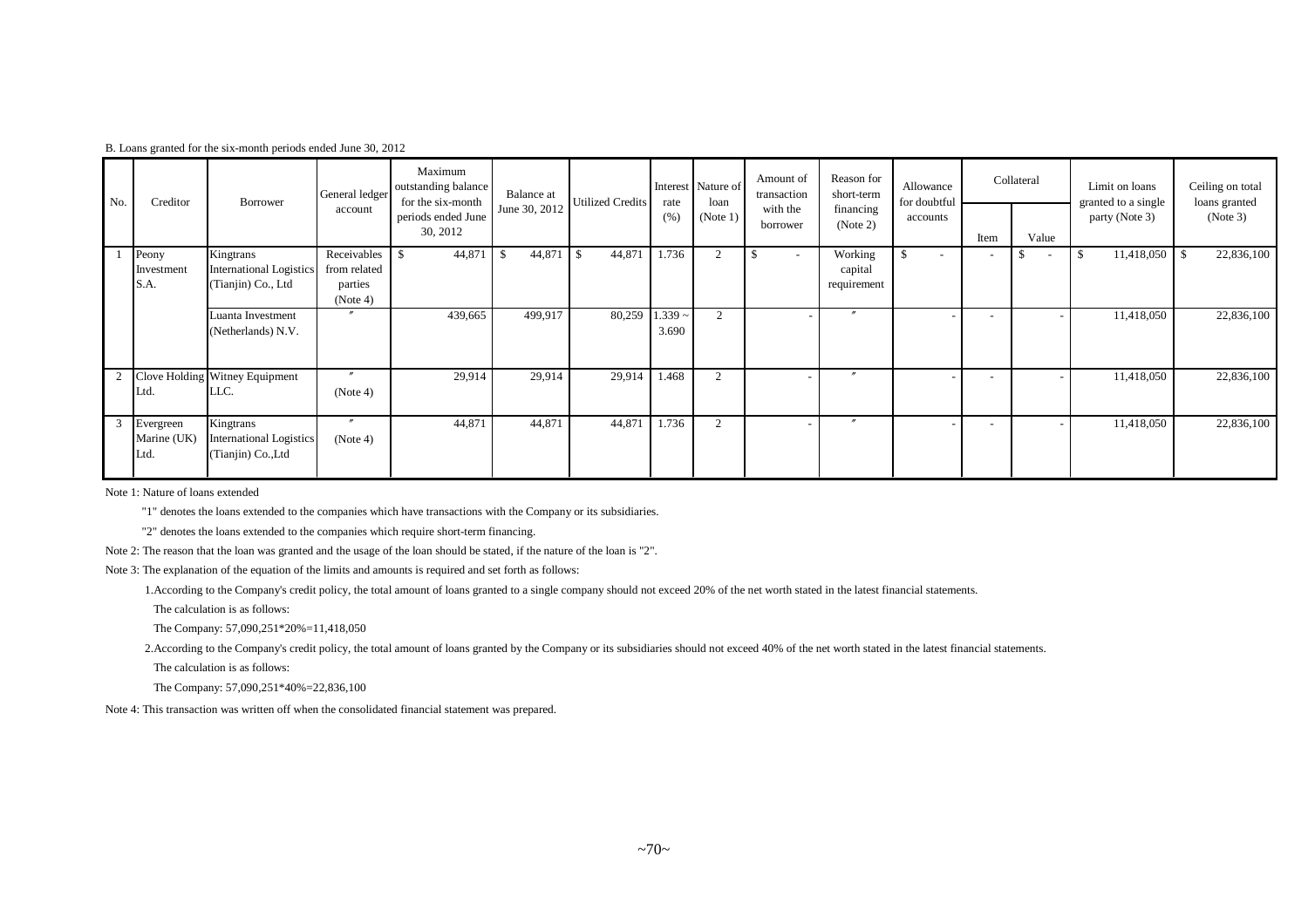B. Loans granted for the six-month periods ended June 30, 2012

| No. | Creditor | Borrower | General ledger account | Maximum outstanding balance for the six-month periods ended June 30, 2012 | Balance at June 30, 2012 | Utilized Credits | Interest rate (%) | Nature of loan (Note 1) | Amount of transaction with the borrower | Reason for short-term financing (Note 2) | Allowance for doubtful accounts | Collateral | | Limit on loans granted to a single party (Note 3) | Ceiling on total loans granted (Note 3) |
|---|---|---|---|---|---|---|---|---|---|---|---|---|---|---|---|
| | | | | | | | | | | | | Item | Value | | |
| 1 | Peony Investment S.A. | Kingtrans International Logistics (Tianjin) Co., Ltd | Receivables from related parties (Note 4) | $ 44,871 | $ 44,871 | $ 44,871 | 1.736 | 2 | $ - | Working capital requirement | $ - | - | $ - | $ 11,418,050 | $ 22,836,100 |
| | | Luanta Investment (Netherlands) N.V. | 〃 | 439,665 | 499,917 | 80,259 | 1.339 ~ 3.690 | 2 | - | 〃 | - | - | - | 11,418,050 | 22,836,100 |
| 2 | Clove Holding Ltd. | Witney Equipment LLC. | 〃 (Note 4) | 29,914 | 29,914 | 29,914 | 1.468 | 2 | - | 〃 | - | - | - | 11,418,050 | 22,836,100 |
| 3 | Evergreen Marine (UK) Ltd. | Kingtrans International Logistics (Tianjin) Co.,Ltd | 〃 (Note 4) | 44,871 | 44,871 | 44,871 | 1.736 | 2 | - | 〃 | - | - | - | 11,418,050 | 22,836,100 |

Note 1: Nature of loans extended

"1" denotes the loans extended to the companies which have transactions with the Company or its subsidiaries.

"2" denotes the loans extended to the companies which require short-term financing.

Note 2: The reason that the loan was granted and the usage of the loan should be stated, if the nature of the loan is "2".

Note 3: The explanation of the equation of the limits and amounts is required and set forth as follows:

1.According to the Company's credit policy, the total amount of loans granted to a single company should not exceed 20% of the net worth stated in the latest financial statements.

The calculation is as follows:

The Company: 57,090,251*20%=11,418,050

2.According to the Company's credit policy, the total amount of loans granted by the Company or its subsidiaries should not exceed 40% of the net worth stated in the latest financial statements.

The calculation is as follows:

The Company: 57,090,251*40%=22,836,100

Note 4: This transaction was written off when the consolidated financial statement was prepared.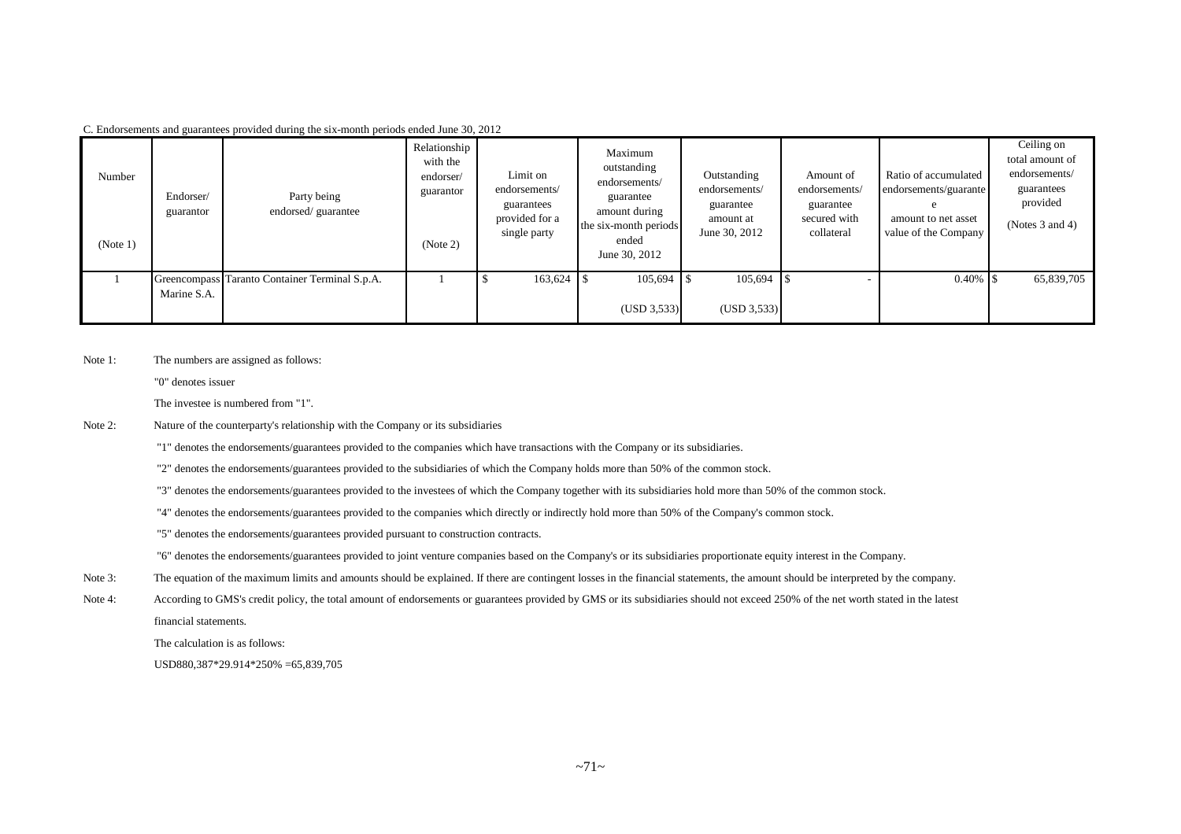C. Endorsements and guarantees provided during the six-month periods ended June 30, 2012

| Number (Note 1) | Endorser/ guarantor | Party being endorsed/ guarantee | Relationship with the endorser/ guarantor (Note 2) | Limit on endorsements/ guarantees provided for a single party | Maximum outstanding endorsements/ guarantee amount during the six-month periods ended June 30, 2012 | Outstanding endorsements/ guarantee amount at June 30, 2012 | Amount of endorsements/ guarantee secured with collateral | Ratio of accumulated endorsements/guarantee amount to net asset value of the Company | Ceiling on total amount of endorsements/ guarantees provided (Notes 3 and 4) |
|---|---|---|---|---|---|---|---|---|---|
| 1 | Greencompass Marine S.A. | Taranto Container Terminal S.p.A. | 1 | $ 163,624 | $ 105,694 (USD 3,533) | $ 105,694 (USD 3,533) | $ - | 0.40% | $ 65,839,705 |

Note 1: The numbers are assigned as follows:

"0" denotes issuer

The investee is numbered from "1".

Note 2: Nature of the counterparty's relationship with the Company or its subsidiaries

"1" denotes the endorsements/guarantees provided to the companies which have transactions with the Company or its subsidiaries.

"2" denotes the endorsements/guarantees provided to the subsidiaries of which the Company holds more than 50% of the common stock.

"3" denotes the endorsements/guarantees provided to the investees of which the Company together with its subsidiaries hold more than 50% of the common stock.

"4" denotes the endorsements/guarantees provided to the companies which directly or indirectly hold more than 50% of the Company's common stock.

"5" denotes the endorsements/guarantees provided pursuant to construction contracts.

"6" denotes the endorsements/guarantees provided to joint venture companies based on the Company's or its subsidiaries proportionate equity interest in the Company.

Note 3: The equation of the maximum limits and amounts should be explained. If there are contingent losses in the financial statements, the amount should be interpreted by the company.

Note 4: According to GMS's credit policy, the total amount of endorsements or guarantees provided by GMS or its subsidiaries should not exceed 250% of the net worth stated in the latest financial statements.

The calculation is as follows:

USD880,387*29.914*250% =65,839,705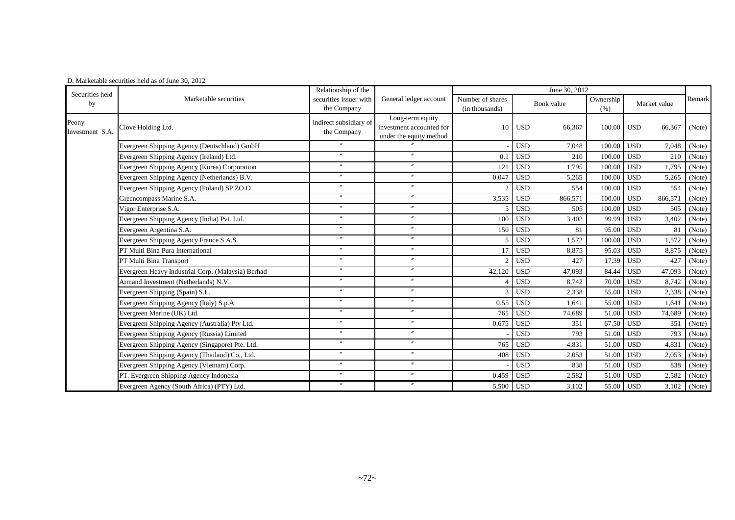D. Marketable securities held as of June 30, 2012

| Securities held by | Marketable securities | Relationship of the securities issuer with the Company | General ledger account | June 30, 2012 | | | | | | Remark |
|---|---|---|---|---|---|---|---|---|---|---|
| | | | | Number of shares (in thousands) | Book value | | Ownership (%) | Market value | | |
| Peony Investment S.A. | Clove Holding Ltd. | Indirect subsidiary of the Company | Long-term equity investment accounted for under the equity method | 10 | USD | 66,367 | 100.00 | USD | 66,367 | (Note) |
| | Evergreen Shipping Agency (Deutschland) GmbH | 〃 | 〃 | - | USD | 7,048 | 100.00 | USD | 7,048 | (Note) |
| | Evergreen Shipping Agency (Ireland) Ltd. | 〃 | 〃 | 0.1 | USD | 210 | 100.00 | USD | 210 | (Note) |
| | Evergreen Shipping Agency (Korea) Corporation | 〃 | 〃 | 121 | USD | 1,795 | 100.00 | USD | 1,795 | (Note) |
| | Evergreen Shipping Agency (Netherlands) B.V. | 〃 | 〃 | 0.047 | USD | 5,265 | 100.00 | USD | 5,265 | (Note) |
| | Evergreen Shipping Agency (Poland) SP.ZO.O | 〃 | 〃 | 2 | USD | 554 | 100.00 | USD | 554 | (Note) |
| | Greencompass Marine S.A. | 〃 | 〃 | 3,535 | USD | 866,571 | 100.00 | USD | 866,571 | (Note) |
| | Vigor Enterprise S.A. | 〃 | 〃 | 5 | USD | 505 | 100.00 | USD | 505 | (Note) |
| | Evergreen Shipping Agency (India) Pvt. Ltd. | 〃 | 〃 | 100 | USD | 3,402 | 99.99 | USD | 3,402 | (Note) |
| | Evergreen Argentina S.A. | 〃 | 〃 | 150 | USD | 81 | 95.00 | USD | 81 | (Note) |
| | Evergreen Shipping Agency France S.A.S. | 〃 | 〃 | 5 | USD | 1,572 | 100.00 | USD | 1,572 | (Note) |
| | PT Multi Bina Pura International | 〃 | 〃 | 17 | USD | 8,875 | 95.03 | USD | 8,875 | (Note) |
| | PT Multi Bina Transport | 〃 | 〃 | 2 | USD | 427 | 17.39 | USD | 427 | (Note) |
| | Evergreen Heavy Industrial Corp. (Malaysia) Berhad | 〃 | 〃 | 42,120 | USD | 47,093 | 84.44 | USD | 47,093 | (Note) |
| | Armand Investment (Netherlands) N.V. | 〃 | 〃 | 4 | USD | 8,742 | 70.00 | USD | 8,742 | (Note) |
| | Evergreen Shipping (Spain) S.L. | 〃 | 〃 | 3 | USD | 2,338 | 55.00 | USD | 2,338 | (Note) |
| | Evergreen Shipping Agency (Italy) S.p.A. | 〃 | 〃 | 0.55 | USD | 1,641 | 55.00 | USD | 1,641 | (Note) |
| | Evergreen Marine (UK) Ltd. | 〃 | 〃 | 765 | USD | 74,689 | 51.00 | USD | 74,689 | (Note) |
| | Evergreen Shipping Agency (Australia) Pty Ltd. | 〃 | 〃 | 0.675 | USD | 351 | 67.50 | USD | 351 | (Note) |
| | Evergreen Shipping Agency (Russia) Limited | 〃 | 〃 | - | USD | 793 | 51.00 | USD | 793 | (Note) |
| | Evergreen Shipping Agency (Singapore) Pte. Ltd. | 〃 | 〃 | 765 | USD | 4,831 | 51.00 | USD | 4,831 | (Note) |
| | Evergreen Shipping Agency (Thailand) Co., Ltd. | 〃 | 〃 | 408 | USD | 2,053 | 51.00 | USD | 2,053 | (Note) |
| | Evergreen Shipping Agency (Vietnam) Corp. | 〃 | 〃 | - | USD | 838 | 51.00 | USD | 838 | (Note) |
| | PT. Evergreen Shipping Agency Indonesia | 〃 | 〃 | 0.459 | USD | 2,582 | 51.00 | USD | 2,582 | (Note) |
| | Evergreen Agency (South Africa) (PTY) Ltd. | 〃 | 〃 | 5,500 | USD | 3,102 | 55.00 | USD | 3,102 | (Note) |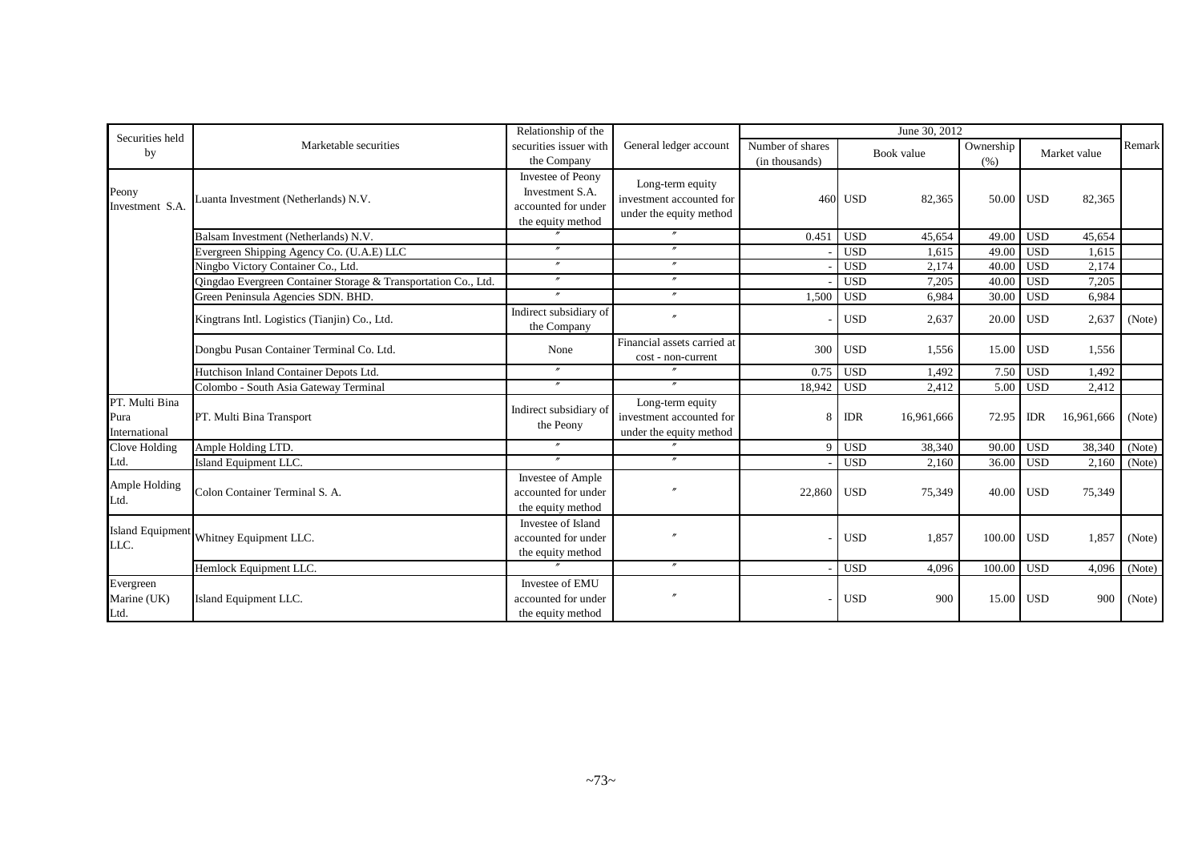| Securities held by | Marketable securities | Relationship of the securities issuer with the Company | General ledger account | June 30, 2012 | | | | | | Remark |
|---|---|---|---|---|---|---|---|---|---|---|
| | | | | Number of shares (in thousands) | Book value | | Ownership (%) | Market value | | |
| Peony Investment S.A. | Luanta Investment (Netherlands) N.V. | Investee of Peony Investment S.A. accounted for under the equity method | Long-term equity investment accounted for under the equity method | 460 | USD | 82,365 | 50.00 | USD | 82,365 | |
| | Balsam Investment (Netherlands) N.V. | 〃 | 〃 | 0.451 | USD | 45,654 | 49.00 | USD | 45,654 | |
| | Evergreen Shipping Agency Co. (U.A.E) LLC | 〃 | 〃 | - | USD | 1,615 | 49.00 | USD | 1,615 | |
| | Ningbo Victory Container Co., Ltd. | 〃 | 〃 | - | USD | 2,174 | 40.00 | USD | 2,174 | |
| | Qingdao Evergreen Container Storage & Transportation Co., Ltd. | 〃 | 〃 | - | USD | 7,205 | 40.00 | USD | 7,205 | |
| | Green Peninsula Agencies SDN. BHD. | 〃 | 〃 | 1,500 | USD | 6,984 | 30.00 | USD | 6,984 | |
| | Kingtrans Intl. Logistics (Tianjin) Co., Ltd. | Indirect subsidiary of the Company | 〃 | - | USD | 2,637 | 20.00 | USD | 2,637 | (Note) |
| | Dongbu Pusan Container Terminal Co. Ltd. | None | Financial assets carried at cost - non-current | 300 | USD | 1,556 | 15.00 | USD | 1,556 | |
| | Hutchison Inland Container Depots Ltd. | 〃 | 〃 | 0.75 | USD | 1,492 | 7.50 | USD | 1,492 | |
| | Colombo - South Asia Gateway Terminal | 〃 | 〃 | 18,942 | USD | 2,412 | 5.00 | USD | 2,412 | |
| PT. Multi Bina Pura International | PT. Multi Bina Transport | Indirect subsidiary of the Peony | Long-term equity investment accounted for under the equity method | 8 | IDR | 16,961,666 | 72.95 | IDR | 16,961,666 | (Note) |
| Clove Holding Ltd. | Ample Holding LTD. | 〃 | 〃 | 9 | USD | 38,340 | 90.00 | USD | 38,340 | (Note) |
| | Island Equipment LLC. | 〃 | 〃 | - | USD | 2,160 | 36.00 | USD | 2,160 | (Note) |
| Ample Holding Ltd. | Colon Container Terminal S. A. | Investee of Ample accounted for under the equity method | 〃 | 22,860 | USD | 75,349 | 40.00 | USD | 75,349 | |
| Island Equipment LLC. | Whitney Equipment LLC. | Investee of Island accounted for under the equity method | 〃 | - | USD | 1,857 | 100.00 | USD | 1,857 | (Note) |
| | Hemlock Equipment LLC. | 〃 | 〃 | - | USD | 4,096 | 100.00 | USD | 4,096 | (Note) |
| Evergreen Marine (UK) Ltd. | Island Equipment LLC. | Investee of EMU accounted for under the equity method | 〃 | - | USD | 900 | 15.00 | USD | 900 | (Note) |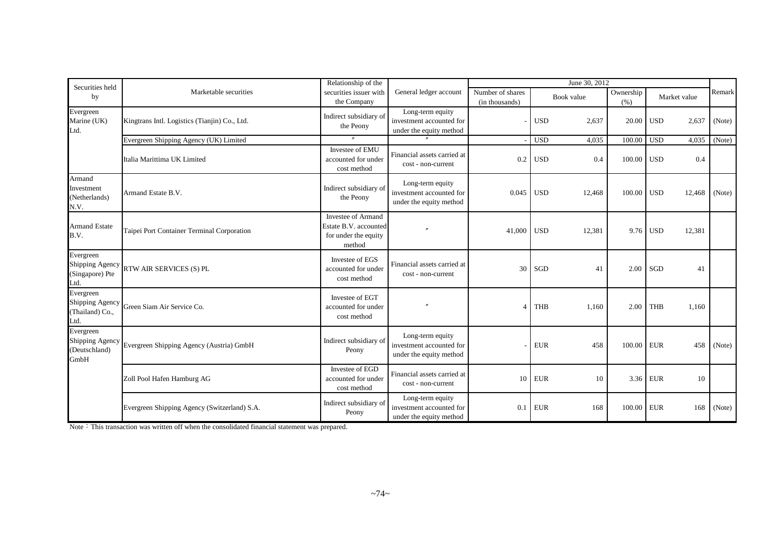| Securities held by | Marketable securities | Relationship of the securities issuer with the Company | General ledger account | June 30, 2012 | | | | | | | Remark |
|---|---|---|---|---|---|---|---|---|---|---|---|
| | | | | Number of shares (in thousands) | Book value | | Ownership (%) | Market value | | | |
| Evergreen Marine (UK) Ltd. | Kingtrans Intl. Logistics (Tianjin) Co., Ltd. | Indirect subsidiary of the Peony | Long-term equity investment accounted for under the equity method | - | USD | 2,637 | 20.00 | USD | 2,637 | (Note) |
| | Evergreen Shipping Agency (UK) Limited | 〃 | 〃 | - | USD | 4,035 | 100.00 | USD | 4,035 | (Note) |
| | Italia Marittima UK Limited | Investee of EMU accounted for under cost method | Financial assets carried at cost - non-current | 0.2 | USD | 0.4 | 100.00 | USD | 0.4 | |
| Armand Investment (Netherlands) N.V. | Armand Estate B.V. | Indirect subsidiary of the Peony | Long-term equity investment accounted for under the equity method | 0.045 | USD | 12,468 | 100.00 | USD | 12,468 | (Note) |
| Armand Estate B.V. | Taipei Port Container Terminal Corporation | Investee of Armand Estate B.V. accounted for under the equity method | 〃 | 41,000 | USD | 12,381 | 9.76 | USD | 12,381 | |
| Evergreen Shipping Agency (Singapore) Pte Ltd. | RTW AIR SERVICES (S) PL | Investee of EGS accounted for under cost method | Financial assets carried at cost - non-current | 30 | SGD | 41 | 2.00 | SGD | 41 | |
| Evergreen Shipping Agency (Thailand) Co., Ltd. | Green Siam Air Service Co. | Investee of EGT accounted for under cost method | 〃 | 4 | THB | 1,160 | 2.00 | THB | 1,160 | |
| Evergreen Shipping Agency (Deutschland) GmbH | Evergreen Shipping Agency (Austria) GmbH | Indirect subsidiary of Peony | Long-term equity investment accounted for under the equity method | - | EUR | 458 | 100.00 | EUR | 458 | (Note) |
| | Zoll Pool Hafen Hamburg AG | Investee of EGD accounted for under cost method | Financial assets carried at cost - non-current | 10 | EUR | 10 | 3.36 | EUR | 10 | |
| | Evergreen Shipping Agency (Switzerland) S.A. | Indirect subsidiary of Peony | Long-term equity investment accounted for under the equity method | 0.1 | EUR | 168 | 100.00 | EUR | 168 | (Note) |

Note：This transaction was written off when the consolidated financial statement was prepared.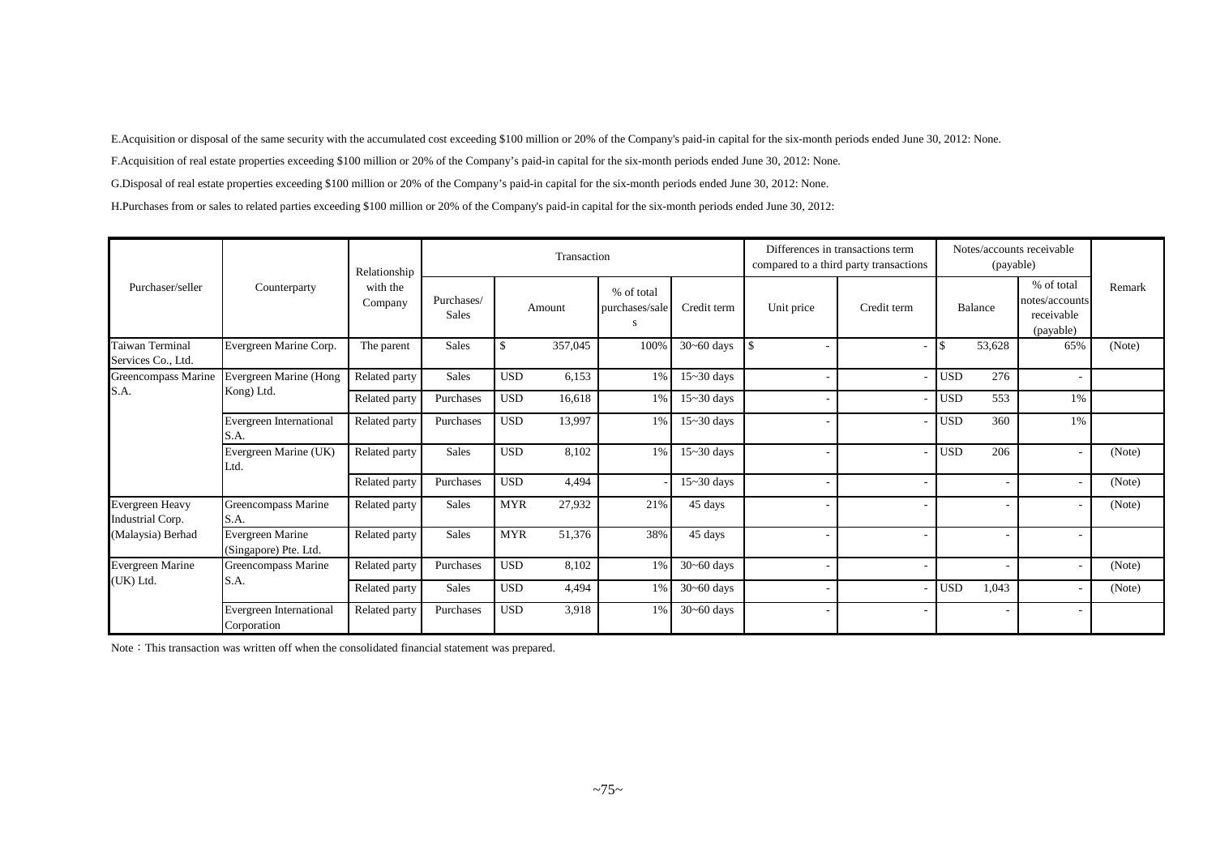E.Acquisition or disposal of the same security with the accumulated cost exceeding $100 million or 20% of the Company's paid-in capital for the six-month periods ended June 30, 2012: None.

F.Acquisition of real estate properties exceeding $100 million or 20% of the Company's paid-in capital for the six-month periods ended June 30, 2012: None.

G.Disposal of real estate properties exceeding $100 million or 20% of the Company's paid-in capital for the six-month periods ended June 30, 2012: None.

H.Purchases from or sales to related parties exceeding $100 million or 20% of the Company's paid-in capital for the six-month periods ended June 30, 2012:

| Purchaser/seller | Counterparty | Relationship with the Company | Transaction | | | | | Differences in transactions term compared to a third party transactions | | Notes/accounts receivable (payable) | | | Remark |
|---|---|---|---|---|---|---|---|---|---|---|---|---|---|
| | | | Purchases/ Sales | Amount | | % of total purchases/sales | Credit term | Unit price | Credit term | Balance | | % of total notes/accounts receivable (payable) | |
| Taiwan Terminal Services Co., Ltd. | Evergreen Marine Corp. | The parent | Sales | $ | 357,045 | 100% | 30~60 days | $ - | - | $ | 53,628 | 65% | (Note) |
| Greencompass Marine S.A. | Evergreen Marine (Hong Kong) Ltd. | Related party | Sales | USD | 6,153 | 1% | 15~30 days | - | - | USD | 276 | - | |
| | | Related party | Purchases | USD | 16,618 | 1% | 15~30 days | - | - | USD | 553 | 1% | |
| | Evergreen International S.A. | Related party | Purchases | USD | 13,997 | 1% | 15~30 days | - | - | USD | 360 | 1% | |
| | Evergreen Marine (UK) Ltd. | Related party | Sales | USD | 8,102 | 1% | 15~30 days | - | - | USD | 206 | - | (Note) |
| | | Related party | Purchases | USD | 4,494 | - | 15~30 days | - | - | | - | - | (Note) |
| Evergreen Heavy Industrial Corp. (Malaysia) Berhad | Greencompass Marine S.A. | Related party | Sales | MYR | 27,932 | 21% | 45 days | - | - | | - | - | (Note) |
| | Evergreen Marine (Singapore) Pte. Ltd. | Related party | Sales | MYR | 51,376 | 38% | 45 days | - | - | | - | - | |
| Evergreen Marine (UK) Ltd. | Greencompass Marine S.A. | Related party | Purchases | USD | 8,102 | 1% | 30~60 days | - | - | | - | - | (Note) |
| | | Related party | Sales | USD | 4,494 | 1% | 30~60 days | - | - | USD | 1,043 | - | (Note) |
| | Evergreen International Corporation | Related party | Purchases | USD | 3,918 | 1% | 30~60 days | - | - | | - | - | |

Note：This transaction was written off when the consolidated financial statement was prepared.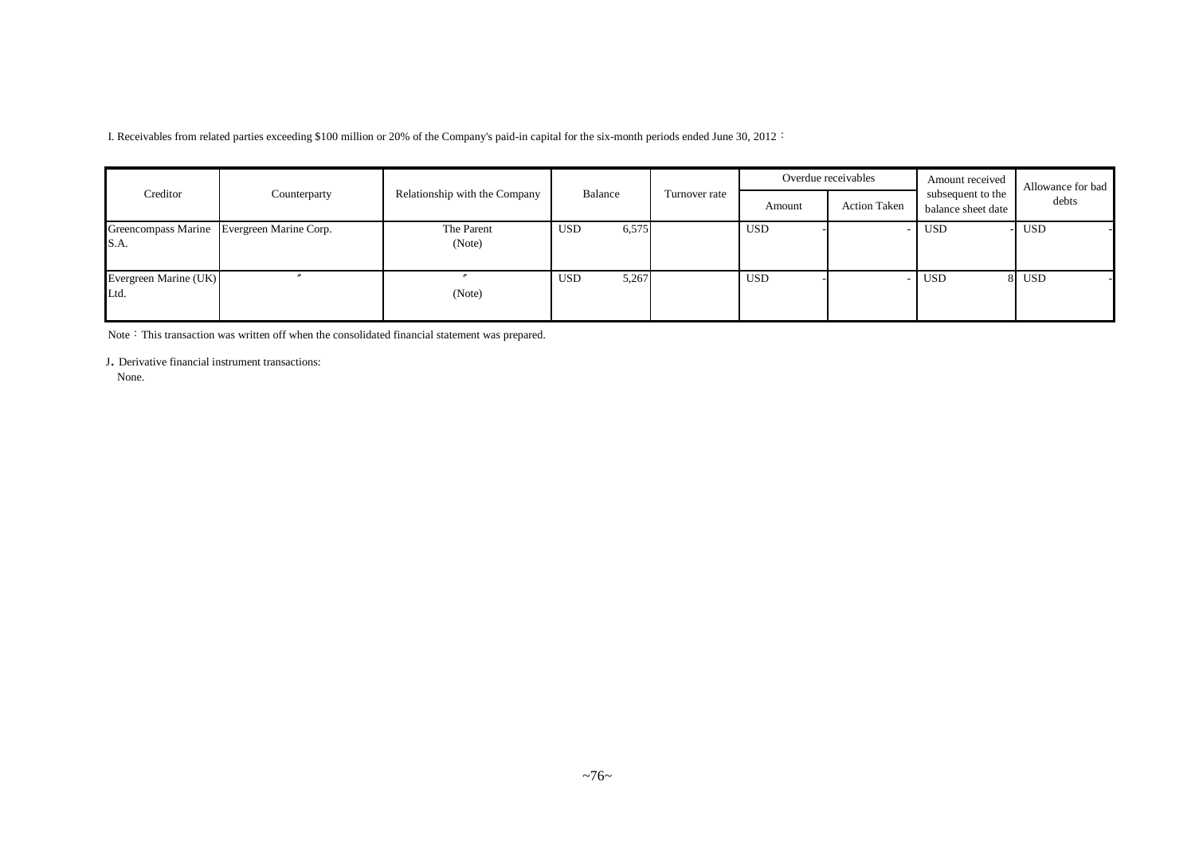I. Receivables from related parties exceeding $100 million or 20% of the Company's paid-in capital for the six-month periods ended June 30, 2012：

| Creditor | Counterparty | Relationship with the Company | Balance | Turnover rate | Overdue receivables | | Amount received subsequent to the balance sheet date | Allowance for bad debts |
|---|---|---|---|---|---|---|---|---|
| | | | | | Amount | Action Taken | | |
| Greencompass Marine S.A. | Evergreen Marine Corp. | The Parent (Note) | USD 6,575 | | USD - | - | USD - | USD - |
| Evergreen Marine (UK) Ltd. | 〃 | 〃 (Note) | USD 5,267 | | USD - | - | USD 8 | USD - |

Note：This transaction was written off when the consolidated financial statement was prepared.

J. Derivative financial instrument transactions:

None.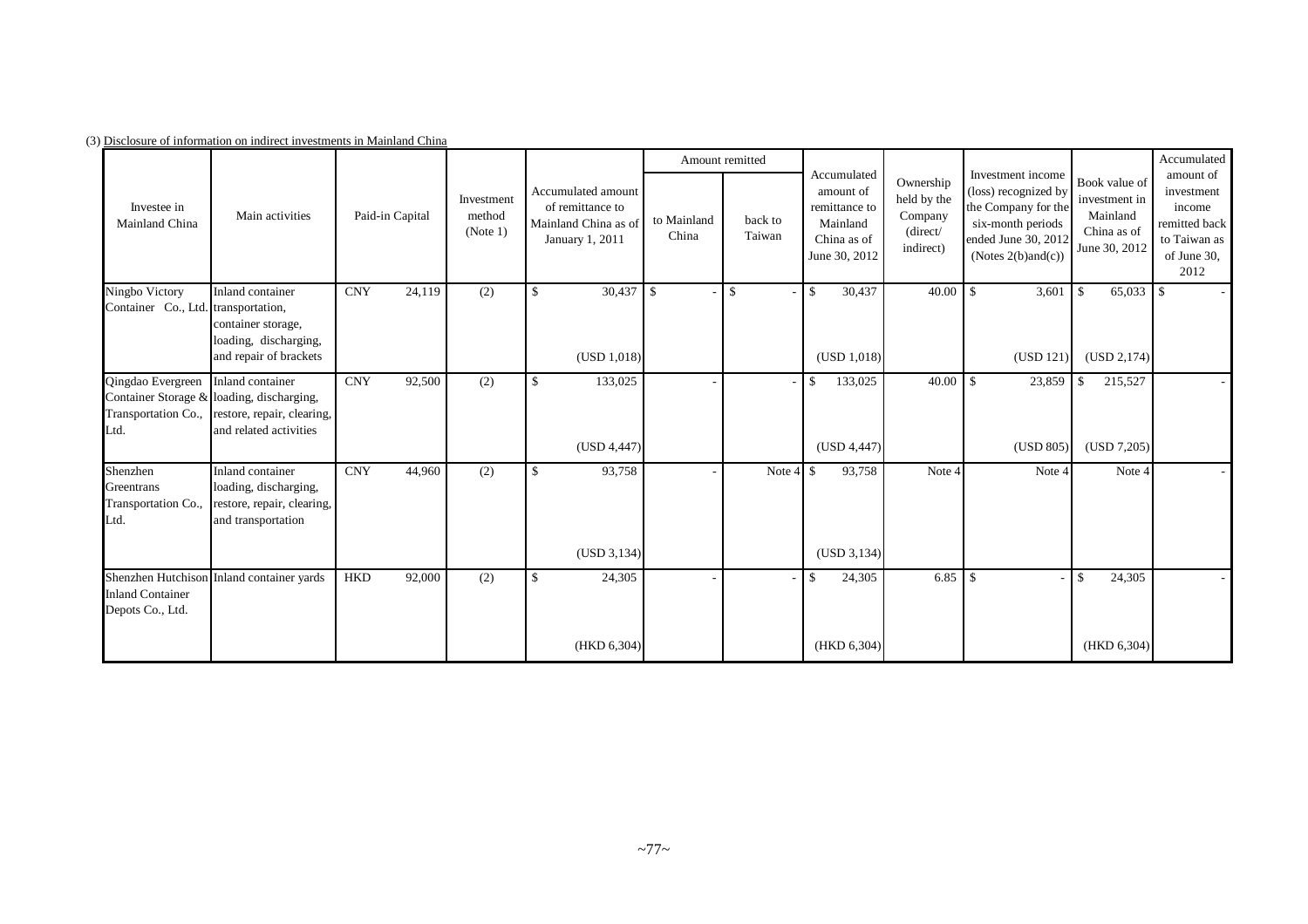(3) Disclosure of information on indirect investments in Mainland China

| Investee in Mainland China | Main activities | Paid-in Capital | Investment method (Note 1) | Accumulated amount of remittance to Mainland China as of January 1, 2011 | Amount remitted | | Accumulated amount of remittance to Mainland China as of June 30, 2012 | Ownership held by the Company (direct/ indirect) | Investment income (loss) recognized by the Company for the six-month periods ended June 30, 2012 (Notes 2(b)and(c)) | Book value of investment in Mainland China as of June 30, 2012 | Accumulated amount of investment income remitted back to Taiwan as of June 30, 2012 |
|---|---|---|---|---|---|---|---|---|---|---|---|
| | | | | | to Mainland China | back to Taiwan | | | | | |
| Ningbo Victory Container Co., Ltd. | Inland container transportation, container storage, loading, discharging, and repair of brackets | CNY 24,119 | (2) | $ 30,437 (USD 1,018) | $ - | $ - | $ 30,437 (USD 1,018) | 40.00 | $ 3,601 (USD 121) | $ 65,033 (USD 2,174) | $ - |
| Qingdao Evergreen Container Storage & Transportation Co., Ltd. | Inland container loading, discharging, restore, repair, clearing, and related activities | CNY 92,500 | (2) | $ 133,025 (USD 4,447) | - | - | $ 133,025 (USD 4,447) | 40.00 | $ 23,859 (USD 805) | $ 215,527 (USD 7,205) | - |
| Shenzhen Greentrans Transportation Co., Ltd. | Inland container loading, discharging, restore, repair, clearing, and transportation | CNY 44,960 | (2) | $ 93,758 (USD 3,134) | - | Note 4 | $ 93,758 (USD 3,134) | Note 4 | Note 4 | Note 4 | - |
| Shenzhen Hutchison Inland Container Depots Co., Ltd. | Inland container yards | HKD 92,000 | (2) | $ 24,305 (HKD 6,304) | - | - | $ 24,305 (HKD 6,304) | 6.85 | $ - | $ 24,305 (HKD 6,304) | - |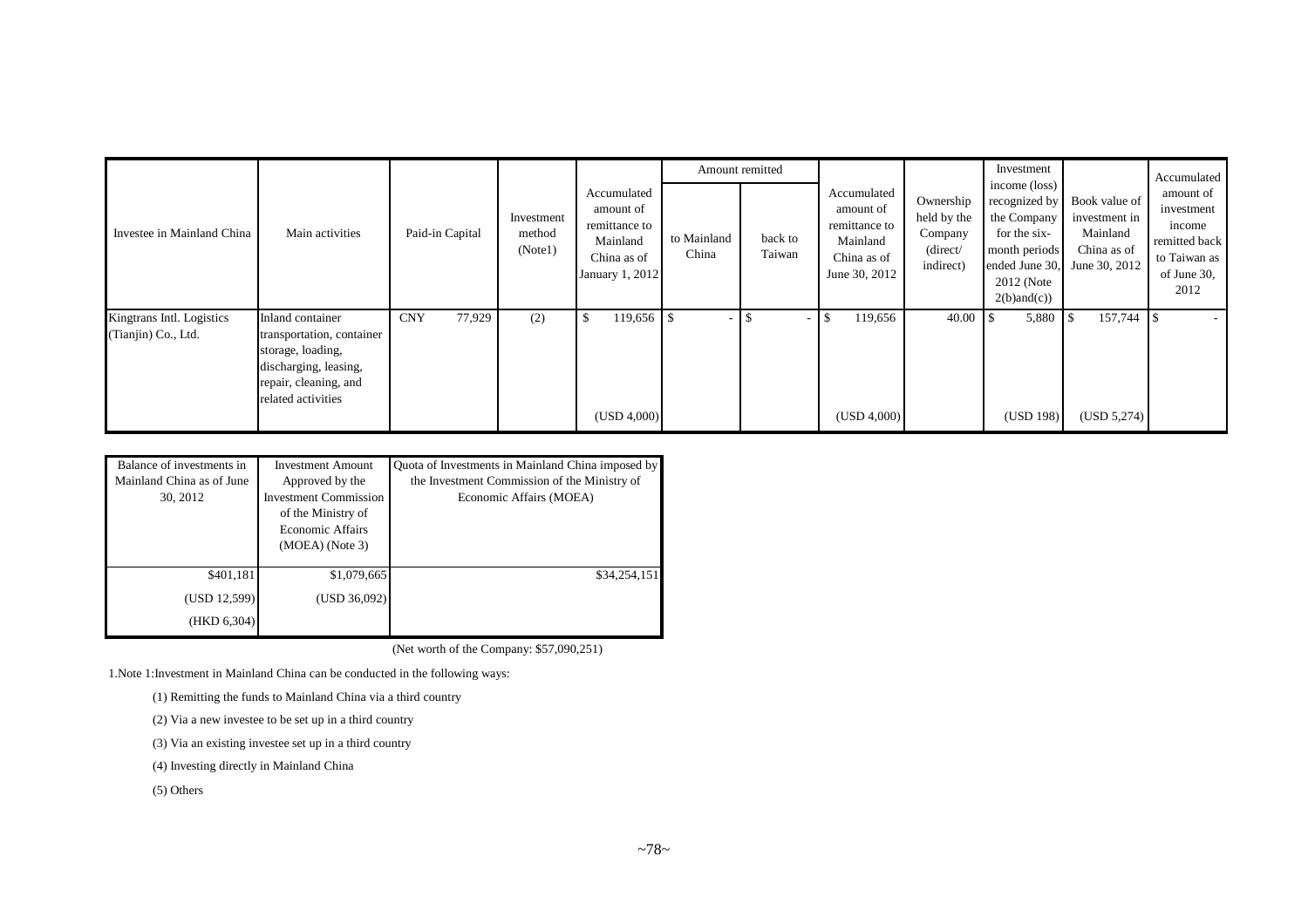| Investee in Mainland China | Main activities | Paid-in Capital | Investment method (Note1) | Accumulated amount of remittance to Mainland China as of January 1, 2012 | Amount remitted | | Accumulated amount of remittance to Mainland China as of June 30, 2012 | Ownership held by the Company (direct/ indirect) | Investment income (loss) recognized by the Company for the six-month periods ended June 30, 2012 (Note 2(b)and(c)) | Book value of investment in Mainland China as of June 30, 2012 | Accumulated amount of investment income remitted back to Taiwan as of June 30, 2012 |
|---|---|---|---|---|---|---|---|---|---|---|---|
| | | | | | to Mainland China | back to Taiwan | | | | | |
| Kingtrans Intl. Logistics (Tianjin) Co., Ltd. | Inland container transportation, container storage, loading, discharging, leasing, repair, cleaning, and related activities | CNY 77,929 | (2) | $ 119,656 | $ - | $ - | $ 119,656 | 40.00 | $ 5,880 | $ 157,744 | $ - |
| | | | | (USD 4,000) | | | (USD 4,000) | | (USD 198) | (USD 5,274) | |

| Balance of investments in Mainland China as of June 30, 2012 | Investment Amount Approved by the Investment Commission of the Ministry of Economic Affairs (MOEA) (Note 3) | Quota of Investments in Mainland China imposed by the Investment Commission of the Ministry of Economic Affairs (MOEA) |
|---|---|---|
| $401,181 | $1,079,665 | $34,254,151 |
| (USD 12,599) | (USD 36,092) | |
| (HKD 6,304) | | |

(Net worth of the Company: $57,090,251)

1.Note 1:Investment in Mainland China can be conducted in the following ways:

(1) Remitting the funds to Mainland China via a third country

(2) Via a new investee to be set up in a third country

(3) Via an existing investee set up in a third country

(4) Investing directly in Mainland China

(5) Others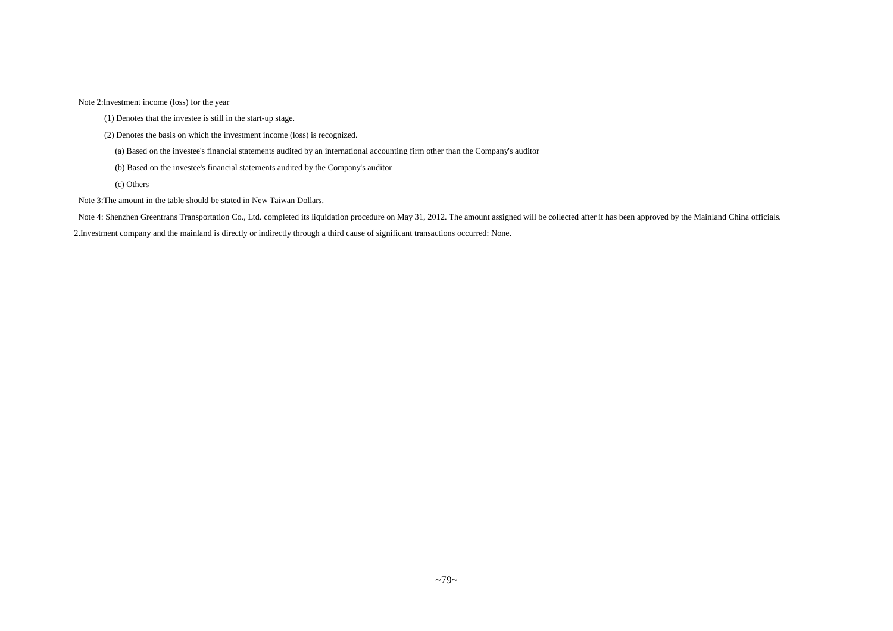Note 2:Investment income (loss) for the year

(1) Denotes that the investee is still in the start-up stage.

(2) Denotes the basis on which the investment income (loss) is recognized.

(a) Based on the investee's financial statements audited by an international accounting firm other than the Company's auditor

(b) Based on the investee's financial statements audited by the Company's auditor

(c) Others

Note 3:The amount in the table should be stated in New Taiwan Dollars.

Note 4: Shenzhen Greentrans Transportation Co., Ltd. completed its liquidation procedure on May 31, 2012. The amount assigned will be collected after it has been approved by the Mainland China officials.

2.Investment company and the mainland is directly or indirectly through a third cause of significant transactions occurred: None.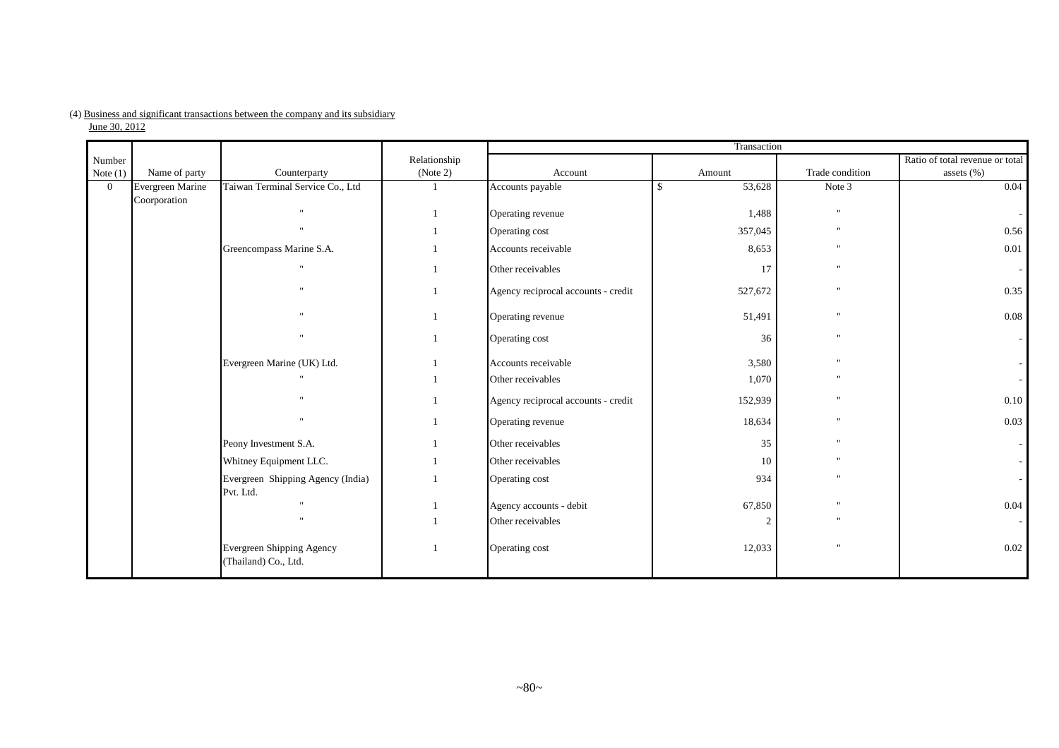(4) Business and significant transactions between the company and its subsidiary

June 30, 2012

| Number Note (1) | Name of party | Counterparty | Relationship (Note 2) | Transaction | | | |
|---|---|---|---|---|---|---|---|
| | | | | Account | Amount | Trade condition | Ratio of total revenue or total assets (%) |
| 0 | Evergreen Marine Coorporation | Taiwan Terminal Service Co., Ltd | 1 | Accounts payable | $ 53,628 | Note 3 | 0.04 |
| | | " | 1 | Operating revenue | 1,488 | " | - |
| | | " | 1 | Operating cost | 357,045 | " | 0.56 |
| | | Greencompass Marine S.A. | 1 | Accounts receivable | 8,653 | " | 0.01 |
| | | " | 1 | Other receivables | 17 | " | - |
| | | " | 1 | Agency reciprocal accounts - credit | 527,672 | " | 0.35 |
| | | " | 1 | Operating revenue | 51,491 | " | 0.08 |
| | | " | 1 | Operating cost | 36 | " | - |
| | | Evergreen Marine (UK) Ltd. | 1 | Accounts receivable | 3,580 | " | - |
| | | " | 1 | Other receivables | 1,070 | " | - |
| | | " | 1 | Agency reciprocal accounts - credit | 152,939 | " | 0.10 |
| | | " | 1 | Operating revenue | 18,634 | " | 0.03 |
| | | Peony Investment S.A. | 1 | Other receivables | 35 | " | - |
| | | Whitney Equipment LLC. | 1 | Other receivables | 10 | " | - |
| | | Evergreen Shipping Agency (India) Pvt. Ltd. | 1 | Operating cost | 934 | " | - |
| | | " | 1 | Agency accounts - debit | 67,850 | " | 0.04 |
| | | " | 1 | Other receivables | 2 | " | - |
| | | Evergreen Shipping Agency (Thailand) Co., Ltd. | 1 | Operating cost | 12,033 | " | 0.02 |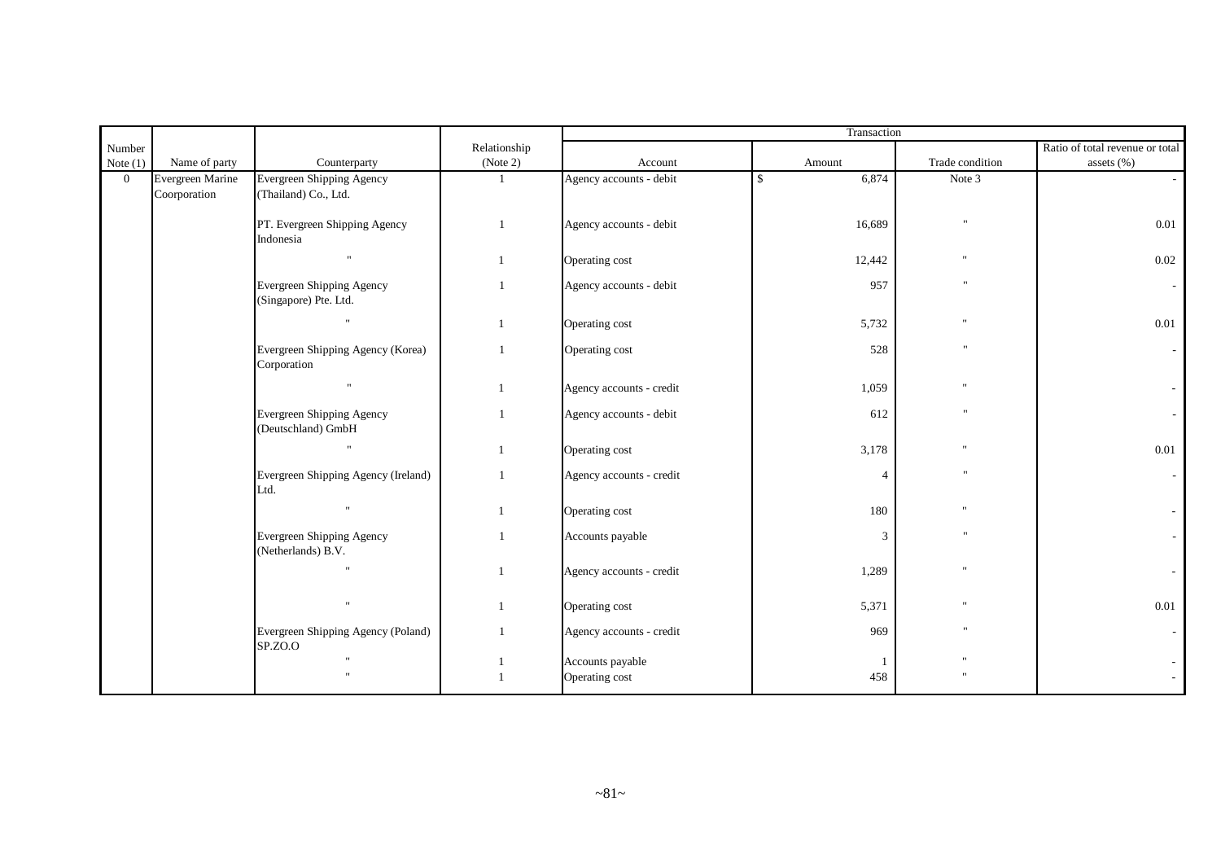| Number Note (1) | Name of party | Counterparty | Relationship (Note 2) | Transaction | | | |
|---|---|---|---|---|---|---|---|
| | | | | Account | Amount | Trade condition | Ratio of total revenue or total assets (%) |
| 0 | Evergreen Marine Coorporation | Evergreen Shipping Agency (Thailand) Co., Ltd. | 1 | Agency accounts - debit | $ 6,874 | Note 3 | - |
| | | PT. Evergreen Shipping Agency Indonesia | 1 | Agency accounts - debit | 16,689 | " | 0.01 |
| | | " | 1 | Operating cost | 12,442 | " | 0.02 |
| | | Evergreen Shipping Agency (Singapore) Pte. Ltd. | 1 | Agency accounts - debit | 957 | " | - |
| | | " | 1 | Operating cost | 5,732 | " | 0.01 |
| | | Evergreen Shipping Agency (Korea) Corporation | 1 | Operating cost | 528 | " | - |
| | | " | 1 | Agency accounts - credit | 1,059 | " | - |
| | | Evergreen Shipping Agency (Deutschland) GmbH | 1 | Agency accounts - debit | 612 | " | - |
| | | " | 1 | Operating cost | 3,178 | " | 0.01 |
| | | Evergreen Shipping Agency (Ireland) Ltd. | 1 | Agency accounts - credit | 4 | " | - |
| | | " | 1 | Operating cost | 180 | " | - |
| | | Evergreen Shipping Agency (Netherlands) B.V. | 1 | Accounts payable | 3 | " | - |
| | | " | 1 | Agency accounts - credit | 1,289 | " | - |
| | | " | 1 | Operating cost | 5,371 | " | 0.01 |
| | | Evergreen Shipping Agency (Poland) SP.ZO.O | 1 | Agency accounts - credit | 969 | " | - |
| | | " | 1 | Accounts payable | 1 | " | - |
| | | " | 1 | Operating cost | 458 | " | - |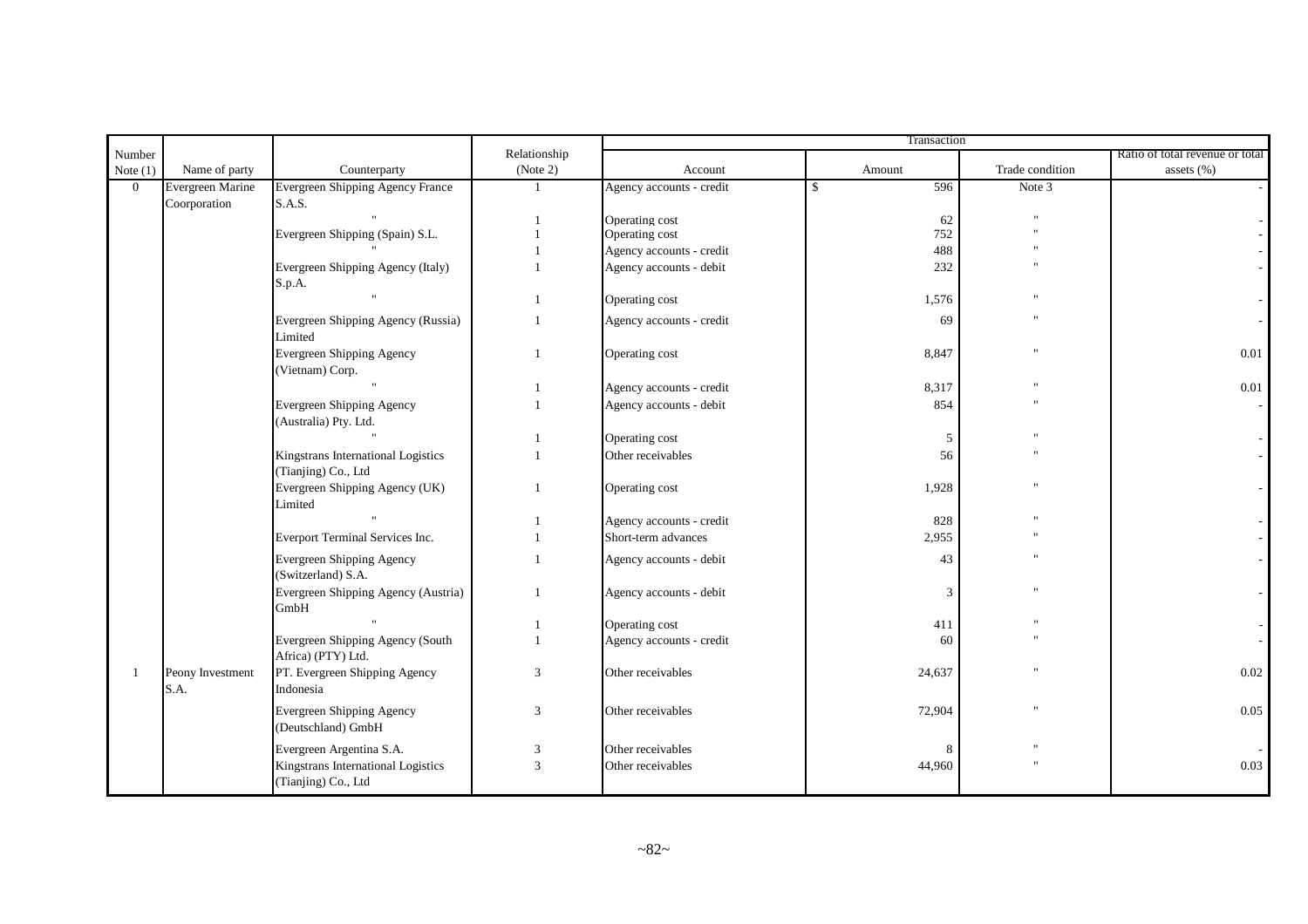| Number Note (1) | Name of party | Counterparty | Relationship (Note 2) | Transaction | | | |
|---|---|---|---|---|---|---|---|
| | | | | Account | Amount | Trade condition | Ratio of total revenue or total assets (%) |
| 0 | Evergreen Marine Coorporation | Evergreen Shipping Agency France S.A.S. | 1 | Agency accounts - credit | $ 596 | Note 3 | - |
| | | " | 1 | Operating cost | 62 | " | - |
| | | Evergreen Shipping (Spain) S.L. | 1 | Operating cost | 752 | " | - |
| | | " | 1 | Agency accounts - credit | 488 | " | - |
| | | Evergreen Shipping Agency (Italy) S.p.A. | 1 | Agency accounts - debit | 232 | " | - |
| | | " | 1 | Operating cost | 1,576 | " | - |
| | | Evergreen Shipping Agency (Russia) Limited | 1 | Agency accounts - credit | 69 | " | - |
| | | Evergreen Shipping Agency (Vietnam) Corp. | 1 | Operating cost | 8,847 | " | 0.01 |
| | | " | 1 | Agency accounts - credit | 8,317 | " | 0.01 |
| | | Evergreen Shipping Agency (Australia) Pty. Ltd. | 1 | Agency accounts - debit | 854 | " | - |
| | | " | 1 | Operating cost | 5 | " | - |
| | | Kingstrans International Logistics (Tianjing) Co., Ltd | 1 | Other receivables | 56 | " | - |
| | | Evergreen Shipping Agency (UK) Limited | 1 | Operating cost | 1,928 | " | - |
| | | " | 1 | Agency accounts - credit | 828 | " | - |
| | | Everport Terminal Services Inc. | 1 | Short-term advances | 2,955 | " | - |
| | | Evergreen Shipping Agency (Switzerland) S.A. | 1 | Agency accounts - debit | 43 | " | - |
| | | Evergreen Shipping Agency (Austria) GmbH | 1 | Agency accounts - debit | 3 | " | - |
| | | " | 1 | Operating cost | 411 | " | - |
| | | Evergreen Shipping Agency (South Africa) (PTY) Ltd. | 1 | Agency accounts - credit | 60 | " | - |
| 1 | Peony Investment S.A. | PT. Evergreen Shipping Agency Indonesia | 3 | Other receivables | 24,637 | " | 0.02 |
| | | Evergreen Shipping Agency (Deutschland) GmbH | 3 | Other receivables | 72,904 | " | 0.05 |
| | | Evergreen Argentina S.A. | 3 | Other receivables | 8 | " | - |
| | | Kingstrans International Logistics (Tianjing) Co., Ltd | 3 | Other receivables | 44,960 | " | 0.03 |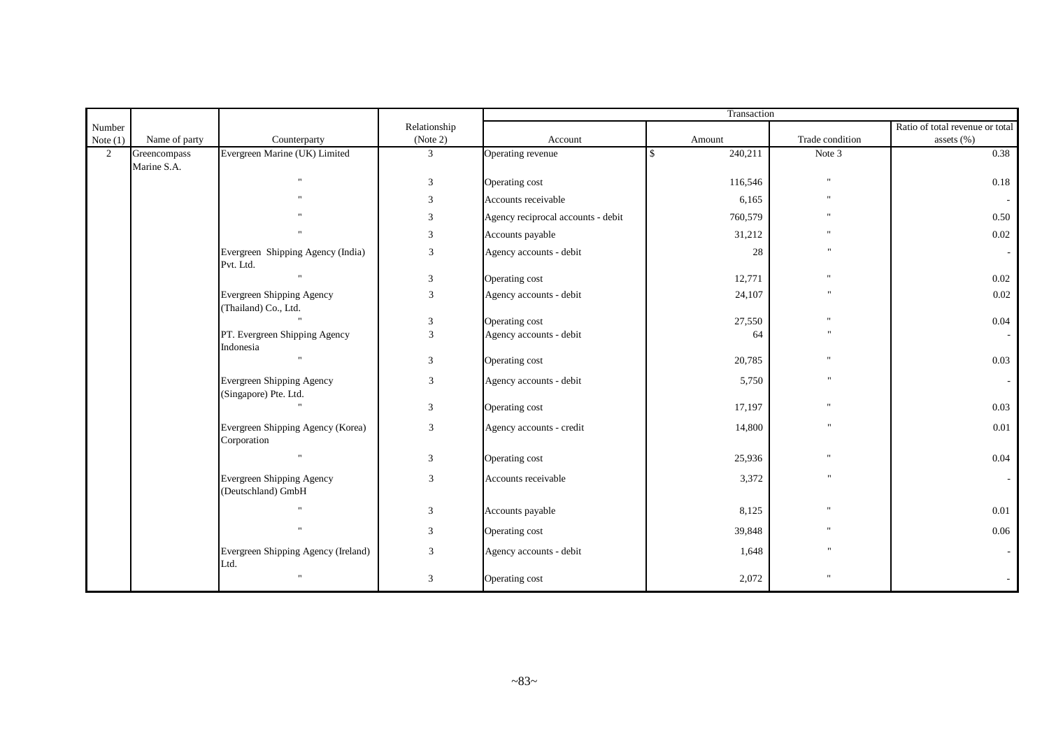| Number Note (1) | Name of party | Counterparty | Relationship (Note 2) | Transaction | | | |
|---|---|---|---|---|---|---|---|
| | | | | Account | Amount | Trade condition | Ratio of total revenue or total assets (%) |
| 2 | Greencompass Marine S.A. | Evergreen Marine (UK) Limited | 3 | Operating revenue | $ 240,211 | Note 3 | 0.38 |
| | | " | 3 | Operating cost | 116,546 | " | 0.18 |
| | | " | 3 | Accounts receivable | 6,165 | " | - |
| | | " | 3 | Agency reciprocal accounts - debit | 760,579 | " | 0.50 |
| | | " | 3 | Accounts payable | 31,212 | " | 0.02 |
| | | Evergreen Shipping Agency (India) Pvt. Ltd. | 3 | Agency accounts - debit | 28 | " | - |
| | | " | 3 | Operating cost | 12,771 | " | 0.02 |
| | | Evergreen Shipping Agency (Thailand) Co., Ltd. | 3 | Agency accounts - debit | 24,107 | " | 0.02 |
| | | " | 3 | Operating cost | 27,550 | " | 0.04 |
| | | PT. Evergreen Shipping Agency Indonesia | 3 | Agency accounts - debit | 64 | " | - |
| | | " | 3 | Operating cost | 20,785 | " | 0.03 |
| | | Evergreen Shipping Agency (Singapore) Pte. Ltd. | 3 | Agency accounts - debit | 5,750 | " | - |
| | | " | 3 | Operating cost | 17,197 | " | 0.03 |
| | | Evergreen Shipping Agency (Korea) Corporation | 3 | Agency accounts - credit | 14,800 | " | 0.01 |
| | | " | 3 | Operating cost | 25,936 | " | 0.04 |
| | | Evergreen Shipping Agency (Deutschland) GmbH | 3 | Accounts receivable | 3,372 | " | - |
| | | " | 3 | Accounts payable | 8,125 | " | 0.01 |
| | | " | 3 | Operating cost | 39,848 | " | 0.06 |
| | | Evergreen Shipping Agency (Ireland) Ltd. | 3 | Agency accounts - debit | 1,648 | " | - |
| | | " | 3 | Operating cost | 2,072 | " | - |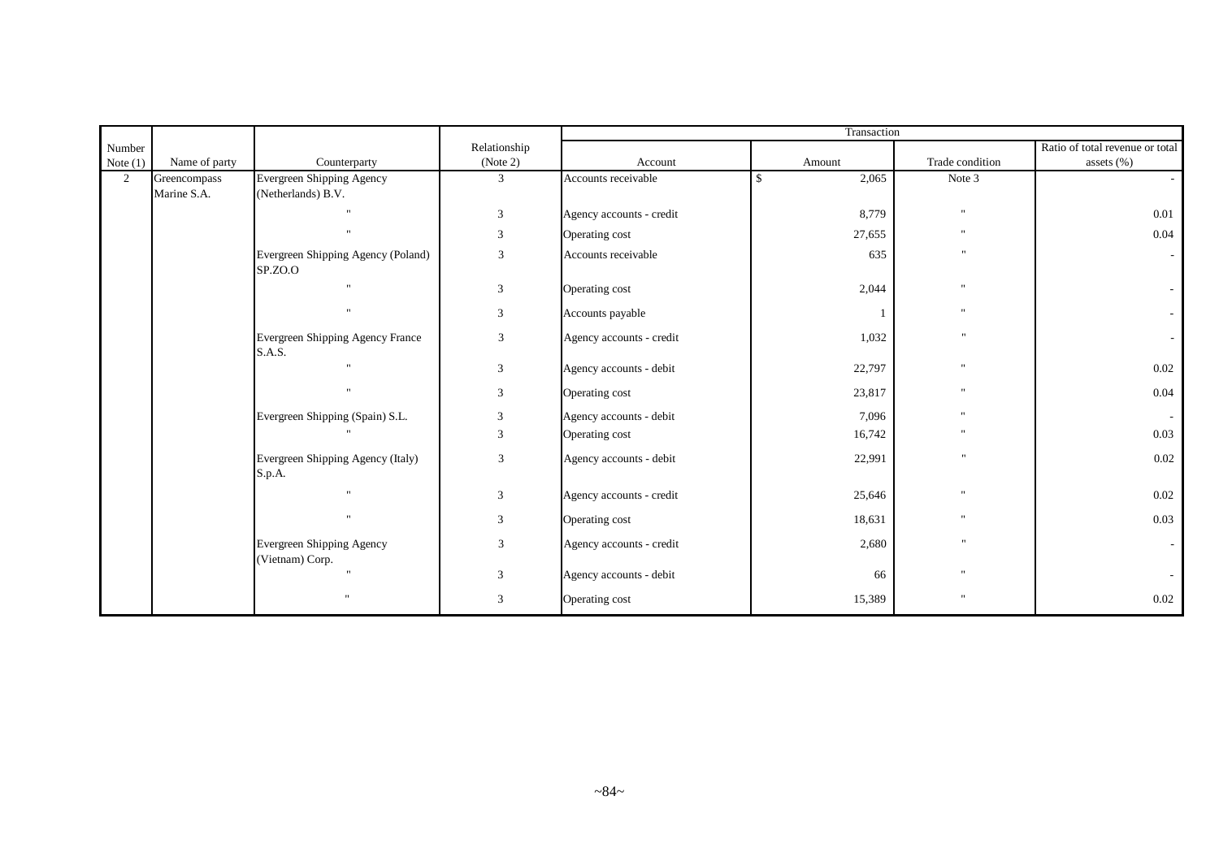| Number Note (1) | Name of party | Counterparty | Relationship (Note 2) | Transaction | | | |
|---|---|---|---|---|---|---|---|
| | | | | Account | Amount | Trade condition | Ratio of total revenue or total assets (%) |
| 2 | Greencompass Marine S.A. | Evergreen Shipping Agency (Netherlands) B.V. | 3 | Accounts receivable | $ 2,065 | Note 3 | - |
| | | " | 3 | Agency accounts - credit | 8,779 | " | 0.01 |
| | | " | 3 | Operating cost | 27,655 | " | 0.04 |
| | | Evergreen Shipping Agency (Poland) SP.ZO.O | 3 | Accounts receivable | 635 | " | - |
| | | " | 3 | Operating cost | 2,044 | " | - |
| | | " | 3 | Accounts payable | 1 | " | - |
| | | Evergreen Shipping Agency France S.A.S. | 3 | Agency accounts - credit | 1,032 | " | - |
| | | " | 3 | Agency accounts - debit | 22,797 | " | 0.02 |
| | | " | 3 | Operating cost | 23,817 | " | 0.04 |
| | | Evergreen Shipping (Spain) S.L. | 3 | Agency accounts - debit | 7,096 | " | - |
| | | " | 3 | Operating cost | 16,742 | " | 0.03 |
| | | Evergreen Shipping Agency (Italy) S.p.A. | 3 | Agency accounts - debit | 22,991 | " | 0.02 |
| | | " | 3 | Agency accounts - credit | 25,646 | " | 0.02 |
| | | " | 3 | Operating cost | 18,631 | " | 0.03 |
| | | Evergreen Shipping Agency (Vietnam) Corp. | 3 | Agency accounts - credit | 2,680 | " | - |
| | | " | 3 | Agency accounts - debit | 66 | " | - |
| | | " | 3 | Operating cost | 15,389 | " | 0.02 |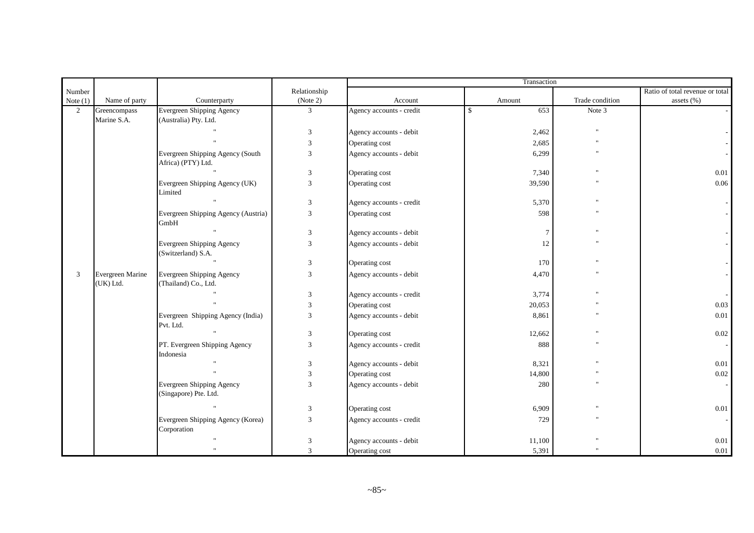| Number Note (1) | Name of party | Counterparty | Relationship (Note 2) | Transaction | | | |
|---|---|---|---|---|---|---|---|
| | | | | Account | Amount | Trade condition | Ratio of total revenue or total assets (%) |
| 2 | Greencompass Marine S.A. | Evergreen Shipping Agency (Australia) Pty. Ltd. | 3 | Agency accounts - credit | $ 653 | Note 3 | - |
| | | " | 3 | Agency accounts - debit | 2,462 | " | - |
| | | " | 3 | Operating cost | 2,685 | " | - |
| | | Evergreen Shipping Agency (South Africa) (PTY) Ltd. | 3 | Agency accounts - debit | 6,299 | " | - |
| | | " | 3 | Operating cost | 7,340 | " | 0.01 |
| | | Evergreen Shipping Agency (UK) Limited | 3 | Operating cost | 39,590 | " | 0.06 |
| | | " | 3 | Agency accounts - credit | 5,370 | " | - |
| | | Evergreen Shipping Agency (Austria) GmbH | 3 | Operating cost | 598 | " | - |
| | | " | 3 | Agency accounts - debit | 7 | " | - |
| | | Evergreen Shipping Agency (Switzerland) S.A. | 3 | Agency accounts - debit | 12 | " | - |
| | | " | 3 | Operating cost | 170 | " | - |
| 3 | Evergreen Marine (UK) Ltd. | Evergreen Shipping Agency (Thailand) Co., Ltd. | 3 | Agency accounts - debit | 4,470 | " | - |
| | | " | 3 | Agency accounts - credit | 3,774 | " | - |
| | | " | 3 | Operating cost | 20,053 | " | 0.03 |
| | | Evergreen Shipping Agency (India) Pvt. Ltd. | 3 | Agency accounts - debit | 8,861 | " | 0.01 |
| | | " | 3 | Operating cost | 12,662 | " | 0.02 |
| | | PT. Evergreen Shipping Agency Indonesia | 3 | Agency accounts - credit | 888 | " | - |
| | | " | 3 | Agency accounts - debit | 8,321 | " | 0.01 |
| | | " | 3 | Operating cost | 14,800 | " | 0.02 |
| | | Evergreen Shipping Agency (Singapore) Pte. Ltd. | 3 | Agency accounts - debit | 280 | " | - |
| | | " | 3 | Operating cost | 6,909 | " | 0.01 |
| | | Evergreen Shipping Agency (Korea) Corporation | 3 | Agency accounts - credit | 729 | " | - |
| | | " | 3 | Agency accounts - debit | 11,100 | " | 0.01 |
| | | " | 3 | Operating cost | 5,391 | " | 0.01 |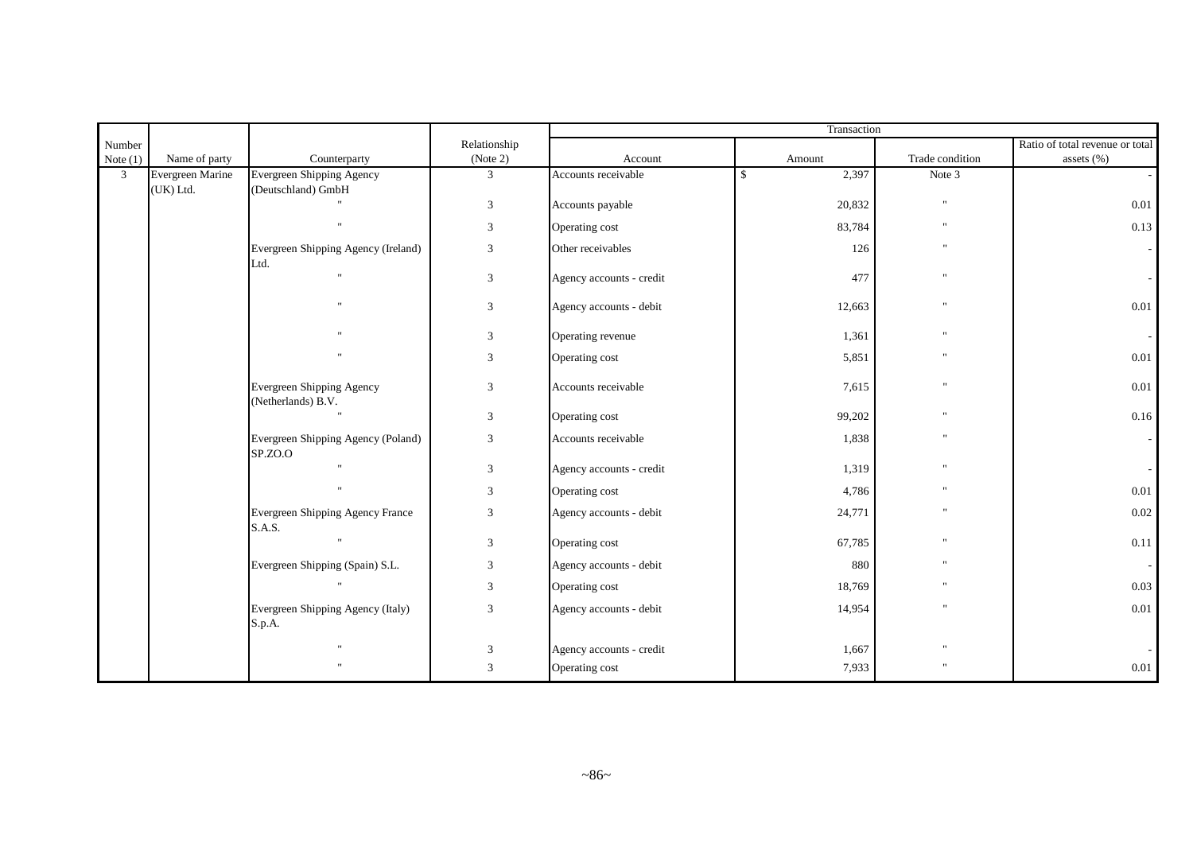| Number Note (1) | Name of party | Counterparty | Relationship (Note 2) | Transaction | | | |
|---|---|---|---|---|---|---|---|
| | | | | Account | Amount | Trade condition | Ratio of total revenue or total assets (%) |
| 3 | Evergreen Marine (UK) Ltd. | Evergreen Shipping Agency (Deutschland) GmbH | 3 | Accounts receivable | $ 2,397 | Note 3 | - |
| | | " | 3 | Accounts payable | 20,832 | " | 0.01 |
| | | " | 3 | Operating cost | 83,784 | " | 0.13 |
| | | Evergreen Shipping Agency (Ireland) Ltd. | 3 | Other receivables | 126 | " | - |
| | | " | 3 | Agency accounts - credit | 477 | " | - |
| | | " | 3 | Agency accounts - debit | 12,663 | " | 0.01 |
| | | " | 3 | Operating revenue | 1,361 | " | - |
| | | " | 3 | Operating cost | 5,851 | " | 0.01 |
| | | Evergreen Shipping Agency (Netherlands) B.V. | 3 | Accounts receivable | 7,615 | " | 0.01 |
| | | " | 3 | Operating cost | 99,202 | " | 0.16 |
| | | Evergreen Shipping Agency (Poland) SP.ZO.O | 3 | Accounts receivable | 1,838 | " | - |
| | | " | 3 | Agency accounts - credit | 1,319 | " | - |
| | | " | 3 | Operating cost | 4,786 | " | 0.01 |
| | | Evergreen Shipping Agency France S.A.S. | 3 | Agency accounts - debit | 24,771 | " | 0.02 |
| | | " | 3 | Operating cost | 67,785 | " | 0.11 |
| | | Evergreen Shipping (Spain) S.L. | 3 | Agency accounts - debit | 880 | " | - |
| | | " | 3 | Operating cost | 18,769 | " | 0.03 |
| | | Evergreen Shipping Agency (Italy) S.p.A. | 3 | Agency accounts - debit | 14,954 | " | 0.01 |
| | | " | 3 | Agency accounts - credit | 1,667 | " | - |
| | | " | 3 | Operating cost | 7,933 | " | 0.01 |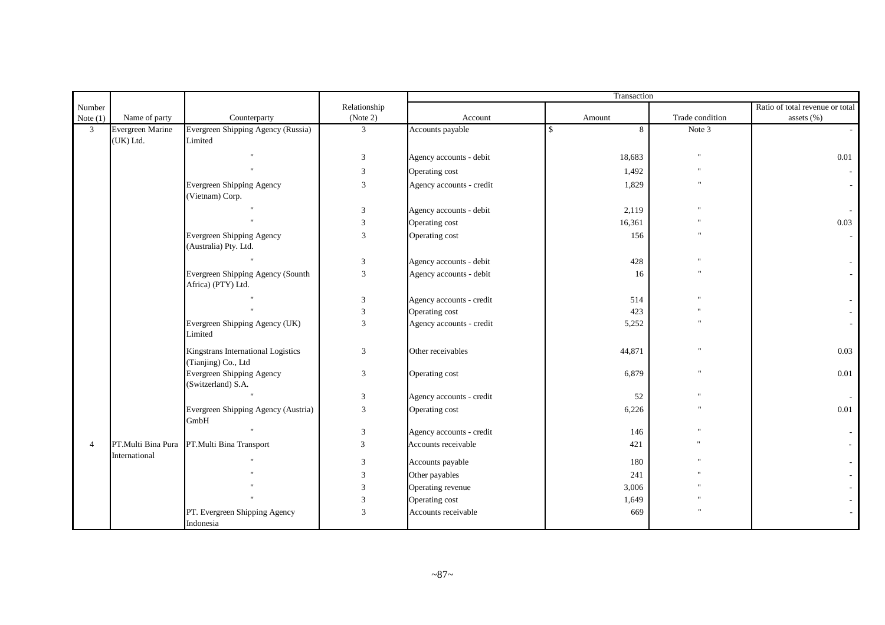| Number Note (1) | Name of party | Counterparty | Relationship (Note 2) | Transaction | | | |
|---|---|---|---|---|---|---|---|
| | | | | Account | Amount | Trade condition | Ratio of total revenue or total assets (%) |
| 3 | Evergreen Marine (UK) Ltd. | Evergreen Shipping Agency (Russia) Limited | 3 | Accounts payable | $ 8 | Note 3 | - |
| | | " | 3 | Agency accounts - debit | 18,683 | " | 0.01 |
| | | " | 3 | Operating cost | 1,492 | " | - |
| | | Evergreen Shipping Agency (Vietnam) Corp. | 3 | Agency accounts - credit | 1,829 | " | - |
| | | " | 3 | Agency accounts - debit | 2,119 | " | - |
| | | " | 3 | Operating cost | 16,361 | " | 0.03 |
| | | Evergreen Shipping Agency (Australia) Pty. Ltd. | 3 | Operating cost | 156 | " | - |
| | | " | 3 | Agency accounts - debit | 428 | " | - |
| | | Evergreen Shipping Agency (Sounth Africa) (PTY) Ltd. | 3 | Agency accounts - debit | 16 | " | - |
| | | " | 3 | Agency accounts - credit | 514 | " | - |
| | | " | 3 | Operating cost | 423 | " | - |
| | | Evergreen Shipping Agency (UK) Limited | 3 | Agency accounts - credit | 5,252 | " | - |
| | | Kingstrans International Logistics (Tianjing) Co., Ltd | 3 | Other receivables | 44,871 | " | 0.03 |
| | | Evergreen Shipping Agency (Switzerland) S.A. | 3 | Operating cost | 6,879 | " | 0.01 |
| | | " | 3 | Agency accounts - credit | 52 | " | - |
| | | Evergreen Shipping Agency (Austria) GmbH | 3 | Operating cost | 6,226 | " | 0.01 |
| | | " | 3 | Agency accounts - credit | 146 | " | - |
| 4 | PT.Multi Bina Pura International | PT.Multi Bina Transport | 3 | Accounts receivable | 421 | " | - |
| | | " | 3 | Accounts payable | 180 | " | - |
| | | " | 3 | Other payables | 241 | " | - |
| | | " | 3 | Operating revenue | 3,006 | " | - |
| | | " | 3 | Operating cost | 1,649 | " | - |
| | | PT. Evergreen Shipping Agency Indonesia | 3 | Accounts receivable | 669 | " | - |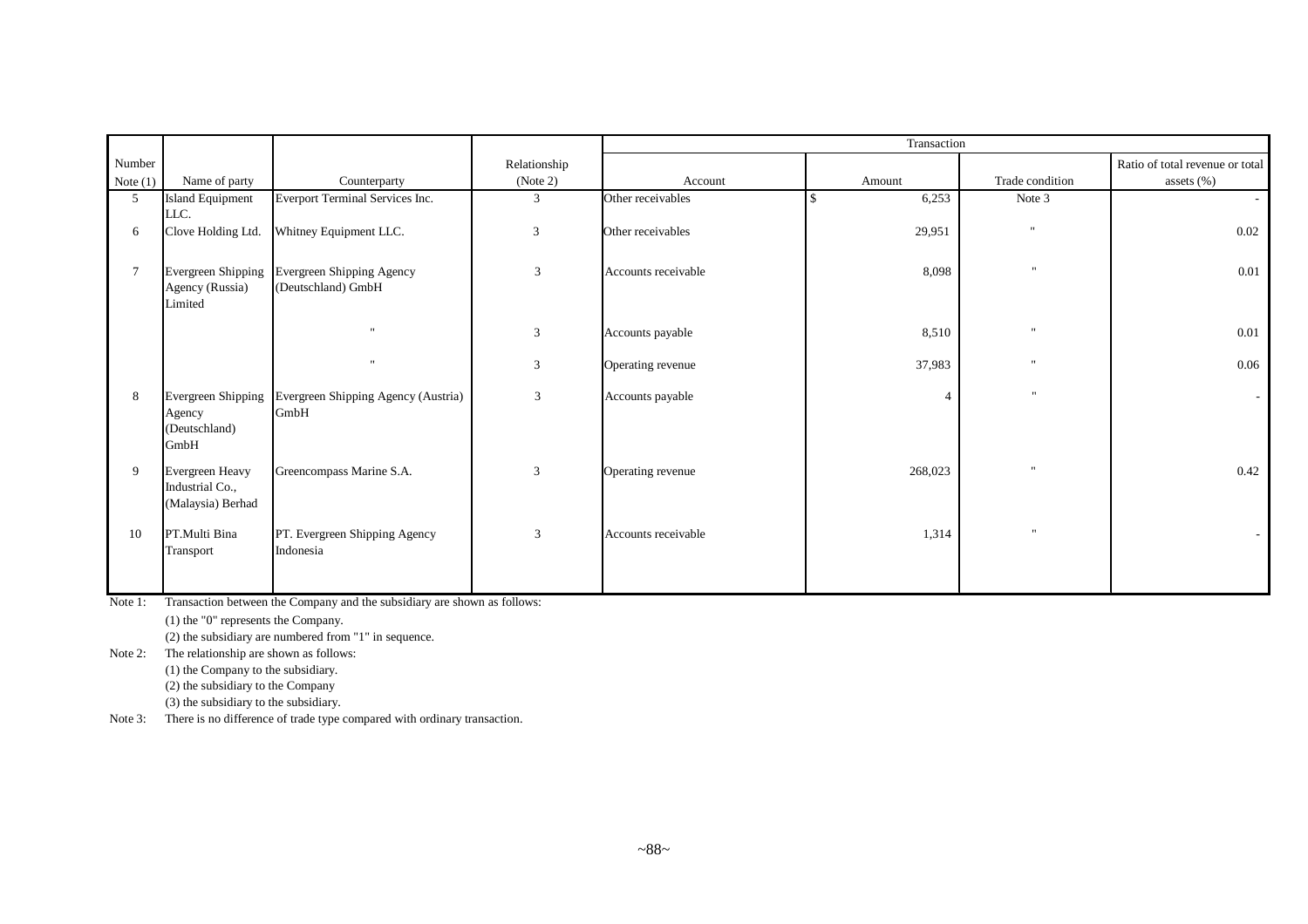| Number | | | Relationship | Transaction | | | |
|---|---|---|---|---|---|---|---|
| Note (1) | Name of party | Counterparty | (Note 2) | Account | Amount | Trade condition | Ratio of total revenue or total assets (%) |
| 5 | Island Equipment LLC. | Everport Terminal Services Inc. | 3 | Other receivables | $ 6,253 | Note 3 | - |
| 6 | Clove Holding Ltd. | Whitney Equipment LLC. | 3 | Other receivables | 29,951 | " | 0.02 |
| 7 | Evergreen Shipping Agency (Russia) Limited | Evergreen Shipping Agency (Deutschland) GmbH | 3 | Accounts receivable | 8,098 | " | 0.01 |
| | | " | 3 | Accounts payable | 8,510 | " | 0.01 |
| | | " | 3 | Operating revenue | 37,983 | " | 0.06 |
| 8 | Evergreen Shipping Agency (Deutschland) GmbH | Evergreen Shipping Agency (Austria) GmbH | 3 | Accounts payable | 4 | " | - |
| 9 | Evergreen Heavy Industrial Co., (Malaysia) Berhad | Greencompass Marine S.A. | 3 | Operating revenue | 268,023 | " | 0.42 |
| 10 | PT.Multi Bina Transport | PT. Evergreen Shipping Agency Indonesia | 3 | Accounts receivable | 1,314 | " | - |

Note 1: Transaction between the Company and the subsidiary are shown as follows:

(1) the "0" represents the Company.

(2) the subsidiary are numbered from "1" in sequence.

Note 2: The relationship are shown as follows:

(1) the Company to the subsidiary.

(2) the subsidiary to the Company

(3) the subsidiary to the subsidiary.

Note 3: There is no difference of trade type compared with ordinary transaction.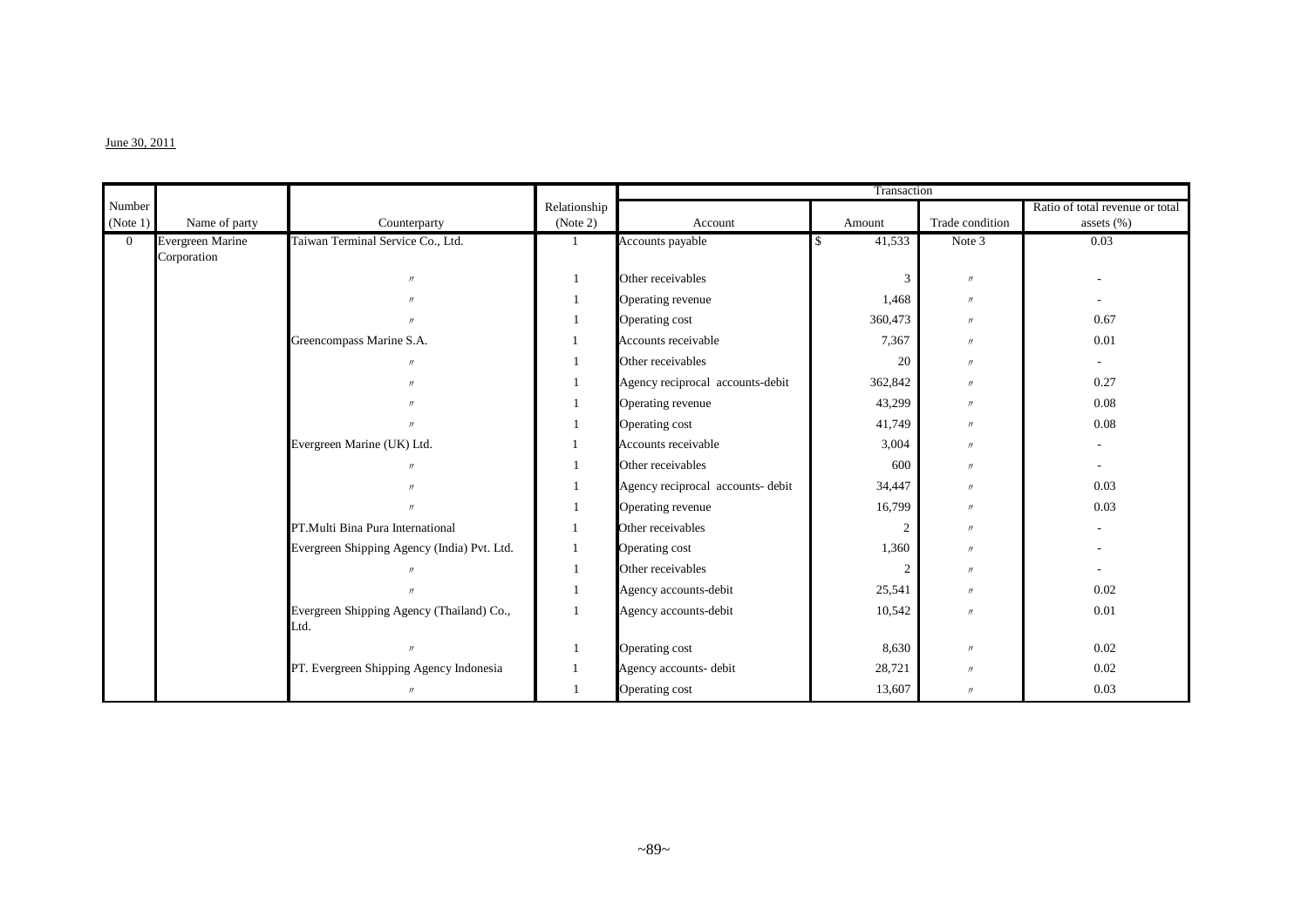June 30, 2011

| Number (Note 1) | Name of party | Counterparty | Relationship (Note 2) | Transaction | | | |
|---|---|---|---|---|---|---|---|
| | | | | Account | Amount | Trade condition | Ratio of total revenue or total assets (%) |
| 0 | Evergreen Marine Corporation | Taiwan Terminal Service Co., Ltd. | 1 | Accounts payable | $ 41,533 | Note 3 | 0.03 |
| | | 〃 | 1 | Other receivables | 3 | 〃 | - |
| | | 〃 | 1 | Operating revenue | 1,468 | 〃 | - |
| | | 〃 | 1 | Operating cost | 360,473 | 〃 | 0.67 |
| | | Greencompass Marine S.A. | 1 | Accounts receivable | 7,367 | 〃 | 0.01 |
| | | 〃 | 1 | Other receivables | 20 | 〃 | - |
| | | 〃 | 1 | Agency reciprocal accounts-debit | 362,842 | 〃 | 0.27 |
| | | 〃 | 1 | Operating revenue | 43,299 | 〃 | 0.08 |
| | | 〃 | 1 | Operating cost | 41,749 | 〃 | 0.08 |
| | | Evergreen Marine (UK) Ltd. | 1 | Accounts receivable | 3,004 | 〃 | - |
| | | 〃 | 1 | Other receivables | 600 | 〃 | - |
| | | 〃 | 1 | Agency reciprocal accounts- debit | 34,447 | 〃 | 0.03 |
| | | 〃 | 1 | Operating revenue | 16,799 | 〃 | 0.03 |
| | | PT.Multi Bina Pura International | 1 | Other receivables | 2 | 〃 | - |
| | | Evergreen Shipping Agency (India) Pvt. Ltd. | 1 | Operating cost | 1,360 | 〃 | - |
| | | 〃 | 1 | Other receivables | 2 | 〃 | - |
| | | 〃 | 1 | Agency accounts-debit | 25,541 | 〃 | 0.02 |
| | | Evergreen Shipping Agency (Thailand) Co., Ltd. | 1 | Agency accounts-debit | 10,542 | 〃 | 0.01 |
| | | 〃 | 1 | Operating cost | 8,630 | 〃 | 0.02 |
| | | PT. Evergreen Shipping Agency Indonesia | 1 | Agency accounts- debit | 28,721 | 〃 | 0.02 |
| | | 〃 | 1 | Operating cost | 13,607 | 〃 | 0.03 |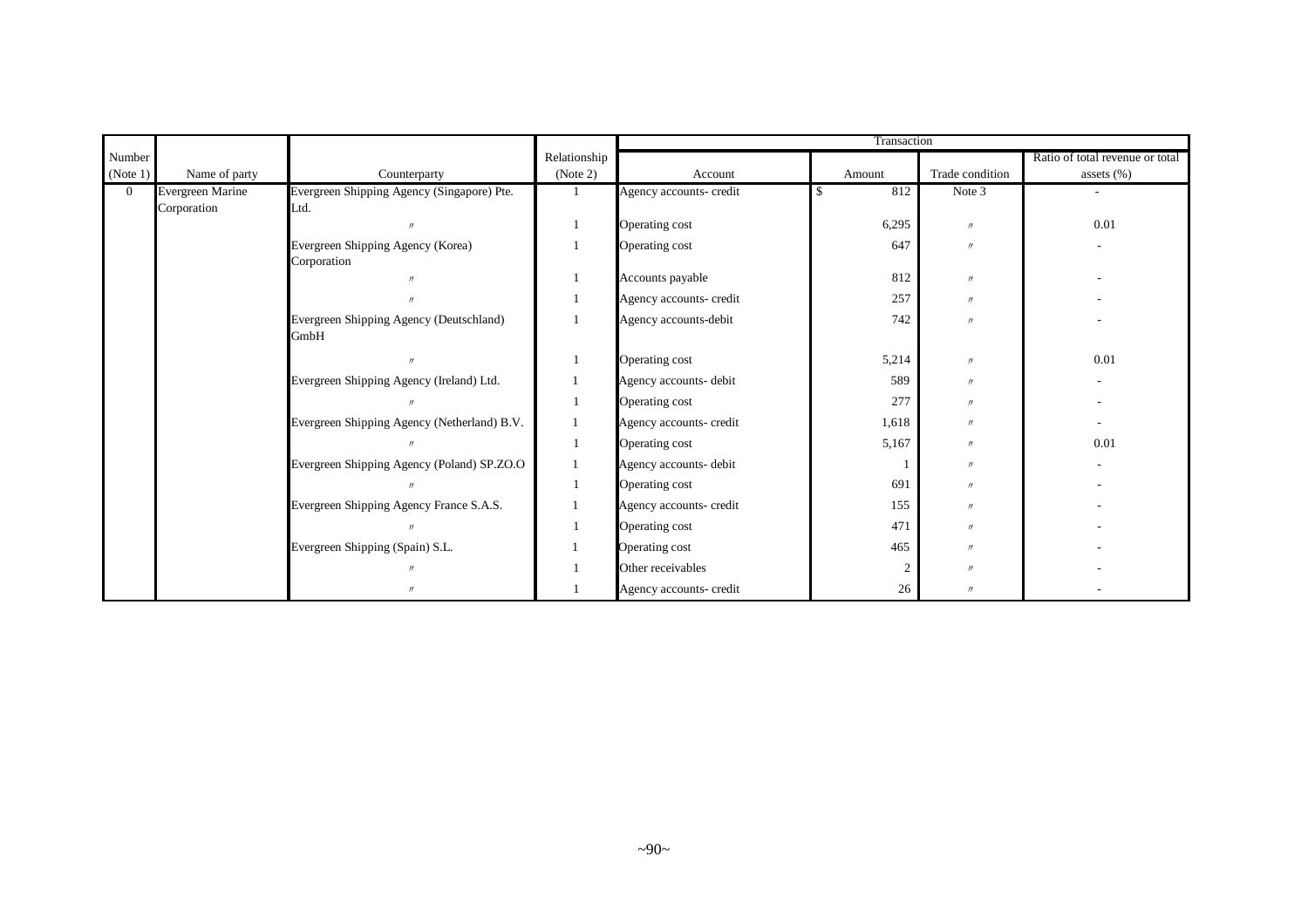| Number (Note 1) | Name of party | Counterparty | Relationship (Note 2) | Transaction | | | |
|---|---|---|---|---|---|---|---|
| | | | | Account | Amount | Trade condition | Ratio of total revenue or total assets (%) |
| 0 | Evergreen Marine Corporation | Evergreen Shipping Agency (Singapore) Pte. Ltd. | 1 | Agency accounts- credit | $ 812 | Note 3 | - |
| | | 〃 | 1 | Operating cost | 6,295 | 〃 | 0.01 |
| | | Evergreen Shipping Agency (Korea) Corporation | 1 | Operating cost | 647 | 〃 | - |
| | | 〃 | 1 | Accounts payable | 812 | 〃 | - |
| | | 〃 | 1 | Agency accounts- credit | 257 | 〃 | - |
| | | Evergreen Shipping Agency (Deutschland) GmbH | 1 | Agency accounts-debit | 742 | 〃 | - |
| | | 〃 | 1 | Operating cost | 5,214 | 〃 | 0.01 |
| | | Evergreen Shipping Agency (Ireland) Ltd. | 1 | Agency accounts- debit | 589 | 〃 | - |
| | | 〃 | 1 | Operating cost | 277 | 〃 | - |
| | | Evergreen Shipping Agency (Netherland) B.V. | 1 | Agency accounts- credit | 1,618 | 〃 | - |
| | | 〃 | 1 | Operating cost | 5,167 | 〃 | 0.01 |
| | | Evergreen Shipping Agency (Poland) SP.ZO.O | 1 | Agency accounts- debit | 1 | 〃 | - |
| | | 〃 | 1 | Operating cost | 691 | 〃 | - |
| | | Evergreen Shipping Agency France S.A.S. | 1 | Agency accounts- credit | 155 | 〃 | - |
| | | 〃 | 1 | Operating cost | 471 | 〃 | - |
| | | Evergreen Shipping (Spain) S.L. | 1 | Operating cost | 465 | 〃 | - |
| | | 〃 | 1 | Other receivables | 2 | 〃 | - |
| | | 〃 | 1 | Agency accounts- credit | 26 | 〃 | - |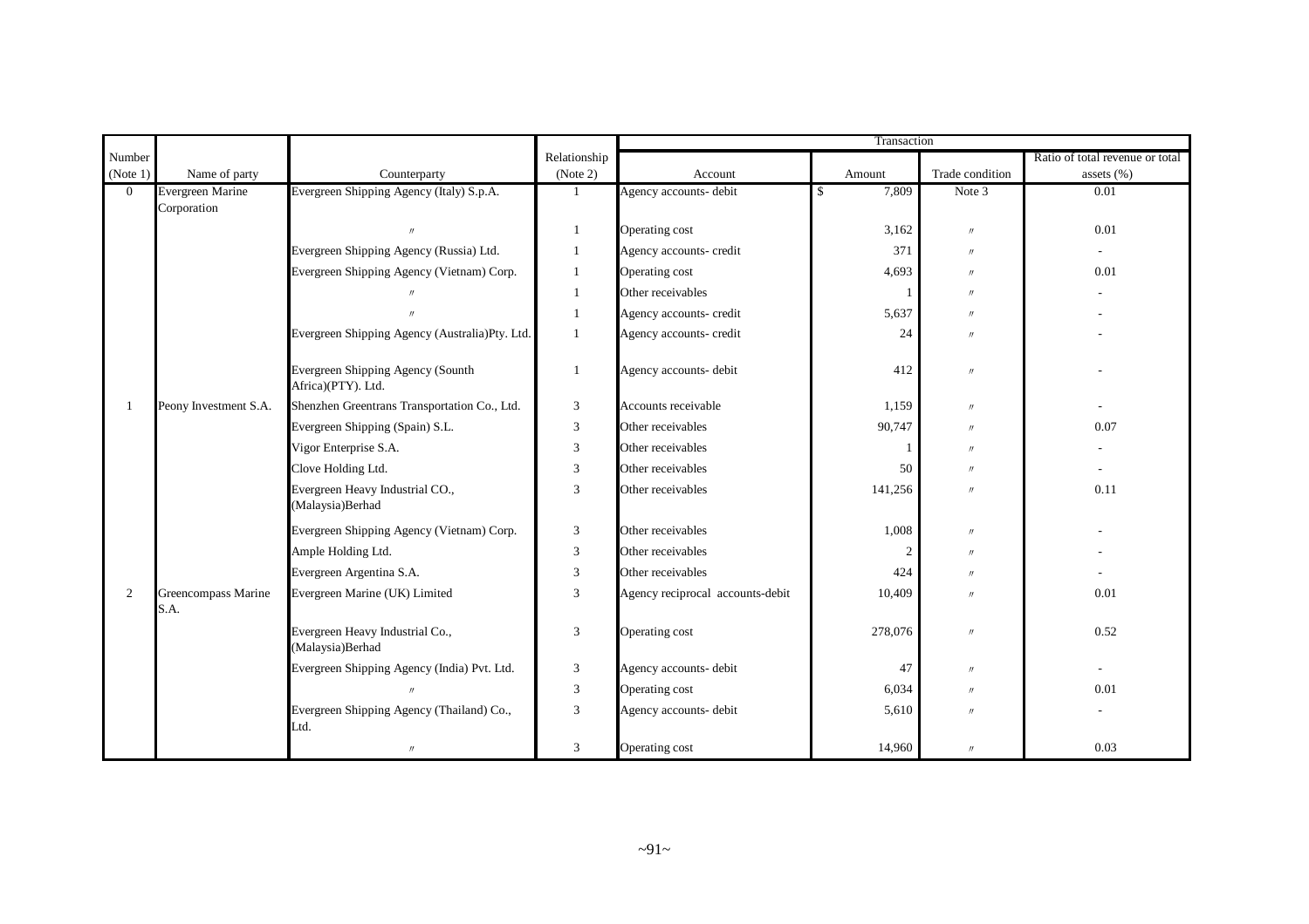| Number (Note 1) | Name of party | Counterparty | Relationship (Note 2) | Transaction | | | |
|---|---|---|---|---|---|---|---|
| | | | | Account | Amount | Trade condition | Ratio of total revenue or total assets (%) |
| 0 | Evergreen Marine Corporation | Evergreen Shipping Agency (Italy) S.p.A. | 1 | Agency accounts- debit | $ 7,809 | Note 3 | 0.01 |
| | | 〃 | 1 | Operating cost | 3,162 | 〃 | 0.01 |
| | | Evergreen Shipping Agency (Russia) Ltd. | 1 | Agency accounts- credit | 371 | 〃 | - |
| | | Evergreen Shipping Agency (Vietnam) Corp. | 1 | Operating cost | 4,693 | 〃 | 0.01 |
| | | 〃 | 1 | Other receivables | 1 | 〃 | - |
| | | 〃 | 1 | Agency accounts- credit | 5,637 | 〃 | - |
| | | Evergreen Shipping Agency (Australia)Pty. Ltd. | 1 | Agency accounts- credit | 24 | 〃 | - |
| | | Evergreen Shipping Agency (Sounth Africa)(PTY). Ltd. | 1 | Agency accounts- debit | 412 | 〃 | - |
| 1 | Peony Investment S.A. | Shenzhen Greentrans Transportation Co., Ltd. | 3 | Accounts receivable | 1,159 | 〃 | - |
| | | Evergreen Shipping (Spain) S.L. | 3 | Other receivables | 90,747 | 〃 | 0.07 |
| | | Vigor Enterprise S.A. | 3 | Other receivables | 1 | 〃 | - |
| | | Clove Holding Ltd. | 3 | Other receivables | 50 | 〃 | - |
| | | Evergreen Heavy Industrial CO., (Malaysia)Berhad | 3 | Other receivables | 141,256 | 〃 | 0.11 |
| | | Evergreen Shipping Agency (Vietnam) Corp. | 3 | Other receivables | 1,008 | 〃 | - |
| | | Ample Holding Ltd. | 3 | Other receivables | 2 | 〃 | - |
| | | Evergreen Argentina S.A. | 3 | Other receivables | 424 | 〃 | - |
| 2 | Greencompass Marine S.A. | Evergreen Marine (UK) Limited | 3 | Agency reciprocal accounts-debit | 10,409 | 〃 | 0.01 |
| | | Evergreen Heavy Industrial Co., (Malaysia)Berhad | 3 | Operating cost | 278,076 | 〃 | 0.52 |
| | | Evergreen Shipping Agency (India) Pvt. Ltd. | 3 | Agency accounts- debit | 47 | 〃 | - |
| | | 〃 | 3 | Operating cost | 6,034 | 〃 | 0.01 |
| | | Evergreen Shipping Agency (Thailand) Co., Ltd. | 3 | Agency accounts- debit | 5,610 | 〃 | - |
| | | 〃 | 3 | Operating cost | 14,960 | 〃 | 0.03 |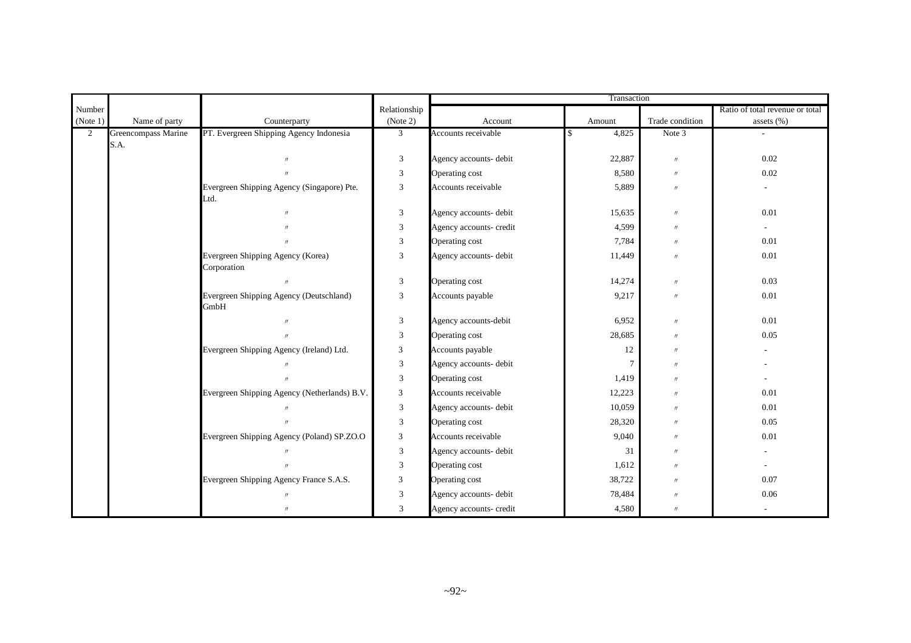| Number (Note 1) | Name of party | Counterparty | Relationship (Note 2) | Transaction | | | |
|---|---|---|---|---|---|---|---|
| | | | | Account | Amount | Trade condition | Ratio of total revenue or total assets (%) |
| 2 | Greencompass Marine S.A. | PT. Evergreen Shipping Agency Indonesia | 3 | Accounts receivable | $ 4,825 | Note 3 | - |
| | | 〃 | 3 | Agency accounts- debit | 22,887 | 〃 | 0.02 |
| | | 〃 | 3 | Operating cost | 8,580 | 〃 | 0.02 |
| | | Evergreen Shipping Agency (Singapore) Pte. Ltd. | 3 | Accounts receivable | 5,889 | 〃 | - |
| | | 〃 | 3 | Agency accounts- debit | 15,635 | 〃 | 0.01 |
| | | 〃 | 3 | Agency accounts- credit | 4,599 | 〃 | - |
| | | 〃 | 3 | Operating cost | 7,784 | 〃 | 0.01 |
| | | Evergreen Shipping Agency (Korea) Corporation | 3 | Agency accounts- debit | 11,449 | 〃 | 0.01 |
| | | 〃 | 3 | Operating cost | 14,274 | 〃 | 0.03 |
| | | Evergreen Shipping Agency (Deutschland) GmbH | 3 | Accounts payable | 9,217 | 〃 | 0.01 |
| | | 〃 | 3 | Agency accounts-debit | 6,952 | 〃 | 0.01 |
| | | 〃 | 3 | Operating cost | 28,685 | 〃 | 0.05 |
| | | Evergreen Shipping Agency (Ireland) Ltd. | 3 | Accounts payable | 12 | 〃 | - |
| | | 〃 | 3 | Agency accounts- debit | 7 | 〃 | - |
| | | 〃 | 3 | Operating cost | 1,419 | 〃 | - |
| | | Evergreen Shipping Agency (Netherlands) B.V. | 3 | Accounts receivable | 12,223 | 〃 | 0.01 |
| | | 〃 | 3 | Agency accounts- debit | 10,059 | 〃 | 0.01 |
| | | 〃 | 3 | Operating cost | 28,320 | 〃 | 0.05 |
| | | Evergreen Shipping Agency (Poland) SP.ZO.O | 3 | Accounts receivable | 9,040 | 〃 | 0.01 |
| | | 〃 | 3 | Agency accounts- debit | 31 | 〃 | - |
| | | 〃 | 3 | Operating cost | 1,612 | 〃 | - |
| | | Evergreen Shipping Agency France S.A.S. | 3 | Operating cost | 38,722 | 〃 | 0.07 |
| | | 〃 | 3 | Agency accounts- debit | 78,484 | 〃 | 0.06 |
| | | 〃 | 3 | Agency accounts- credit | 4,580 | 〃 | - |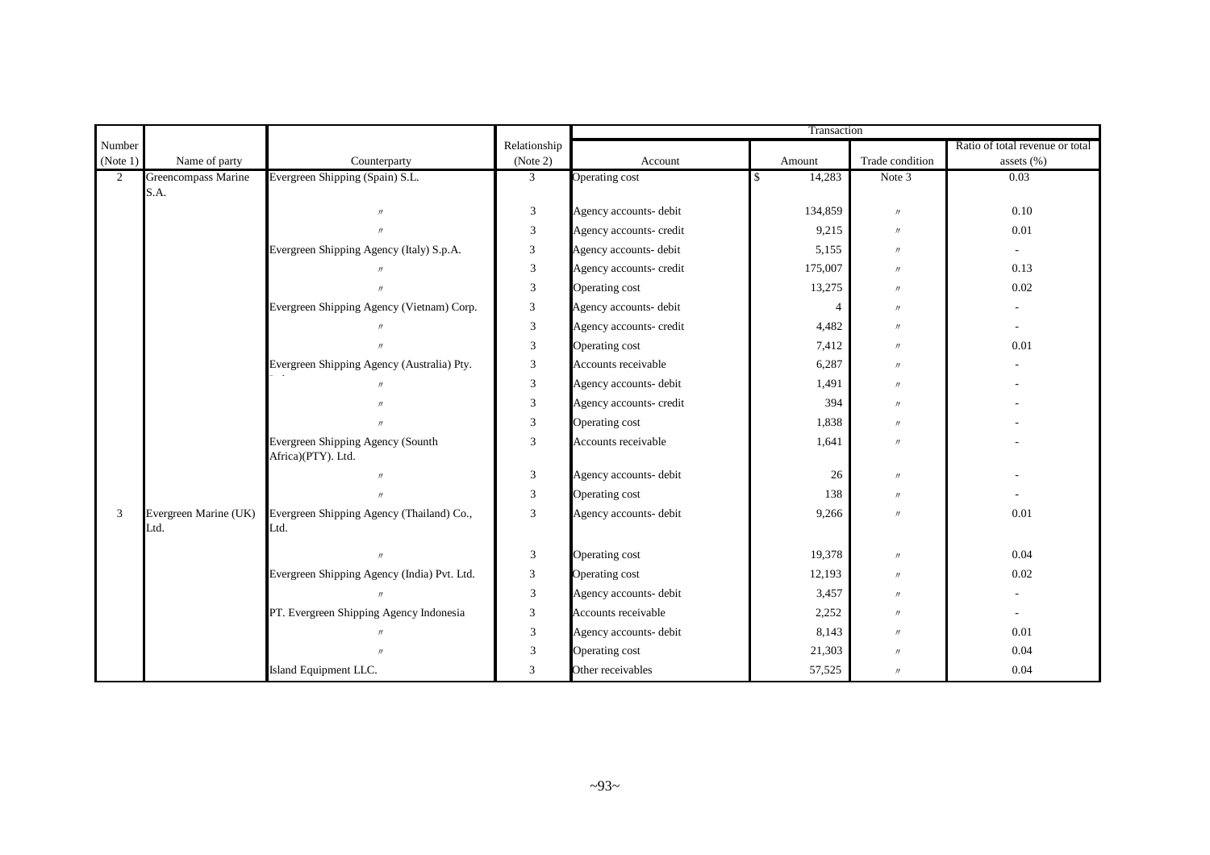| Number (Note 1) | Name of party | Counterparty | Relationship (Note 2) | Transaction | | | |
|---|---|---|---|---|---|---|---|
| | | | | Account | Amount | Trade condition | Ratio of total revenue or total assets (%) |
| 2 | Greencompass Marine S.A. | Evergreen Shipping (Spain) S.L. | 3 | Operating cost | $ 14,283 | Note 3 | 0.03 |
| | | 〃 | 3 | Agency accounts- debit | 134,859 | 〃 | 0.10 |
| | | 〃 | 3 | Agency accounts- credit | 9,215 | 〃 | 0.01 |
| | | Evergreen Shipping Agency (Italy) S.p.A. | 3 | Agency accounts- debit | 5,155 | 〃 | - |
| | | 〃 | 3 | Agency accounts- credit | 175,007 | 〃 | 0.13 |
| | | 〃 | 3 | Operating cost | 13,275 | 〃 | 0.02 |
| | | Evergreen Shipping Agency (Vietnam) Corp. | 3 | Agency accounts- debit | 4 | 〃 | - |
| | | 〃 | 3 | Agency accounts- credit | 4,482 | 〃 | - |
| | | 〃 | 3 | Operating cost | 7,412 | 〃 | 0.01 |
| | | Evergreen Shipping Agency (Australia) Pty. Ltd. | 3 | Accounts receivable | 6,287 | 〃 | - |
| | | 〃 | 3 | Agency accounts- debit | 1,491 | 〃 | - |
| | | 〃 | 3 | Agency accounts- credit | 394 | 〃 | - |
| | | 〃 | 3 | Operating cost | 1,838 | 〃 | - |
| | | Evergreen Shipping Agency (Sounth Africa)(PTY). Ltd. | 3 | Accounts receivable | 1,641 | 〃 | - |
| | | 〃 | 3 | Agency accounts- debit | 26 | 〃 | - |
| | | 〃 | 3 | Operating cost | 138 | 〃 | - |
| 3 | Evergreen Marine (UK) Ltd. | Evergreen Shipping Agency (Thailand) Co., Ltd. | 3 | Agency accounts- debit | 9,266 | 〃 | 0.01 |
| | | 〃 | 3 | Operating cost | 19,378 | 〃 | 0.04 |
| | | Evergreen Shipping Agency (India) Pvt. Ltd. | 3 | Operating cost | 12,193 | 〃 | 0.02 |
| | | 〃 | 3 | Agency accounts- debit | 3,457 | 〃 | - |
| | | PT. Evergreen Shipping Agency Indonesia | 3 | Accounts receivable | 2,252 | 〃 | - |
| | | 〃 | 3 | Agency accounts- debit | 8,143 | 〃 | 0.01 |
| | | 〃 | 3 | Operating cost | 21,303 | 〃 | 0.04 |
| | | Island Equipment LLC. | 3 | Other receivables | 57,525 | 〃 | 0.04 |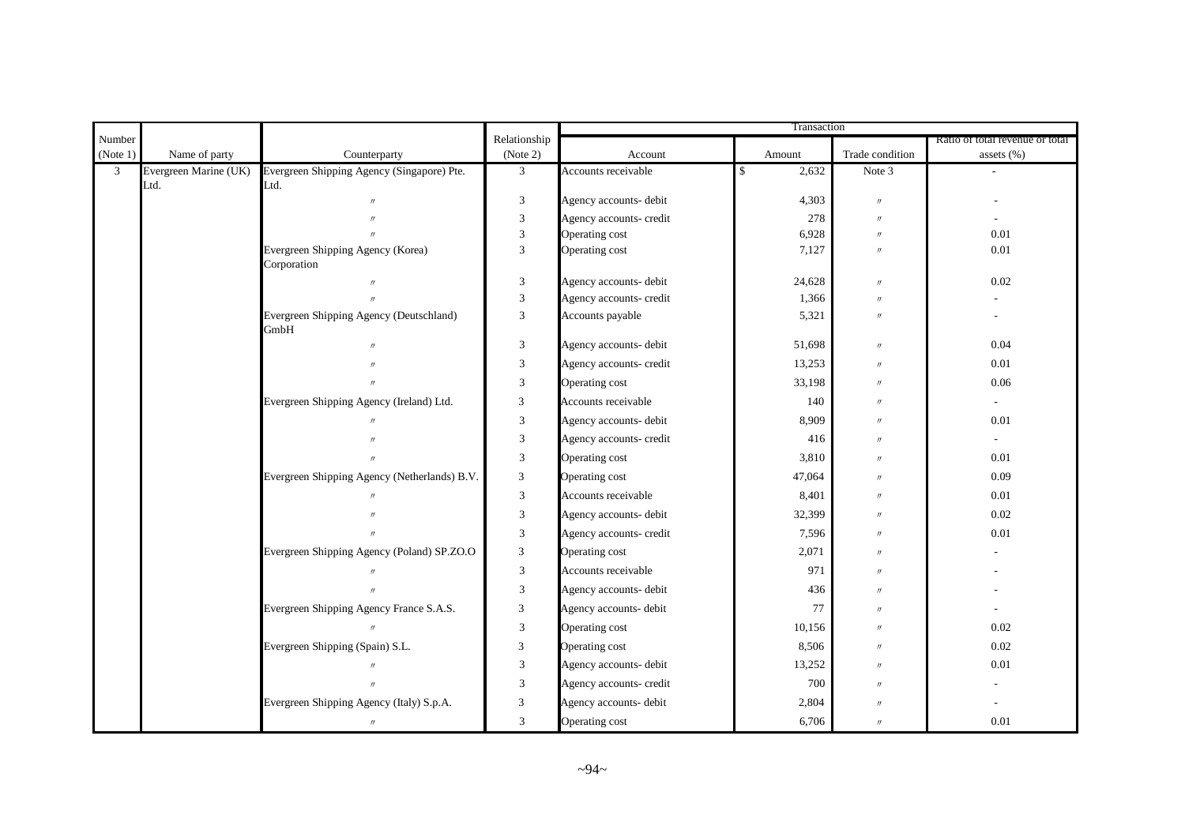| Number (Note 1) | Name of party | Counterparty | Relationship (Note 2) | Transaction | | | |
|---|---|---|---|---|---|---|---|
| | | | | Account | Amount | Trade condition | Ratio of total revenue or total assets (%) |
| 3 | Evergreen Marine (UK) Ltd. | Evergreen Shipping Agency (Singapore) Pte. Ltd. | 3 | Accounts receivable | $ 2,632 | Note 3 | - |
| | | 〃 | 3 | Agency accounts- debit | 4,303 | 〃 | - |
| | | 〃 | 3 | Agency accounts- credit | 278 | 〃 | - |
| | | 〃 | 3 | Operating cost | 6,928 | 〃 | 0.01 |
| | | Evergreen Shipping Agency (Korea) Corporation | 3 | Operating cost | 7,127 | 〃 | 0.01 |
| | | 〃 | 3 | Agency accounts- debit | 24,628 | 〃 | 0.02 |
| | | 〃 | 3 | Agency accounts- credit | 1,366 | 〃 | - |
| | | Evergreen Shipping Agency (Deutschland) GmbH | 3 | Accounts payable | 5,321 | 〃 | - |
| | | 〃 | 3 | Agency accounts- debit | 51,698 | 〃 | 0.04 |
| | | 〃 | 3 | Agency accounts- credit | 13,253 | 〃 | 0.01 |
| | | 〃 | 3 | Operating cost | 33,198 | 〃 | 0.06 |
| | | Evergreen Shipping Agency (Ireland) Ltd. | 3 | Accounts receivable | 140 | 〃 | - |
| | | 〃 | 3 | Agency accounts- debit | 8,909 | 〃 | 0.01 |
| | | 〃 | 3 | Agency accounts- credit | 416 | 〃 | - |
| | | 〃 | 3 | Operating cost | 3,810 | 〃 | 0.01 |
| | | Evergreen Shipping Agency (Netherlands) B.V. | 3 | Operating cost | 47,064 | 〃 | 0.09 |
| | | 〃 | 3 | Accounts receivable | 8,401 | 〃 | 0.01 |
| | | 〃 | 3 | Agency accounts- debit | 32,399 | 〃 | 0.02 |
| | | 〃 | 3 | Agency accounts- credit | 7,596 | 〃 | 0.01 |
| | | Evergreen Shipping Agency (Poland) SP.ZO.O | 3 | Operating cost | 2,071 | 〃 | - |
| | | 〃 | 3 | Accounts receivable | 971 | 〃 | - |
| | | 〃 | 3 | Agency accounts- debit | 436 | 〃 | - |
| | | Evergreen Shipping Agency France S.A.S. | 3 | Agency accounts- debit | 77 | 〃 | - |
| | | 〃 | 3 | Operating cost | 10,156 | 〃 | 0.02 |
| | | Evergreen Shipping (Spain) S.L. | 3 | Operating cost | 8,506 | 〃 | 0.02 |
| | | 〃 | 3 | Agency accounts- debit | 13,252 | 〃 | 0.01 |
| | | 〃 | 3 | Agency accounts- credit | 700 | 〃 | - |
| | | Evergreen Shipping Agency (Italy) S.p.A. | 3 | Agency accounts- debit | 2,804 | 〃 | - |
| | | 〃 | 3 | Operating cost | 6,706 | 〃 | 0.01 |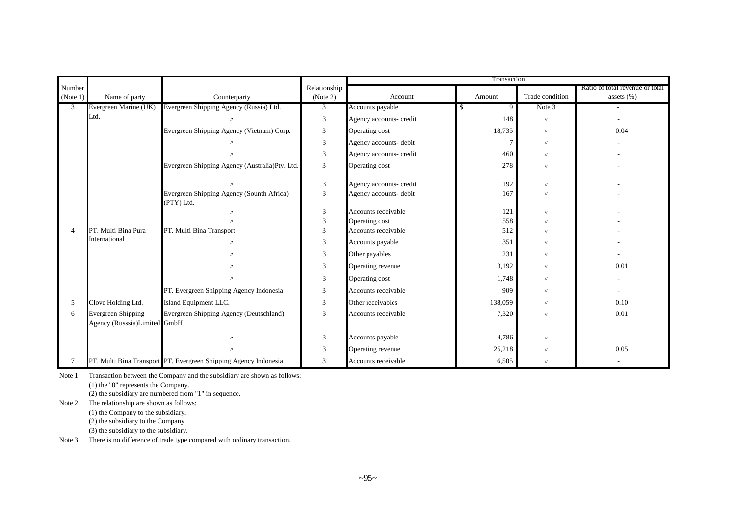| Number (Note 1) | Name of party | Counterparty | Relationship (Note 2) | Transaction | | | |
|---|---|---|---|---|---|---|---|
| | | | | Account | Amount | Trade condition | Ratio of total revenue or total assets (%) |
| 3 | Evergreen Marine (UK) Ltd. | Evergreen Shipping Agency (Russia) Ltd. | 3 | Accounts payable | $ 9 | Note 3 | - |
| | | 〃 | 3 | Agency accounts- credit | 148 | 〃 | - |
| | | Evergreen Shipping Agency (Vietnam) Corp. | 3 | Operating cost | 18,735 | 〃 | 0.04 |
| | | 〃 | 3 | Agency accounts- debit | 7 | 〃 | - |
| | | 〃 | 3 | Agency accounts- credit | 460 | 〃 | - |
| | | Evergreen Shipping Agency (Australia)Pty. Ltd. | 3 | Operating cost | 278 | 〃 | - |
| | | 〃 | 3 | Agency accounts- credit | 192 | 〃 | - |
| | | Evergreen Shipping Agency (Sounth Africa) (PTY) Ltd. | 3 | Agency accounts- debit | 167 | 〃 | - |
| | | 〃 | 3 | Accounts receivable | 121 | 〃 | - |
| | | 〃 | 3 | Operating cost | 558 | 〃 | - |
| 4 | PT. Multi Bina Pura International | PT. Multi Bina Transport | 3 | Accounts receivable | 512 | 〃 | - |
| | | 〃 | 3 | Accounts payable | 351 | 〃 | - |
| | | 〃 | 3 | Other payables | 231 | 〃 | - |
| | | 〃 | 3 | Operating revenue | 3,192 | 〃 | 0.01 |
| | | 〃 | 3 | Operating cost | 1,748 | 〃 | - |
| | | PT. Evergreen Shipping Agency Indonesia | 3 | Accounts receivable | 909 | 〃 | - |
| 5 | Clove Holding Ltd. | Island Equipment LLC. | 3 | Other receivables | 138,059 | 〃 | 0.10 |
| 6 | Evergreen Shipping Agency (Russsia)Limited | Evergreen Shipping Agency (Deutschland) GmbH | 3 | Accounts receivable | 7,320 | 〃 | 0.01 |
| | | 〃 | 3 | Accounts payable | 4,786 | 〃 | - |
| | | 〃 | 3 | Operating revenue | 25,218 | 〃 | 0.05 |
| 7 | PT. Multi Bina Transport | PT. Evergreen Shipping Agency Indonesia | 3 | Accounts receivable | 6,505 | 〃 | - |

Note 1: Transaction between the Company and the subsidiary are shown as follows:
(1) the "0" represents the Company.
(2) the subsidiary are numbered from "1" in sequence.

Note 2: The relationship are shown as follows:
(1) the Company to the subsidiary.
(2) the subsidiary to the Company
(3) the subsidiary to the subsidiary.

Note 3: There is no difference of trade type compared with ordinary transaction.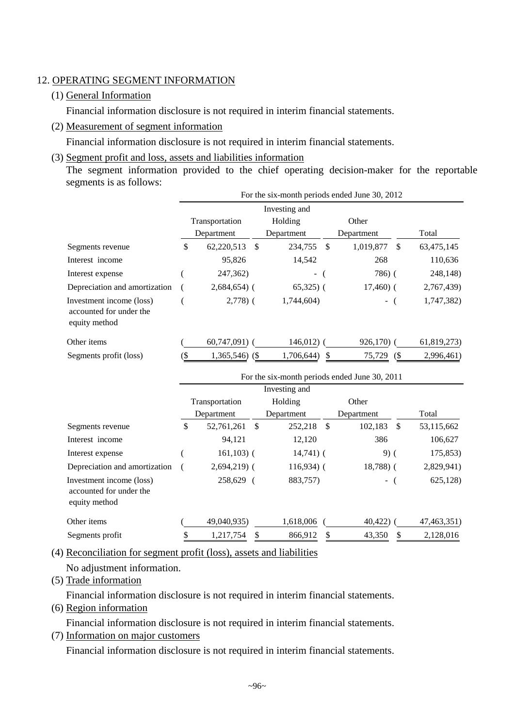12. OPERATING SEGMENT INFORMATION

(1) General Information

Financial information disclosure is not required in interim financial statements.

(2) Measurement of segment information

Financial information disclosure is not required in interim financial statements.

(3) Segment profit and loss, assets and liabilities information

The segment information provided to the chief operating decision-maker for the reportable segments is as follows:

| | For the six-month periods ended June 30, 2012 | | | |
|---|---|---|---|---|
| | Transportation Department | Investing and Holding Department | Other Department | Total |
| Segments revenue | $ 62,220,513 | $ 234,755 | $ 1,019,877 | $ 63,475,145 |
| Interest income | 95,826 | 14,542 | 268 | 110,636 |
| Interest expense | ( 247,362) | - | ( 786) | ( 248,148) |
| Depreciation and amortization | ( 2,684,654) | ( 65,325) | ( 17,460) | ( 2,767,439) |
| Investment income (loss) accounted for under the equity method | ( 2,778) | ( 1,744,604) | - | ( 1,747,382) |
| Other items | ( 60,747,091) | ( 146,012) | ( 926,170) | ( 61,819,273) |
| Segments profit (loss) | ($ 1,365,546) | ($ 1,706,644) | $ 75,729 | ($ 2,996,461) |

| | For the six-month periods ended June 30, 2011 | | | |
|---|---|---|---|---|
| | Transportation Department | Investing and Holding Department | Other Department | Total |
| Segments revenue | $ 52,761,261 | $ 252,218 | $ 102,183 | $ 53,115,662 |
| Interest income | 94,121 | 12,120 | 386 | 106,627 |
| Interest expense | ( 161,103) | ( 14,741) | ( 9) | ( 175,853) |
| Depreciation and amortization | ( 2,694,219) | ( 116,934) | ( 18,788) | ( 2,829,941) |
| Investment income (loss) accounted for under the equity method | 258,629 | ( 883,757) | - | ( 625,128) |
| Other items | ( 49,040,935) | 1,618,006 | ( 40,422) | ( 47,463,351) |
| Segments profit | $ 1,217,754 | $ 866,912 | $ 43,350 | $ 2,128,016 |

(4) Reconciliation for segment profit (loss), assets and liabilities

No adjustment information.

(5) Trade information

Financial information disclosure is not required in interim financial statements.

(6) Region information

Financial information disclosure is not required in interim financial statements.

(7) Information on major customers

Financial information disclosure is not required in interim financial statements.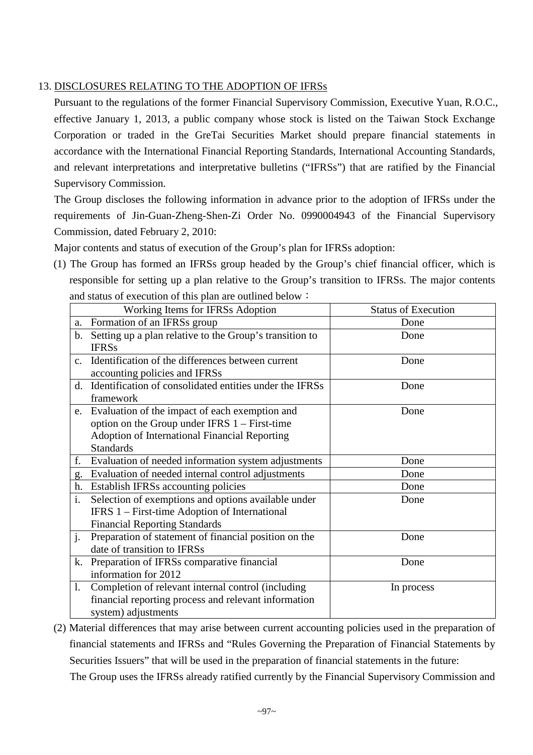## 13. DISCLOSURES RELATING TO THE ADOPTION OF IFRSs

Pursuant to the regulations of the former Financial Supervisory Commission, Executive Yuan, R.O.C., effective January 1, 2013, a public company whose stock is listed on the Taiwan Stock Exchange Corporation or traded in the GreTai Securities Market should prepare financial statements in accordance with the International Financial Reporting Standards, International Accounting Standards, and relevant interpretations and interpretative bulletins ("IFRSs") that are ratified by the Financial Supervisory Commission.

The Group discloses the following information in advance prior to the adoption of IFRSs under the requirements of Jin-Guan-Zheng-Shen-Zi Order No. 0990004943 of the Financial Supervisory Commission, dated February 2, 2010:

Major contents and status of execution of the Group's plan for IFRSs adoption:

(1) The Group has formed an IFRSs group headed by the Group's chief financial officer, which is responsible for setting up a plan relative to the Group's transition to IFRSs. The major contents and status of execution of this plan are outlined below：

| Working Items for IFRSs Adoption | Status of Execution |
|---|---|
| a. Formation of an IFRSs group | Done |
| b. Setting up a plan relative to the Group's transition to IFRSs | Done |
| c. Identification of the differences between current accounting policies and IFRSs | Done |
| d. Identification of consolidated entities under the IFRSs framework | Done |
| e. Evaluation of the impact of each exemption and option on the Group under IFRS 1 – First-time Adoption of International Financial Reporting Standards | Done |
| f. Evaluation of needed information system adjustments | Done |
| g. Evaluation of needed internal control adjustments | Done |
| h. Establish IFRSs accounting policies | Done |
| i. Selection of exemptions and options available under IFRS 1 – First-time Adoption of International Financial Reporting Standards | Done |
| j. Preparation of statement of financial position on the date of transition to IFRSs | Done |
| k. Preparation of IFRSs comparative financial information for 2012 | Done |
| l. Completion of relevant internal control (including financial reporting process and relevant information system) adjustments | In process |

(2) Material differences that may arise between current accounting policies used in the preparation of financial statements and IFRSs and "Rules Governing the Preparation of Financial Statements by Securities Issuers" that will be used in the preparation of financial statements in the future:

The Group uses the IFRSs already ratified currently by the Financial Supervisory Commission and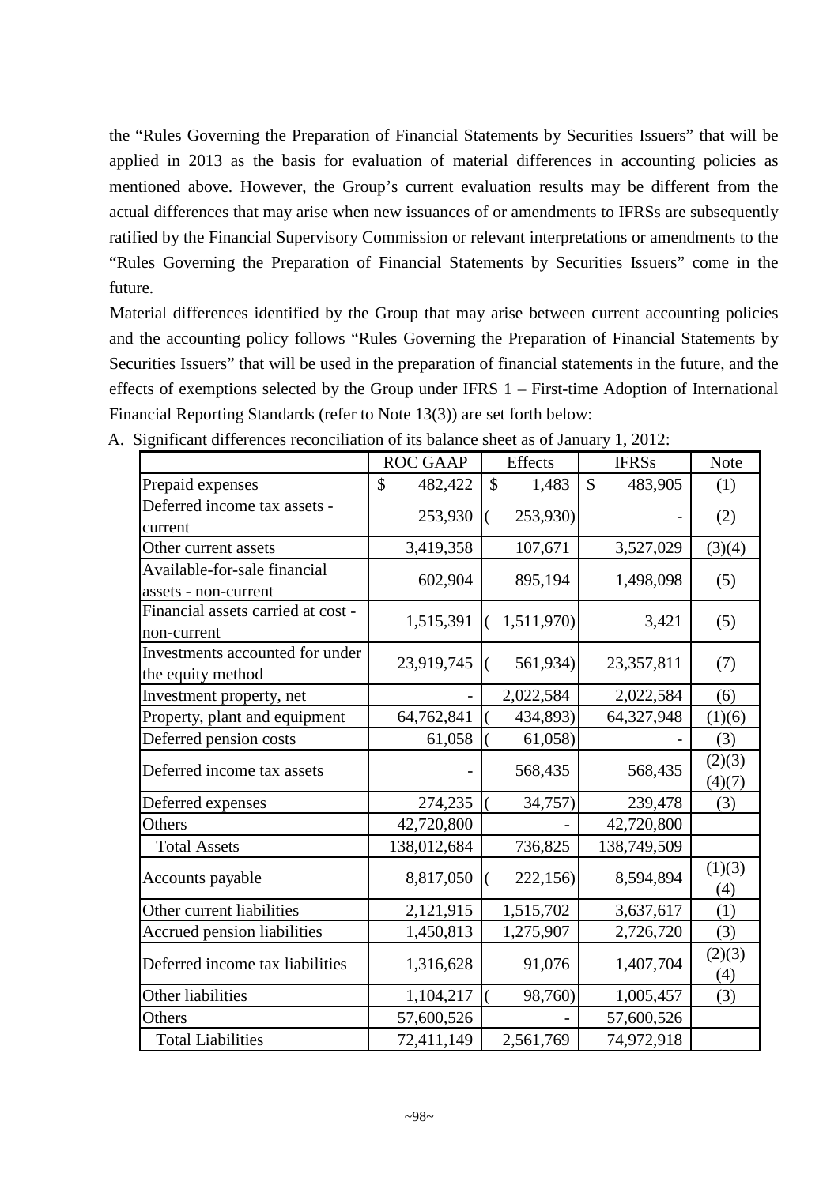the "Rules Governing the Preparation of Financial Statements by Securities Issuers" that will be applied in 2013 as the basis for evaluation of material differences in accounting policies as mentioned above. However, the Group's current evaluation results may be different from the actual differences that may arise when new issuances of or amendments to IFRSs are subsequently ratified by the Financial Supervisory Commission or relevant interpretations or amendments to the "Rules Governing the Preparation of Financial Statements by Securities Issuers" come in the future.

Material differences identified by the Group that may arise between current accounting policies and the accounting policy follows "Rules Governing the Preparation of Financial Statements by Securities Issuers" that will be used in the preparation of financial statements in the future, and the effects of exemptions selected by the Group under IFRS 1 – First-time Adoption of International Financial Reporting Standards (refer to Note 13(3)) are set forth below:

A. Significant differences reconciliation of its balance sheet as of January 1, 2012:

| | ROC GAAP | Effects | IFRSs | Note |
|---|---|---|---|---|
| Prepaid expenses | $ 482,422 | $ 1,483 | $ 483,905 | (1) |
| Deferred income tax assets - current | 253,930 | ( 253,930) | - | (2) |
| Other current assets | 3,419,358 | 107,671 | 3,527,029 | (3)(4) |
| Available-for-sale financial assets - non-current | 602,904 | 895,194 | 1,498,098 | (5) |
| Financial assets carried at cost - non-current | 1,515,391 | ( 1,511,970) | 3,421 | (5) |
| Investments accounted for under the equity method | 23,919,745 | ( 561,934) | 23,357,811 | (7) |
| Investment property, net | - | 2,022,584 | 2,022,584 | (6) |
| Property, plant and equipment | 64,762,841 | ( 434,893) | 64,327,948 | (1)(6) |
| Deferred pension costs | 61,058 | ( 61,058) | - | (3) |
| Deferred income tax assets | - | 568,435 | 568,435 | (2)(3)(4)(7) |
| Deferred expenses | 274,235 | ( 34,757) | 239,478 | (3) |
| Others | 42,720,800 | - | 42,720,800 | |
| Total Assets | 138,012,684 | 736,825 | 138,749,509 | |
| Accounts payable | 8,817,050 | ( 222,156) | 8,594,894 | (1)(3)(4) |
| Other current liabilities | 2,121,915 | 1,515,702 | 3,637,617 | (1) |
| Accrued pension liabilities | 1,450,813 | 1,275,907 | 2,726,720 | (3) |
| Deferred income tax liabilities | 1,316,628 | 91,076 | 1,407,704 | (2)(3)(4) |
| Other liabilities | 1,104,217 | ( 98,760) | 1,005,457 | (3) |
| Others | 57,600,526 | - | 57,600,526 | |
| Total Liabilities | 72,411,149 | 2,561,769 | 74,972,918 | |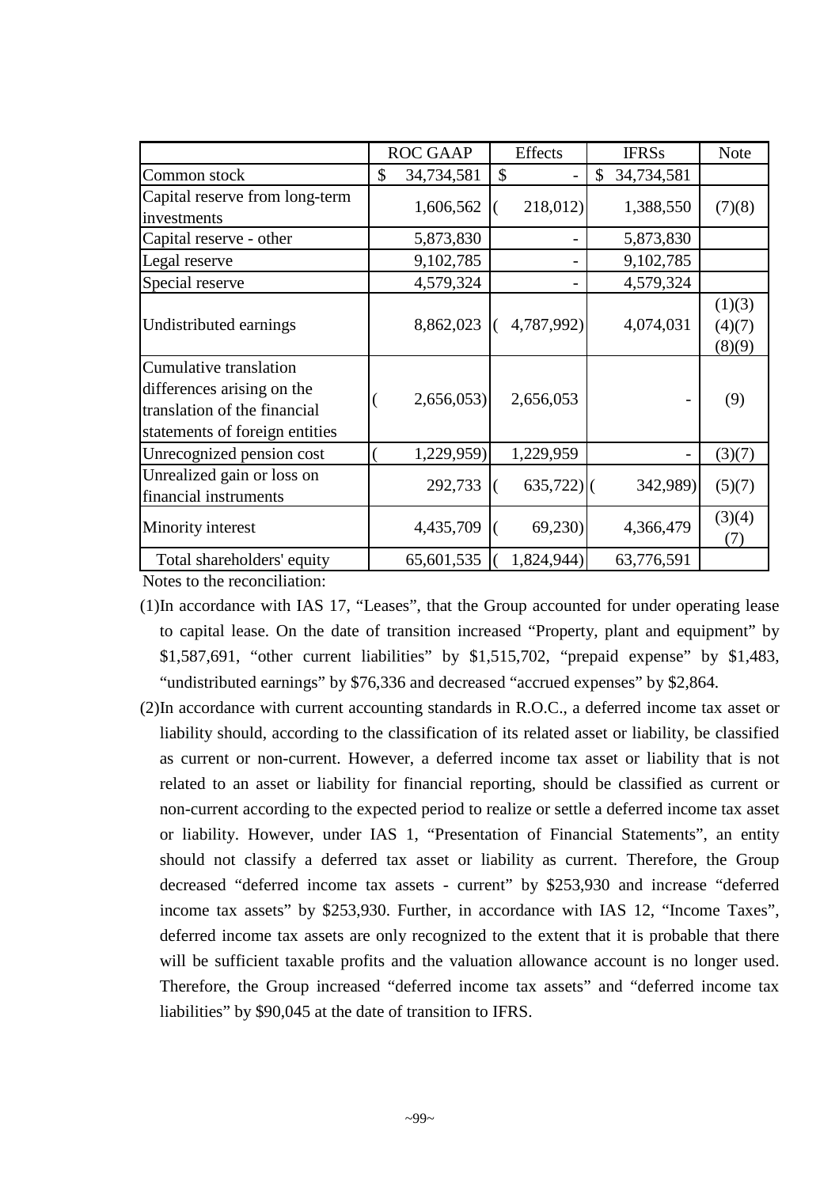| | ROC GAAP | Effects | IFRSs | Note |
|---|---|---|---|---|
| Common stock | $ 34,734,581 | $ - | $ 34,734,581 | |
| Capital reserve from long-term investments | 1,606,562 | ( 218,012) | 1,388,550 | (7)(8) |
| Capital reserve - other | 5,873,830 | - | 5,873,830 | |
| Legal reserve | 9,102,785 | - | 9,102,785 | |
| Special reserve | 4,579,324 | - | 4,579,324 | |
| Undistributed earnings | 8,862,023 | ( 4,787,992) | 4,074,031 | (1)(3)(4)(7)(8)(9) |
| Cumulative translation differences arising on the translation of the financial statements of foreign entities | ( 2,656,053) | 2,656,053 | - | (9) |
| Unrecognized pension cost | ( 1,229,959) | 1,229,959 | - | (3)(7) |
| Unrealized gain or loss on financial instruments | 292,733 | ( 635,722) | ( 342,989) | (5)(7) |
| Minority interest | 4,435,709 | ( 69,230) | 4,366,479 | (3)(4)(7) |
| Total shareholders' equity | 65,601,535 | ( 1,824,944) | 63,776,591 | |

Notes to the reconciliation:

(1)In accordance with IAS 17, "Leases", that the Group accounted for under operating lease to capital lease. On the date of transition increased "Property, plant and equipment" by $1,587,691, "other current liabilities" by $1,515,702, "prepaid expense" by $1,483, "undistributed earnings" by $76,336 and decreased "accrued expenses" by $2,864.

(2)In accordance with current accounting standards in R.O.C., a deferred income tax asset or liability should, according to the classification of its related asset or liability, be classified as current or non-current. However, a deferred income tax asset or liability that is not related to an asset or liability for financial reporting, should be classified as current or non-current according to the expected period to realize or settle a deferred income tax asset or liability. However, under IAS 1, "Presentation of Financial Statements", an entity should not classify a deferred tax asset or liability as current. Therefore, the Group decreased "deferred income tax assets - current" by $253,930 and increase "deferred income tax assets" by $253,930. Further, in accordance with IAS 12, "Income Taxes", deferred income tax assets are only recognized to the extent that it is probable that there will be sufficient taxable profits and the valuation allowance account is no longer used. Therefore, the Group increased "deferred income tax assets" and "deferred income tax liabilities" by $90,045 at the date of transition to IFRS.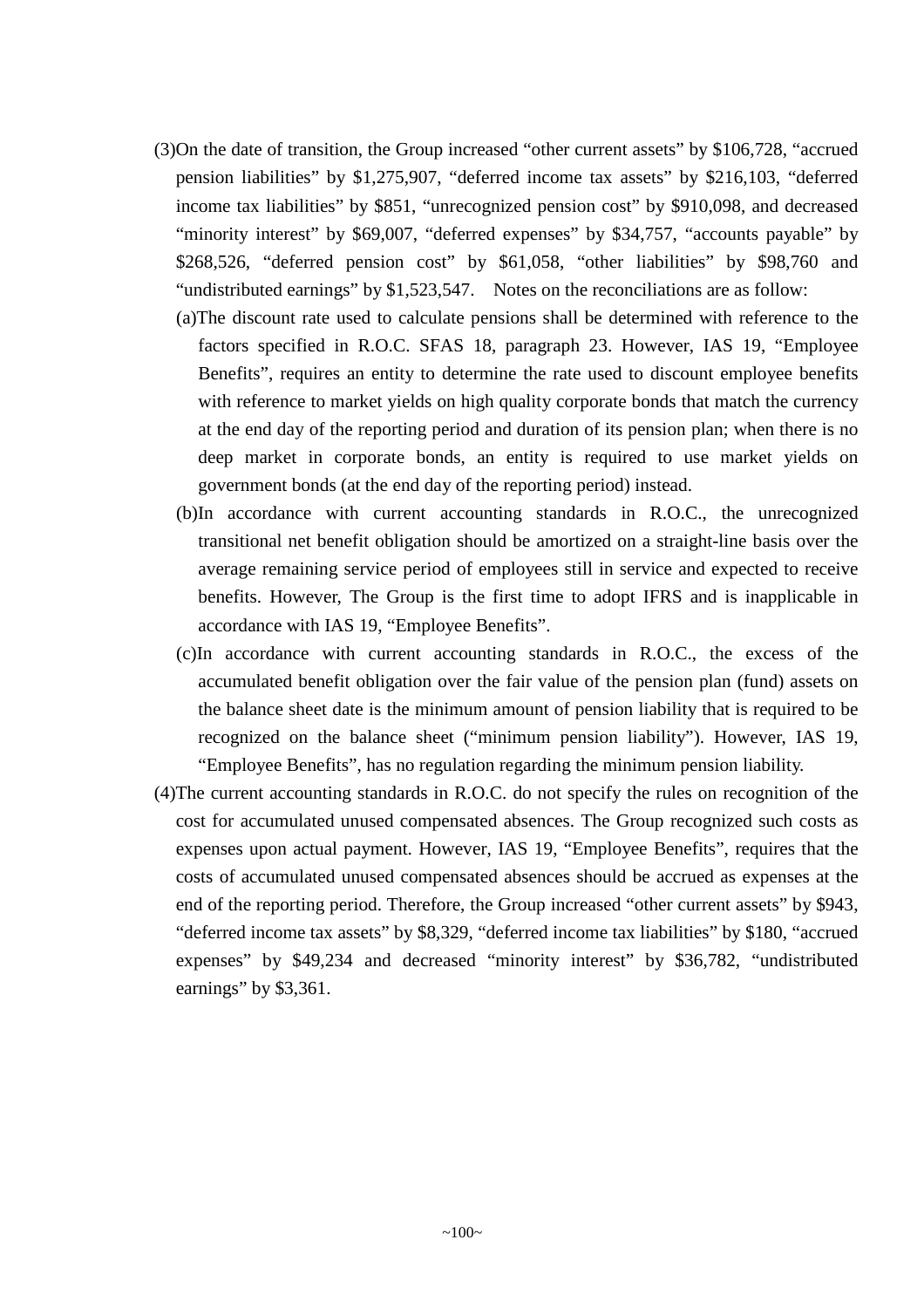(3)On the date of transition, the Group increased “other current assets” by $106,728, “accrued pension liabilities” by $1,275,907, “deferred income tax assets” by $216,103, “deferred income tax liabilities” by $851, “unrecognized pension cost” by $910,098, and decreased “minority interest” by $69,007, “deferred expenses” by $34,757, “accounts payable” by $268,526, “deferred pension cost” by $61,058, “other liabilities” by $98,760 and “undistributed earnings” by $1,523,547. Notes on the reconciliations are as follow:

(a)The discount rate used to calculate pensions shall be determined with reference to the factors specified in R.O.C. SFAS 18, paragraph 23. However, IAS 19, “Employee Benefits”, requires an entity to determine the rate used to discount employee benefits with reference to market yields on high quality corporate bonds that match the currency at the end day of the reporting period and duration of its pension plan; when there is no deep market in corporate bonds, an entity is required to use market yields on government bonds (at the end day of the reporting period) instead.

(b)In accordance with current accounting standards in R.O.C., the unrecognized transitional net benefit obligation should be amortized on a straight-line basis over the average remaining service period of employees still in service and expected to receive benefits. However, The Group is the first time to adopt IFRS and is inapplicable in accordance with IAS 19, “Employee Benefits”.

(c)In accordance with current accounting standards in R.O.C., the excess of the accumulated benefit obligation over the fair value of the pension plan (fund) assets on the balance sheet date is the minimum amount of pension liability that is required to be recognized on the balance sheet (“minimum pension liability”). However, IAS 19, “Employee Benefits”, has no regulation regarding the minimum pension liability.

(4)The current accounting standards in R.O.C. do not specify the rules on recognition of the cost for accumulated unused compensated absences. The Group recognized such costs as expenses upon actual payment. However, IAS 19, “Employee Benefits”, requires that the costs of accumulated unused compensated absences should be accrued as expenses at the end of the reporting period. Therefore, the Group increased “other current assets” by $943, “deferred income tax assets” by $8,329, “deferred income tax liabilities” by $180, “accrued expenses” by $49,234 and decreased “minority interest” by $36,782, “undistributed earnings” by $3,361.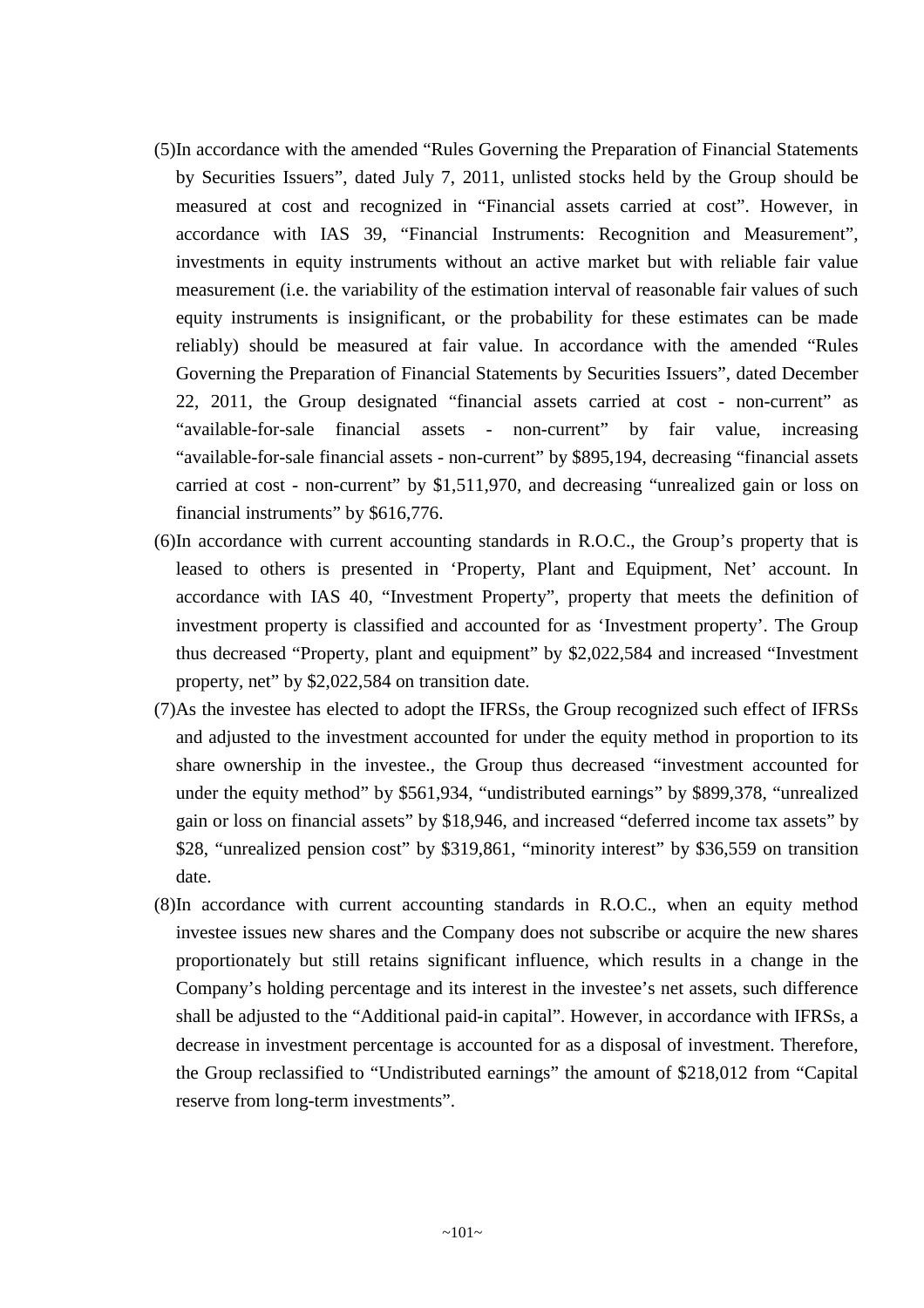(5)In accordance with the amended "Rules Governing the Preparation of Financial Statements by Securities Issuers", dated July 7, 2011, unlisted stocks held by the Group should be measured at cost and recognized in "Financial assets carried at cost". However, in accordance with IAS 39, "Financial Instruments: Recognition and Measurement", investments in equity instruments without an active market but with reliable fair value measurement (i.e. the variability of the estimation interval of reasonable fair values of such equity instruments is insignificant, or the probability for these estimates can be made reliably) should be measured at fair value. In accordance with the amended "Rules Governing the Preparation of Financial Statements by Securities Issuers", dated December 22, 2011, the Group designated "financial assets carried at cost - non-current" as "available-for-sale financial assets - non-current" by fair value, increasing "available-for-sale financial assets - non-current" by $895,194, decreasing "financial assets carried at cost - non-current" by $1,511,970, and decreasing "unrealized gain or loss on financial instruments" by $616,776.

(6)In accordance with current accounting standards in R.O.C., the Group's property that is leased to others is presented in 'Property, Plant and Equipment, Net' account. In accordance with IAS 40, "Investment Property", property that meets the definition of investment property is classified and accounted for as 'Investment property'. The Group thus decreased "Property, plant and equipment" by $2,022,584 and increased "Investment property, net" by $2,022,584 on transition date.

(7)As the investee has elected to adopt the IFRSs, the Group recognized such effect of IFRSs and adjusted to the investment accounted for under the equity method in proportion to its share ownership in the investee., the Group thus decreased "investment accounted for under the equity method" by $561,934, "undistributed earnings" by $899,378, "unrealized gain or loss on financial assets" by $18,946, and increased "deferred income tax assets" by $28, "unrealized pension cost" by $319,861, "minority interest" by $36,559 on transition date.

(8)In accordance with current accounting standards in R.O.C., when an equity method investee issues new shares and the Company does not subscribe or acquire the new shares proportionately but still retains significant influence, which results in a change in the Company's holding percentage and its interest in the investee's net assets, such difference shall be adjusted to the "Additional paid-in capital". However, in accordance with IFRSs, a decrease in investment percentage is accounted for as a disposal of investment. Therefore, the Group reclassified to "Undistributed earnings" the amount of $218,012 from "Capital reserve from long-term investments".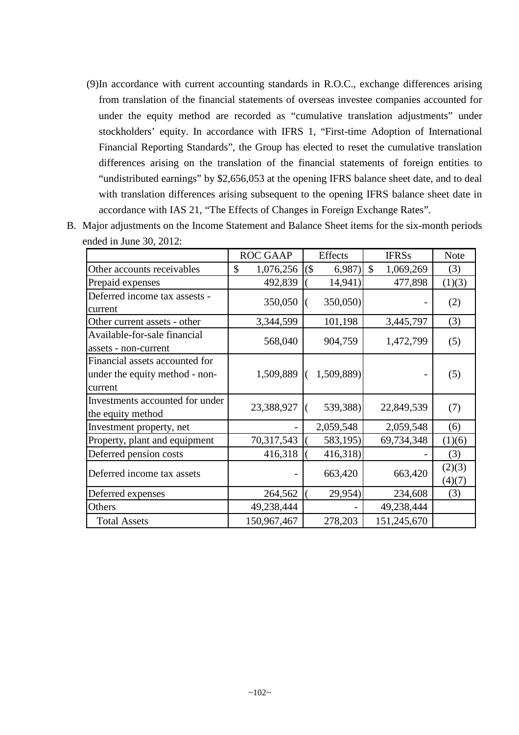(9)In accordance with current accounting standards in R.O.C., exchange differences arising from translation of the financial statements of overseas investee companies accounted for under the equity method are recorded as "cumulative translation adjustments" under stockholders' equity. In accordance with IFRS 1, "First-time Adoption of International Financial Reporting Standards", the Group has elected to reset the cumulative translation differences arising on the translation of the financial statements of foreign entities to "undistributed earnings" by $2,656,053 at the opening IFRS balance sheet date, and to deal with translation differences arising subsequent to the opening IFRS balance sheet date in accordance with IAS 21, "The Effects of Changes in Foreign Exchange Rates".

B. Major adjustments on the Income Statement and Balance Sheet items for the six-month periods ended in June 30, 2012:

| | ROC GAAP | Effects | IFRSs | Note |
|---|---|---|---|---|
| Other accounts receivables | $ 1,076,256 | ($ 6,987) | $ 1,069,269 | (3) |
| Prepaid expenses | 492,839 | ( 14,941) | 477,898 | (1)(3) |
| Deferred income tax assests - current | 350,050 | ( 350,050) | - | (2) |
| Other current assets - other | 3,344,599 | 101,198 | 3,445,797 | (3) |
| Available-for-sale financial assets - non-current | 568,040 | 904,759 | 1,472,799 | (5) |
| Financial assets accounted for under the equity method - non-current | 1,509,889 | ( 1,509,889) | - | (5) |
| Investments accounted for under the equity method | 23,388,927 | ( 539,388) | 22,849,539 | (7) |
| Investment property, net | - | 2,059,548 | 2,059,548 | (6) |
| Property, plant and equipment | 70,317,543 | ( 583,195) | 69,734,348 | (1)(6) |
| Deferred pension costs | 416,318 | ( 416,318) | - | (3) |
| Deferred income tax assets | - | 663,420 | 663,420 | (2)(3)(4)(7) |
| Deferred expenses | 264,562 | ( 29,954) | 234,608 | (3) |
| Others | 49,238,444 | - | 49,238,444 | |
| Total Assets | 150,967,467 | 278,203 | 151,245,670 | |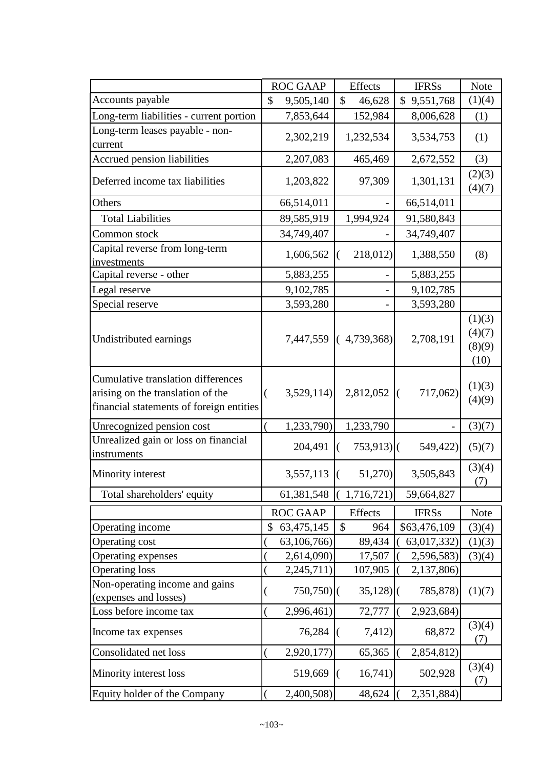|  | ROC GAAP | Effects | IFRSs | Note |
|---|---|---|---|---|
| Accounts payable | $ 9,505,140 | $ 46,628 | $ 9,551,768 | (1)(4) |
| Long-term liabilities - current portion | 7,853,644 | 152,984 | 8,006,628 | (1) |
| Long-term leases payable - non-current | 2,302,219 | 1,232,534 | 3,534,753 | (1) |
| Accrued pension liabilities | 2,207,083 | 465,469 | 2,672,552 | (3) |
| Deferred income tax liabilities | 1,203,822 | 97,309 | 1,301,131 | (2)(3)(4)(7) |
| Others | 66,514,011 | - | 66,514,011 |  |
| Total Liabilities | 89,585,919 | 1,994,924 | 91,580,843 |  |
| Common stock | 34,749,407 | - | 34,749,407 |  |
| Capital reverse from long-term investments | 1,606,562 | ( 218,012) | 1,388,550 | (8) |
| Capital reverse - other | 5,883,255 | - | 5,883,255 |  |
| Legal reserve | 9,102,785 | - | 9,102,785 |  |
| Special reserve | 3,593,280 | - | 3,593,280 |  |
| Undistributed earnings | 7,447,559 | ( 4,739,368) | 2,708,191 | (1)(3)(4)(7)(8)(9)(10) |
| Cumulative translation differences arising on the translation of the financial statements of foreign entities | ( 3,529,114) | 2,812,052 | ( 717,062) | (1)(3)(4)(9) |
| Unrecognized pension cost | ( 1,233,790) | 1,233,790 | - | (3)(7) |
| Unrealized gain or loss on financial instruments | 204,491 | ( 753,913) | ( 549,422) | (5)(7) |
| Minority interest | 3,557,113 | ( 51,270) | 3,505,843 | (3)(4)(7) |
| Total shareholders' equity | 61,381,548 | ( 1,716,721) | 59,664,827 |  |

|  | ROC GAAP | Effects | IFRSs | Note |
|---|---|---|---|---|
| Operating income | $ 63,475,145 | $ 964 | $63,476,109 | (3)(4) |
| Operating cost | ( 63,106,766) | 89,434 | ( 63,017,332) | (1)(3) |
| Operating expenses | ( 2,614,090) | 17,507 | ( 2,596,583) | (3)(4) |
| Operating loss | ( 2,245,711) | 107,905 | ( 2,137,806) |  |
| Non-operating income and gains (expenses and losses) | ( 750,750) | ( 35,128) | ( 785,878) | (1)(7) |
| Loss before income tax | ( 2,996,461) | 72,777 | ( 2,923,684) |  |
| Income tax expenses | 76,284 | ( 7,412) | 68,872 | (3)(4)(7) |
| Consolidated net loss | ( 2,920,177) | 65,365 | ( 2,854,812) |  |
| Minority interest loss | 519,669 | ( 16,741) | 502,928 | (3)(4)(7) |
| Equity holder of the Company | ( 2,400,508) | 48,624 | ( 2,351,884) |  |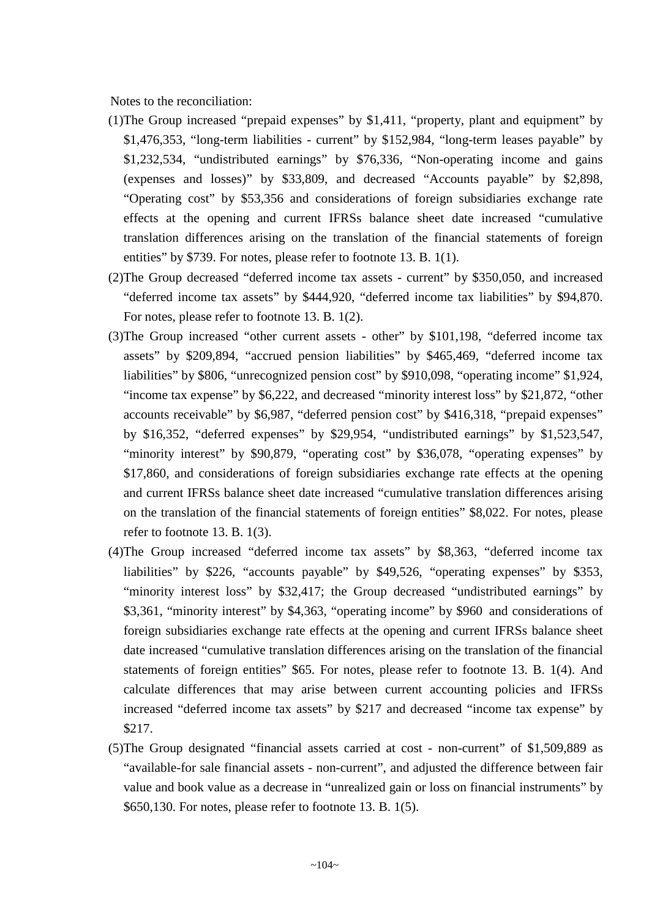Notes to the reconciliation:

(1)The Group increased “prepaid expenses” by $1,411, “property, plant and equipment” by $1,476,353, “long-term liabilities - current” by $152,984, “long-term leases payable” by $1,232,534, “undistributed earnings” by $76,336, “Non-operating income and gains (expenses and losses)” by $33,809, and decreased “Accounts payable” by $2,898, “Operating cost” by $53,356 and considerations of foreign subsidiaries exchange rate effects at the opening and current IFRSs balance sheet date increased “cumulative translation differences arising on the translation of the financial statements of foreign entities” by $739. For notes, please refer to footnote 13. B. 1(1).

(2)The Group decreased “deferred income tax assets - current” by $350,050, and increased “deferred income tax assets” by $444,920, “deferred income tax liabilities” by $94,870. For notes, please refer to footnote 13. B. 1(2).

(3)The Group increased “other current assets - other” by $101,198, “deferred income tax assets” by $209,894, “accrued pension liabilities” by $465,469, “deferred income tax liabilities” by $806, “unrecognized pension cost” by $910,098, “operating income” $1,924, “income tax expense” by $6,222, and decreased “minority interest loss” by $21,872, “other accounts receivable” by $6,987, “deferred pension cost” by $416,318, “prepaid expenses” by $16,352, “deferred expenses” by $29,954, “undistributed earnings” by $1,523,547, “minority interest” by $90,879, “operating cost” by $36,078, “operating expenses” by $17,860, and considerations of foreign subsidiaries exchange rate effects at the opening and current IFRSs balance sheet date increased “cumulative translation differences arising on the translation of the financial statements of foreign entities” $8,022. For notes, please refer to footnote 13. B. 1(3).

(4)The Group increased “deferred income tax assets” by $8,363, “deferred income tax liabilities” by $226, “accounts payable” by $49,526, “operating expenses” by $353, “minority interest loss” by $32,417; the Group decreased “undistributed earnings” by $3,361, “minority interest” by $4,363, “operating income” by $960 and considerations of foreign subsidiaries exchange rate effects at the opening and current IFRSs balance sheet date increased “cumulative translation differences arising on the translation of the financial statements of foreign entities” $65. For notes, please refer to footnote 13. B. 1(4). And calculate differences that may arise between current accounting policies and IFRSs increased “deferred income tax assets” by $217 and decreased “income tax expense” by $217.

(5)The Group designated “financial assets carried at cost - non-current” of $1,509,889 as “available-for sale financial assets - non-current”, and adjusted the difference between fair value and book value as a decrease in “unrealized gain or loss on financial instruments” by $650,130. For notes, please refer to footnote 13. B. 1(5).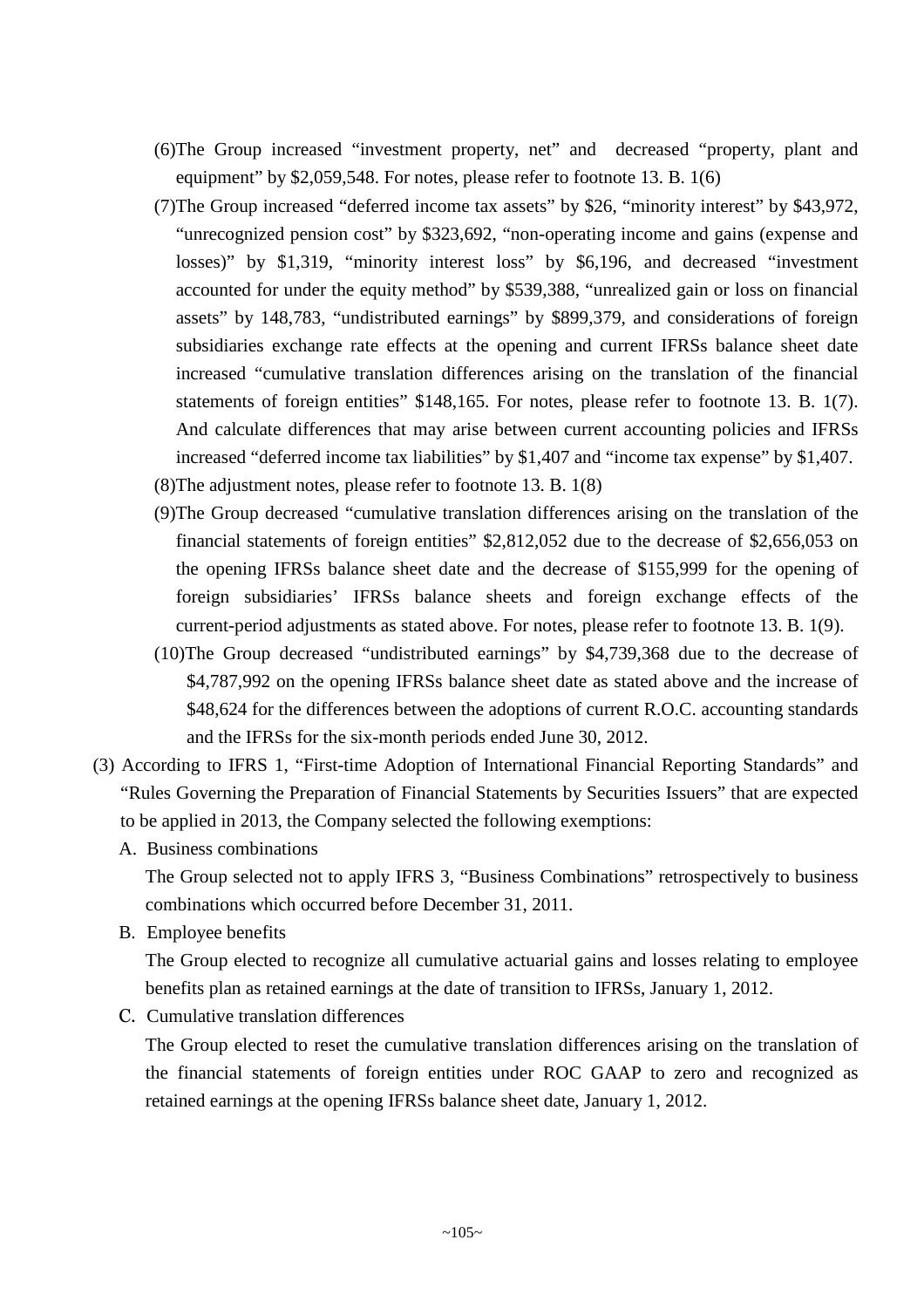(6)The Group increased "investment property, net" and decreased "property, plant and equipment" by $2,059,548. For notes, please refer to footnote 13. B. 1(6)

(7)The Group increased "deferred income tax assets" by $26, "minority interest" by $43,972, "unrecognized pension cost" by $323,692, "non-operating income and gains (expense and losses)" by $1,319, "minority interest loss" by $6,196, and decreased "investment accounted for under the equity method" by $539,388, "unrealized gain or loss on financial assets" by 148,783, "undistributed earnings" by $899,379, and considerations of foreign subsidiaries exchange rate effects at the opening and current IFRSs balance sheet date increased "cumulative translation differences arising on the translation of the financial statements of foreign entities" $148,165. For notes, please refer to footnote 13. B. 1(7). And calculate differences that may arise between current accounting policies and IFRSs increased "deferred income tax liabilities" by $1,407 and "income tax expense" by $1,407.

(8)The adjustment notes, please refer to footnote 13. B. 1(8)

(9)The Group decreased "cumulative translation differences arising on the translation of the financial statements of foreign entities" $2,812,052 due to the decrease of $2,656,053 on the opening IFRSs balance sheet date and the decrease of $155,999 for the opening of foreign subsidiaries' IFRSs balance sheets and foreign exchange effects of the current-period adjustments as stated above. For notes, please refer to footnote 13. B. 1(9).

(10)The Group decreased "undistributed earnings" by $4,739,368 due to the decrease of $4,787,992 on the opening IFRSs balance sheet date as stated above and the increase of $48,624 for the differences between the adoptions of current R.O.C. accounting standards and the IFRSs for the six-month periods ended June 30, 2012.

(3) According to IFRS 1, "First-time Adoption of International Financial Reporting Standards" and "Rules Governing the Preparation of Financial Statements by Securities Issuers" that are expected to be applied in 2013, the Company selected the following exemptions:

A. Business combinations

The Group selected not to apply IFRS 3, "Business Combinations" retrospectively to business combinations which occurred before December 31, 2011.

B. Employee benefits

The Group elected to recognize all cumulative actuarial gains and losses relating to employee benefits plan as retained earnings at the date of transition to IFRSs, January 1, 2012.

C. Cumulative translation differences

The Group elected to reset the cumulative translation differences arising on the translation of the financial statements of foreign entities under ROC GAAP to zero and recognized as retained earnings at the opening IFRSs balance sheet date, January 1, 2012.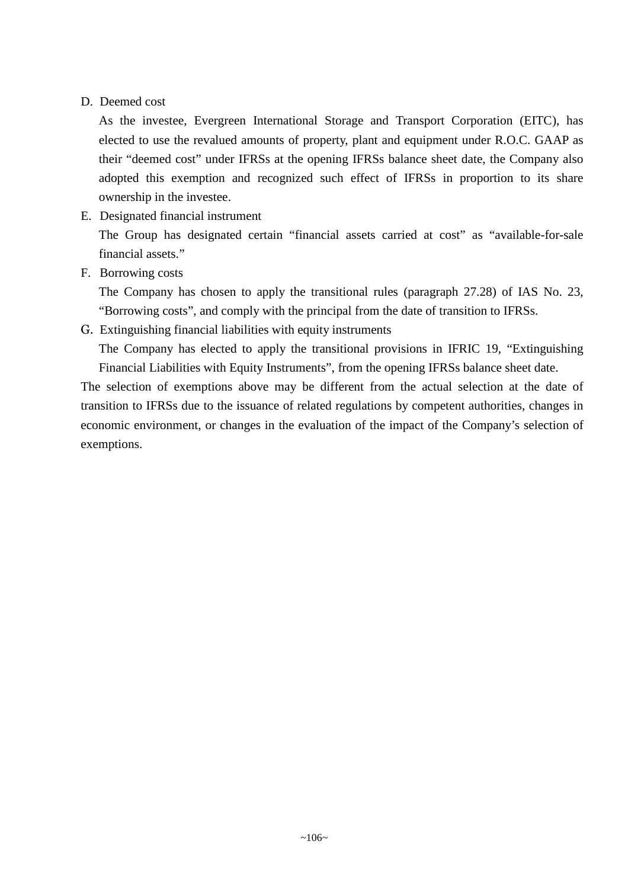D. Deemed cost

As the investee, Evergreen International Storage and Transport Corporation (EITC), has elected to use the revalued amounts of property, plant and equipment under R.O.C. GAAP as their "deemed cost" under IFRSs at the opening IFRSs balance sheet date, the Company also adopted this exemption and recognized such effect of IFRSs in proportion to its share ownership in the investee.

E. Designated financial instrument

The Group has designated certain "financial assets carried at cost" as "available-for-sale financial assets."

F. Borrowing costs

The Company has chosen to apply the transitional rules (paragraph 27.28) of IAS No. 23, "Borrowing costs", and comply with the principal from the date of transition to IFRSs.

G. Extinguishing financial liabilities with equity instruments

The Company has elected to apply the transitional provisions in IFRIC 19, "Extinguishing Financial Liabilities with Equity Instruments", from the opening IFRSs balance sheet date.

The selection of exemptions above may be different from the actual selection at the date of transition to IFRSs due to the issuance of related regulations by competent authorities, changes in economic environment, or changes in the evaluation of the impact of the Company's selection of exemptions.